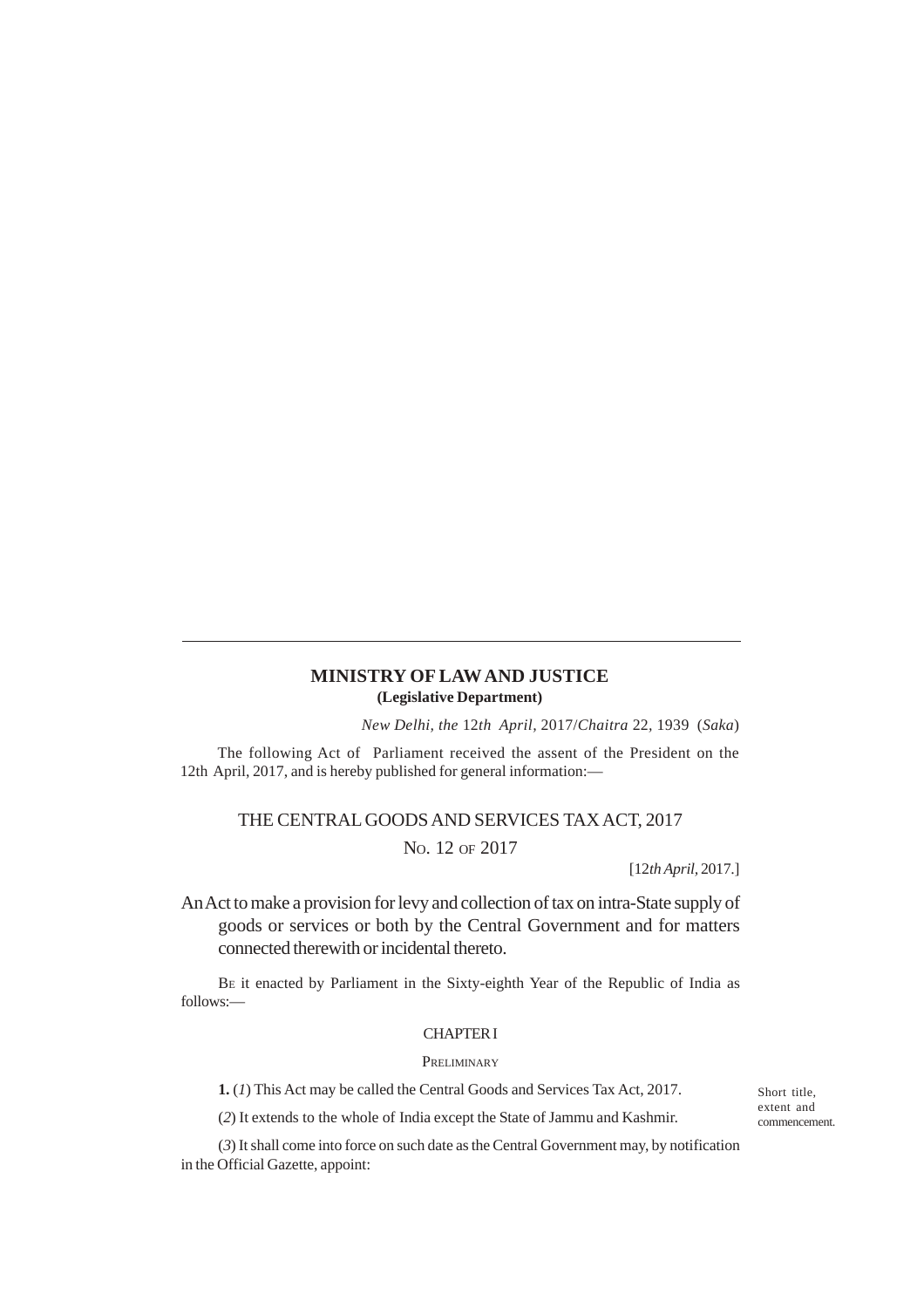---

**MINISTRY OF LAW AND JUSTICE**
**(Legislative Department)**

*New Delhi, the* 12*th April,* 2017/*Chaitra* 22, 1939 (*Saka*)

The following Act of Parliament received the assent of the President on the 12th April, 2017, and is hereby published for general information:—

# THE CENTRAL GOODS AND SERVICES TAX ACT, 2017

NO. 12 OF 2017

[12*th April*, 2017.]

An Act to make a provision for levy and collection of tax on intra-State supply of goods or services or both by the Central Government and for matters connected therewith or incidental thereto.

BE it enacted by Parliament in the Sixty-eighth Year of the Republic of India as follows:—

## CHAPTER I

### PRELIMINARY

Short title, extent and commencement.

**1.** (*1*) This Act may be called the Central Goods and Services Tax Act, 2017.

(*2*) It extends to the whole of India except the State of Jammu and Kashmir.

(*3*) It shall come into force on such date as the Central Government may, by notification in the Official Gazette, appoint: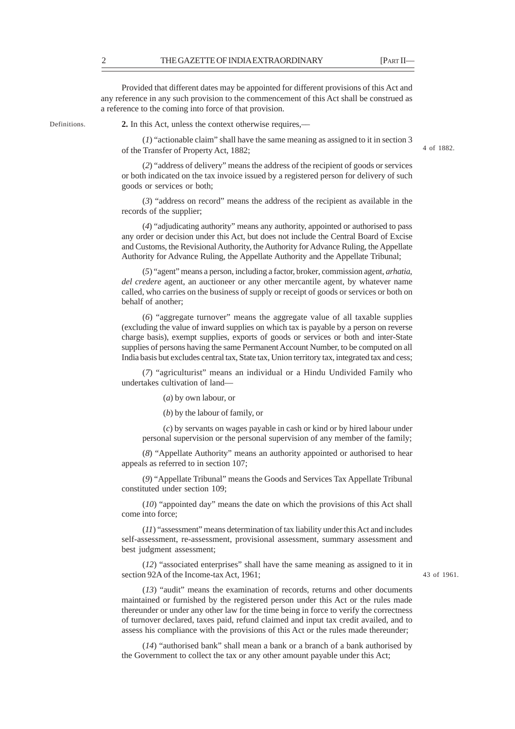Provided that different dates may be appointed for different provisions of this Act and any reference in any such provision to the commencement of this Act shall be construed as a reference to the coming into force of that provision.

Definitions.

**2.** In this Act, unless the context otherwise requires,—

(*1*) "actionable claim" shall have the same meaning as assigned to it in section 3 of the Transfer of Property Act, 1882; 4 of 1882.

(*2*) "address of delivery" means the address of the recipient of goods or services or both indicated on the tax invoice issued by a registered person for delivery of such goods or services or both;

(*3*) "address on record" means the address of the recipient as available in the records of the supplier;

(*4*) "adjudicating authority" means any authority, appointed or authorised to pass any order or decision under this Act, but does not include the Central Board of Excise and Customs, the Revisional Authority, the Authority for Advance Ruling, the Appellate Authority for Advance Ruling, the Appellate Authority and the Appellate Tribunal;

(*5*) "agent" means a person, including a factor, broker, commission agent, *arhatia*, *del credere* agent, an auctioneer or any other mercantile agent, by whatever name called, who carries on the business of supply or receipt of goods or services or both on behalf of another;

(*6*) "aggregate turnover" means the aggregate value of all taxable supplies (excluding the value of inward supplies on which tax is payable by a person on reverse charge basis), exempt supplies, exports of goods or services or both and inter-State supplies of persons having the same Permanent Account Number, to be computed on all India basis but excludes central tax, State tax, Union territory tax, integrated tax and cess;

(*7*) "agriculturist" means an individual or a Hindu Undivided Family who undertakes cultivation of land—

(*a*) by own labour, or

(*b*) by the labour of family, or

(*c*) by servants on wages payable in cash or kind or by hired labour under personal supervision or the personal supervision of any member of the family;

(*8*) "Appellate Authority" means an authority appointed or authorised to hear appeals as referred to in section 107;

(*9*) "Appellate Tribunal" means the Goods and Services Tax Appellate Tribunal constituted under section 109;

(*10*) "appointed day" means the date on which the provisions of this Act shall come into force;

(*11*) "assessment" means determination of tax liability under this Act and includes self-assessment, re-assessment, provisional assessment, summary assessment and best judgment assessment;

(*12*) "associated enterprises" shall have the same meaning as assigned to it in section 92A of the Income-tax Act, 1961; 43 of 1961.

(*13*) "audit" means the examination of records, returns and other documents maintained or furnished by the registered person under this Act or the rules made thereunder or under any other law for the time being in force to verify the correctness of turnover declared, taxes paid, refund claimed and input tax credit availed, and to assess his compliance with the provisions of this Act or the rules made thereunder;

(*14*) "authorised bank" shall mean a bank or a branch of a bank authorised by the Government to collect the tax or any other amount payable under this Act;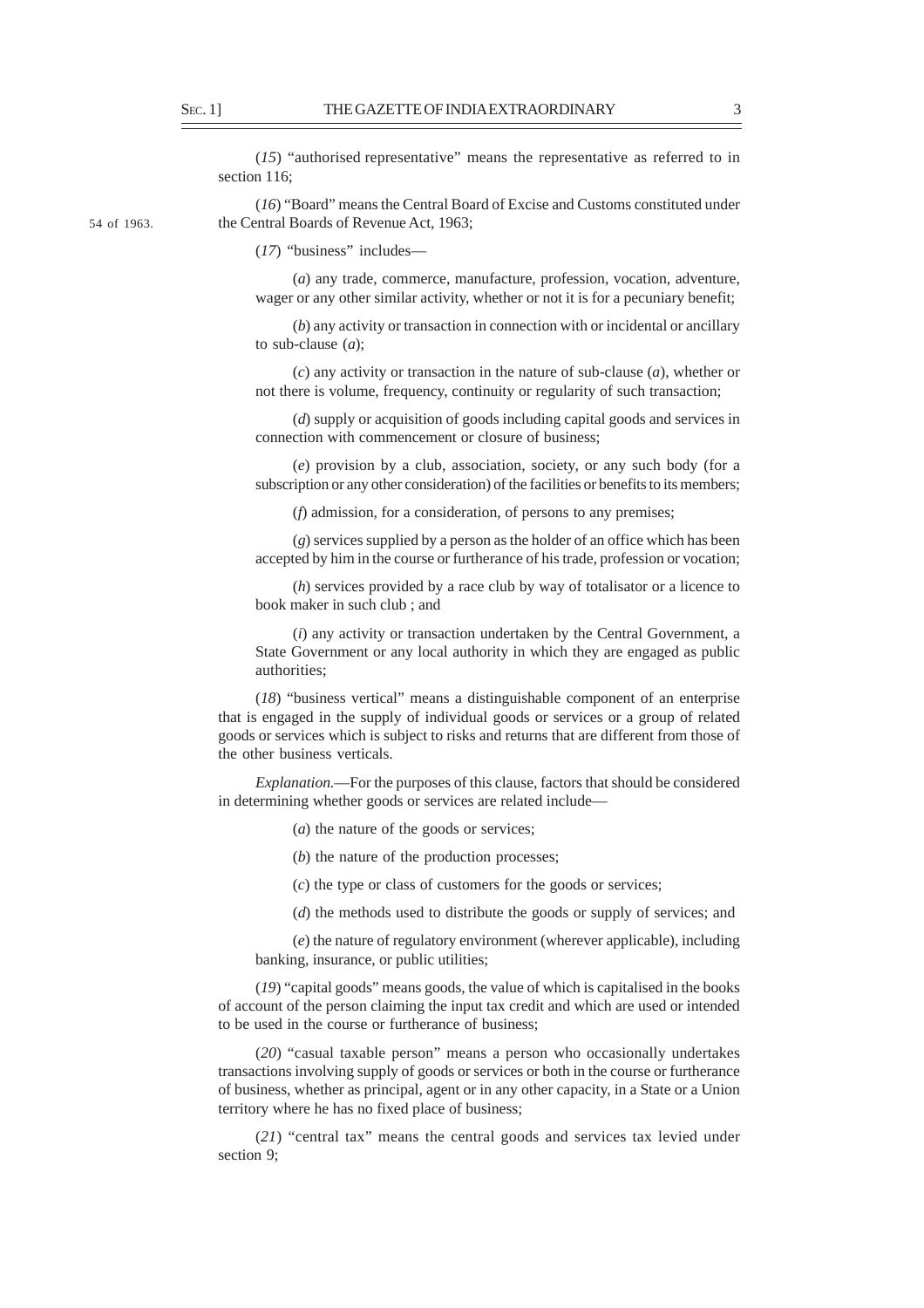(*15*) "authorised representative" means the representative as referred to in section 116;

54 of 1963.

(*16*) "Board" means the Central Board of Excise and Customs constituted under the Central Boards of Revenue Act, 1963;

(*17*) "business" includes—

(*a*) any trade, commerce, manufacture, profession, vocation, adventure, wager or any other similar activity, whether or not it is for a pecuniary benefit;

(*b*) any activity or transaction in connection with or incidental or ancillary to sub-clause (*a*);

(*c*) any activity or transaction in the nature of sub-clause (*a*), whether or not there is volume, frequency, continuity or regularity of such transaction;

(*d*) supply or acquisition of goods including capital goods and services in connection with commencement or closure of business;

(*e*) provision by a club, association, society, or any such body (for a subscription or any other consideration) of the facilities or benefits to its members;

(*f*) admission, for a consideration, of persons to any premises;

(*g*) services supplied by a person as the holder of an office which has been accepted by him in the course or furtherance of his trade, profession or vocation;

(*h*) services provided by a race club by way of totalisator or a licence to book maker in such club ; and

(*i*) any activity or transaction undertaken by the Central Government, a State Government or any local authority in which they are engaged as public authorities;

(*18*) "business vertical" means a distinguishable component of an enterprise that is engaged in the supply of individual goods or services or a group of related goods or services which is subject to risks and returns that are different from those of the other business verticals.

*Explanation.*—For the purposes of this clause, factors that should be considered in determining whether goods or services are related include—

(*a*) the nature of the goods or services;

(*b*) the nature of the production processes;

(*c*) the type or class of customers for the goods or services;

(*d*) the methods used to distribute the goods or supply of services; and

(*e*) the nature of regulatory environment (wherever applicable), including banking, insurance, or public utilities;

(*19*) "capital goods" means goods, the value of which is capitalised in the books of account of the person claiming the input tax credit and which are used or intended to be used in the course or furtherance of business;

(*20*) "casual taxable person" means a person who occasionally undertakes transactions involving supply of goods or services or both in the course or furtherance of business, whether as principal, agent or in any other capacity, in a State or a Union territory where he has no fixed place of business;

(*21*) "central tax" means the central goods and services tax levied under section 9;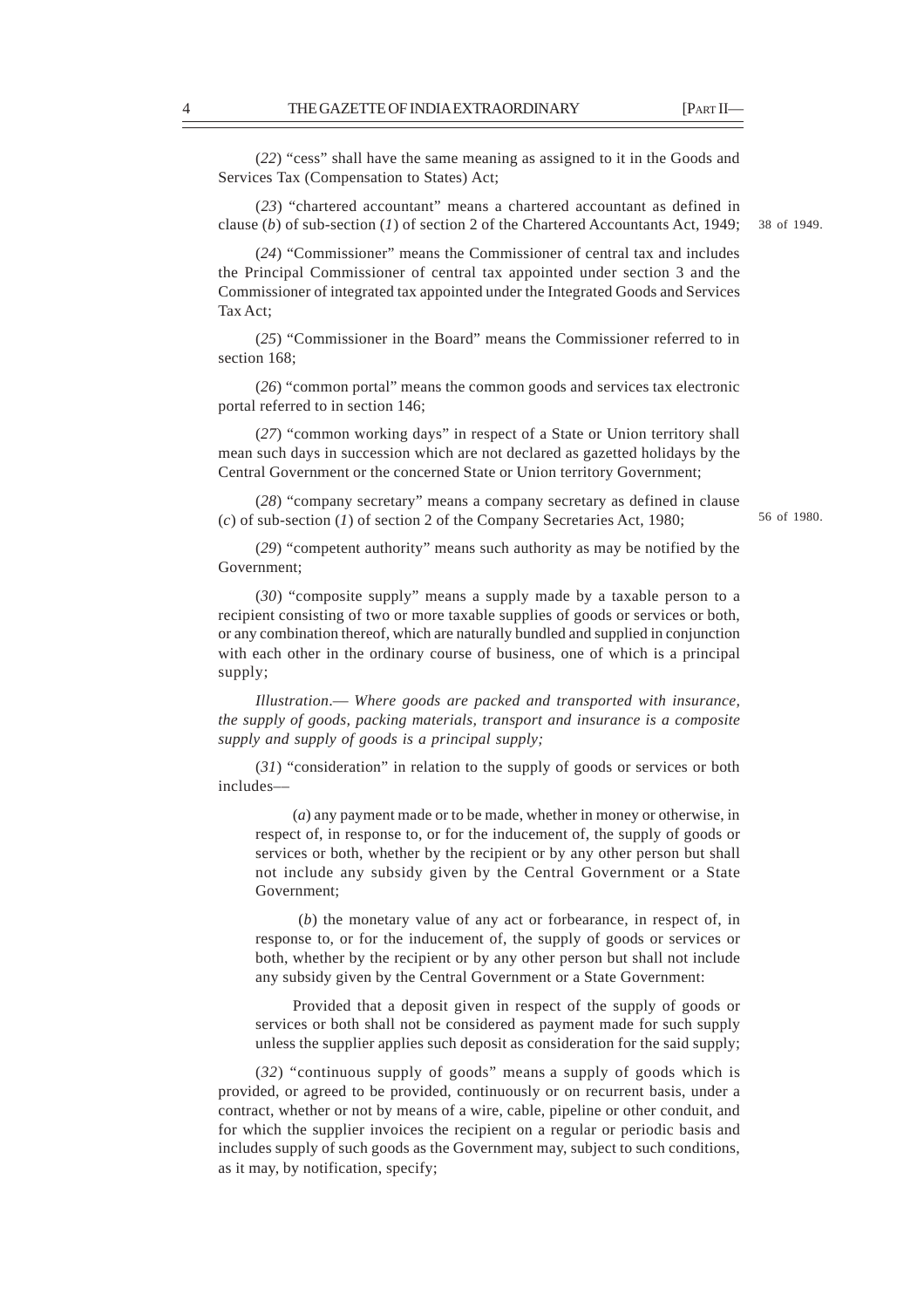(*22*) "cess" shall have the same meaning as assigned to it in the Goods and Services Tax (Compensation to States) Act;

(*23*) "chartered accountant" means a chartered accountant as defined in clause (*b*) of sub-section (*1*) of section 2 of the Chartered Accountants Act, 1949; 38 of 1949.

(*24*) "Commissioner" means the Commissioner of central tax and includes the Principal Commissioner of central tax appointed under section 3 and the Commissioner of integrated tax appointed under the Integrated Goods and Services Tax Act;

(*25*) "Commissioner in the Board" means the Commissioner referred to in section 168;

(*26*) "common portal" means the common goods and services tax electronic portal referred to in section 146;

(*27*) "common working days" in respect of a State or Union territory shall mean such days in succession which are not declared as gazetted holidays by the Central Government or the concerned State or Union territory Government;

(*28*) "company secretary" means a company secretary as defined in clause (*c*) of sub-section (*1*) of section 2 of the Company Secretaries Act, 1980; 56 of 1980.

(*29*) "competent authority" means such authority as may be notified by the Government;

(*30*) "composite supply" means a supply made by a taxable person to a recipient consisting of two or more taxable supplies of goods or services or both, or any combination thereof, which are naturally bundled and supplied in conjunction with each other in the ordinary course of business, one of which is a principal supply;

*Illustration*.— *Where goods are packed and transported with insurance, the supply of goods, packing materials, transport and insurance is a composite supply and supply of goods is a principal supply;*

(*31*) "consideration" in relation to the supply of goods or services or both includes—

(*a*) any payment made or to be made, whether in money or otherwise, in respect of, in response to, or for the inducement of, the supply of goods or services or both, whether by the recipient or by any other person but shall not include any subsidy given by the Central Government or a State Government;

(*b*) the monetary value of any act or forbearance, in respect of, in response to, or for the inducement of, the supply of goods or services or both, whether by the recipient or by any other person but shall not include any subsidy given by the Central Government or a State Government:

Provided that a deposit given in respect of the supply of goods or services or both shall not be considered as payment made for such supply unless the supplier applies such deposit as consideration for the said supply;

(*32*) "continuous supply of goods" means a supply of goods which is provided, or agreed to be provided, continuously or on recurrent basis, under a contract, whether or not by means of a wire, cable, pipeline or other conduit, and for which the supplier invoices the recipient on a regular or periodic basis and includes supply of such goods as the Government may, subject to such conditions, as it may, by notification, specify;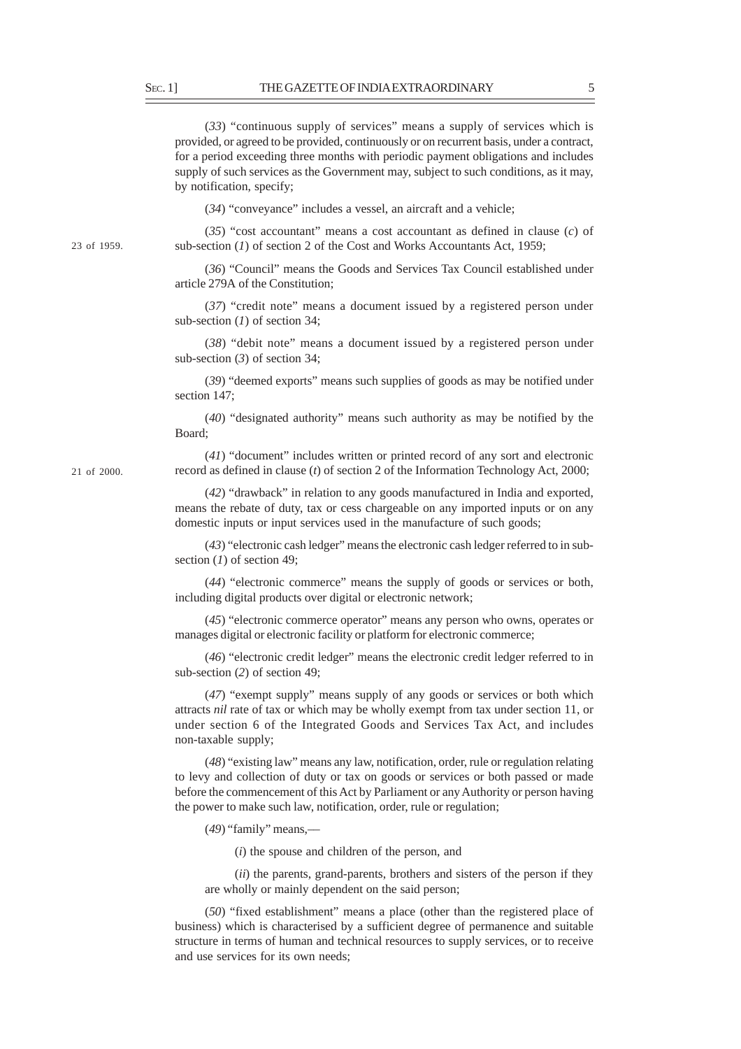(*33*) "continuous supply of services" means a supply of services which is provided, or agreed to be provided, continuously or on recurrent basis, under a contract, for a period exceeding three months with periodic payment obligations and includes supply of such services as the Government may, subject to such conditions, as it may, by notification, specify;

(*34*) "conveyance" includes a vessel, an aircraft and a vehicle;

23 of 1959.

(*35*) "cost accountant" means a cost accountant as defined in clause (*c*) of sub-section (*1*) of section 2 of the Cost and Works Accountants Act, 1959;

(*36*) "Council" means the Goods and Services Tax Council established under article 279A of the Constitution;

(*37*) "credit note" means a document issued by a registered person under sub-section (*1*) of section 34;

(*38*) "debit note" means a document issued by a registered person under sub-section (*3*) of section 34;

(*39*) "deemed exports" means such supplies of goods as may be notified under section 147;

(*40*) "designated authority" means such authority as may be notified by the Board;

21 of 2000.

(*41*) "document" includes written or printed record of any sort and electronic record as defined in clause (*t*) of section 2 of the Information Technology Act, 2000;

(*42*) "drawback" in relation to any goods manufactured in India and exported, means the rebate of duty, tax or cess chargeable on any imported inputs or on any domestic inputs or input services used in the manufacture of such goods;

(*43*) "electronic cash ledger" means the electronic cash ledger referred to in sub-section (*1*) of section 49;

(*44*) "electronic commerce" means the supply of goods or services or both, including digital products over digital or electronic network;

(*45*) "electronic commerce operator" means any person who owns, operates or manages digital or electronic facility or platform for electronic commerce;

(*46*) "electronic credit ledger" means the electronic credit ledger referred to in sub-section (*2*) of section 49;

(*47*) "exempt supply" means supply of any goods or services or both which attracts *nil* rate of tax or which may be wholly exempt from tax under section 11, or under section 6 of the Integrated Goods and Services Tax Act, and includes non-taxable supply;

(*48*) "existing law" means any law, notification, order, rule or regulation relating to levy and collection of duty or tax on goods or services or both passed or made before the commencement of this Act by Parliament or any Authority or person having the power to make such law, notification, order, rule or regulation;

(*49*) "family" means,—

(*i*) the spouse and children of the person, and

(*ii*) the parents, grand-parents, brothers and sisters of the person if they are wholly or mainly dependent on the said person;

(*50*) "fixed establishment" means a place (other than the registered place of business) which is characterised by a sufficient degree of permanence and suitable structure in terms of human and technical resources to supply services, or to receive and use services for its own needs;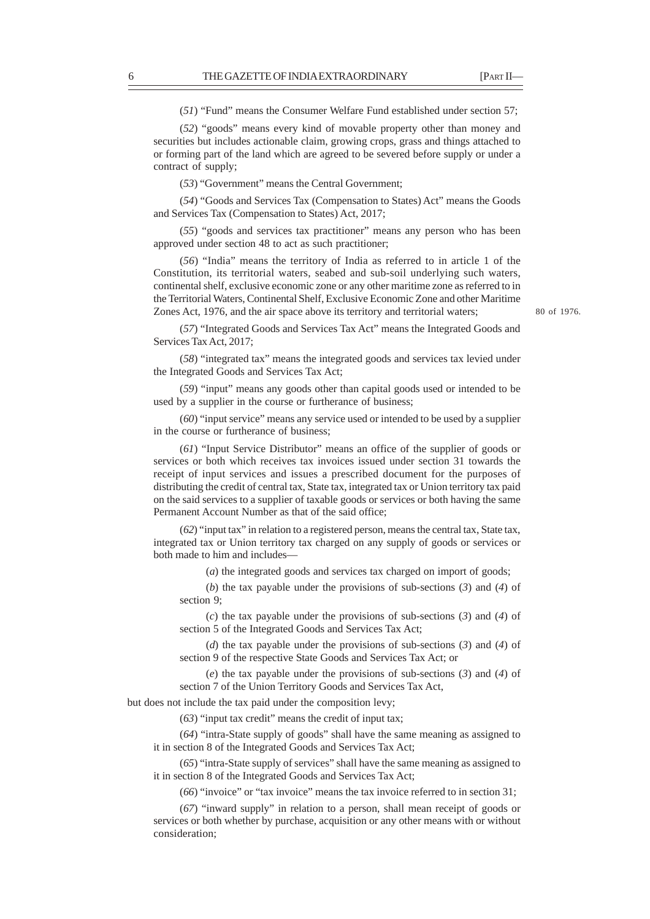(*51*) "Fund" means the Consumer Welfare Fund established under section 57;

(*52*) "goods" means every kind of movable property other than money and securities but includes actionable claim, growing crops, grass and things attached to or forming part of the land which are agreed to be severed before supply or under a contract of supply;

(*53*) "Government" means the Central Government;

(*54*) "Goods and Services Tax (Compensation to States) Act" means the Goods and Services Tax (Compensation to States) Act, 2017;

(*55*) "goods and services tax practitioner" means any person who has been approved under section 48 to act as such practitioner;

(*56*) "India" means the territory of India as referred to in article 1 of the Constitution, its territorial waters, seabed and sub-soil underlying such waters, continental shelf, exclusive economic zone or any other maritime zone as referred to in the Territorial Waters, Continental Shelf, Exclusive Economic Zone and other Maritime Zones Act, 1976, and the air space above its territory and territorial waters; 80 of 1976.

(*57*) "Integrated Goods and Services Tax Act" means the Integrated Goods and Services Tax Act, 2017;

(*58*) "integrated tax" means the integrated goods and services tax levied under the Integrated Goods and Services Tax Act;

(*59*) "input" means any goods other than capital goods used or intended to be used by a supplier in the course or furtherance of business;

(*60*) "input service" means any service used or intended to be used by a supplier in the course or furtherance of business;

(*61*) "Input Service Distributor" means an office of the supplier of goods or services or both which receives tax invoices issued under section 31 towards the receipt of input services and issues a prescribed document for the purposes of distributing the credit of central tax, State tax, integrated tax or Union territory tax paid on the said services to a supplier of taxable goods or services or both having the same Permanent Account Number as that of the said office;

(*62*) "input tax" in relation to a registered person, means the central tax, State tax, integrated tax or Union territory tax charged on any supply of goods or services or both made to him and includes—

(*a*) the integrated goods and services tax charged on import of goods;

(*b*) the tax payable under the provisions of sub-sections (*3*) and (*4*) of section 9;

(*c*) the tax payable under the provisions of sub-sections (*3*) and (*4*) of section 5 of the Integrated Goods and Services Tax Act;

(*d*) the tax payable under the provisions of sub-sections (*3*) and (*4*) of section 9 of the respective State Goods and Services Tax Act; or

(*e*) the tax payable under the provisions of sub-sections (*3*) and (*4*) of section 7 of the Union Territory Goods and Services Tax Act,

but does not include the tax paid under the composition levy;

(*63*) "input tax credit" means the credit of input tax;

(*64*) "intra-State supply of goods" shall have the same meaning as assigned to it in section 8 of the Integrated Goods and Services Tax Act;

(*65*) "intra-State supply of services" shall have the same meaning as assigned to it in section 8 of the Integrated Goods and Services Tax Act;

(*66*) "invoice" or "tax invoice" means the tax invoice referred to in section 31;

(*67*) "inward supply" in relation to a person, shall mean receipt of goods or services or both whether by purchase, acquisition or any other means with or without consideration;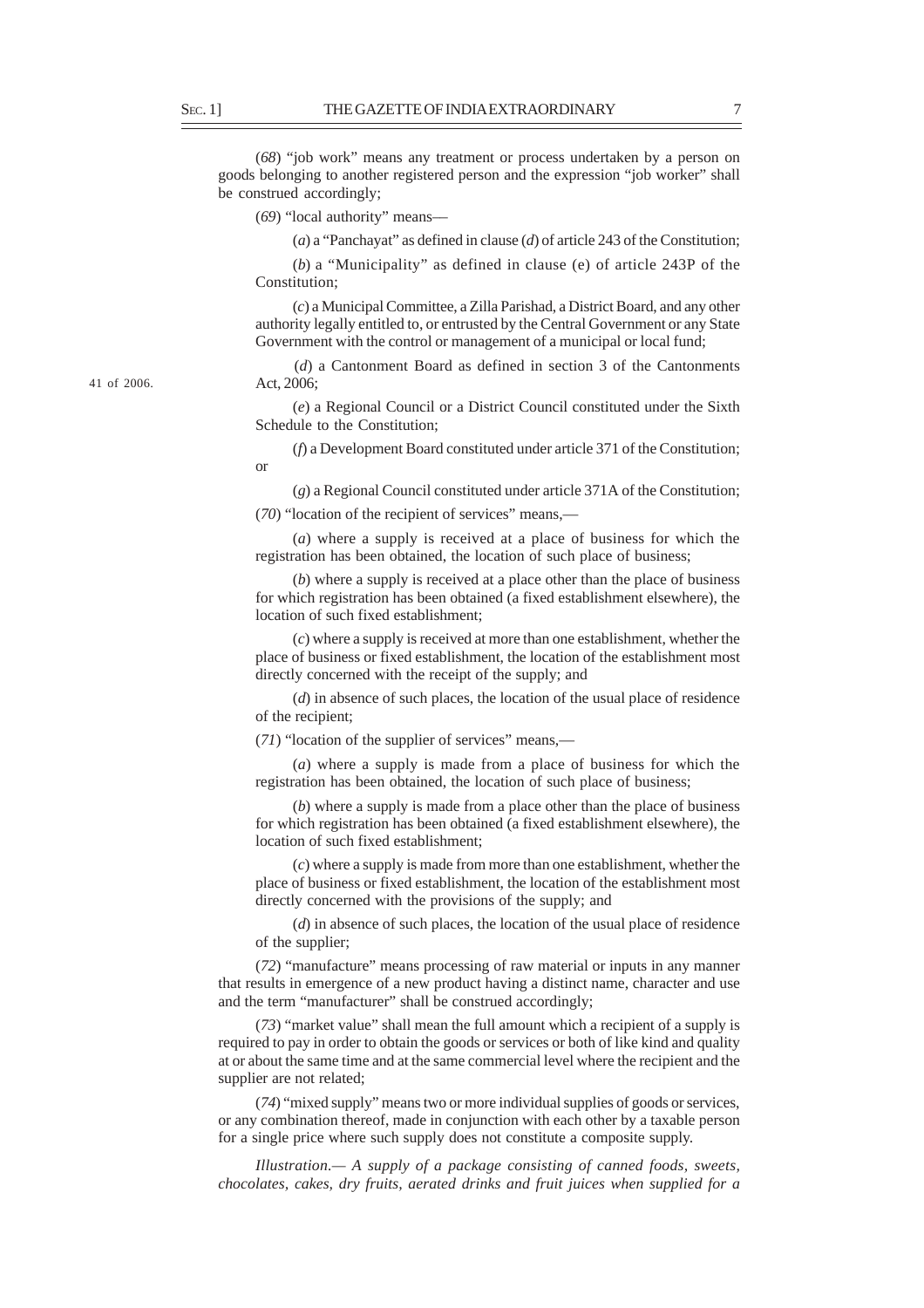(*68*) "job work" means any treatment or process undertaken by a person on goods belonging to another registered person and the expression "job worker" shall be construed accordingly;

(*69*) "local authority" means—

(*a*) a "Panchayat" as defined in clause (*d*) of article 243 of the Constitution;

(*b*) a "Municipality" as defined in clause (e) of article 243P of the Constitution;

(*c*) a Municipal Committee, a Zilla Parishad, a District Board, and any other authority legally entitled to, or entrusted by the Central Government or any State Government with the control or management of a municipal or local fund;

(*d*) a Cantonment Board as defined in section 3 of the Cantonments Act, 2006;

41 of 2006.

(*e*) a Regional Council or a District Council constituted under the Sixth Schedule to the Constitution;

(*f*) a Development Board constituted under article 371 of the Constitution; or

(*g*) a Regional Council constituted under article 371A of the Constitution;

(*70*) "location of the recipient of services" means,—

(*a*) where a supply is received at a place of business for which the registration has been obtained, the location of such place of business;

(*b*) where a supply is received at a place other than the place of business for which registration has been obtained (a fixed establishment elsewhere), the location of such fixed establishment;

(*c*) where a supply is received at more than one establishment, whether the place of business or fixed establishment, the location of the establishment most directly concerned with the receipt of the supply; and

(*d*) in absence of such places, the location of the usual place of residence of the recipient;

(*71*) "location of the supplier of services" means,—

(*a*) where a supply is made from a place of business for which the registration has been obtained, the location of such place of business;

(*b*) where a supply is made from a place other than the place of business for which registration has been obtained (a fixed establishment elsewhere), the location of such fixed establishment;

(*c*) where a supply is made from more than one establishment, whether the place of business or fixed establishment, the location of the establishment most directly concerned with the provisions of the supply; and

(*d*) in absence of such places, the location of the usual place of residence of the supplier;

(*72*) "manufacture" means processing of raw material or inputs in any manner that results in emergence of a new product having a distinct name, character and use and the term "manufacturer" shall be construed accordingly;

(*73*) "market value" shall mean the full amount which a recipient of a supply is required to pay in order to obtain the goods or services or both of like kind and quality at or about the same time and at the same commercial level where the recipient and the supplier are not related;

(*74*) "mixed supply" means two or more individual supplies of goods or services, or any combination thereof, made in conjunction with each other by a taxable person for a single price where such supply does not constitute a composite supply.

*Illustration.— A supply of a package consisting of canned foods, sweets, chocolates, cakes, dry fruits, aerated drinks and fruit juices when supplied for a*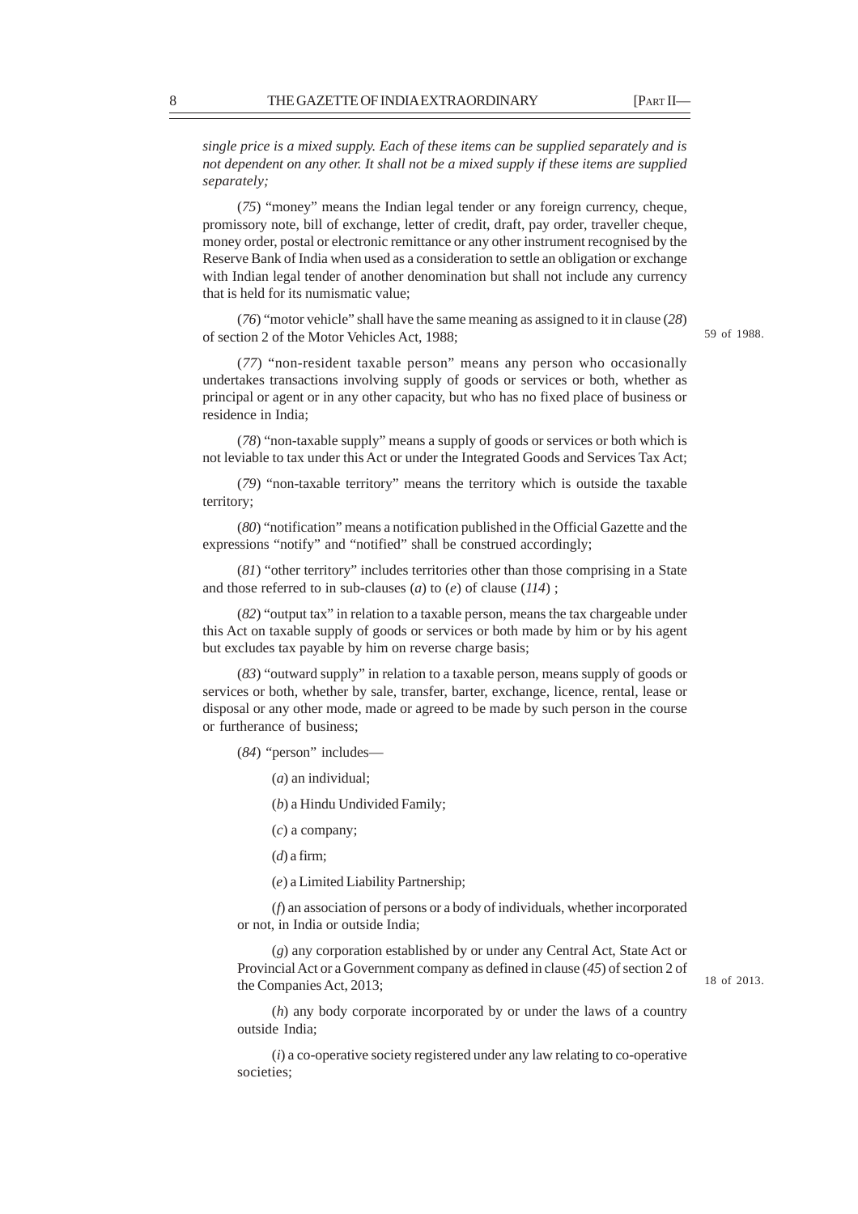*single price is a mixed supply. Each of these items can be supplied separately and is not dependent on any other. It shall not be a mixed supply if these items are supplied separately;*

(*75*) "money" means the Indian legal tender or any foreign currency, cheque, promissory note, bill of exchange, letter of credit, draft, pay order, traveller cheque, money order, postal or electronic remittance or any other instrument recognised by the Reserve Bank of India when used as a consideration to settle an obligation or exchange with Indian legal tender of another denomination but shall not include any currency that is held for its numismatic value;

(*76*) "motor vehicle" shall have the same meaning as assigned to it in clause (*28*) of section 2 of the Motor Vehicles Act, 1988; 59 of 1988.

(*77*) "non-resident taxable person" means any person who occasionally undertakes transactions involving supply of goods or services or both, whether as principal or agent or in any other capacity, but who has no fixed place of business or residence in India;

(*78*) "non-taxable supply" means a supply of goods or services or both which is not leviable to tax under this Act or under the Integrated Goods and Services Tax Act;

(*79*) "non-taxable territory" means the territory which is outside the taxable territory;

(*80*) "notification" means a notification published in the Official Gazette and the expressions "notify" and "notified" shall be construed accordingly;

(*81*) "other territory" includes territories other than those comprising in a State and those referred to in sub-clauses (*a*) to (*e*) of clause (*114*) ;

(*82*) "output tax" in relation to a taxable person, means the tax chargeable under this Act on taxable supply of goods or services or both made by him or by his agent but excludes tax payable by him on reverse charge basis;

(*83*) "outward supply" in relation to a taxable person, means supply of goods or services or both, whether by sale, transfer, barter, exchange, licence, rental, lease or disposal or any other mode, made or agreed to be made by such person in the course or furtherance of business;

(*84*) "person" includes—

(*a*) an individual;

(*b*) a Hindu Undivided Family;

(*c*) a company;

(*d*) a firm;

(*e*) a Limited Liability Partnership;

(*f*) an association of persons or a body of individuals, whether incorporated or not, in India or outside India;

(*g*) any corporation established by or under any Central Act, State Act or Provincial Act or a Government company as defined in clause (*45*) of section 2 of the Companies Act, 2013; 18 of 2013.

(*h*) any body corporate incorporated by or under the laws of a country outside India;

(*i*) a co-operative society registered under any law relating to co-operative societies;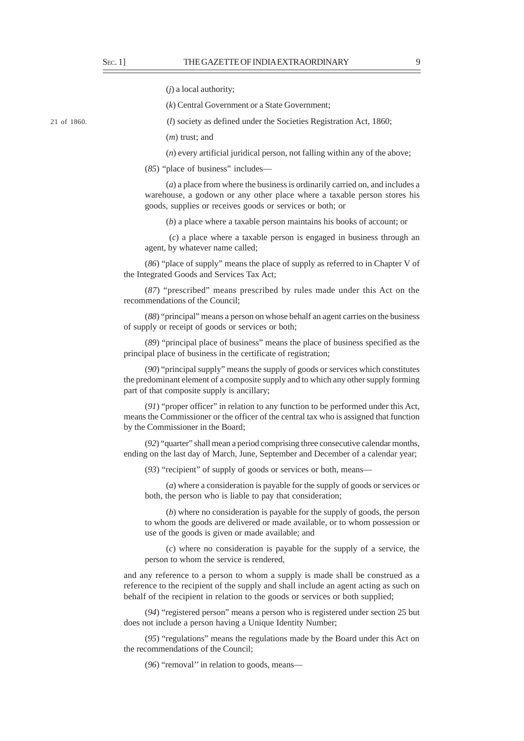(*j*) a local authority;

(*k*) Central Government or a State Government;

21 of 1860.

(*l*) society as defined under the Societies Registration Act, 1860;

(*m*) trust; and

(*n*) every artificial juridical person, not falling within any of the above;

(*85*) "place of business" includes—

(*a*) a place from where the business is ordinarily carried on, and includes a warehouse, a godown or any other place where a taxable person stores his goods, supplies or receives goods or services or both; or

(*b*) a place where a taxable person maintains his books of account; or

(*c*) a place where a taxable person is engaged in business through an agent, by whatever name called;

(*86*) "place of supply" means the place of supply as referred to in Chapter V of the Integrated Goods and Services Tax Act;

(*87*) "prescribed" means prescribed by rules made under this Act on the recommendations of the Council;

(*88*) "principal" means a person on whose behalf an agent carries on the business of supply or receipt of goods or services or both;

(*89*) "principal place of business" means the place of business specified as the principal place of business in the certificate of registration;

(*90*) "principal supply" means the supply of goods or services which constitutes the predominant element of a composite supply and to which any other supply forming part of that composite supply is ancillary;

(*91*) "proper officer" in relation to any function to be performed under this Act, means the Commissioner or the officer of the central tax who is assigned that function by the Commissioner in the Board;

(*92*) "quarter" shall mean a period comprising three consecutive calendar months, ending on the last day of March, June, September and December of a calendar year;

(*93*) "recipient" of supply of goods or services or both, means—

(*a*) where a consideration is payable for the supply of goods or services or both, the person who is liable to pay that consideration;

(*b*) where no consideration is payable for the supply of goods, the person to whom the goods are delivered or made available, or to whom possession or use of the goods is given or made available; and

(*c*) where no consideration is payable for the supply of a service, the person to whom the service is rendered,

and any reference to a person to whom a supply is made shall be construed as a reference to the recipient of the supply and shall include an agent acting as such on behalf of the recipient in relation to the goods or services or both supplied;

(*94*) "registered person" means a person who is registered under section 25 but does not include a person having a Unique Identity Number;

(*95*) "regulations" means the regulations made by the Board under this Act on the recommendations of the Council;

(*96*) "removal'' in relation to goods, means—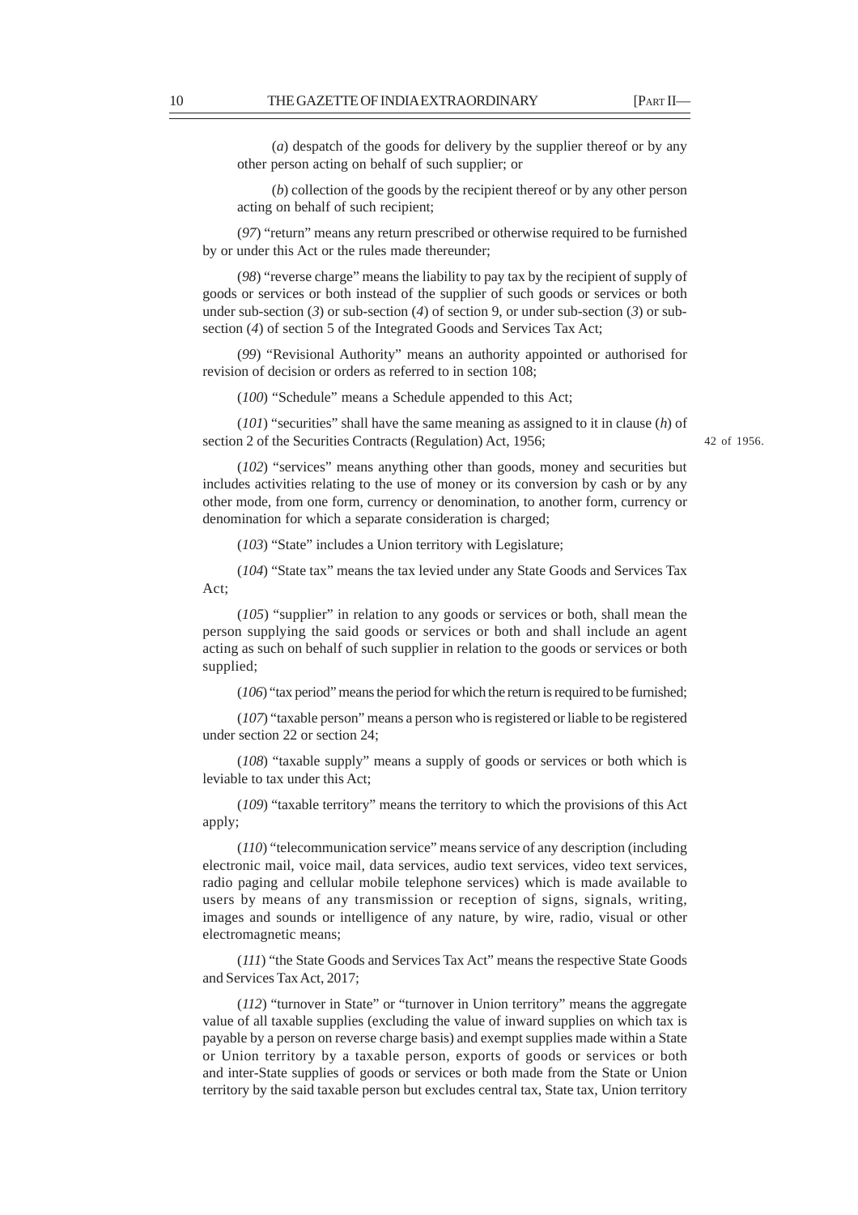(*a*) despatch of the goods for delivery by the supplier thereof or by any other person acting on behalf of such supplier; or

(*b*) collection of the goods by the recipient thereof or by any other person acting on behalf of such recipient;

(*97*) "return" means any return prescribed or otherwise required to be furnished by or under this Act or the rules made thereunder;

(*98*) "reverse charge" means the liability to pay tax by the recipient of supply of goods or services or both instead of the supplier of such goods or services or both under sub-section (*3*) or sub-section (*4*) of section 9, or under sub-section (*3*) or sub-section (*4*) of section 5 of the Integrated Goods and Services Tax Act;

(*99*) "Revisional Authority" means an authority appointed or authorised for revision of decision or orders as referred to in section 108;

(*100*) "Schedule" means a Schedule appended to this Act;

(*101*) "securities" shall have the same meaning as assigned to it in clause (*h*) of section 2 of the Securities Contracts (Regulation) Act, 1956; 42 of 1956.

(*102*) "services" means anything other than goods, money and securities but includes activities relating to the use of money or its conversion by cash or by any other mode, from one form, currency or denomination, to another form, currency or denomination for which a separate consideration is charged;

(*103*) "State" includes a Union territory with Legislature;

(*104*) "State tax" means the tax levied under any State Goods and Services Tax Act;

(*105*) "supplier" in relation to any goods or services or both, shall mean the person supplying the said goods or services or both and shall include an agent acting as such on behalf of such supplier in relation to the goods or services or both supplied;

(*106*) "tax period" means the period for which the return is required to be furnished;

(*107*) "taxable person" means a person who is registered or liable to be registered under section 22 or section 24;

(*108*) "taxable supply" means a supply of goods or services or both which is leviable to tax under this Act;

(*109*) "taxable territory" means the territory to which the provisions of this Act apply;

(*110*) "telecommunication service" means service of any description (including electronic mail, voice mail, data services, audio text services, video text services, radio paging and cellular mobile telephone services) which is made available to users by means of any transmission or reception of signs, signals, writing, images and sounds or intelligence of any nature, by wire, radio, visual or other electromagnetic means;

(*111*) "the State Goods and Services Tax Act" means the respective State Goods and Services Tax Act, 2017;

(*112*) "turnover in State" or "turnover in Union territory" means the aggregate value of all taxable supplies (excluding the value of inward supplies on which tax is payable by a person on reverse charge basis) and exempt supplies made within a State or Union territory by a taxable person, exports of goods or services or both and inter-State supplies of goods or services or both made from the State or Union territory by the said taxable person but excludes central tax, State tax, Union territory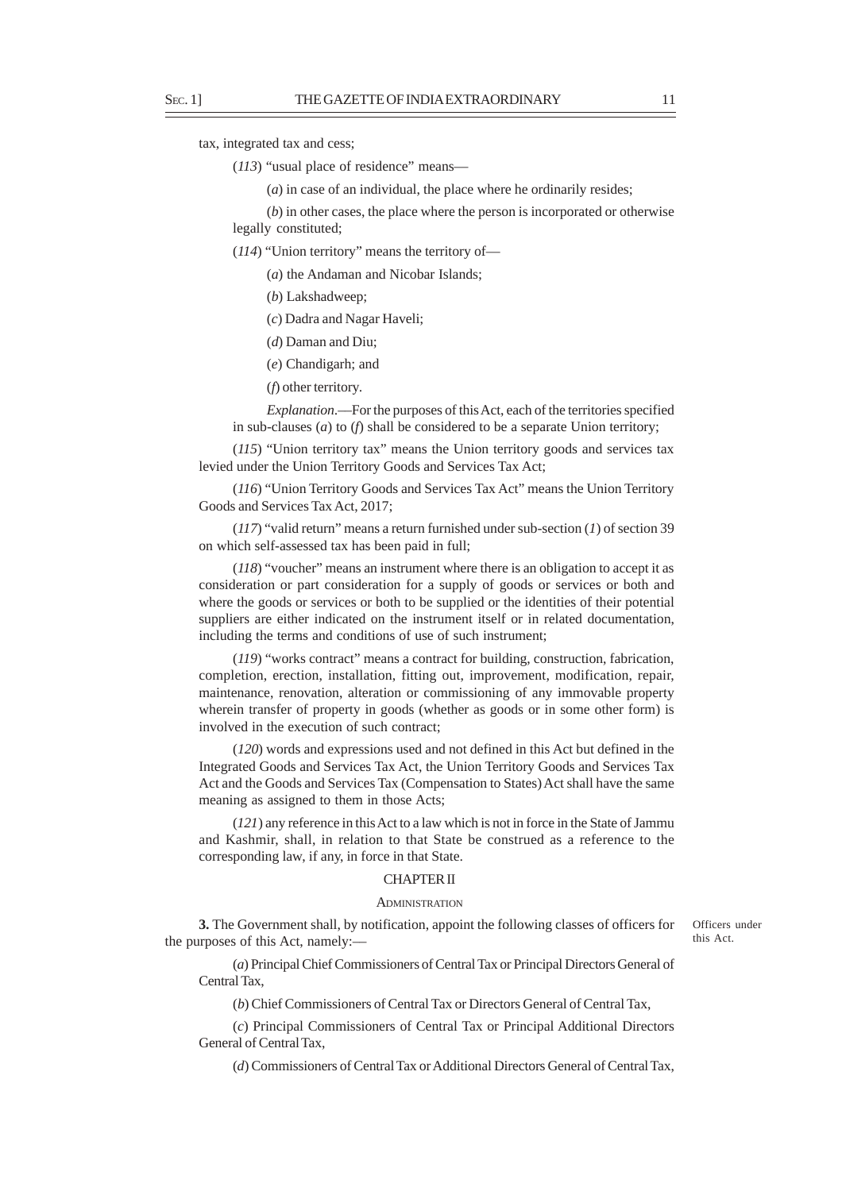tax, integrated tax and cess;

(*113*) "usual place of residence" means—

(*a*) in case of an individual, the place where he ordinarily resides;

(*b*) in other cases, the place where the person is incorporated or otherwise legally constituted;

(*114*) "Union territory" means the territory of—

(*a*) the Andaman and Nicobar Islands;

(*b*) Lakshadweep;

(*c*) Dadra and Nagar Haveli;

(*d*) Daman and Diu;

(*e*) Chandigarh; and

(*f*) other territory.

*Explanation*.—For the purposes of this Act, each of the territories specified in sub-clauses (*a*) to (*f*) shall be considered to be a separate Union territory;

(*115*) "Union territory tax" means the Union territory goods and services tax levied under the Union Territory Goods and Services Tax Act;

(*116*) "Union Territory Goods and Services Tax Act" means the Union Territory Goods and Services Tax Act, 2017;

(*117*) "valid return" means a return furnished under sub-section (*1*) of section 39 on which self-assessed tax has been paid in full;

(*118*) "voucher" means an instrument where there is an obligation to accept it as consideration or part consideration for a supply of goods or services or both and where the goods or services or both to be supplied or the identities of their potential suppliers are either indicated on the instrument itself or in related documentation, including the terms and conditions of use of such instrument;

(*119*) "works contract" means a contract for building, construction, fabrication, completion, erection, installation, fitting out, improvement, modification, repair, maintenance, renovation, alteration or commissioning of any immovable property wherein transfer of property in goods (whether as goods or in some other form) is involved in the execution of such contract;

(*120*) words and expressions used and not defined in this Act but defined in the Integrated Goods and Services Tax Act, the Union Territory Goods and Services Tax Act and the Goods and Services Tax (Compensation to States) Act shall have the same meaning as assigned to them in those Acts;

(*121*) any reference in this Act to a law which is not in force in the State of Jammu and Kashmir, shall, in relation to that State be construed as a reference to the corresponding law, if any, in force in that State.

## CHAPTER II

### ADMINISTRATION

Officers under this Act.

**3.** The Government shall, by notification, appoint the following classes of officers for the purposes of this Act, namely:—

(*a*) Principal Chief Commissioners of Central Tax or Principal Directors General of Central Tax,

(*b*) Chief Commissioners of Central Tax or Directors General of Central Tax,

(*c*) Principal Commissioners of Central Tax or Principal Additional Directors General of Central Tax,

(*d*) Commissioners of Central Tax or Additional Directors General of Central Tax,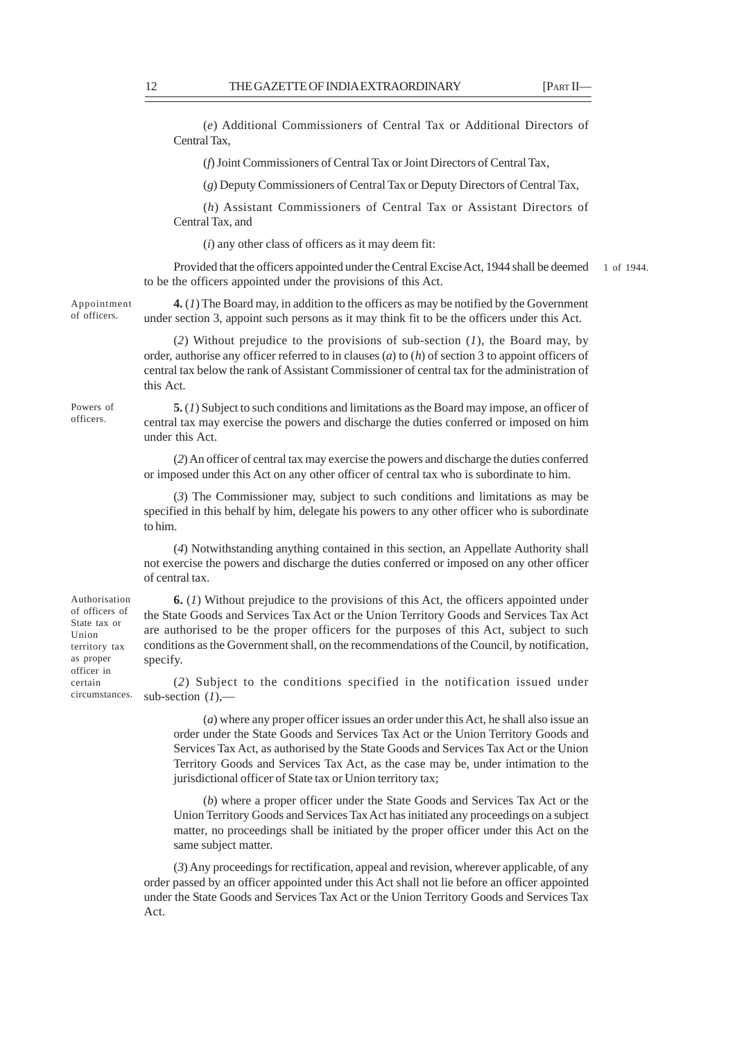(*e*) Additional Commissioners of Central Tax or Additional Directors of Central Tax,

(*f*) Joint Commissioners of Central Tax or Joint Directors of Central Tax,

(*g*) Deputy Commissioners of Central Tax or Deputy Directors of Central Tax,

(*h*) Assistant Commissioners of Central Tax or Assistant Directors of Central Tax, and

(*i*) any other class of officers as it may deem fit:

Provided that the officers appointed under the Central Excise Act, 1944 shall be deemed to be the officers appointed under the provisions of this Act. 1 of 1944.

Appointment of officers.

**4.** (*1*) The Board may, in addition to the officers as may be notified by the Government under section 3, appoint such persons as it may think fit to be the officers under this Act.

(*2*) Without prejudice to the provisions of sub-section (*1*), the Board may, by order, authorise any officer referred to in clauses (*a*) to (*h*) of section 3 to appoint officers of central tax below the rank of Assistant Commissioner of central tax for the administration of this Act.

Powers of officers.

**5.** (*1*) Subject to such conditions and limitations as the Board may impose, an officer of central tax may exercise the powers and discharge the duties conferred or imposed on him under this Act.

(*2*) An officer of central tax may exercise the powers and discharge the duties conferred or imposed under this Act on any other officer of central tax who is subordinate to him.

(*3*) The Commissioner may, subject to such conditions and limitations as may be specified in this behalf by him, delegate his powers to any other officer who is subordinate to him.

(*4*) Notwithstanding anything contained in this section, an Appellate Authority shall not exercise the powers and discharge the duties conferred or imposed on any other officer of central tax.

Authorisation of officers of State tax or Union territory tax as proper officer in certain circumstances.

**6.** (*1*) Without prejudice to the provisions of this Act, the officers appointed under the State Goods and Services Tax Act or the Union Territory Goods and Services Tax Act are authorised to be the proper officers for the purposes of this Act, subject to such conditions as the Government shall, on the recommendations of the Council, by notification, specify.

(*2*) Subject to the conditions specified in the notification issued under sub-section (*1*),—

(*a*) where any proper officer issues an order under this Act, he shall also issue an order under the State Goods and Services Tax Act or the Union Territory Goods and Services Tax Act, as authorised by the State Goods and Services Tax Act or the Union Territory Goods and Services Tax Act, as the case may be, under intimation to the jurisdictional officer of State tax or Union territory tax;

(*b*) where a proper officer under the State Goods and Services Tax Act or the Union Territory Goods and Services Tax Act has initiated any proceedings on a subject matter, no proceedings shall be initiated by the proper officer under this Act on the same subject matter.

(*3*) Any proceedings for rectification, appeal and revision, wherever applicable, of any order passed by an officer appointed under this Act shall not lie before an officer appointed under the State Goods and Services Tax Act or the Union Territory Goods and Services Tax Act.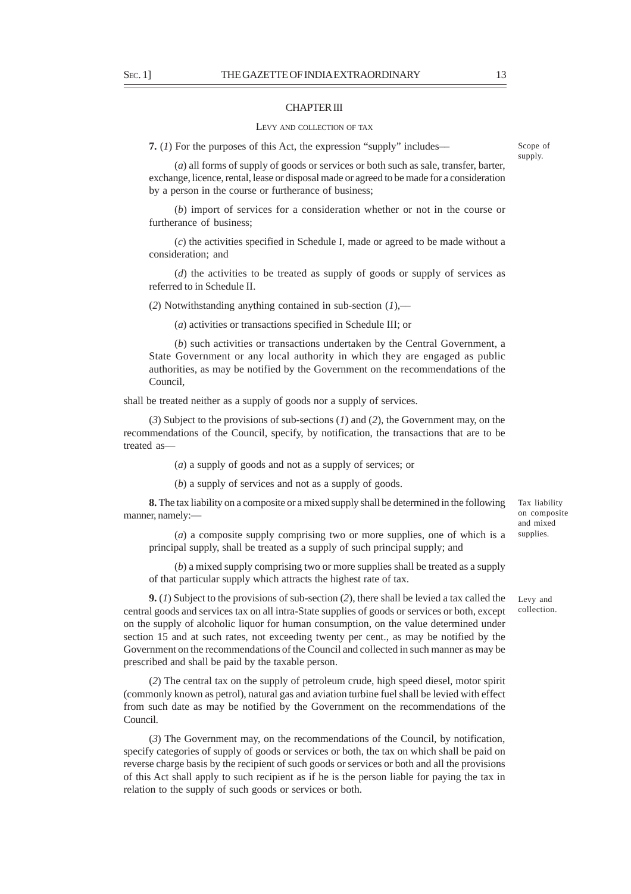## CHAPTER III

### LEVY AND COLLECTION OF TAX

Scope of supply.

**7.** (*1*) For the purposes of this Act, the expression "supply" includes—

(*a*) all forms of supply of goods or services or both such as sale, transfer, barter, exchange, licence, rental, lease or disposal made or agreed to be made for a consideration by a person in the course or furtherance of business;

(*b*) import of services for a consideration whether or not in the course or furtherance of business;

(*c*) the activities specified in Schedule I, made or agreed to be made without a consideration; and

(*d*) the activities to be treated as supply of goods or supply of services as referred to in Schedule II.

(*2*) Notwithstanding anything contained in sub-section (*1*),—

(*a*) activities or transactions specified in Schedule III; or

(*b*) such activities or transactions undertaken by the Central Government, a State Government or any local authority in which they are engaged as public authorities, as may be notified by the Government on the recommendations of the Council,

shall be treated neither as a supply of goods nor a supply of services.

(*3*) Subject to the provisions of sub-sections (*1*) and (*2*), the Government may, on the recommendations of the Council, specify, by notification, the transactions that are to be treated as—

(*a*) a supply of goods and not as a supply of services; or

(*b*) a supply of services and not as a supply of goods.

Tax liability on composite and mixed supplies.

**8.** The tax liability on a composite or a mixed supply shall be determined in the following manner, namely:—

(*a*) a composite supply comprising two or more supplies, one of which is a principal supply, shall be treated as a supply of such principal supply; and

(*b*) a mixed supply comprising two or more supplies shall be treated as a supply of that particular supply which attracts the highest rate of tax.

Levy and collection.

**9.** (*1*) Subject to the provisions of sub-section (*2*), there shall be levied a tax called the central goods and services tax on all intra-State supplies of goods or services or both, except on the supply of alcoholic liquor for human consumption, on the value determined under section 15 and at such rates, not exceeding twenty per cent., as may be notified by the Government on the recommendations of the Council and collected in such manner as may be prescribed and shall be paid by the taxable person.

(*2*) The central tax on the supply of petroleum crude, high speed diesel, motor spirit (commonly known as petrol), natural gas and aviation turbine fuel shall be levied with effect from such date as may be notified by the Government on the recommendations of the Council.

(*3*) The Government may, on the recommendations of the Council, by notification, specify categories of supply of goods or services or both, the tax on which shall be paid on reverse charge basis by the recipient of such goods or services or both and all the provisions of this Act shall apply to such recipient as if he is the person liable for paying the tax in relation to the supply of such goods or services or both.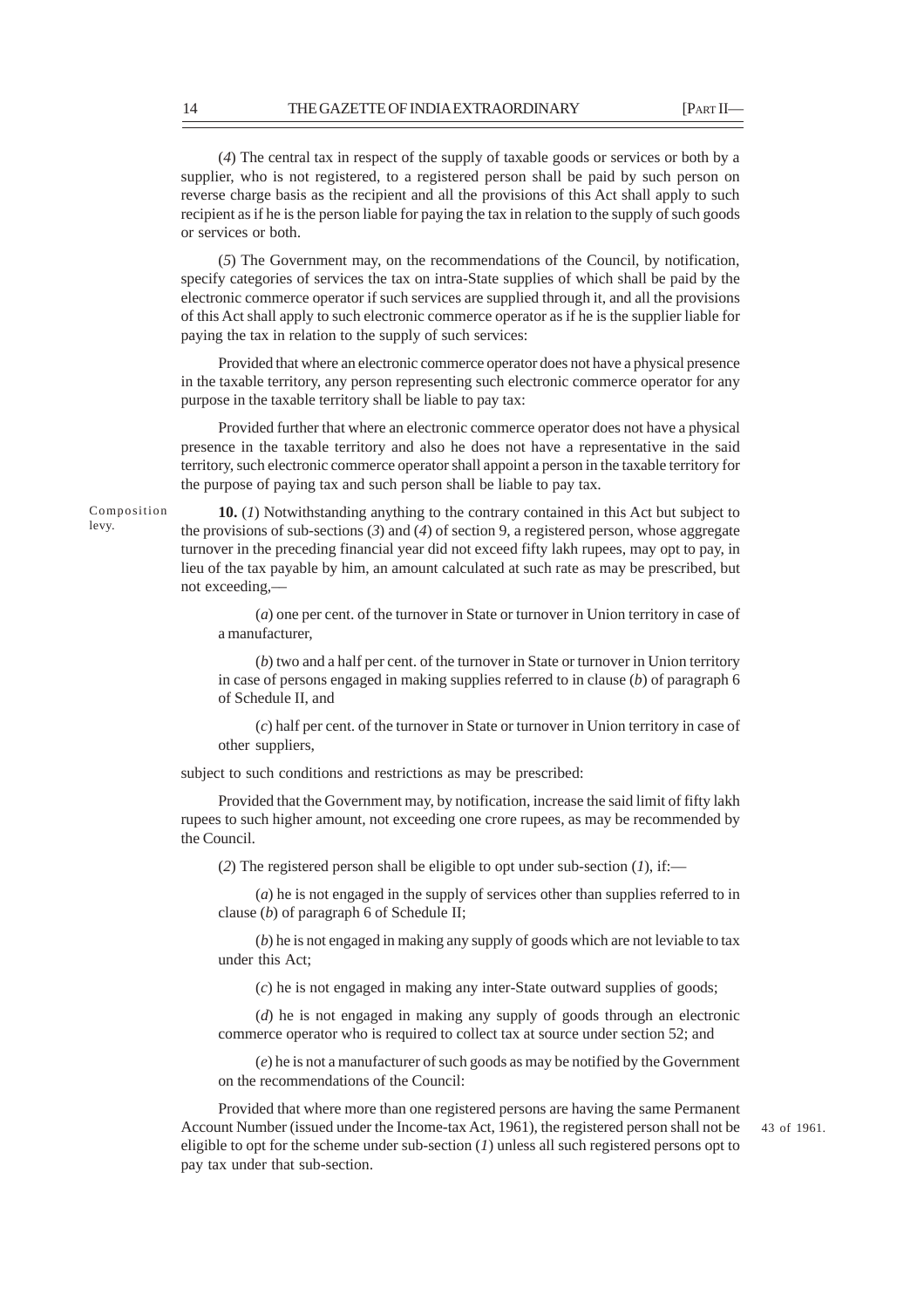(*4*) The central tax in respect of the supply of taxable goods or services or both by a supplier, who is not registered, to a registered person shall be paid by such person on reverse charge basis as the recipient and all the provisions of this Act shall apply to such recipient as if he is the person liable for paying the tax in relation to the supply of such goods or services or both.

(*5*) The Government may, on the recommendations of the Council, by notification, specify categories of services the tax on intra-State supplies of which shall be paid by the electronic commerce operator if such services are supplied through it, and all the provisions of this Act shall apply to such electronic commerce operator as if he is the supplier liable for paying the tax in relation to the supply of such services:

Provided that where an electronic commerce operator does not have a physical presence in the taxable territory, any person representing such electronic commerce operator for any purpose in the taxable territory shall be liable to pay tax:

Provided further that where an electronic commerce operator does not have a physical presence in the taxable territory and also he does not have a representative in the said territory, such electronic commerce operator shall appoint a person in the taxable territory for the purpose of paying tax and such person shall be liable to pay tax.

Composition levy.

**10.** (*1*) Notwithstanding anything to the contrary contained in this Act but subject to the provisions of sub-sections (*3*) and (*4*) of section 9, a registered person, whose aggregate turnover in the preceding financial year did not exceed fifty lakh rupees, may opt to pay, in lieu of the tax payable by him, an amount calculated at such rate as may be prescribed, but not exceeding,—

(*a*) one per cent. of the turnover in State or turnover in Union territory in case of a manufacturer,

(*b*) two and a half per cent. of the turnover in State or turnover in Union territory in case of persons engaged in making supplies referred to in clause (*b*) of paragraph 6 of Schedule II, and

(*c*) half per cent. of the turnover in State or turnover in Union territory in case of other suppliers,

subject to such conditions and restrictions as may be prescribed:

Provided that the Government may, by notification, increase the said limit of fifty lakh rupees to such higher amount, not exceeding one crore rupees, as may be recommended by the Council.

(*2*) The registered person shall be eligible to opt under sub-section (*1*), if:—

(*a*) he is not engaged in the supply of services other than supplies referred to in clause (*b*) of paragraph 6 of Schedule II;

(*b*) he is not engaged in making any supply of goods which are not leviable to tax under this Act;

(*c*) he is not engaged in making any inter-State outward supplies of goods;

(*d*) he is not engaged in making any supply of goods through an electronic commerce operator who is required to collect tax at source under section 52; and

(*e*) he is not a manufacturer of such goods as may be notified by the Government on the recommendations of the Council:

Provided that where more than one registered persons are having the same Permanent Account Number (issued under the Income-tax Act, 1961), the registered person shall not be eligible to opt for the scheme under sub-section (*1*) unless all such registered persons opt to pay tax under that sub-section.

43 of 1961.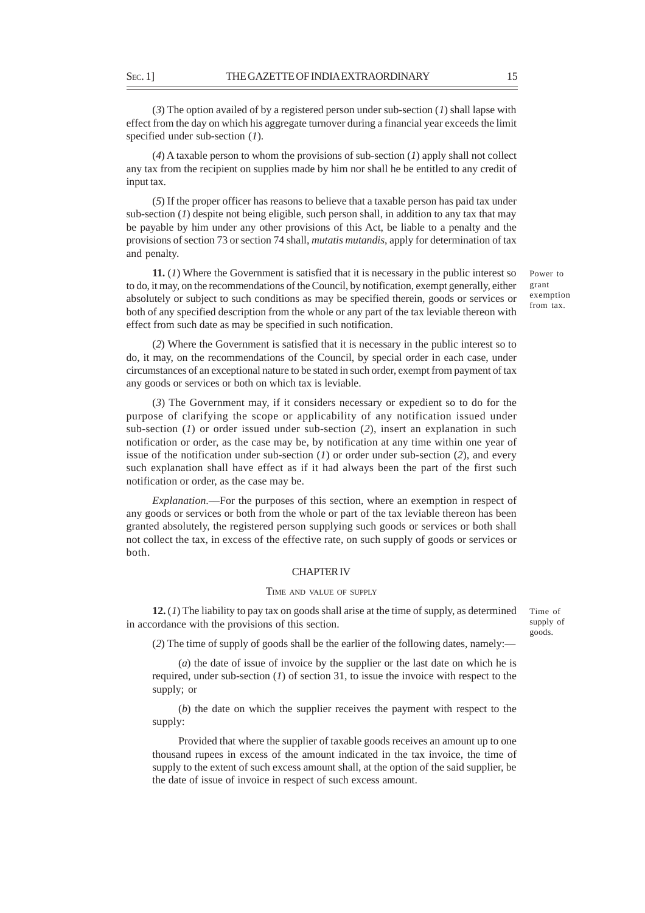(*3*) The option availed of by a registered person under sub-section (*1*) shall lapse with effect from the day on which his aggregate turnover during a financial year exceeds the limit specified under sub-section (*1*).

(*4*) A taxable person to whom the provisions of sub-section (*1*) apply shall not collect any tax from the recipient on supplies made by him nor shall he be entitled to any credit of input tax.

(*5*) If the proper officer has reasons to believe that a taxable person has paid tax under sub-section (*1*) despite not being eligible, such person shall, in addition to any tax that may be payable by him under any other provisions of this Act, be liable to a penalty and the provisions of section 73 or section 74 shall, *mutatis mutandis*, apply for determination of tax and penalty.

Power to grant exemption from tax.

**11.** (*1*) Where the Government is satisfied that it is necessary in the public interest so to do, it may, on the recommendations of the Council, by notification, exempt generally, either absolutely or subject to such conditions as may be specified therein, goods or services or both of any specified description from the whole or any part of the tax leviable thereon with effect from such date as may be specified in such notification.

(*2*) Where the Government is satisfied that it is necessary in the public interest so to do, it may, on the recommendations of the Council, by special order in each case, under circumstances of an exceptional nature to be stated in such order, exempt from payment of tax any goods or services or both on which tax is leviable.

(*3*) The Government may, if it considers necessary or expedient so to do for the purpose of clarifying the scope or applicability of any notification issued under sub-section (*1*) or order issued under sub-section (*2*), insert an explanation in such notification or order, as the case may be, by notification at any time within one year of issue of the notification under sub-section (*1*) or order under sub-section (*2*), and every such explanation shall have effect as if it had always been the part of the first such notification or order, as the case may be.

*Explanation*.—For the purposes of this section, where an exemption in respect of any goods or services or both from the whole or part of the tax leviable thereon has been granted absolutely, the registered person supplying such goods or services or both shall not collect the tax, in excess of the effective rate, on such supply of goods or services or both.

## CHAPTER IV

### TIME AND VALUE OF SUPPLY

Time of supply of goods.

**12.** (*1*) The liability to pay tax on goods shall arise at the time of supply, as determined in accordance with the provisions of this section.

(*2*) The time of supply of goods shall be the earlier of the following dates, namely:—

(*a*) the date of issue of invoice by the supplier or the last date on which he is required, under sub-section (*1*) of section 31, to issue the invoice with respect to the supply; or

(*b*) the date on which the supplier receives the payment with respect to the supply:

Provided that where the supplier of taxable goods receives an amount up to one thousand rupees in excess of the amount indicated in the tax invoice, the time of supply to the extent of such excess amount shall, at the option of the said supplier, be the date of issue of invoice in respect of such excess amount.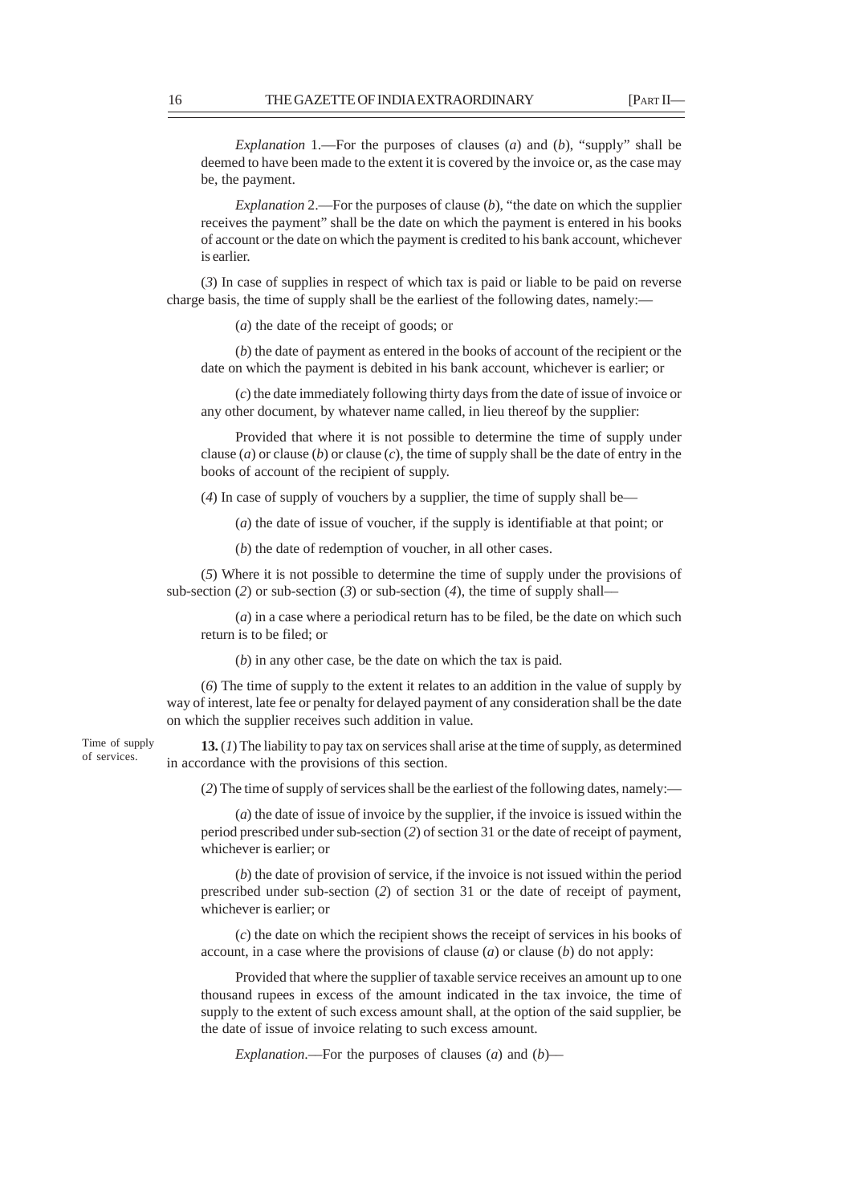*Explanation* 1.—For the purposes of clauses (*a*) and (*b*), "supply" shall be deemed to have been made to the extent it is covered by the invoice or, as the case may be, the payment.

*Explanation* 2.—For the purposes of clause (*b*), "the date on which the supplier receives the payment" shall be the date on which the payment is entered in his books of account or the date on which the payment is credited to his bank account, whichever is earlier.

(*3*) In case of supplies in respect of which tax is paid or liable to be paid on reverse charge basis, the time of supply shall be the earliest of the following dates, namely:—

(*a*) the date of the receipt of goods; or

(*b*) the date of payment as entered in the books of account of the recipient or the date on which the payment is debited in his bank account, whichever is earlier; or

(*c*) the date immediately following thirty days from the date of issue of invoice or any other document, by whatever name called, in lieu thereof by the supplier:

Provided that where it is not possible to determine the time of supply under clause (*a*) or clause (*b*) or clause (*c*), the time of supply shall be the date of entry in the books of account of the recipient of supply.

(*4*) In case of supply of vouchers by a supplier, the time of supply shall be—

(*a*) the date of issue of voucher, if the supply is identifiable at that point; or

(*b*) the date of redemption of voucher, in all other cases.

(*5*) Where it is not possible to determine the time of supply under the provisions of sub-section (*2*) or sub-section (*3*) or sub-section (*4*), the time of supply shall—

(*a*) in a case where a periodical return has to be filed, be the date on which such return is to be filed; or

(*b*) in any other case, be the date on which the tax is paid.

(*6*) The time of supply to the extent it relates to an addition in the value of supply by way of interest, late fee or penalty for delayed payment of any consideration shall be the date on which the supplier receives such addition in value.

Time of supply of services.

**13.** (*1*) The liability to pay tax on services shall arise at the time of supply, as determined in accordance with the provisions of this section.

(*2*) The time of supply of services shall be the earliest of the following dates, namely:—

(*a*) the date of issue of invoice by the supplier, if the invoice is issued within the period prescribed under sub-section (*2*) of section 31 or the date of receipt of payment, whichever is earlier; or

(*b*) the date of provision of service, if the invoice is not issued within the period prescribed under sub-section (*2*) of section 31 or the date of receipt of payment, whichever is earlier; or

(*c*) the date on which the recipient shows the receipt of services in his books of account, in a case where the provisions of clause (*a*) or clause (*b*) do not apply:

Provided that where the supplier of taxable service receives an amount up to one thousand rupees in excess of the amount indicated in the tax invoice, the time of supply to the extent of such excess amount shall, at the option of the said supplier, be the date of issue of invoice relating to such excess amount.

*Explanation*.—For the purposes of clauses (*a*) and (*b*)—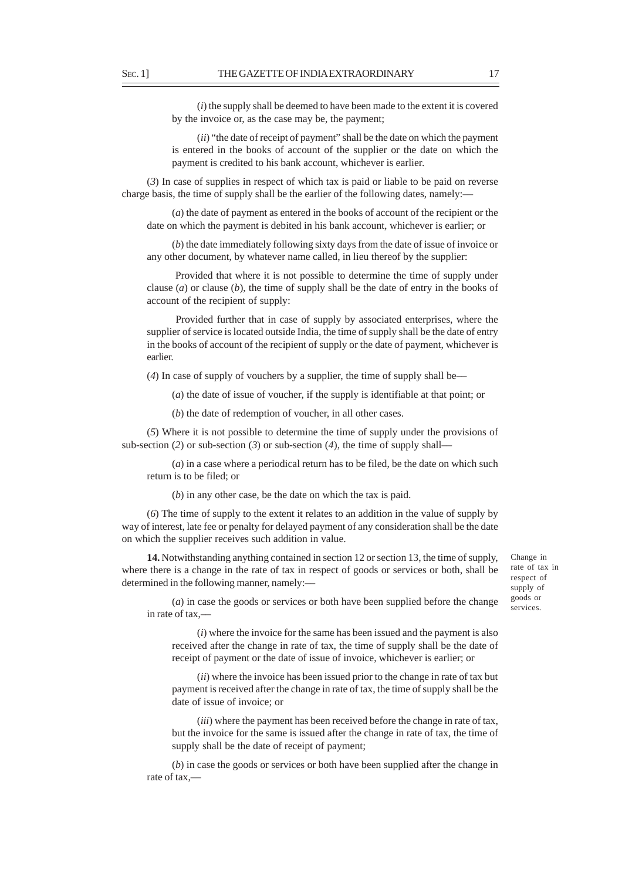(*i*) the supply shall be deemed to have been made to the extent it is covered by the invoice or, as the case may be, the payment;

(*ii*) "the date of receipt of payment" shall be the date on which the payment is entered in the books of account of the supplier or the date on which the payment is credited to his bank account, whichever is earlier.

(*3*) In case of supplies in respect of which tax is paid or liable to be paid on reverse charge basis, the time of supply shall be the earlier of the following dates, namely:—

(*a*) the date of payment as entered in the books of account of the recipient or the date on which the payment is debited in his bank account, whichever is earlier; or

(*b*) the date immediately following sixty days from the date of issue of invoice or any other document, by whatever name called, in lieu thereof by the supplier:

Provided that where it is not possible to determine the time of supply under clause (*a*) or clause (*b*), the time of supply shall be the date of entry in the books of account of the recipient of supply:

Provided further that in case of supply by associated enterprises, where the supplier of service is located outside India, the time of supply shall be the date of entry in the books of account of the recipient of supply or the date of payment, whichever is earlier.

(*4*) In case of supply of vouchers by a supplier, the time of supply shall be—

(*a*) the date of issue of voucher, if the supply is identifiable at that point; or

(*b*) the date of redemption of voucher, in all other cases.

(*5*) Where it is not possible to determine the time of supply under the provisions of sub-section (*2*) or sub-section (*3*) or sub-section (*4*), the time of supply shall—

(*a*) in a case where a periodical return has to be filed, be the date on which such return is to be filed; or

(*b*) in any other case, be the date on which the tax is paid.

(*6*) The time of supply to the extent it relates to an addition in the value of supply by way of interest, late fee or penalty for delayed payment of any consideration shall be the date on which the supplier receives such addition in value.

Change in rate of tax in respect of supply of goods or services.

**14.** Notwithstanding anything contained in section 12 or section 13, the time of supply, where there is a change in the rate of tax in respect of goods or services or both, shall be determined in the following manner, namely:—

(*a*) in case the goods or services or both have been supplied before the change in rate of tax,—

(*i*) where the invoice for the same has been issued and the payment is also received after the change in rate of tax, the time of supply shall be the date of receipt of payment or the date of issue of invoice, whichever is earlier; or

(*ii*) where the invoice has been issued prior to the change in rate of tax but payment is received after the change in rate of tax, the time of supply shall be the date of issue of invoice; or

(*iii*) where the payment has been received before the change in rate of tax, but the invoice for the same is issued after the change in rate of tax, the time of supply shall be the date of receipt of payment;

(*b*) in case the goods or services or both have been supplied after the change in rate of tax,—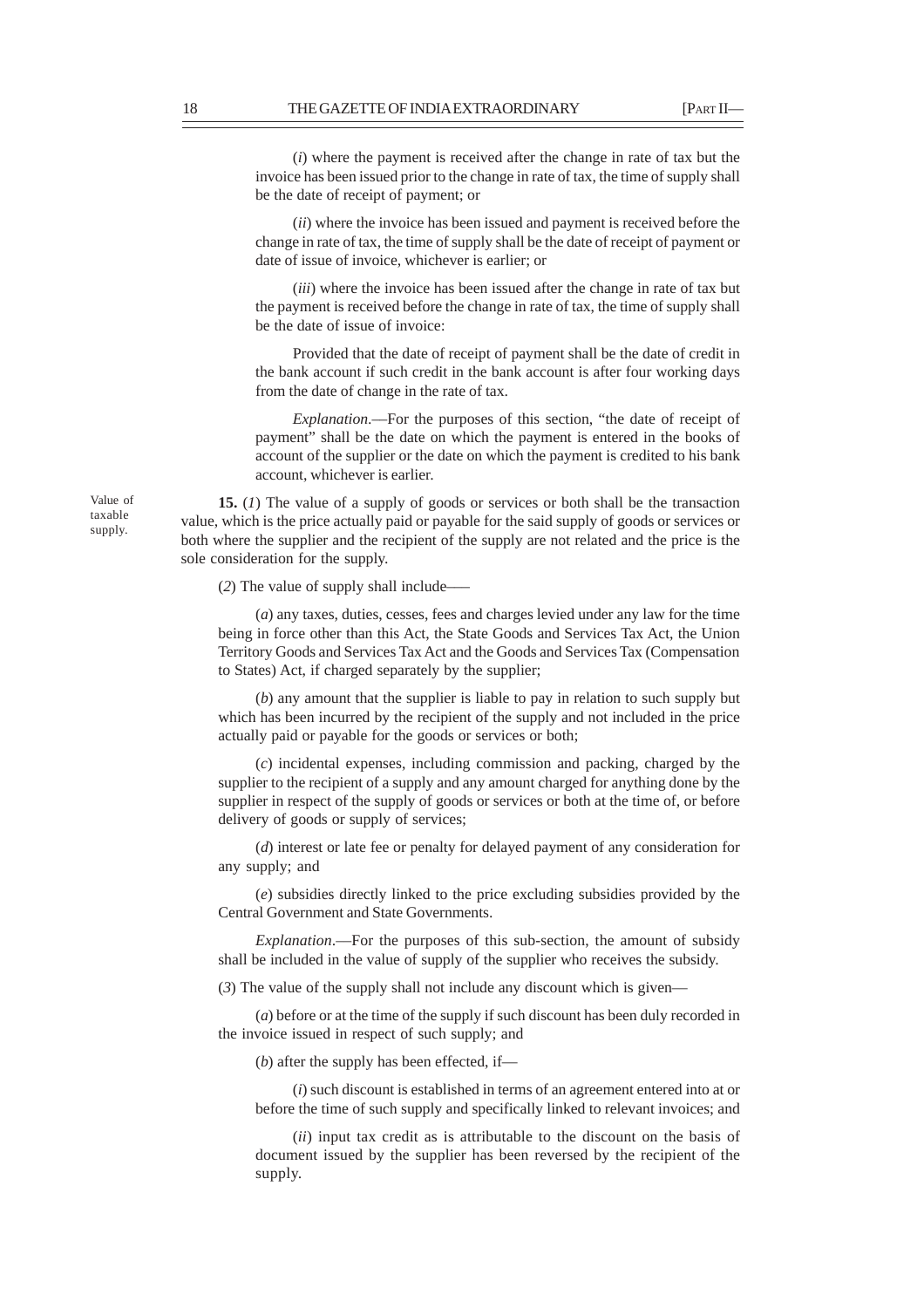(*i*) where the payment is received after the change in rate of tax but the invoice has been issued prior to the change in rate of tax, the time of supply shall be the date of receipt of payment; or

(*ii*) where the invoice has been issued and payment is received before the change in rate of tax, the time of supply shall be the date of receipt of payment or date of issue of invoice, whichever is earlier; or

(*iii*) where the invoice has been issued after the change in rate of tax but the payment is received before the change in rate of tax, the time of supply shall be the date of issue of invoice:

Provided that the date of receipt of payment shall be the date of credit in the bank account if such credit in the bank account is after four working days from the date of change in the rate of tax.

*Explanation*.—For the purposes of this section, "the date of receipt of payment" shall be the date on which the payment is entered in the books of account of the supplier or the date on which the payment is credited to his bank account, whichever is earlier.

Value of taxable supply.

**15.** (*1*) The value of a supply of goods or services or both shall be the transaction value, which is the price actually paid or payable for the said supply of goods or services or both where the supplier and the recipient of the supply are not related and the price is the sole consideration for the supply.

(*2*) The value of supply shall include—–

(*a*) any taxes, duties, cesses, fees and charges levied under any law for the time being in force other than this Act, the State Goods and Services Tax Act, the Union Territory Goods and Services Tax Act and the Goods and Services Tax (Compensation to States) Act, if charged separately by the supplier;

(*b*) any amount that the supplier is liable to pay in relation to such supply but which has been incurred by the recipient of the supply and not included in the price actually paid or payable for the goods or services or both;

(*c*) incidental expenses, including commission and packing, charged by the supplier to the recipient of a supply and any amount charged for anything done by the supplier in respect of the supply of goods or services or both at the time of, or before delivery of goods or supply of services;

(*d*) interest or late fee or penalty for delayed payment of any consideration for any supply; and

(*e*) subsidies directly linked to the price excluding subsidies provided by the Central Government and State Governments.

*Explanation*.—For the purposes of this sub-section, the amount of subsidy shall be included in the value of supply of the supplier who receives the subsidy.

(*3*) The value of the supply shall not include any discount which is given—

(*a*) before or at the time of the supply if such discount has been duly recorded in the invoice issued in respect of such supply; and

(*b*) after the supply has been effected, if—

(*i*) such discount is established in terms of an agreement entered into at or before the time of such supply and specifically linked to relevant invoices; and

(*ii*) input tax credit as is attributable to the discount on the basis of document issued by the supplier has been reversed by the recipient of the supply.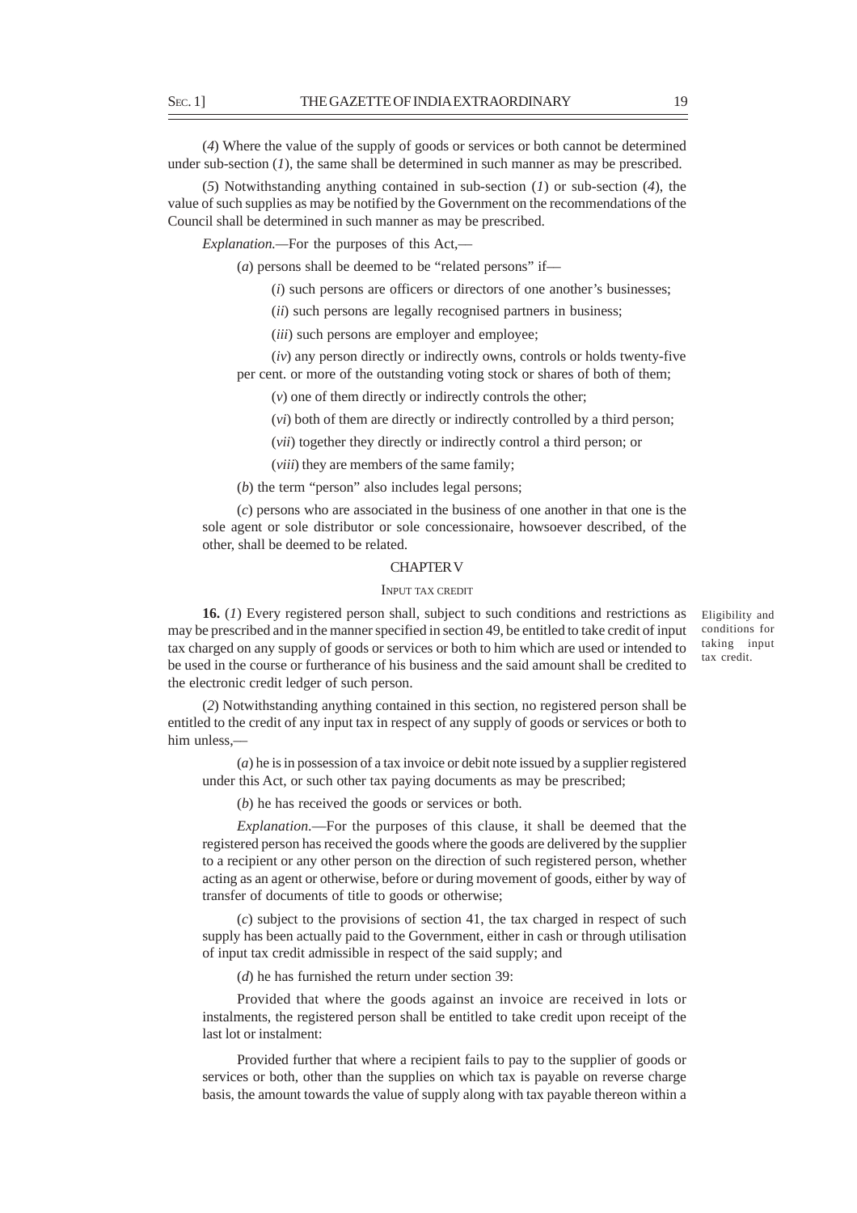(*4*) Where the value of the supply of goods or services or both cannot be determined under sub-section (*1*), the same shall be determined in such manner as may be prescribed.

(*5*) Notwithstanding anything contained in sub-section (*1*) or sub-section (*4*), the value of such supplies as may be notified by the Government on the recommendations of the Council shall be determined in such manner as may be prescribed.

*Explanation.*—For the purposes of this Act,—

(*a*) persons shall be deemed to be "related persons" if—

(*i*) such persons are officers or directors of one another's businesses;

(*ii*) such persons are legally recognised partners in business;

(*iii*) such persons are employer and employee;

(*iv*) any person directly or indirectly owns, controls or holds twenty-five per cent. or more of the outstanding voting stock or shares of both of them;

(*v*) one of them directly or indirectly controls the other;

(*vi*) both of them are directly or indirectly controlled by a third person;

(*vii*) together they directly or indirectly control a third person; or

(*viii*) they are members of the same family;

(*b*) the term "person" also includes legal persons;

(*c*) persons who are associated in the business of one another in that one is the sole agent or sole distributor or sole concessionaire, howsoever described, of the other, shall be deemed to be related.

## CHAPTER V

### INPUT TAX CREDIT

*Eligibility and conditions for taking input tax credit.*

**16.** (*1*) Every registered person shall, subject to such conditions and restrictions as may be prescribed and in the manner specified in section 49, be entitled to take credit of input tax charged on any supply of goods or services or both to him which are used or intended to be used in the course or furtherance of his business and the said amount shall be credited to the electronic credit ledger of such person.

(*2*) Notwithstanding anything contained in this section, no registered person shall be entitled to the credit of any input tax in respect of any supply of goods or services or both to him unless,—

(*a*) he is in possession of a tax invoice or debit note issued by a supplier registered under this Act, or such other tax paying documents as may be prescribed;

(*b*) he has received the goods or services or both.

*Explanation.*—For the purposes of this clause, it shall be deemed that the registered person has received the goods where the goods are delivered by the supplier to a recipient or any other person on the direction of such registered person, whether acting as an agent or otherwise, before or during movement of goods, either by way of transfer of documents of title to goods or otherwise;

(*c*) subject to the provisions of section 41, the tax charged in respect of such supply has been actually paid to the Government, either in cash or through utilisation of input tax credit admissible in respect of the said supply; and

(*d*) he has furnished the return under section 39:

Provided that where the goods against an invoice are received in lots or instalments, the registered person shall be entitled to take credit upon receipt of the last lot or instalment:

Provided further that where a recipient fails to pay to the supplier of goods or services or both, other than the supplies on which tax is payable on reverse charge basis, the amount towards the value of supply along with tax payable thereon within a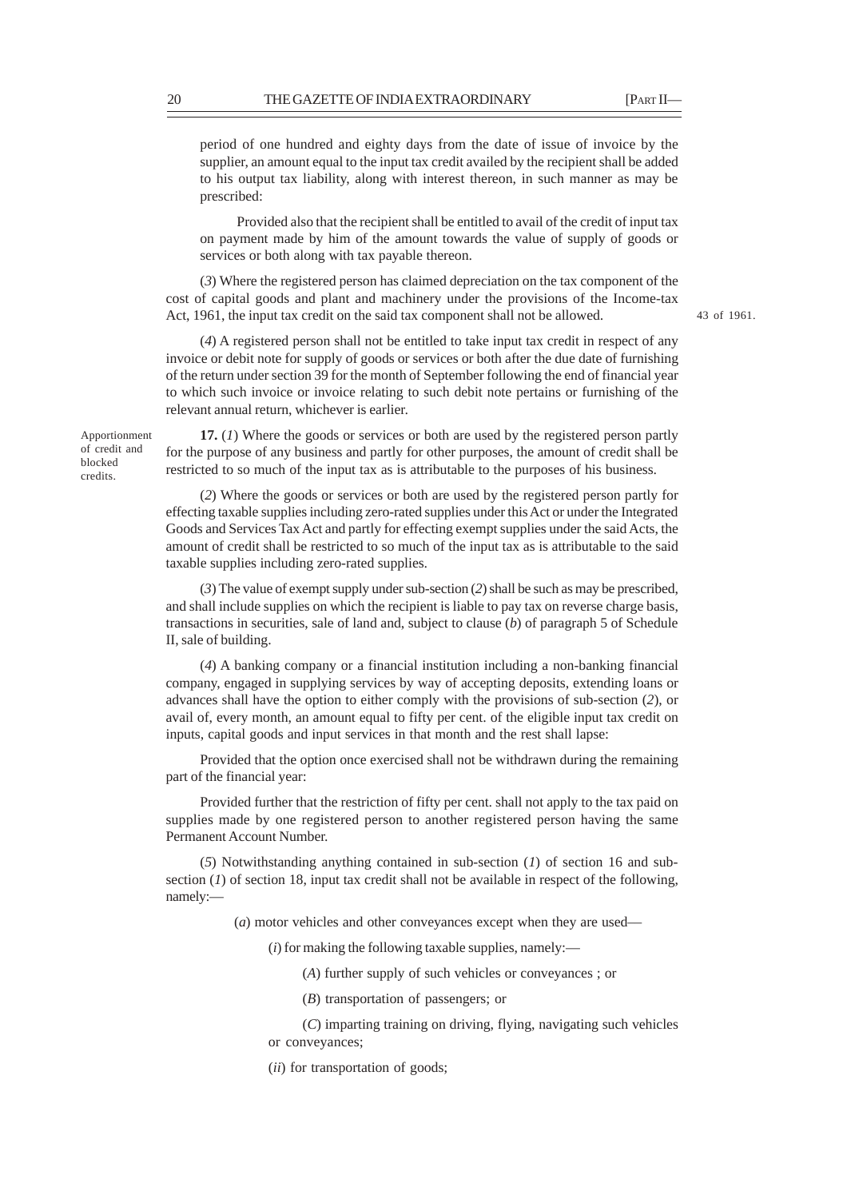period of one hundred and eighty days from the date of issue of invoice by the supplier, an amount equal to the input tax credit availed by the recipient shall be added to his output tax liability, along with interest thereon, in such manner as may be prescribed:

Provided also that the recipient shall be entitled to avail of the credit of input tax on payment made by him of the amount towards the value of supply of goods or services or both along with tax payable thereon.

(*3*) Where the registered person has claimed depreciation on the tax component of the cost of capital goods and plant and machinery under the provisions of the Income-tax Act, 1961, the input tax credit on the said tax component shall not be allowed.

43 of 1961.

(*4*) A registered person shall not be entitled to take input tax credit in respect of any invoice or debit note for supply of goods or services or both after the due date of furnishing of the return under section 39 for the month of September following the end of financial year to which such invoice or invoice relating to such debit note pertains or furnishing of the relevant annual return, whichever is earlier.

Apportionment of credit and blocked credits.

**17.** (*1*) Where the goods or services or both are used by the registered person partly for the purpose of any business and partly for other purposes, the amount of credit shall be restricted to so much of the input tax as is attributable to the purposes of his business.

(*2*) Where the goods or services or both are used by the registered person partly for effecting taxable supplies including zero-rated supplies under this Act or under the Integrated Goods and Services Tax Act and partly for effecting exempt supplies under the said Acts, the amount of credit shall be restricted to so much of the input tax as is attributable to the said taxable supplies including zero-rated supplies.

(*3*) The value of exempt supply under sub-section (*2*) shall be such as may be prescribed, and shall include supplies on which the recipient is liable to pay tax on reverse charge basis, transactions in securities, sale of land and, subject to clause (*b*) of paragraph 5 of Schedule II, sale of building.

(*4*) A banking company or a financial institution including a non-banking financial company, engaged in supplying services by way of accepting deposits, extending loans or advances shall have the option to either comply with the provisions of sub-section (*2*), or avail of, every month, an amount equal to fifty per cent. of the eligible input tax credit on inputs, capital goods and input services in that month and the rest shall lapse:

Provided that the option once exercised shall not be withdrawn during the remaining part of the financial year:

Provided further that the restriction of fifty per cent. shall not apply to the tax paid on supplies made by one registered person to another registered person having the same Permanent Account Number.

(*5*) Notwithstanding anything contained in sub-section (*1*) of section 16 and sub-section (*1*) of section 18, input tax credit shall not be available in respect of the following, namely:—

(*a*) motor vehicles and other conveyances except when they are used—

(*i*) for making the following taxable supplies, namely:—

(*A*) further supply of such vehicles or conveyances ; or

(*B*) transportation of passengers; or

(*C*) imparting training on driving, flying, navigating such vehicles or conveyances;

(*ii*) for transportation of goods;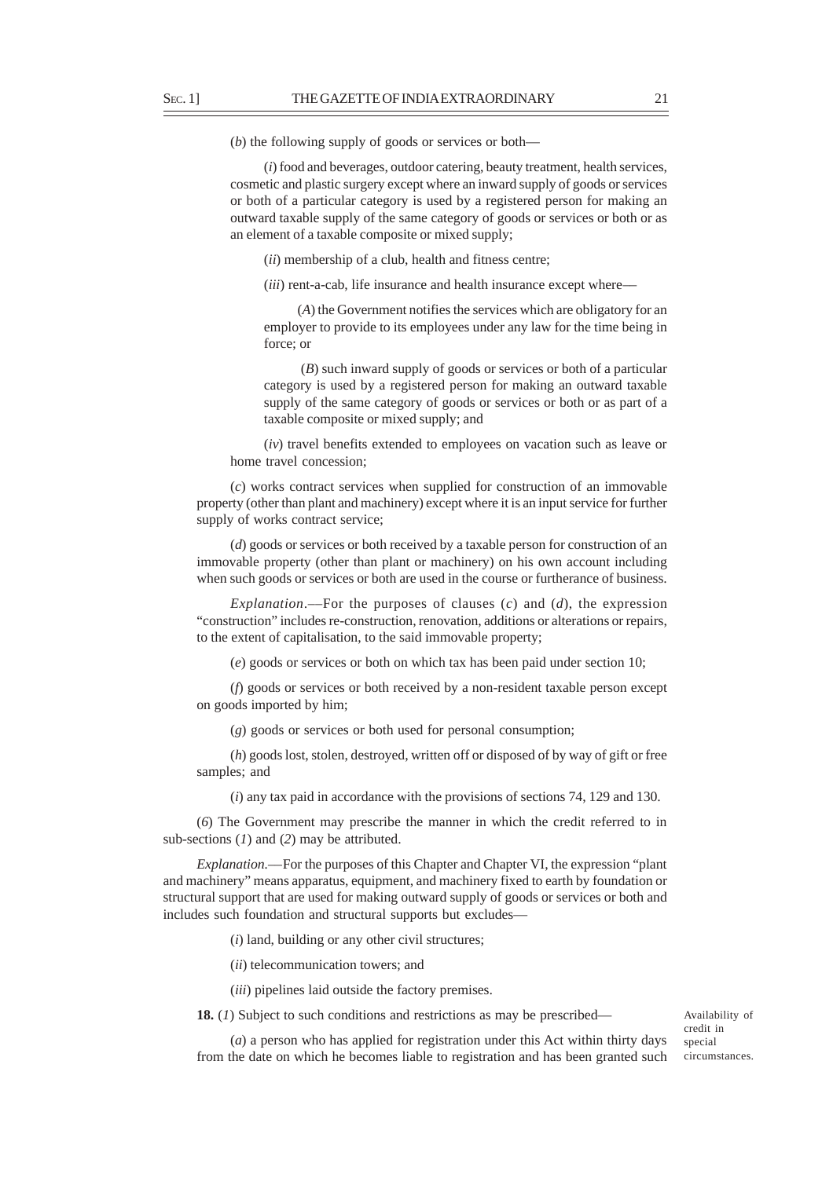(*b*) the following supply of goods or services or both—

(*i*) food and beverages, outdoor catering, beauty treatment, health services, cosmetic and plastic surgery except where an inward supply of goods or services or both of a particular category is used by a registered person for making an outward taxable supply of the same category of goods or services or both or as an element of a taxable composite or mixed supply;

(*ii*) membership of a club, health and fitness centre;

(*iii*) rent-a-cab, life insurance and health insurance except where—

(*A*) the Government notifies the services which are obligatory for an employer to provide to its employees under any law for the time being in force; or

(*B*) such inward supply of goods or services or both of a particular category is used by a registered person for making an outward taxable supply of the same category of goods or services or both or as part of a taxable composite or mixed supply; and

(*iv*) travel benefits extended to employees on vacation such as leave or home travel concession;

(*c*) works contract services when supplied for construction of an immovable property (other than plant and machinery) except where it is an input service for further supply of works contract service;

(*d*) goods or services or both received by a taxable person for construction of an immovable property (other than plant or machinery) on his own account including when such goods or services or both are used in the course or furtherance of business.

*Explanation*.—For the purposes of clauses (*c*) and (*d*), the expression "construction" includes re-construction, renovation, additions or alterations or repairs, to the extent of capitalisation, to the said immovable property;

(*e*) goods or services or both on which tax has been paid under section 10;

(*f*) goods or services or both received by a non-resident taxable person except on goods imported by him;

(*g*) goods or services or both used for personal consumption;

(*h*) goods lost, stolen, destroyed, written off or disposed of by way of gift or free samples; and

(*i*) any tax paid in accordance with the provisions of sections 74, 129 and 130.

(*6*) The Government may prescribe the manner in which the credit referred to in sub-sections (*1*) and (*2*) may be attributed.

*Explanation.*—For the purposes of this Chapter and Chapter VI, the expression "plant and machinery" means apparatus, equipment, and machinery fixed to earth by foundation or structural support that are used for making outward supply of goods or services or both and includes such foundation and structural supports but excludes—

(*i*) land, building or any other civil structures;

(*ii*) telecommunication towers; and

(*iii*) pipelines laid outside the factory premises.

Availability of credit in special circumstances.

**18.** (*1*) Subject to such conditions and restrictions as may be prescribed—

(*a*) a person who has applied for registration under this Act within thirty days from the date on which he becomes liable to registration and has been granted such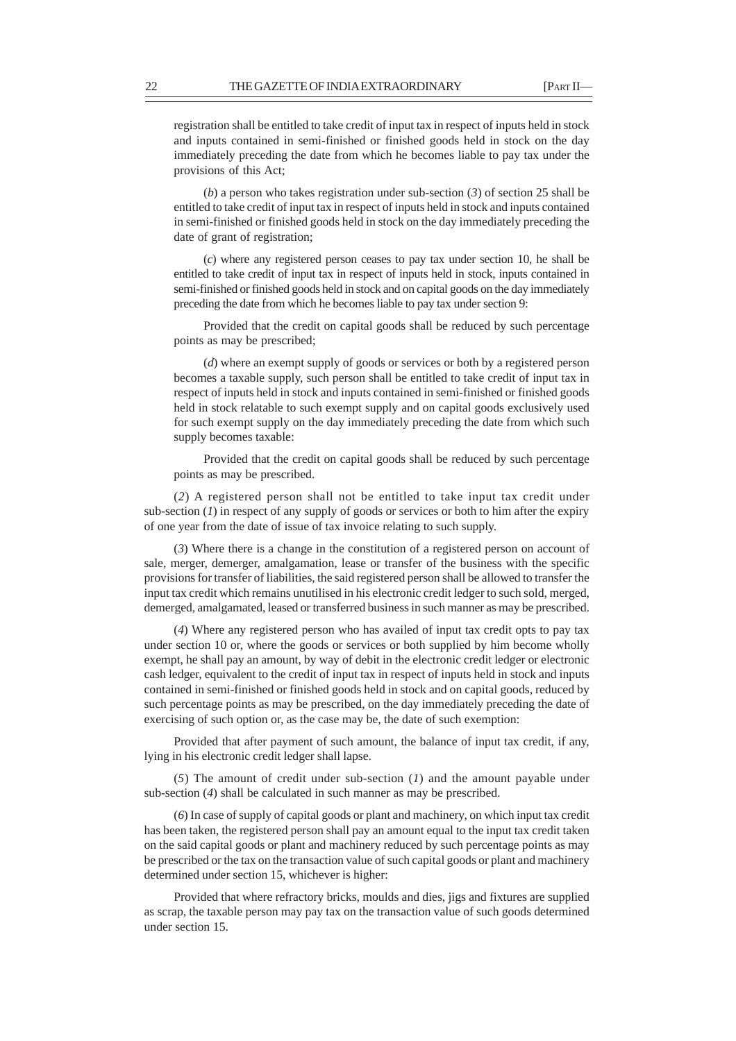registration shall be entitled to take credit of input tax in respect of inputs held in stock and inputs contained in semi-finished or finished goods held in stock on the day immediately preceding the date from which he becomes liable to pay tax under the provisions of this Act;

(*b*) a person who takes registration under sub-section (*3*) of section 25 shall be entitled to take credit of input tax in respect of inputs held in stock and inputs contained in semi-finished or finished goods held in stock on the day immediately preceding the date of grant of registration;

(*c*) where any registered person ceases to pay tax under section 10, he shall be entitled to take credit of input tax in respect of inputs held in stock, inputs contained in semi-finished or finished goods held in stock and on capital goods on the day immediately preceding the date from which he becomes liable to pay tax under section 9:

Provided that the credit on capital goods shall be reduced by such percentage points as may be prescribed;

(*d*) where an exempt supply of goods or services or both by a registered person becomes a taxable supply, such person shall be entitled to take credit of input tax in respect of inputs held in stock and inputs contained in semi-finished or finished goods held in stock relatable to such exempt supply and on capital goods exclusively used for such exempt supply on the day immediately preceding the date from which such supply becomes taxable:

Provided that the credit on capital goods shall be reduced by such percentage points as may be prescribed.

(*2*) A registered person shall not be entitled to take input tax credit under sub-section (*1*) in respect of any supply of goods or services or both to him after the expiry of one year from the date of issue of tax invoice relating to such supply.

(*3*) Where there is a change in the constitution of a registered person on account of sale, merger, demerger, amalgamation, lease or transfer of the business with the specific provisions for transfer of liabilities, the said registered person shall be allowed to transfer the input tax credit which remains unutilised in his electronic credit ledger to such sold, merged, demerged, amalgamated, leased or transferred business in such manner as may be prescribed.

(*4*) Where any registered person who has availed of input tax credit opts to pay tax under section 10 or, where the goods or services or both supplied by him become wholly exempt, he shall pay an amount, by way of debit in the electronic credit ledger or electronic cash ledger, equivalent to the credit of input tax in respect of inputs held in stock and inputs contained in semi-finished or finished goods held in stock and on capital goods, reduced by such percentage points as may be prescribed, on the day immediately preceding the date of exercising of such option or, as the case may be, the date of such exemption:

Provided that after payment of such amount, the balance of input tax credit, if any, lying in his electronic credit ledger shall lapse.

(*5*) The amount of credit under sub-section (*1*) and the amount payable under sub-section (*4*) shall be calculated in such manner as may be prescribed.

(*6*) In case of supply of capital goods or plant and machinery, on which input tax credit has been taken, the registered person shall pay an amount equal to the input tax credit taken on the said capital goods or plant and machinery reduced by such percentage points as may be prescribed or the tax on the transaction value of such capital goods or plant and machinery determined under section 15, whichever is higher:

Provided that where refractory bricks, moulds and dies, jigs and fixtures are supplied as scrap, the taxable person may pay tax on the transaction value of such goods determined under section 15.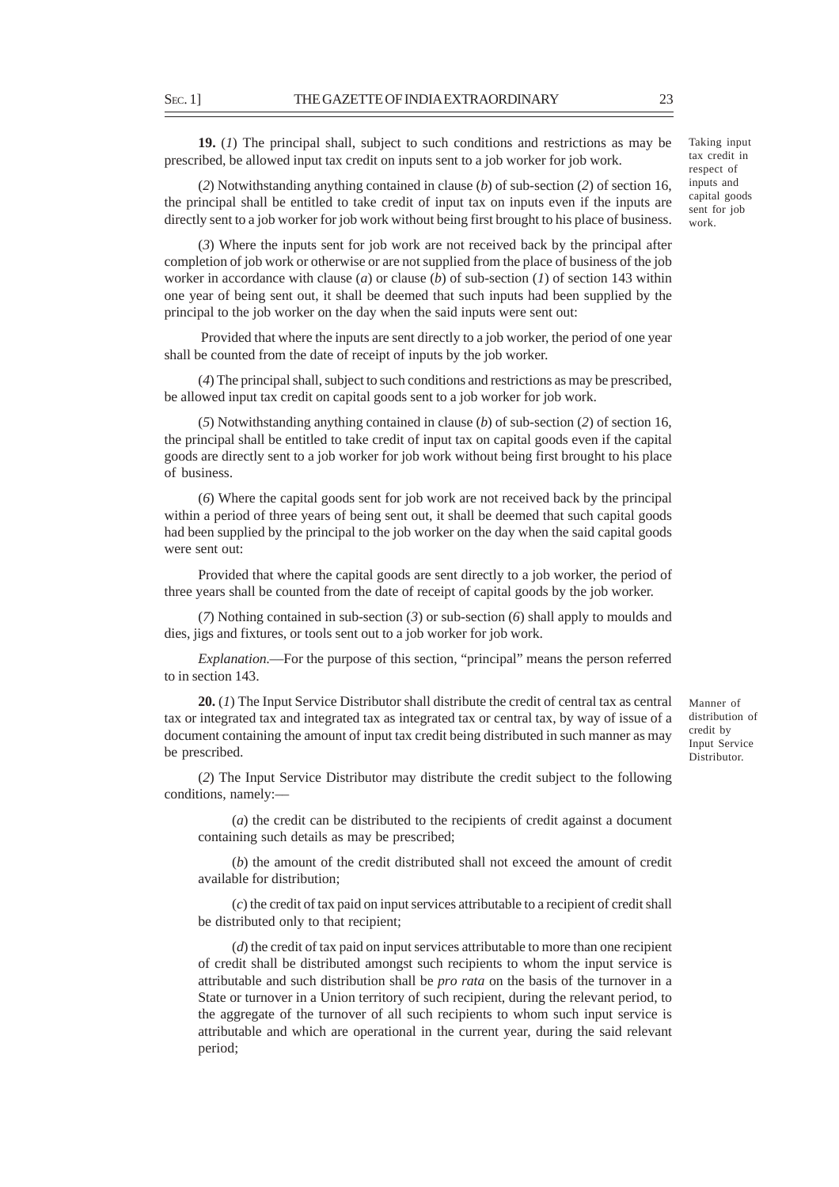**19.** (*1*) The principal shall, subject to such conditions and restrictions as may be prescribed, be allowed input tax credit on inputs sent to a job worker for job work.

Taking input tax credit in respect of inputs and capital goods sent for job work.

(*2*) Notwithstanding anything contained in clause (*b*) of sub-section (*2*) of section 16, the principal shall be entitled to take credit of input tax on inputs even if the inputs are directly sent to a job worker for job work without being first brought to his place of business.

(*3*) Where the inputs sent for job work are not received back by the principal after completion of job work or otherwise or are not supplied from the place of business of the job worker in accordance with clause (*a*) or clause (*b*) of sub-section (*1*) of section 143 within one year of being sent out, it shall be deemed that such inputs had been supplied by the principal to the job worker on the day when the said inputs were sent out:

Provided that where the inputs are sent directly to a job worker, the period of one year shall be counted from the date of receipt of inputs by the job worker.

(*4*) The principal shall, subject to such conditions and restrictions as may be prescribed, be allowed input tax credit on capital goods sent to a job worker for job work.

(*5*) Notwithstanding anything contained in clause (*b*) of sub-section (*2*) of section 16, the principal shall be entitled to take credit of input tax on capital goods even if the capital goods are directly sent to a job worker for job work without being first brought to his place of business.

(*6*) Where the capital goods sent for job work are not received back by the principal within a period of three years of being sent out, it shall be deemed that such capital goods had been supplied by the principal to the job worker on the day when the said capital goods were sent out:

Provided that where the capital goods are sent directly to a job worker, the period of three years shall be counted from the date of receipt of capital goods by the job worker.

(*7*) Nothing contained in sub-section (*3*) or sub-section (*6*) shall apply to moulds and dies, jigs and fixtures, or tools sent out to a job worker for job work.

*Explanation*.—For the purpose of this section, "principal" means the person referred to in section 143.

**20.** (*1*) The Input Service Distributor shall distribute the credit of central tax as central tax or integrated tax and integrated tax as integrated tax or central tax, by way of issue of a document containing the amount of input tax credit being distributed in such manner as may be prescribed.

Manner of distribution of credit by Input Service Distributor.

(*2*) The Input Service Distributor may distribute the credit subject to the following conditions, namely:—

(*a*) the credit can be distributed to the recipients of credit against a document containing such details as may be prescribed;

(*b*) the amount of the credit distributed shall not exceed the amount of credit available for distribution;

(*c*) the credit of tax paid on input services attributable to a recipient of credit shall be distributed only to that recipient;

(*d*) the credit of tax paid on input services attributable to more than one recipient of credit shall be distributed amongst such recipients to whom the input service is attributable and such distribution shall be *pro rata* on the basis of the turnover in a State or turnover in a Union territory of such recipient, during the relevant period, to the aggregate of the turnover of all such recipients to whom such input service is attributable and which are operational in the current year, during the said relevant period;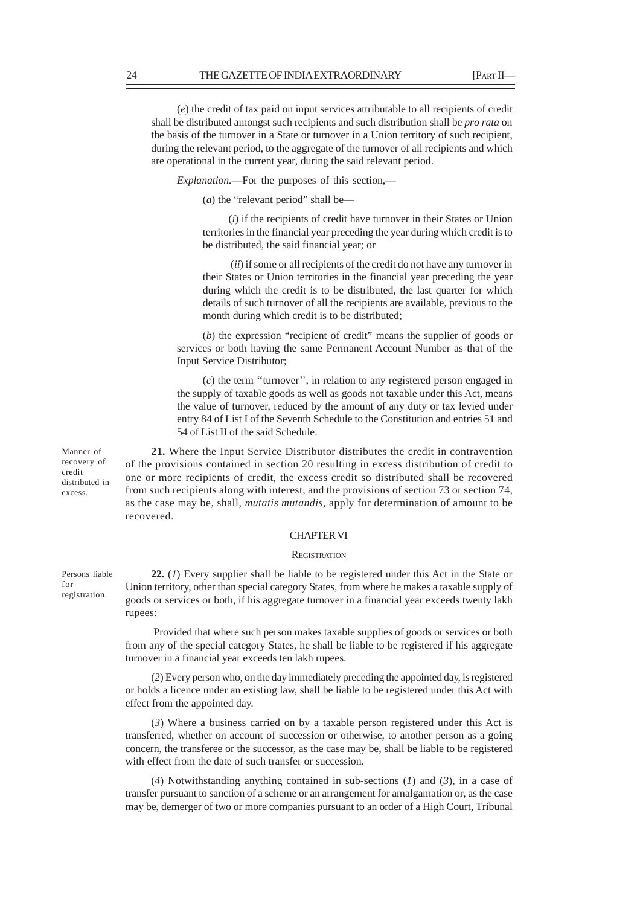(*e*) the credit of tax paid on input services attributable to all recipients of credit shall be distributed amongst such recipients and such distribution shall be *pro rata* on the basis of the turnover in a State or turnover in a Union territory of such recipient, during the relevant period, to the aggregate of the turnover of all recipients and which are operational in the current year, during the said relevant period.

*Explanation.*—For the purposes of this section,—

(*a*) the "relevant period" shall be—

(*i*) if the recipients of credit have turnover in their States or Union territories in the financial year preceding the year during which credit is to be distributed, the said financial year; or

(*ii*) if some or all recipients of the credit do not have any turnover in their States or Union territories in the financial year preceding the year during which the credit is to be distributed, the last quarter for which details of such turnover of all the recipients are available, previous to the month during which credit is to be distributed;

(*b*) the expression "recipient of credit" means the supplier of goods or services or both having the same Permanent Account Number as that of the Input Service Distributor;

(*c*) the term ''turnover'', in relation to any registered person engaged in the supply of taxable goods as well as goods not taxable under this Act, means the value of turnover, reduced by the amount of any duty or tax levied under entry 84 of List I of the Seventh Schedule to the Constitution and entries 51 and 54 of List II of the said Schedule.

Manner of recovery of credit distributed in excess.

**21.** Where the Input Service Distributor distributes the credit in contravention of the provisions contained in section 20 resulting in excess distribution of credit to one or more recipients of credit, the excess credit so distributed shall be recovered from such recipients along with interest, and the provisions of section 73 or section 74, as the case may be, shall, *mutatis mutandis*, apply for determination of amount to be recovered.

## CHAPTER VI

## REGISTRATION

Persons liable for registration.

**22.** (*1*) Every supplier shall be liable to be registered under this Act in the State or Union territory, other than special category States, from where he makes a taxable supply of goods or services or both, if his aggregate turnover in a financial year exceeds twenty lakh rupees:

Provided that where such person makes taxable supplies of goods or services or both from any of the special category States, he shall be liable to be registered if his aggregate turnover in a financial year exceeds ten lakh rupees.

(*2*) Every person who, on the day immediately preceding the appointed day, is registered or holds a licence under an existing law, shall be liable to be registered under this Act with effect from the appointed day.

(*3*) Where a business carried on by a taxable person registered under this Act is transferred, whether on account of succession or otherwise, to another person as a going concern, the transferee or the successor, as the case may be, shall be liable to be registered with effect from the date of such transfer or succession.

(*4*) Notwithstanding anything contained in sub-sections (*1*) and (*3*), in a case of transfer pursuant to sanction of a scheme or an arrangement for amalgamation or, as the case may be, demerger of two or more companies pursuant to an order of a High Court, Tribunal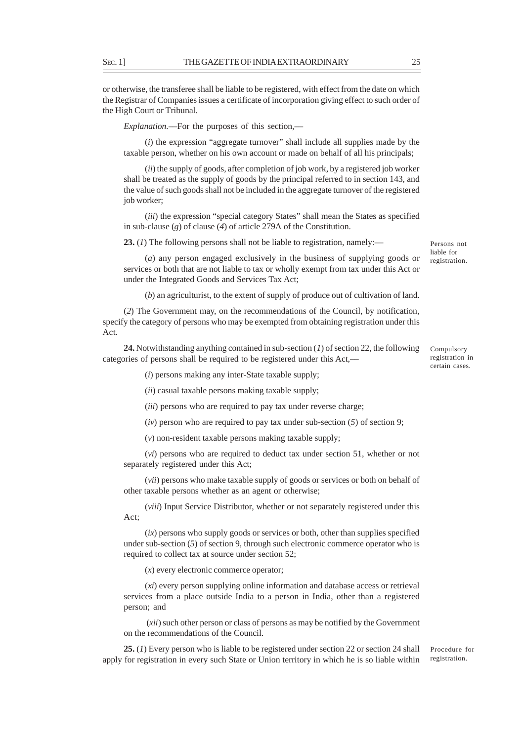or otherwise, the transferee shall be liable to be registered, with effect from the date on which the Registrar of Companies issues a certificate of incorporation giving effect to such order of the High Court or Tribunal.

*Explanation*.—For the purposes of this section,—

(*i*) the expression "aggregate turnover" shall include all supplies made by the taxable person, whether on his own account or made on behalf of all his principals;

(*ii*) the supply of goods, after completion of job work, by a registered job worker shall be treated as the supply of goods by the principal referred to in section 143, and the value of such goods shall not be included in the aggregate turnover of the registered job worker;

(*iii*) the expression "special category States" shall mean the States as specified in sub-clause (*g*) of clause (*4*) of article 279A of the Constitution.

Persons not liable for registration.

**23.** (*1*) The following persons shall not be liable to registration, namely:—

(*a*) any person engaged exclusively in the business of supplying goods or services or both that are not liable to tax or wholly exempt from tax under this Act or under the Integrated Goods and Services Tax Act;

(*b*) an agriculturist, to the extent of supply of produce out of cultivation of land.

(*2*) The Government may, on the recommendations of the Council, by notification, specify the category of persons who may be exempted from obtaining registration under this Act.

Compulsory registration in certain cases.

**24.** Notwithstanding anything contained in sub-section (*1*) of section 22, the following categories of persons shall be required to be registered under this Act,—

(*i*) persons making any inter-State taxable supply;

(*ii*) casual taxable persons making taxable supply;

(*iii*) persons who are required to pay tax under reverse charge;

(*iv*) person who are required to pay tax under sub-section (*5*) of section 9;

(*v*) non-resident taxable persons making taxable supply;

(*vi*) persons who are required to deduct tax under section 51, whether or not separately registered under this Act;

(*vii*) persons who make taxable supply of goods or services or both on behalf of other taxable persons whether as an agent or otherwise;

(*viii*) Input Service Distributor, whether or not separately registered under this Act;

(*ix*) persons who supply goods or services or both, other than supplies specified under sub-section (*5*) of section 9, through such electronic commerce operator who is required to collect tax at source under section 52;

(*x*) every electronic commerce operator;

(*xi*) every person supplying online information and database access or retrieval services from a place outside India to a person in India, other than a registered person; and

(*xii*) such other person or class of persons as may be notified by the Government on the recommendations of the Council.

Procedure for registration.

**25.** (*1*) Every person who is liable to be registered under section 22 or section 24 shall apply for registration in every such State or Union territory in which he is so liable within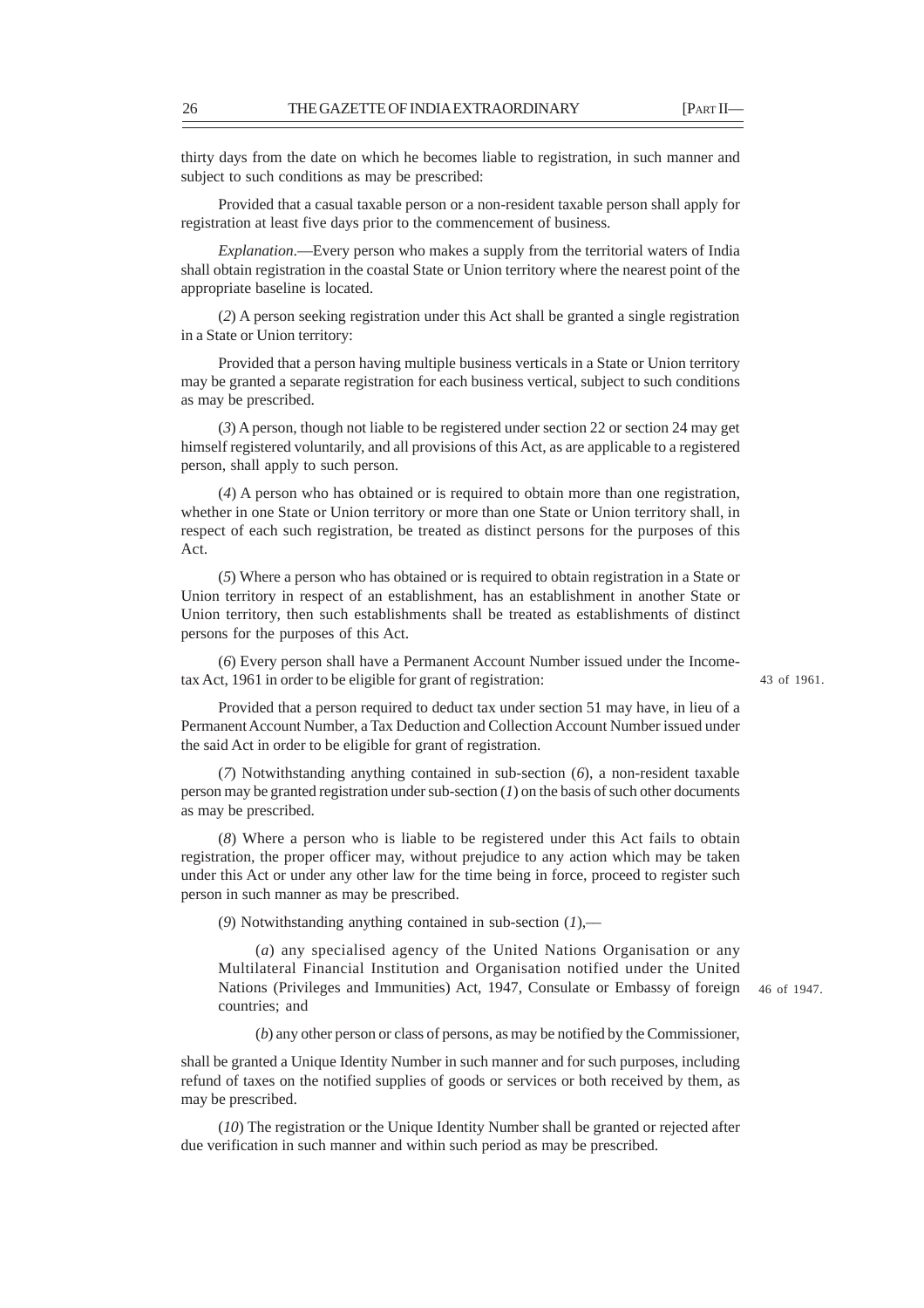thirty days from the date on which he becomes liable to registration, in such manner and subject to such conditions as may be prescribed:

Provided that a casual taxable person or a non-resident taxable person shall apply for registration at least five days prior to the commencement of business.

*Explanation*.—Every person who makes a supply from the territorial waters of India shall obtain registration in the coastal State or Union territory where the nearest point of the appropriate baseline is located.

(*2*) A person seeking registration under this Act shall be granted a single registration in a State or Union territory:

Provided that a person having multiple business verticals in a State or Union territory may be granted a separate registration for each business vertical, subject to such conditions as may be prescribed.

(*3*) A person, though not liable to be registered under section 22 or section 24 may get himself registered voluntarily, and all provisions of this Act, as are applicable to a registered person, shall apply to such person.

(*4*) A person who has obtained or is required to obtain more than one registration, whether in one State or Union territory or more than one State or Union territory shall, in respect of each such registration, be treated as distinct persons for the purposes of this Act.

(*5*) Where a person who has obtained or is required to obtain registration in a State or Union territory in respect of an establishment, has an establishment in another State or Union territory, then such establishments shall be treated as establishments of distinct persons for the purposes of this Act.

(*6*) Every person shall have a Permanent Account Number issued under the Income-tax Act, 1961 in order to be eligible for grant of registration: 43 of 1961.

Provided that a person required to deduct tax under section 51 may have, in lieu of a Permanent Account Number, a Tax Deduction and Collection Account Number issued under the said Act in order to be eligible for grant of registration.

(*7*) Notwithstanding anything contained in sub-section (*6*), a non-resident taxable person may be granted registration under sub-section (*1*) on the basis of such other documents as may be prescribed.

(*8*) Where a person who is liable to be registered under this Act fails to obtain registration, the proper officer may, without prejudice to any action which may be taken under this Act or under any other law for the time being in force, proceed to register such person in such manner as may be prescribed.

(*9*) Notwithstanding anything contained in sub-section (*1*),—

(*a*) any specialised agency of the United Nations Organisation or any Multilateral Financial Institution and Organisation notified under the United Nations (Privileges and Immunities) Act, 1947, Consulate or Embassy of foreign countries; and 46 of 1947.

(*b*) any other person or class of persons, as may be notified by the Commissioner,

shall be granted a Unique Identity Number in such manner and for such purposes, including refund of taxes on the notified supplies of goods or services or both received by them, as may be prescribed.

(*10*) The registration or the Unique Identity Number shall be granted or rejected after due verification in such manner and within such period as may be prescribed.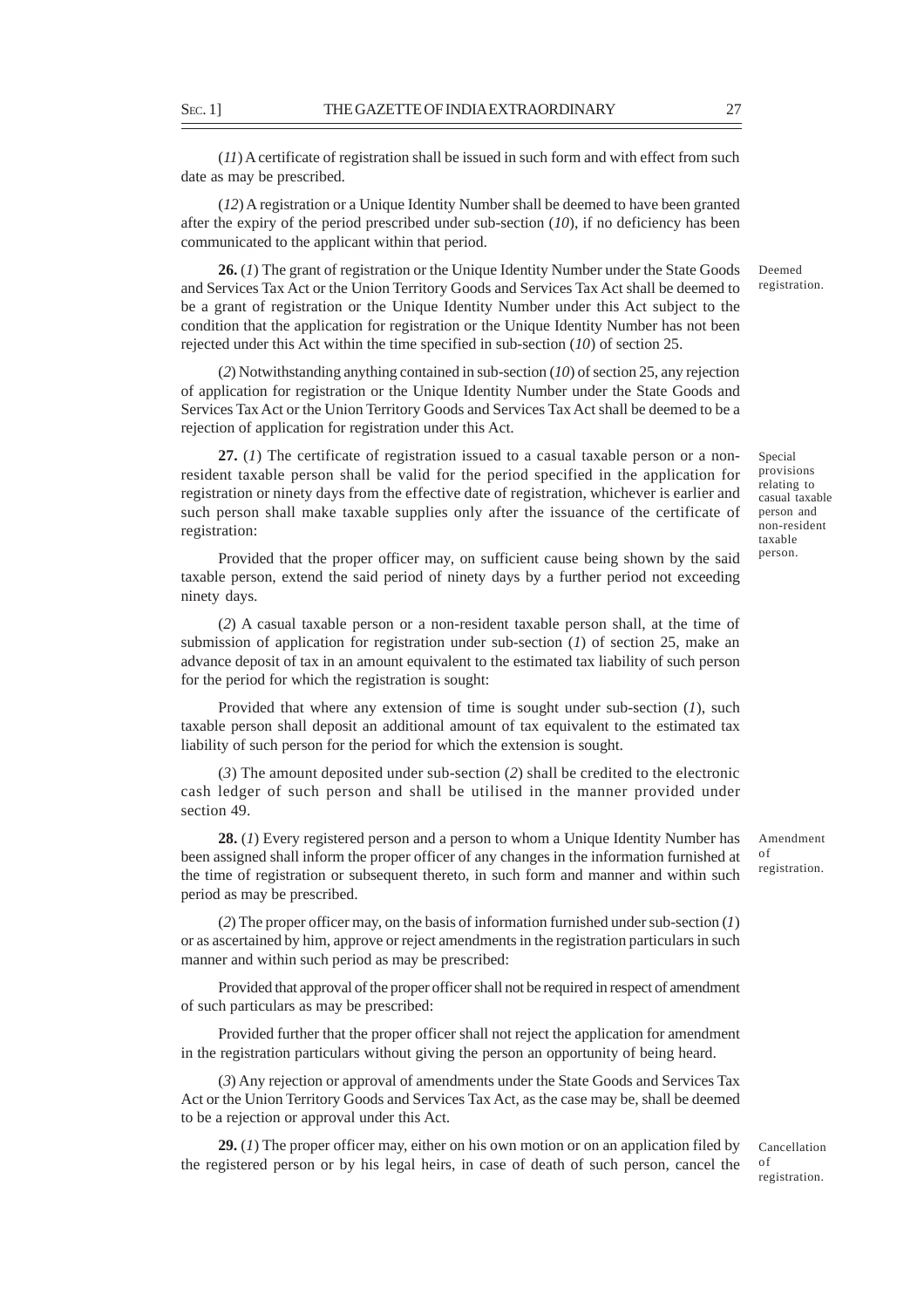(*11*) A certificate of registration shall be issued in such form and with effect from such date as may be prescribed.

(*12*) A registration or a Unique Identity Number shall be deemed to have been granted after the expiry of the period prescribed under sub-section (*10*), if no deficiency has been communicated to the applicant within that period.

Deemed registration.

**26.** (*1*) The grant of registration or the Unique Identity Number under the State Goods and Services Tax Act or the Union Territory Goods and Services Tax Act shall be deemed to be a grant of registration or the Unique Identity Number under this Act subject to the condition that the application for registration or the Unique Identity Number has not been rejected under this Act within the time specified in sub-section (*10*) of section 25.

(*2*) Notwithstanding anything contained in sub-section (*10*) of section 25, any rejection of application for registration or the Unique Identity Number under the State Goods and Services Tax Act or the Union Territory Goods and Services Tax Act shall be deemed to be a rejection of application for registration under this Act.

Special provisions relating to casual taxable person and non-resident taxable person.

**27.** (*1*) The certificate of registration issued to a casual taxable person or a non-resident taxable person shall be valid for the period specified in the application for registration or ninety days from the effective date of registration, whichever is earlier and such person shall make taxable supplies only after the issuance of the certificate of registration:

Provided that the proper officer may, on sufficient cause being shown by the said taxable person, extend the said period of ninety days by a further period not exceeding ninety days.

(*2*) A casual taxable person or a non-resident taxable person shall, at the time of submission of application for registration under sub-section (*1*) of section 25, make an advance deposit of tax in an amount equivalent to the estimated tax liability of such person for the period for which the registration is sought:

Provided that where any extension of time is sought under sub-section (*1*), such taxable person shall deposit an additional amount of tax equivalent to the estimated tax liability of such person for the period for which the extension is sought.

(*3*) The amount deposited under sub-section (*2*) shall be credited to the electronic cash ledger of such person and shall be utilised in the manner provided under section 49.

Amendment of registration.

**28.** (*1*) Every registered person and a person to whom a Unique Identity Number has been assigned shall inform the proper officer of any changes in the information furnished at the time of registration or subsequent thereto, in such form and manner and within such period as may be prescribed.

(*2*) The proper officer may, on the basis of information furnished under sub-section (*1*) or as ascertained by him, approve or reject amendments in the registration particulars in such manner and within such period as may be prescribed:

Provided that approval of the proper officer shall not be required in respect of amendment of such particulars as may be prescribed:

Provided further that the proper officer shall not reject the application for amendment in the registration particulars without giving the person an opportunity of being heard.

(*3*) Any rejection or approval of amendments under the State Goods and Services Tax Act or the Union Territory Goods and Services Tax Act, as the case may be, shall be deemed to be a rejection or approval under this Act.

Cancellation of registration.

**29.** (*1*) The proper officer may, either on his own motion or on an application filed by the registered person or by his legal heirs, in case of death of such person, cancel the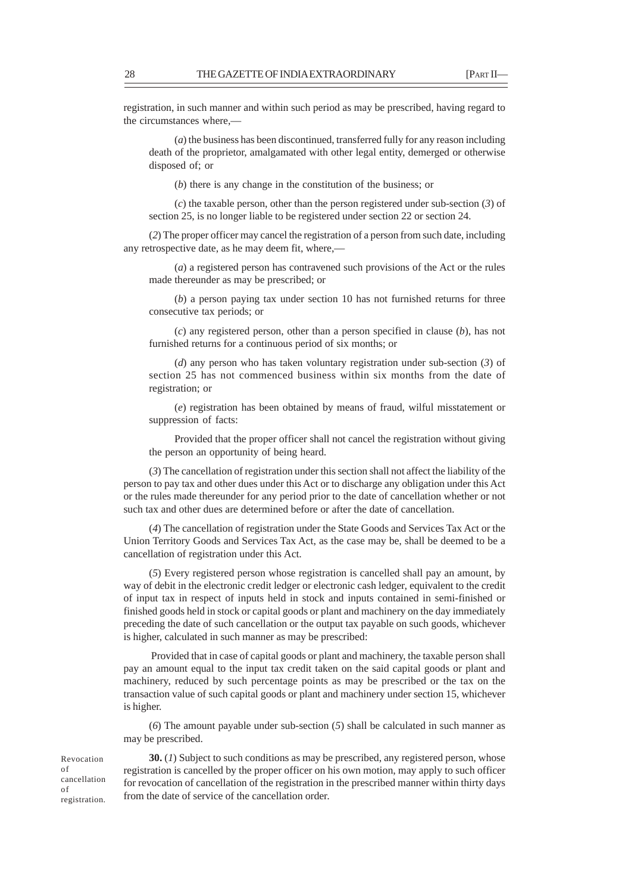registration, in such manner and within such period as may be prescribed, having regard to the circumstances where,—

(*a*) the business has been discontinued, transferred fully for any reason including death of the proprietor, amalgamated with other legal entity, demerged or otherwise disposed of; or

(*b*) there is any change in the constitution of the business; or

(*c*) the taxable person, other than the person registered under sub-section (*3*) of section 25, is no longer liable to be registered under section 22 or section 24.

(*2*) The proper officer may cancel the registration of a person from such date, including any retrospective date, as he may deem fit, where,—

(*a*) a registered person has contravened such provisions of the Act or the rules made thereunder as may be prescribed; or

(*b*) a person paying tax under section 10 has not furnished returns for three consecutive tax periods; or

(*c*) any registered person, other than a person specified in clause (*b*), has not furnished returns for a continuous period of six months; or

(*d*) any person who has taken voluntary registration under sub-section (*3*) of section 25 has not commenced business within six months from the date of registration; or

(*e*) registration has been obtained by means of fraud, wilful misstatement or suppression of facts:

Provided that the proper officer shall not cancel the registration without giving the person an opportunity of being heard.

(*3*) The cancellation of registration under this section shall not affect the liability of the person to pay tax and other dues under this Act or to discharge any obligation under this Act or the rules made thereunder for any period prior to the date of cancellation whether or not such tax and other dues are determined before or after the date of cancellation.

(*4*) The cancellation of registration under the State Goods and Services Tax Act or the Union Territory Goods and Services Tax Act, as the case may be, shall be deemed to be a cancellation of registration under this Act.

(*5*) Every registered person whose registration is cancelled shall pay an amount, by way of debit in the electronic credit ledger or electronic cash ledger, equivalent to the credit of input tax in respect of inputs held in stock and inputs contained in semi-finished or finished goods held in stock or capital goods or plant and machinery on the day immediately preceding the date of such cancellation or the output tax payable on such goods, whichever is higher, calculated in such manner as may be prescribed:

Provided that in case of capital goods or plant and machinery, the taxable person shall pay an amount equal to the input tax credit taken on the said capital goods or plant and machinery, reduced by such percentage points as may be prescribed or the tax on the transaction value of such capital goods or plant and machinery under section 15, whichever is higher.

(*6*) The amount payable under sub-section (*5*) shall be calculated in such manner as may be prescribed.

Revocation of cancellation of registration.

**30.** (*1*) Subject to such conditions as may be prescribed, any registered person, whose registration is cancelled by the proper officer on his own motion, may apply to such officer for revocation of cancellation of the registration in the prescribed manner within thirty days from the date of service of the cancellation order.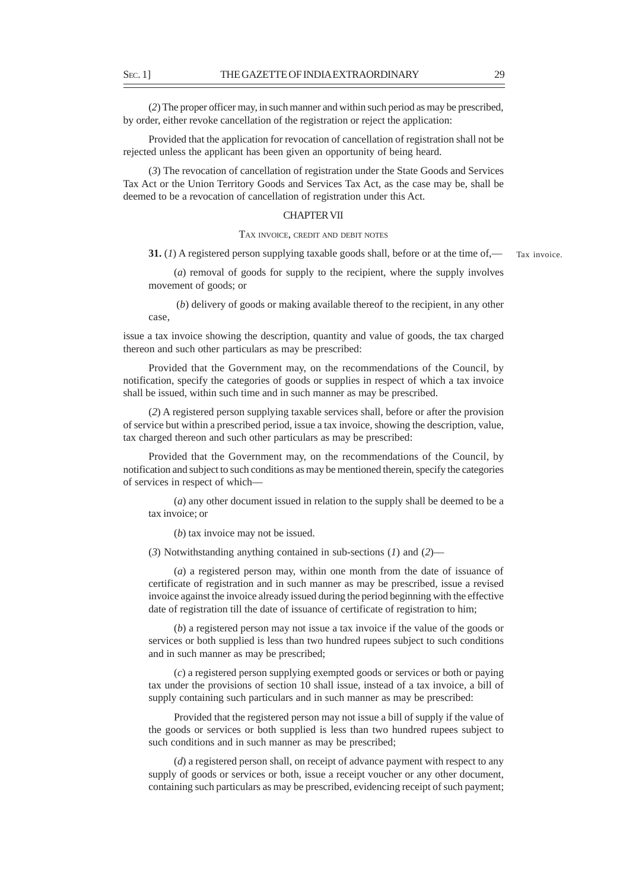(*2*) The proper officer may, in such manner and within such period as may be prescribed, by order, either revoke cancellation of the registration or reject the application:

Provided that the application for revocation of cancellation of registration shall not be rejected unless the applicant has been given an opportunity of being heard.

(*3*) The revocation of cancellation of registration under the State Goods and Services Tax Act or the Union Territory Goods and Services Tax Act, as the case may be, shall be deemed to be a revocation of cancellation of registration under this Act.

## CHAPTER VII

### TAX INVOICE, CREDIT AND DEBIT NOTES

Tax invoice.

**31.** (*1*) A registered person supplying taxable goods shall, before or at the time of,—

(*a*) removal of goods for supply to the recipient, where the supply involves movement of goods; or

(*b*) delivery of goods or making available thereof to the recipient, in any other case,

issue a tax invoice showing the description, quantity and value of goods, the tax charged thereon and such other particulars as may be prescribed:

Provided that the Government may, on the recommendations of the Council, by notification, specify the categories of goods or supplies in respect of which a tax invoice shall be issued, within such time and in such manner as may be prescribed.

(*2*) A registered person supplying taxable services shall, before or after the provision of service but within a prescribed period, issue a tax invoice, showing the description, value, tax charged thereon and such other particulars as may be prescribed:

Provided that the Government may, on the recommendations of the Council, by notification and subject to such conditions as may be mentioned therein, specify the categories of services in respect of which—

(*a*) any other document issued in relation to the supply shall be deemed to be a tax invoice; or

(*b*) tax invoice may not be issued.

(*3*) Notwithstanding anything contained in sub-sections (*1*) and (*2*)—

(*a*) a registered person may, within one month from the date of issuance of certificate of registration and in such manner as may be prescribed, issue a revised invoice against the invoice already issued during the period beginning with the effective date of registration till the date of issuance of certificate of registration to him;

(*b*) a registered person may not issue a tax invoice if the value of the goods or services or both supplied is less than two hundred rupees subject to such conditions and in such manner as may be prescribed;

(*c*) a registered person supplying exempted goods or services or both or paying tax under the provisions of section 10 shall issue, instead of a tax invoice, a bill of supply containing such particulars and in such manner as may be prescribed:

Provided that the registered person may not issue a bill of supply if the value of the goods or services or both supplied is less than two hundred rupees subject to such conditions and in such manner as may be prescribed;

(*d*) a registered person shall, on receipt of advance payment with respect to any supply of goods or services or both, issue a receipt voucher or any other document, containing such particulars as may be prescribed, evidencing receipt of such payment;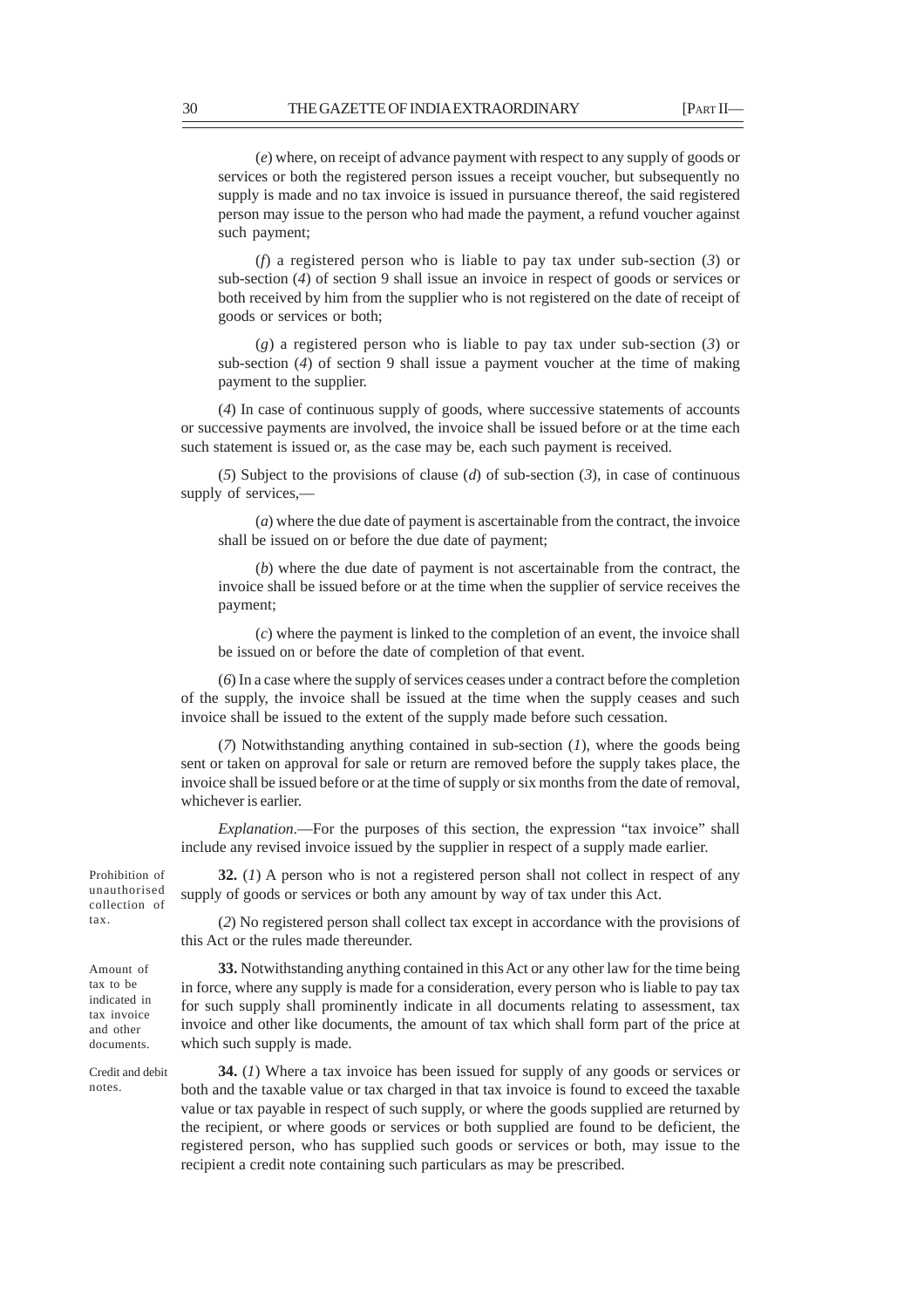(*e*) where, on receipt of advance payment with respect to any supply of goods or services or both the registered person issues a receipt voucher, but subsequently no supply is made and no tax invoice is issued in pursuance thereof, the said registered person may issue to the person who had made the payment, a refund voucher against such payment;

(*f*) a registered person who is liable to pay tax under sub-section (*3*) or sub-section (*4*) of section 9 shall issue an invoice in respect of goods or services or both received by him from the supplier who is not registered on the date of receipt of goods or services or both;

(*g*) a registered person who is liable to pay tax under sub-section (*3*) or sub-section (*4*) of section 9 shall issue a payment voucher at the time of making payment to the supplier.

(*4*) In case of continuous supply of goods, where successive statements of accounts or successive payments are involved, the invoice shall be issued before or at the time each such statement is issued or, as the case may be, each such payment is received.

(*5*) Subject to the provisions of clause (*d*) of sub-section (*3*), in case of continuous supply of services,—

(*a*) where the due date of payment is ascertainable from the contract, the invoice shall be issued on or before the due date of payment;

(*b*) where the due date of payment is not ascertainable from the contract, the invoice shall be issued before or at the time when the supplier of service receives the payment;

(*c*) where the payment is linked to the completion of an event, the invoice shall be issued on or before the date of completion of that event.

(*6*) In a case where the supply of services ceases under a contract before the completion of the supply, the invoice shall be issued at the time when the supply ceases and such invoice shall be issued to the extent of the supply made before such cessation.

(*7*) Notwithstanding anything contained in sub-section (*1*), where the goods being sent or taken on approval for sale or return are removed before the supply takes place, the invoice shall be issued before or at the time of supply or six months from the date of removal, whichever is earlier.

*Explanation*.—For the purposes of this section, the expression "tax invoice" shall include any revised invoice issued by the supplier in respect of a supply made earlier.

Prohibition of unauthorised collection of tax.

**32.** (*1*) A person who is not a registered person shall not collect in respect of any supply of goods or services or both any amount by way of tax under this Act.

(*2*) No registered person shall collect tax except in accordance with the provisions of this Act or the rules made thereunder.

Amount of tax to be indicated in tax invoice and other documents.

**33.** Notwithstanding anything contained in this Act or any other law for the time being in force, where any supply is made for a consideration, every person who is liable to pay tax for such supply shall prominently indicate in all documents relating to assessment, tax invoice and other like documents, the amount of tax which shall form part of the price at which such supply is made.

Credit and debit notes.

**34.** (*1*) Where a tax invoice has been issued for supply of any goods or services or both and the taxable value or tax charged in that tax invoice is found to exceed the taxable value or tax payable in respect of such supply, or where the goods supplied are returned by the recipient, or where goods or services or both supplied are found to be deficient, the registered person, who has supplied such goods or services or both, may issue to the recipient a credit note containing such particulars as may be prescribed.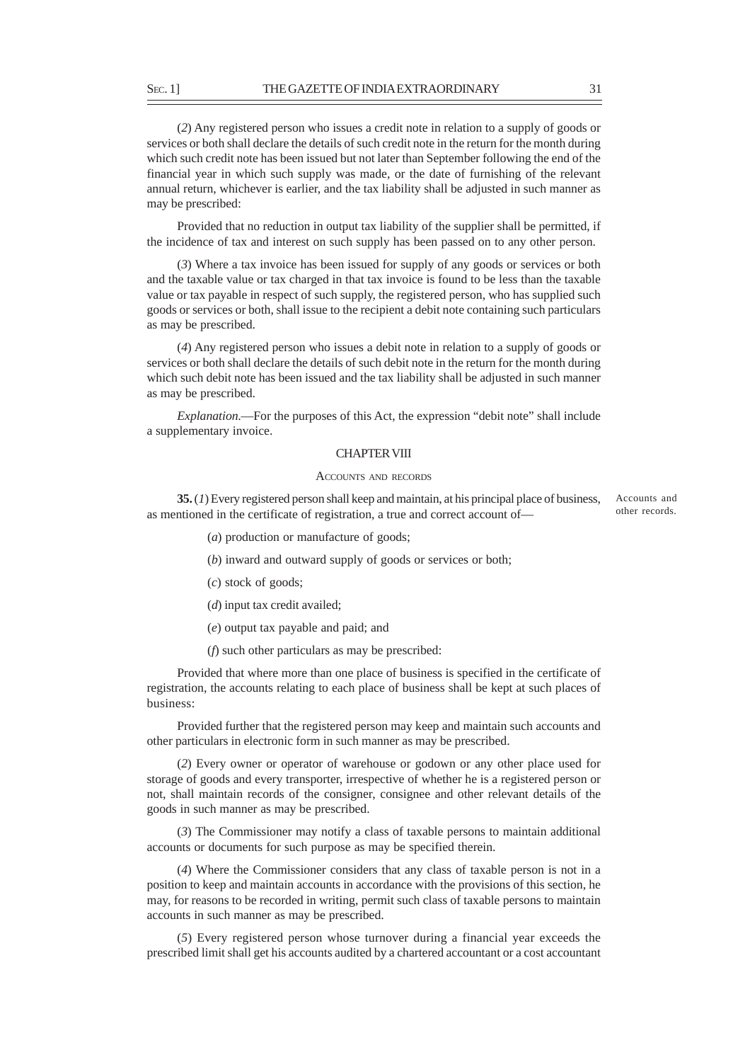(*2*) Any registered person who issues a credit note in relation to a supply of goods or services or both shall declare the details of such credit note in the return for the month during which such credit note has been issued but not later than September following the end of the financial year in which such supply was made, or the date of furnishing of the relevant annual return, whichever is earlier, and the tax liability shall be adjusted in such manner as may be prescribed:

Provided that no reduction in output tax liability of the supplier shall be permitted, if the incidence of tax and interest on such supply has been passed on to any other person.

(*3*) Where a tax invoice has been issued for supply of any goods or services or both and the taxable value or tax charged in that tax invoice is found to be less than the taxable value or tax payable in respect of such supply, the registered person, who has supplied such goods or services or both, shall issue to the recipient a debit note containing such particulars as may be prescribed.

(*4*) Any registered person who issues a debit note in relation to a supply of goods or services or both shall declare the details of such debit note in the return for the month during which such debit note has been issued and the tax liability shall be adjusted in such manner as may be prescribed.

*Explanation*.—For the purposes of this Act, the expression "debit note" shall include a supplementary invoice.

## CHAPTER VIII

### ACCOUNTS AND RECORDS

Accounts and other records.

**35.** (*1*) Every registered person shall keep and maintain, at his principal place of business, as mentioned in the certificate of registration, a true and correct account of—

(*a*) production or manufacture of goods;

(*b*) inward and outward supply of goods or services or both;

(*c*) stock of goods;

(*d*) input tax credit availed;

(*e*) output tax payable and paid; and

(*f*) such other particulars as may be prescribed:

Provided that where more than one place of business is specified in the certificate of registration, the accounts relating to each place of business shall be kept at such places of business:

Provided further that the registered person may keep and maintain such accounts and other particulars in electronic form in such manner as may be prescribed.

(*2*) Every owner or operator of warehouse or godown or any other place used for storage of goods and every transporter, irrespective of whether he is a registered person or not, shall maintain records of the consigner, consignee and other relevant details of the goods in such manner as may be prescribed.

(*3*) The Commissioner may notify a class of taxable persons to maintain additional accounts or documents for such purpose as may be specified therein.

(*4*) Where the Commissioner considers that any class of taxable person is not in a position to keep and maintain accounts in accordance with the provisions of this section, he may, for reasons to be recorded in writing, permit such class of taxable persons to maintain accounts in such manner as may be prescribed.

(*5*) Every registered person whose turnover during a financial year exceeds the prescribed limit shall get his accounts audited by a chartered accountant or a cost accountant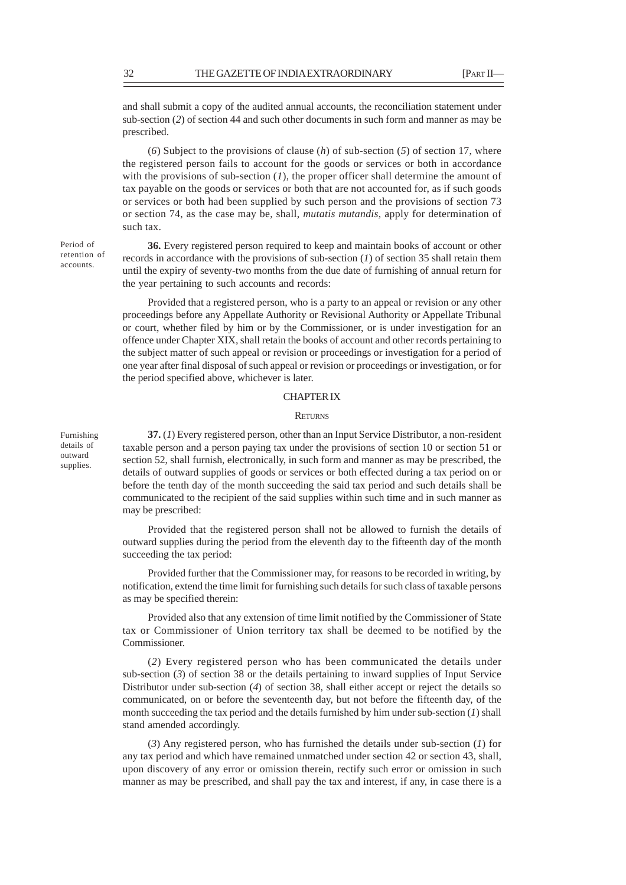and shall submit a copy of the audited annual accounts, the reconciliation statement under sub-section (*2*) of section 44 and such other documents in such form and manner as may be prescribed.

(*6*) Subject to the provisions of clause (*h*) of sub-section (*5*) of section 17, where the registered person fails to account for the goods or services or both in accordance with the provisions of sub-section (*1*), the proper officer shall determine the amount of tax payable on the goods or services or both that are not accounted for, as if such goods or services or both had been supplied by such person and the provisions of section 73 or section 74, as the case may be, shall, *mutatis mutandis*, apply for determination of such tax.

Period of retention of accounts.

**36.** Every registered person required to keep and maintain books of account or other records in accordance with the provisions of sub-section (*1*) of section 35 shall retain them until the expiry of seventy-two months from the due date of furnishing of annual return for the year pertaining to such accounts and records:

Provided that a registered person, who is a party to an appeal or revision or any other proceedings before any Appellate Authority or Revisional Authority or Appellate Tribunal or court, whether filed by him or by the Commissioner, or is under investigation for an offence under Chapter XIX, shall retain the books of account and other records pertaining to the subject matter of such appeal or revision or proceedings or investigation for a period of one year after final disposal of such appeal or revision or proceedings or investigation, or for the period specified above, whichever is later.

## CHAPTER IX

### RETURNS

Furnishing details of outward supplies.

**37.** (*1*) Every registered person, other than an Input Service Distributor, a non-resident taxable person and a person paying tax under the provisions of section 10 or section 51 or section 52, shall furnish, electronically, in such form and manner as may be prescribed, the details of outward supplies of goods or services or both effected during a tax period on or before the tenth day of the month succeeding the said tax period and such details shall be communicated to the recipient of the said supplies within such time and in such manner as may be prescribed:

Provided that the registered person shall not be allowed to furnish the details of outward supplies during the period from the eleventh day to the fifteenth day of the month succeeding the tax period:

Provided further that the Commissioner may, for reasons to be recorded in writing, by notification, extend the time limit for furnishing such details for such class of taxable persons as may be specified therein:

Provided also that any extension of time limit notified by the Commissioner of State tax or Commissioner of Union territory tax shall be deemed to be notified by the Commissioner.

(*2*) Every registered person who has been communicated the details under sub-section (*3*) of section 38 or the details pertaining to inward supplies of Input Service Distributor under sub-section (*4*) of section 38, shall either accept or reject the details so communicated, on or before the seventeenth day, but not before the fifteenth day, of the month succeeding the tax period and the details furnished by him under sub-section (*1*) shall stand amended accordingly.

(*3*) Any registered person, who has furnished the details under sub-section (*1*) for any tax period and which have remained unmatched under section 42 or section 43, shall, upon discovery of any error or omission therein, rectify such error or omission in such manner as may be prescribed, and shall pay the tax and interest, if any, in case there is a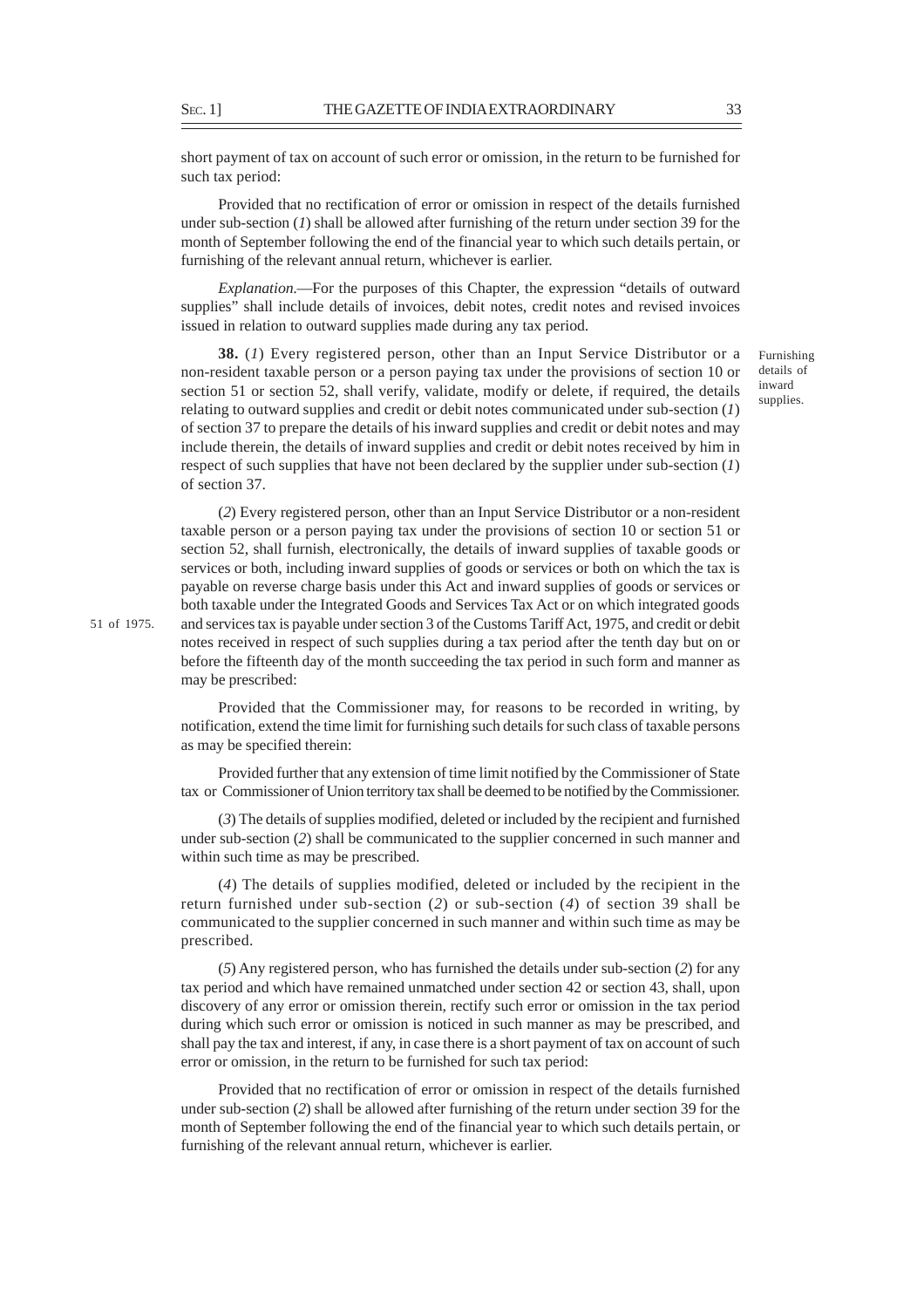short payment of tax on account of such error or omission, in the return to be furnished for such tax period:

Provided that no rectification of error or omission in respect of the details furnished under sub-section (*1*) shall be allowed after furnishing of the return under section 39 for the month of September following the end of the financial year to which such details pertain, or furnishing of the relevant annual return, whichever is earlier.

*Explanation*.—For the purposes of this Chapter, the expression "details of outward supplies" shall include details of invoices, debit notes, credit notes and revised invoices issued in relation to outward supplies made during any tax period.

Furnishing details of inward supplies.

**38.** (*1*) Every registered person, other than an Input Service Distributor or a non-resident taxable person or a person paying tax under the provisions of section 10 or section 51 or section 52, shall verify, validate, modify or delete, if required, the details relating to outward supplies and credit or debit notes communicated under sub-section (*1*) of section 37 to prepare the details of his inward supplies and credit or debit notes and may include therein, the details of inward supplies and credit or debit notes received by him in respect of such supplies that have not been declared by the supplier under sub-section (*1*) of section 37.

(*2*) Every registered person, other than an Input Service Distributor or a non-resident taxable person or a person paying tax under the provisions of section 10 or section 51 or section 52, shall furnish, electronically, the details of inward supplies of taxable goods or services or both, including inward supplies of goods or services or both on which the tax is payable on reverse charge basis under this Act and inward supplies of goods or services or both taxable under the Integrated Goods and Services Tax Act or on which integrated goods and services tax is payable under section 3 of the Customs Tariff Act, 1975, and credit or debit notes received in respect of such supplies during a tax period after the tenth day but on or before the fifteenth day of the month succeeding the tax period in such form and manner as may be prescribed:

51 of 1975.

Provided that the Commissioner may, for reasons to be recorded in writing, by notification, extend the time limit for furnishing such details for such class of taxable persons as may be specified therein:

Provided further that any extension of time limit notified by the Commissioner of State tax or Commissioner of Union territory tax shall be deemed to be notified by the Commissioner.

(*3*) The details of supplies modified, deleted or included by the recipient and furnished under sub-section (*2*) shall be communicated to the supplier concerned in such manner and within such time as may be prescribed.

(*4*) The details of supplies modified, deleted or included by the recipient in the return furnished under sub-section (*2*) or sub-section (*4*) of section 39 shall be communicated to the supplier concerned in such manner and within such time as may be prescribed.

(*5*) Any registered person, who has furnished the details under sub-section (*2*) for any tax period and which have remained unmatched under section 42 or section 43, shall, upon discovery of any error or omission therein, rectify such error or omission in the tax period during which such error or omission is noticed in such manner as may be prescribed, and shall pay the tax and interest, if any, in case there is a short payment of tax on account of such error or omission, in the return to be furnished for such tax period:

Provided that no rectification of error or omission in respect of the details furnished under sub-section (*2*) shall be allowed after furnishing of the return under section 39 for the month of September following the end of the financial year to which such details pertain, or furnishing of the relevant annual return, whichever is earlier.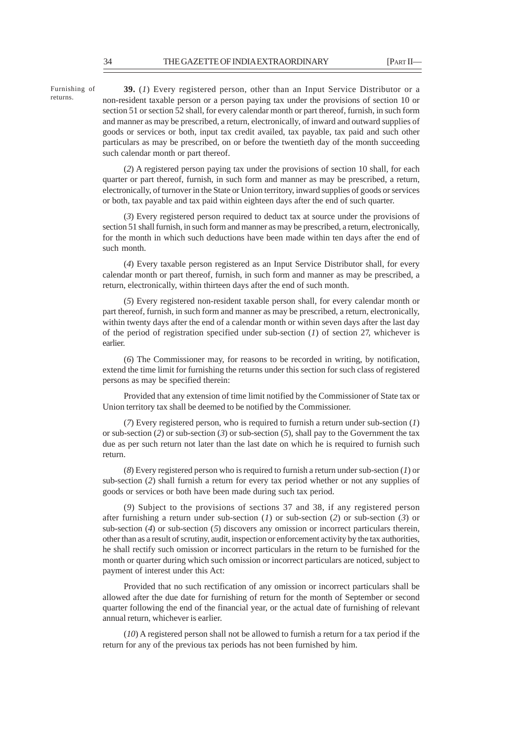Furnishing of returns.

**39.** (*1*) Every registered person, other than an Input Service Distributor or a non-resident taxable person or a person paying tax under the provisions of section 10 or section 51 or section 52 shall, for every calendar month or part thereof, furnish, in such form and manner as may be prescribed, a return, electronically, of inward and outward supplies of goods or services or both, input tax credit availed, tax payable, tax paid and such other particulars as may be prescribed, on or before the twentieth day of the month succeeding such calendar month or part thereof.

(*2*) A registered person paying tax under the provisions of section 10 shall, for each quarter or part thereof, furnish, in such form and manner as may be prescribed, a return, electronically, of turnover in the State or Union territory, inward supplies of goods or services or both, tax payable and tax paid within eighteen days after the end of such quarter.

(*3*) Every registered person required to deduct tax at source under the provisions of section 51 shall furnish, in such form and manner as may be prescribed, a return, electronically, for the month in which such deductions have been made within ten days after the end of such month.

(*4*) Every taxable person registered as an Input Service Distributor shall, for every calendar month or part thereof, furnish, in such form and manner as may be prescribed, a return, electronically, within thirteen days after the end of such month.

(*5*) Every registered non-resident taxable person shall, for every calendar month or part thereof, furnish, in such form and manner as may be prescribed, a return, electronically, within twenty days after the end of a calendar month or within seven days after the last day of the period of registration specified under sub-section (*1*) of section 27, whichever is earlier.

(*6*) The Commissioner may, for reasons to be recorded in writing, by notification, extend the time limit for furnishing the returns under this section for such class of registered persons as may be specified therein:

Provided that any extension of time limit notified by the Commissioner of State tax or Union territory tax shall be deemed to be notified by the Commissioner.

(*7*) Every registered person, who is required to furnish a return under sub-section (*1*) or sub-section (*2*) or sub-section (*3*) or sub-section (*5*), shall pay to the Government the tax due as per such return not later than the last date on which he is required to furnish such return.

(*8*) Every registered person who is required to furnish a return under sub-section (*1*) or sub-section (*2*) shall furnish a return for every tax period whether or not any supplies of goods or services or both have been made during such tax period.

(*9*) Subject to the provisions of sections 37 and 38, if any registered person after furnishing a return under sub-section (*1*) or sub-section (*2*) or sub-section (*3*) or sub-section (*4*) or sub-section (*5*) discovers any omission or incorrect particulars therein, other than as a result of scrutiny, audit, inspection or enforcement activity by the tax authorities, he shall rectify such omission or incorrect particulars in the return to be furnished for the month or quarter during which such omission or incorrect particulars are noticed, subject to payment of interest under this Act:

Provided that no such rectification of any omission or incorrect particulars shall be allowed after the due date for furnishing of return for the month of September or second quarter following the end of the financial year, or the actual date of furnishing of relevant annual return, whichever is earlier.

(*10*) A registered person shall not be allowed to furnish a return for a tax period if the return for any of the previous tax periods has not been furnished by him.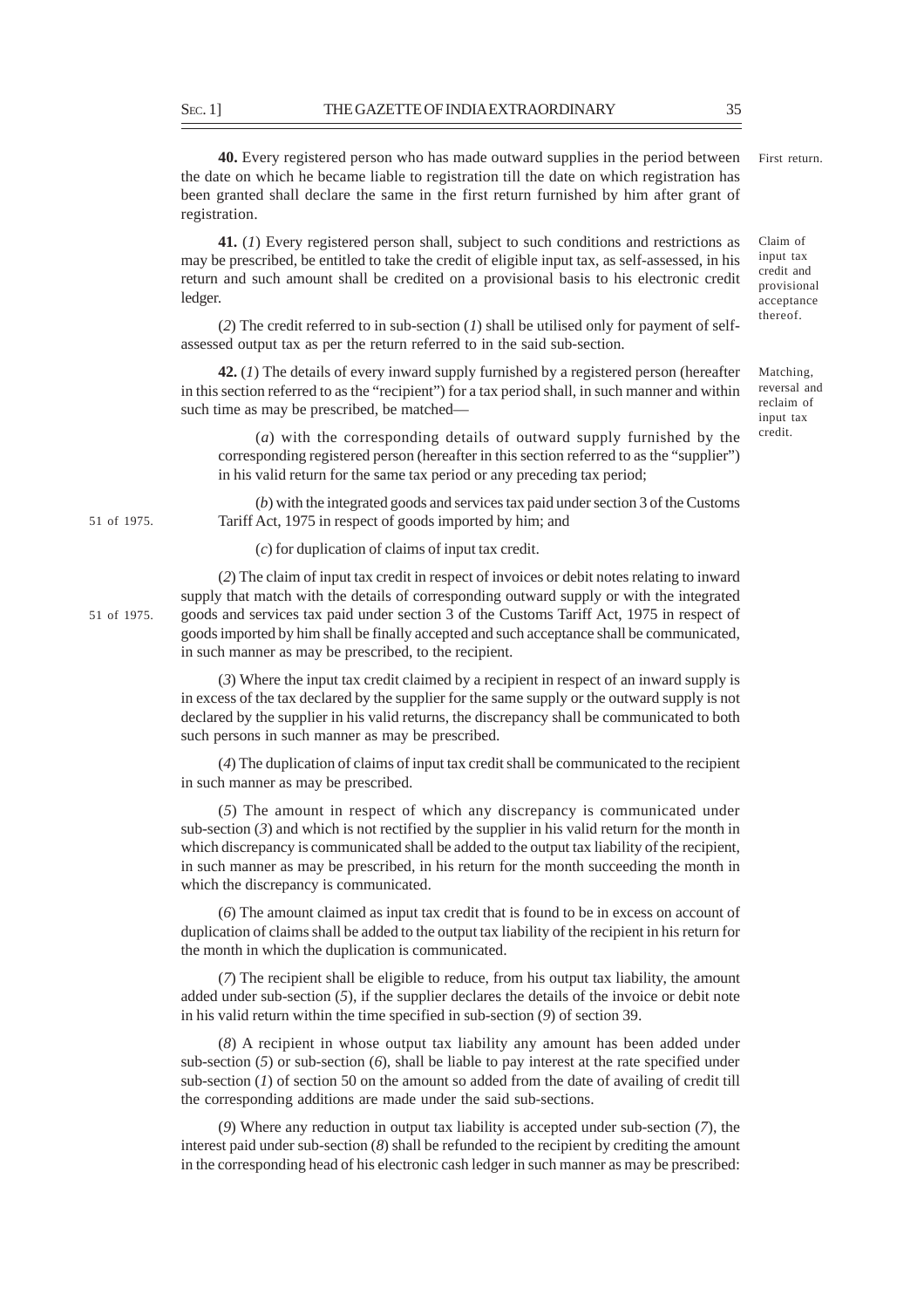**40.** Every registered person who has made outward supplies in the period between the date on which he became liable to registration till the date on which registration has been granted shall declare the same in the first return furnished by him after grant of registration.

First return.

**41.** (*1*) Every registered person shall, subject to such conditions and restrictions as may be prescribed, be entitled to take the credit of eligible input tax, as self-assessed, in his return and such amount shall be credited on a provisional basis to his electronic credit ledger.

Claim of input tax credit and provisional acceptance thereof.

(*2*) The credit referred to in sub-section (*1*) shall be utilised only for payment of self-assessed output tax as per the return referred to in the said sub-section.

**42.** (*1*) The details of every inward supply furnished by a registered person (hereafter in this section referred to as the "recipient") for a tax period shall, in such manner and within such time as may be prescribed, be matched—

Matching, reversal and reclaim of input tax credit.

(*a*) with the corresponding details of outward supply furnished by the corresponding registered person (hereafter in this section referred to as the "supplier") in his valid return for the same tax period or any preceding tax period;

(*b*) with the integrated goods and services tax paid under section 3 of the Customs Tariff Act, 1975 in respect of goods imported by him; and

51 of 1975.

(*c*) for duplication of claims of input tax credit.

(*2*) The claim of input tax credit in respect of invoices or debit notes relating to inward supply that match with the details of corresponding outward supply or with the integrated goods and services tax paid under section 3 of the Customs Tariff Act, 1975 in respect of goods imported by him shall be finally accepted and such acceptance shall be communicated, in such manner as may be prescribed, to the recipient.

51 of 1975.

(*3*) Where the input tax credit claimed by a recipient in respect of an inward supply is in excess of the tax declared by the supplier for the same supply or the outward supply is not declared by the supplier in his valid returns, the discrepancy shall be communicated to both such persons in such manner as may be prescribed.

(*4*) The duplication of claims of input tax credit shall be communicated to the recipient in such manner as may be prescribed.

(*5*) The amount in respect of which any discrepancy is communicated under sub-section (*3*) and which is not rectified by the supplier in his valid return for the month in which discrepancy is communicated shall be added to the output tax liability of the recipient, in such manner as may be prescribed, in his return for the month succeeding the month in which the discrepancy is communicated.

(*6*) The amount claimed as input tax credit that is found to be in excess on account of duplication of claims shall be added to the output tax liability of the recipient in his return for the month in which the duplication is communicated.

(*7*) The recipient shall be eligible to reduce, from his output tax liability, the amount added under sub-section (*5*), if the supplier declares the details of the invoice or debit note in his valid return within the time specified in sub-section (*9*) of section 39.

(*8*) A recipient in whose output tax liability any amount has been added under sub-section (*5*) or sub-section (*6*), shall be liable to pay interest at the rate specified under sub-section (*1*) of section 50 on the amount so added from the date of availing of credit till the corresponding additions are made under the said sub-sections.

(*9*) Where any reduction in output tax liability is accepted under sub-section (*7*), the interest paid under sub-section (*8*) shall be refunded to the recipient by crediting the amount in the corresponding head of his electronic cash ledger in such manner as may be prescribed: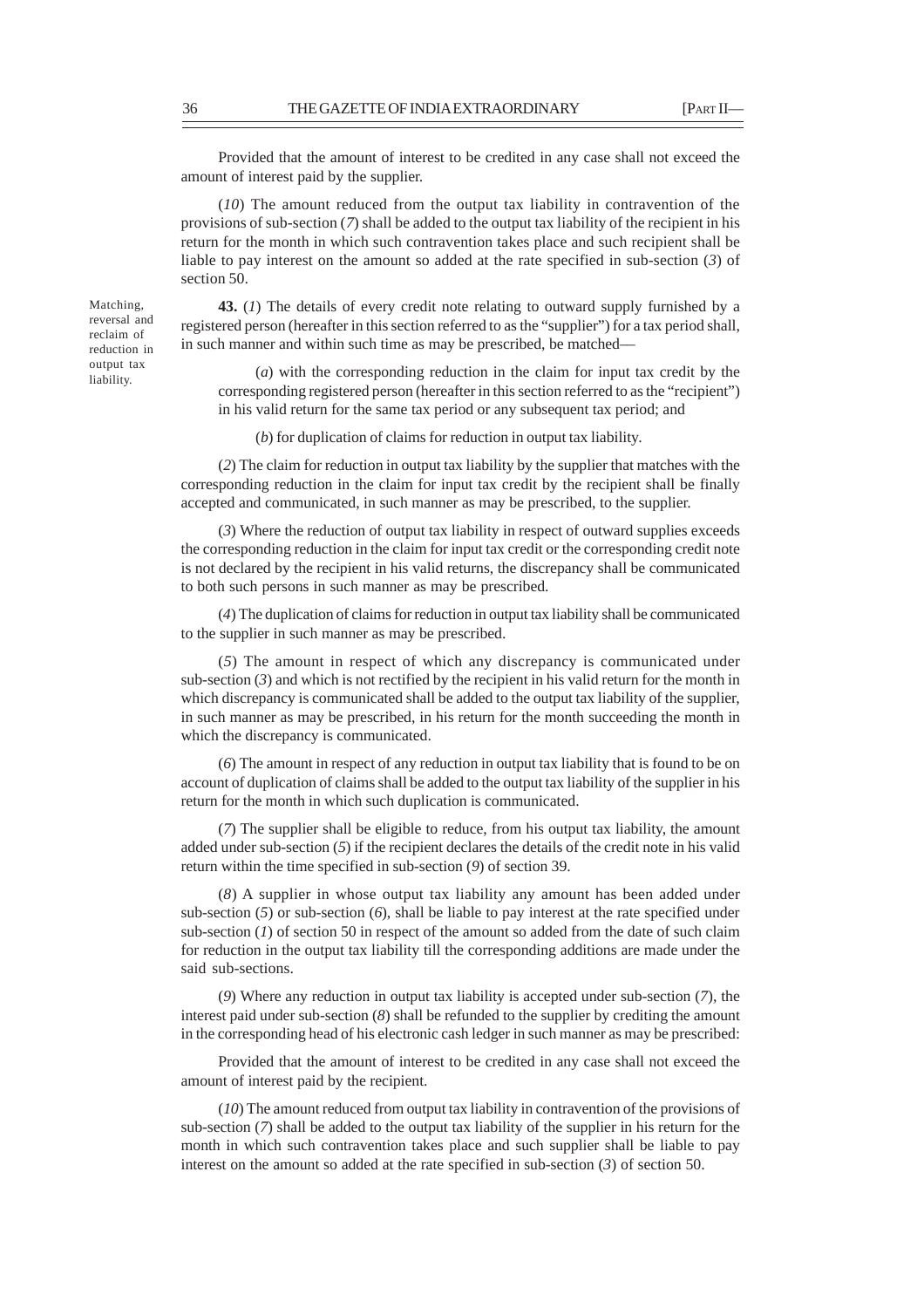Provided that the amount of interest to be credited in any case shall not exceed the amount of interest paid by the supplier.

(*10*) The amount reduced from the output tax liability in contravention of the provisions of sub-section (*7*) shall be added to the output tax liability of the recipient in his return for the month in which such contravention takes place and such recipient shall be liable to pay interest on the amount so added at the rate specified in sub-section (*3*) of section 50.

Matching, reversal and reclaim of reduction in output tax liability.

**43.** (*1*) The details of every credit note relating to outward supply furnished by a registered person (hereafter in this section referred to as the "supplier") for a tax period shall, in such manner and within such time as may be prescribed, be matched—

(*a*) with the corresponding reduction in the claim for input tax credit by the corresponding registered person (hereafter in this section referred to as the "recipient") in his valid return for the same tax period or any subsequent tax period; and

(*b*) for duplication of claims for reduction in output tax liability.

(*2*) The claim for reduction in output tax liability by the supplier that matches with the corresponding reduction in the claim for input tax credit by the recipient shall be finally accepted and communicated, in such manner as may be prescribed, to the supplier.

(*3*) Where the reduction of output tax liability in respect of outward supplies exceeds the corresponding reduction in the claim for input tax credit or the corresponding credit note is not declared by the recipient in his valid returns, the discrepancy shall be communicated to both such persons in such manner as may be prescribed.

(*4*) The duplication of claims for reduction in output tax liability shall be communicated to the supplier in such manner as may be prescribed.

(*5*) The amount in respect of which any discrepancy is communicated under sub-section (*3*) and which is not rectified by the recipient in his valid return for the month in which discrepancy is communicated shall be added to the output tax liability of the supplier, in such manner as may be prescribed, in his return for the month succeeding the month in which the discrepancy is communicated.

(*6*) The amount in respect of any reduction in output tax liability that is found to be on account of duplication of claims shall be added to the output tax liability of the supplier in his return for the month in which such duplication is communicated.

(*7*) The supplier shall be eligible to reduce, from his output tax liability, the amount added under sub-section (*5*) if the recipient declares the details of the credit note in his valid return within the time specified in sub-section (*9*) of section 39.

(*8*) A supplier in whose output tax liability any amount has been added under sub-section (*5*) or sub-section (*6*), shall be liable to pay interest at the rate specified under sub-section (*1*) of section 50 in respect of the amount so added from the date of such claim for reduction in the output tax liability till the corresponding additions are made under the said sub-sections.

(*9*) Where any reduction in output tax liability is accepted under sub-section (*7*), the interest paid under sub-section (*8*) shall be refunded to the supplier by crediting the amount in the corresponding head of his electronic cash ledger in such manner as may be prescribed:

Provided that the amount of interest to be credited in any case shall not exceed the amount of interest paid by the recipient.

(*10*) The amount reduced from output tax liability in contravention of the provisions of sub-section (*7*) shall be added to the output tax liability of the supplier in his return for the month in which such contravention takes place and such supplier shall be liable to pay interest on the amount so added at the rate specified in sub-section (*3*) of section 50.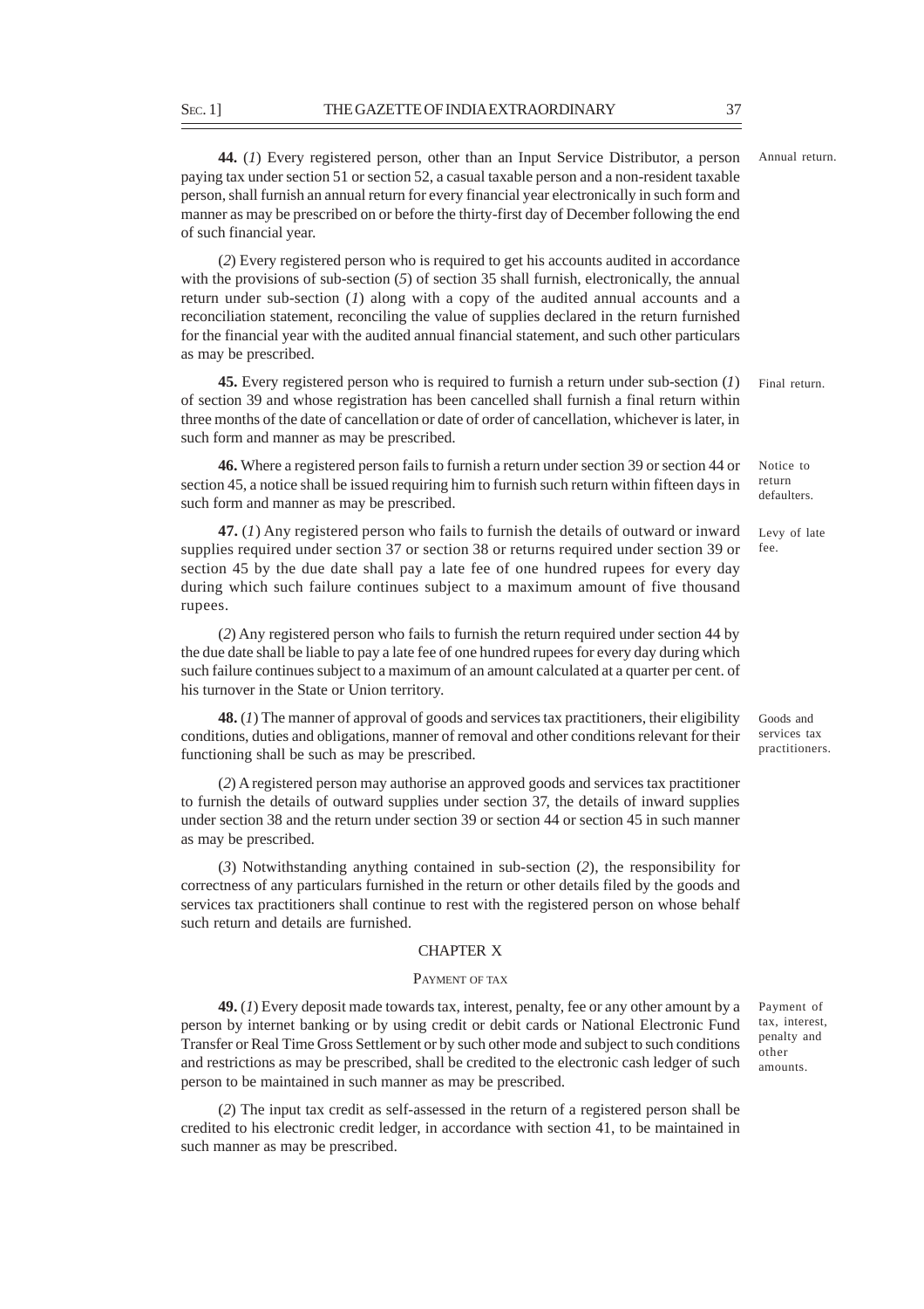**44.** (*1*) Every registered person, other than an Input Service Distributor, a person paying tax under section 51 or section 52, a casual taxable person and a non-resident taxable person, shall furnish an annual return for every financial year electronically in such form and manner as may be prescribed on or before the thirty-first day of December following the end of such financial year.

Annual return.

(*2*) Every registered person who is required to get his accounts audited in accordance with the provisions of sub-section (*5*) of section 35 shall furnish, electronically, the annual return under sub-section (*1*) along with a copy of the audited annual accounts and a reconciliation statement, reconciling the value of supplies declared in the return furnished for the financial year with the audited annual financial statement, and such other particulars as may be prescribed.

**45.** Every registered person who is required to furnish a return under sub-section (*1*) of section 39 and whose registration has been cancelled shall furnish a final return within three months of the date of cancellation or date of order of cancellation, whichever is later, in such form and manner as may be prescribed.

Final return.

**46.** Where a registered person fails to furnish a return under section 39 or section 44 or section 45, a notice shall be issued requiring him to furnish such return within fifteen days in such form and manner as may be prescribed.

Notice to return defaulters.

**47.** (*1*) Any registered person who fails to furnish the details of outward or inward supplies required under section 37 or section 38 or returns required under section 39 or section 45 by the due date shall pay a late fee of one hundred rupees for every day during which such failure continues subject to a maximum amount of five thousand rupees.

Levy of late fee.

(*2*) Any registered person who fails to furnish the return required under section 44 by the due date shall be liable to pay a late fee of one hundred rupees for every day during which such failure continues subject to a maximum of an amount calculated at a quarter per cent. of his turnover in the State or Union territory.

**48.** (*1*) The manner of approval of goods and services tax practitioners, their eligibility conditions, duties and obligations, manner of removal and other conditions relevant for their functioning shall be such as may be prescribed.

Goods and services tax practitioners.

(*2*) A registered person may authorise an approved goods and services tax practitioner to furnish the details of outward supplies under section 37, the details of inward supplies under section 38 and the return under section 39 or section 44 or section 45 in such manner as may be prescribed.

(*3*) Notwithstanding anything contained in sub-section (*2*), the responsibility for correctness of any particulars furnished in the return or other details filed by the goods and services tax practitioners shall continue to rest with the registered person on whose behalf such return and details are furnished.

## CHAPTER X

### PAYMENT OF TAX

**49.** (*1*) Every deposit made towards tax, interest, penalty, fee or any other amount by a person by internet banking or by using credit or debit cards or National Electronic Fund Transfer or Real Time Gross Settlement or by such other mode and subject to such conditions and restrictions as may be prescribed, shall be credited to the electronic cash ledger of such person to be maintained in such manner as may be prescribed.

Payment of tax, interest, penalty and other amounts.

(*2*) The input tax credit as self-assessed in the return of a registered person shall be credited to his electronic credit ledger, in accordance with section 41, to be maintained in such manner as may be prescribed.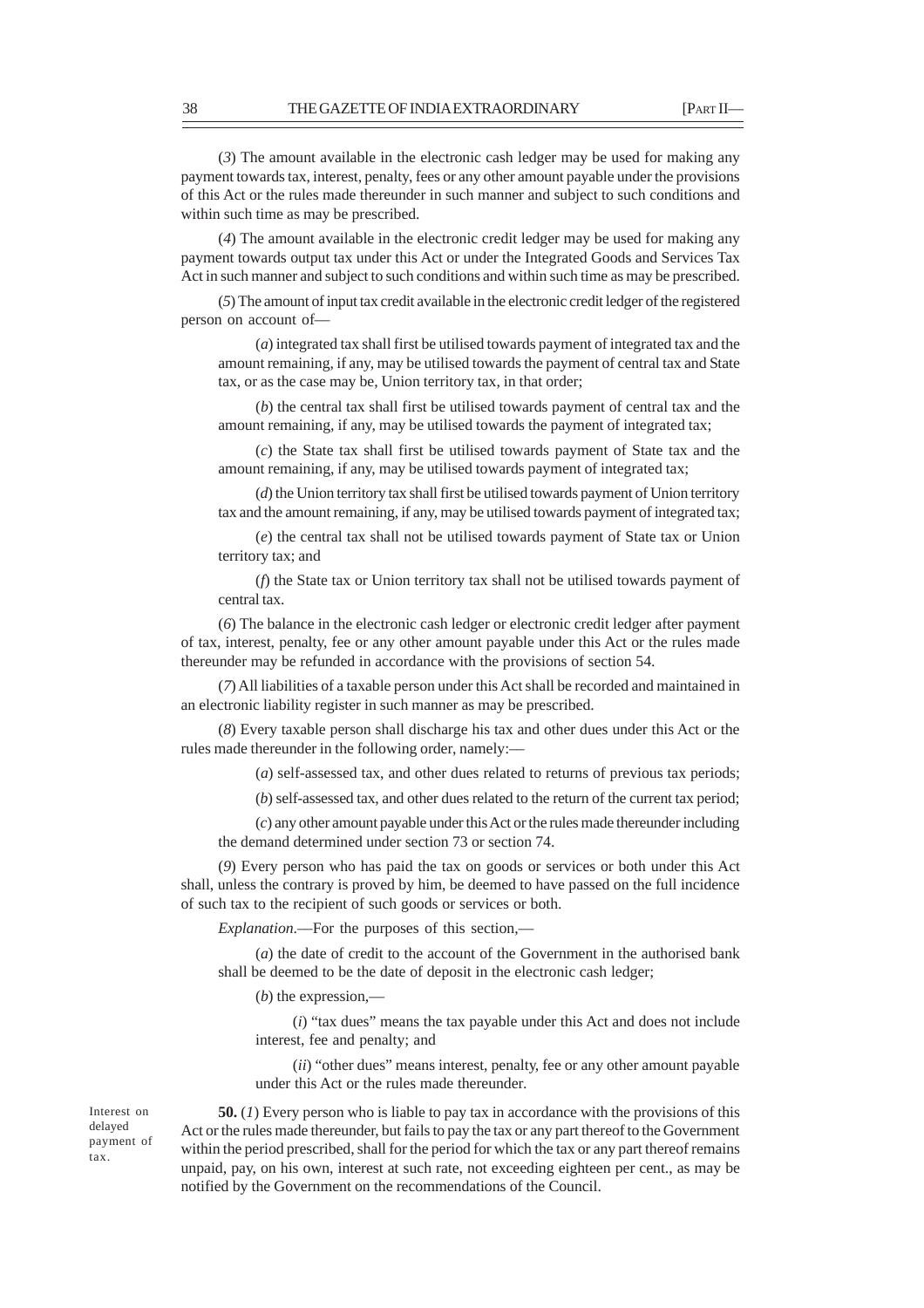(*3*) The amount available in the electronic cash ledger may be used for making any payment towards tax, interest, penalty, fees or any other amount payable under the provisions of this Act or the rules made thereunder in such manner and subject to such conditions and within such time as may be prescribed.

(*4*) The amount available in the electronic credit ledger may be used for making any payment towards output tax under this Act or under the Integrated Goods and Services Tax Act in such manner and subject to such conditions and within such time as may be prescribed.

(*5*) The amount of input tax credit available in the electronic credit ledger of the registered person on account of—

(*a*) integrated tax shall first be utilised towards payment of integrated tax and the amount remaining, if any, may be utilised towards the payment of central tax and State tax, or as the case may be, Union territory tax, in that order;

(*b*) the central tax shall first be utilised towards payment of central tax and the amount remaining, if any, may be utilised towards the payment of integrated tax;

(*c*) the State tax shall first be utilised towards payment of State tax and the amount remaining, if any, may be utilised towards payment of integrated tax;

(*d*) the Union territory tax shall first be utilised towards payment of Union territory tax and the amount remaining, if any, may be utilised towards payment of integrated tax;

(*e*) the central tax shall not be utilised towards payment of State tax or Union territory tax; and

(*f*) the State tax or Union territory tax shall not be utilised towards payment of central tax.

(*6*) The balance in the electronic cash ledger or electronic credit ledger after payment of tax, interest, penalty, fee or any other amount payable under this Act or the rules made thereunder may be refunded in accordance with the provisions of section 54.

(*7*) All liabilities of a taxable person under this Act shall be recorded and maintained in an electronic liability register in such manner as may be prescribed.

(*8*) Every taxable person shall discharge his tax and other dues under this Act or the rules made thereunder in the following order, namely:—

(*a*) self-assessed tax, and other dues related to returns of previous tax periods;

(*b*) self-assessed tax, and other dues related to the return of the current tax period;

(*c*) any other amount payable under this Act or the rules made thereunder including the demand determined under section 73 or section 74.

(*9*) Every person who has paid the tax on goods or services or both under this Act shall, unless the contrary is proved by him, be deemed to have passed on the full incidence of such tax to the recipient of such goods or services or both.

*Explanation*.—For the purposes of this section,—

(*a*) the date of credit to the account of the Government in the authorised bank shall be deemed to be the date of deposit in the electronic cash ledger;

(*b*) the expression,—

(*i*) "tax dues" means the tax payable under this Act and does not include interest, fee and penalty; and

(*ii*) "other dues" means interest, penalty, fee or any other amount payable under this Act or the rules made thereunder.

Interest on delayed payment of tax.

**50.** (*1*) Every person who is liable to pay tax in accordance with the provisions of this Act or the rules made thereunder, but fails to pay the tax or any part thereof to the Government within the period prescribed, shall for the period for which the tax or any part thereof remains unpaid, pay, on his own, interest at such rate, not exceeding eighteen per cent., as may be notified by the Government on the recommendations of the Council.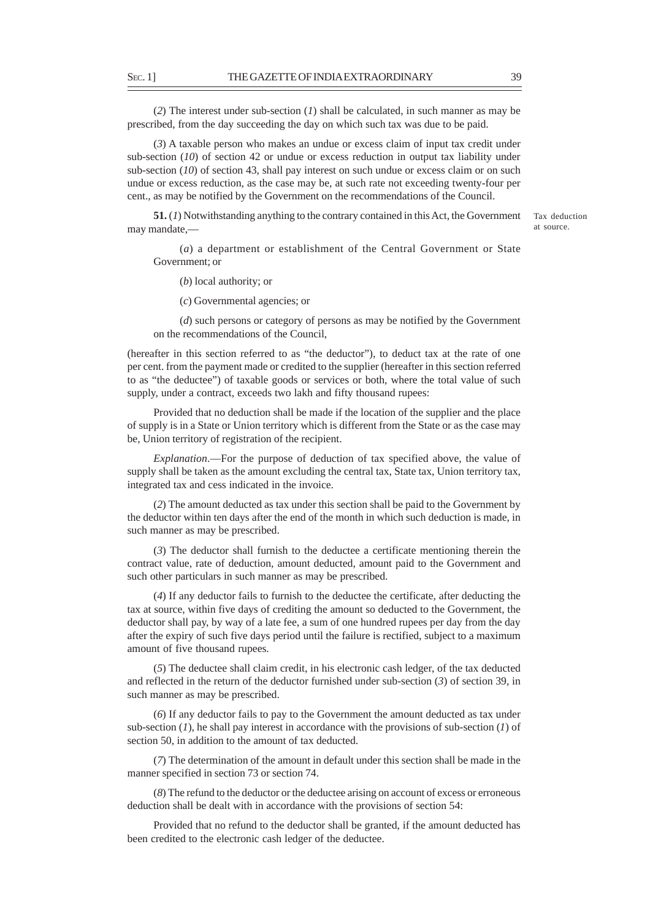(*2*) The interest under sub-section (*1*) shall be calculated, in such manner as may be prescribed, from the day succeeding the day on which such tax was due to be paid.

(*3*) A taxable person who makes an undue or excess claim of input tax credit under sub-section (*10*) of section 42 or undue or excess reduction in output tax liability under sub-section (*10*) of section 43, shall pay interest on such undue or excess claim or on such undue or excess reduction, as the case may be, at such rate not exceeding twenty-four per cent., as may be notified by the Government on the recommendations of the Council.

Tax deduction at source.

**51.** (*1*) Notwithstanding anything to the contrary contained in this Act, the Government may mandate,—

(*a*) a department or establishment of the Central Government or State Government; or

(*b*) local authority; or

(*c*) Governmental agencies; or

(*d*) such persons or category of persons as may be notified by the Government on the recommendations of the Council,

(hereafter in this section referred to as "the deductor"), to deduct tax at the rate of one per cent. from the payment made or credited to the supplier (hereafter in this section referred to as "the deductee") of taxable goods or services or both, where the total value of such supply, under a contract, exceeds two lakh and fifty thousand rupees:

Provided that no deduction shall be made if the location of the supplier and the place of supply is in a State or Union territory which is different from the State or as the case may be, Union territory of registration of the recipient.

*Explanation*.—For the purpose of deduction of tax specified above, the value of supply shall be taken as the amount excluding the central tax, State tax, Union territory tax, integrated tax and cess indicated in the invoice.

(*2*) The amount deducted as tax under this section shall be paid to the Government by the deductor within ten days after the end of the month in which such deduction is made, in such manner as may be prescribed.

(*3*) The deductor shall furnish to the deductee a certificate mentioning therein the contract value, rate of deduction, amount deducted, amount paid to the Government and such other particulars in such manner as may be prescribed.

(*4*) If any deductor fails to furnish to the deductee the certificate, after deducting the tax at source, within five days of crediting the amount so deducted to the Government, the deductor shall pay, by way of a late fee, a sum of one hundred rupees per day from the day after the expiry of such five days period until the failure is rectified, subject to a maximum amount of five thousand rupees.

(*5*) The deductee shall claim credit, in his electronic cash ledger, of the tax deducted and reflected in the return of the deductor furnished under sub-section (*3*) of section 39, in such manner as may be prescribed.

(*6*) If any deductor fails to pay to the Government the amount deducted as tax under sub-section (*1*), he shall pay interest in accordance with the provisions of sub-section (*1*) of section 50, in addition to the amount of tax deducted.

(*7*) The determination of the amount in default under this section shall be made in the manner specified in section 73 or section 74.

(*8*) The refund to the deductor or the deductee arising on account of excess or erroneous deduction shall be dealt with in accordance with the provisions of section 54:

Provided that no refund to the deductor shall be granted, if the amount deducted has been credited to the electronic cash ledger of the deductee.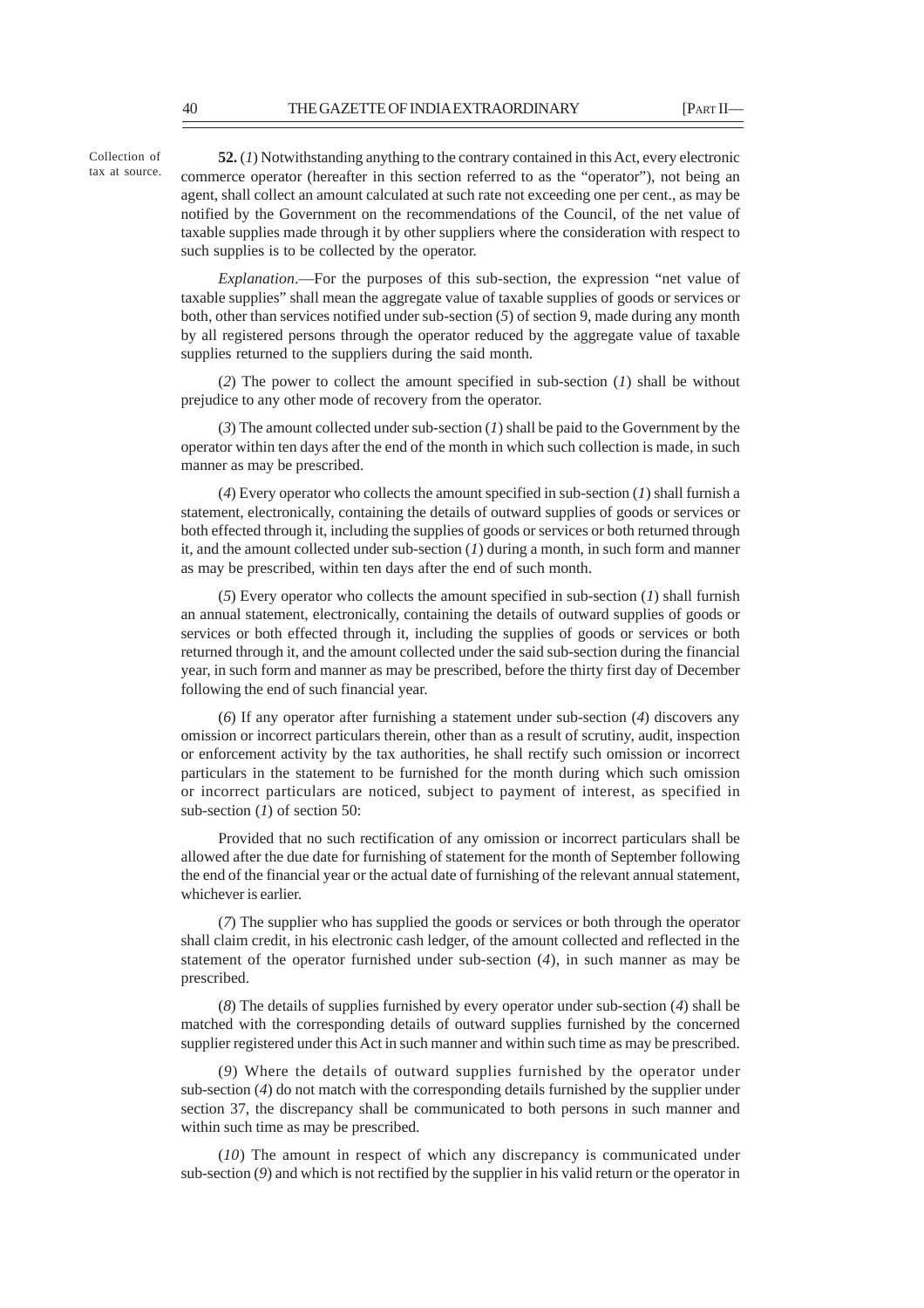Collection of tax at source.

**52.** (*1*) Notwithstanding anything to the contrary contained in this Act, every electronic commerce operator (hereafter in this section referred to as the "operator"), not being an agent, shall collect an amount calculated at such rate not exceeding one per cent., as may be notified by the Government on the recommendations of the Council, of the net value of taxable supplies made through it by other suppliers where the consideration with respect to such supplies is to be collected by the operator.

*Explanation*.—For the purposes of this sub-section, the expression "net value of taxable supplies" shall mean the aggregate value of taxable supplies of goods or services or both, other than services notified under sub-section (*5*) of section 9, made during any month by all registered persons through the operator reduced by the aggregate value of taxable supplies returned to the suppliers during the said month.

(*2*) The power to collect the amount specified in sub-section (*1*) shall be without prejudice to any other mode of recovery from the operator.

(*3*) The amount collected under sub-section (*1*) shall be paid to the Government by the operator within ten days after the end of the month in which such collection is made, in such manner as may be prescribed.

(*4*) Every operator who collects the amount specified in sub-section (*1*) shall furnish a statement, electronically, containing the details of outward supplies of goods or services or both effected through it, including the supplies of goods or services or both returned through it, and the amount collected under sub-section (*1*) during a month, in such form and manner as may be prescribed, within ten days after the end of such month.

(*5*) Every operator who collects the amount specified in sub-section (*1*) shall furnish an annual statement, electronically, containing the details of outward supplies of goods or services or both effected through it, including the supplies of goods or services or both returned through it, and the amount collected under the said sub-section during the financial year, in such form and manner as may be prescribed, before the thirty first day of December following the end of such financial year.

(*6*) If any operator after furnishing a statement under sub-section (*4*) discovers any omission or incorrect particulars therein, other than as a result of scrutiny, audit, inspection or enforcement activity by the tax authorities, he shall rectify such omission or incorrect particulars in the statement to be furnished for the month during which such omission or incorrect particulars are noticed, subject to payment of interest, as specified in sub-section (*1*) of section 50:

Provided that no such rectification of any omission or incorrect particulars shall be allowed after the due date for furnishing of statement for the month of September following the end of the financial year or the actual date of furnishing of the relevant annual statement, whichever is earlier.

(*7*) The supplier who has supplied the goods or services or both through the operator shall claim credit, in his electronic cash ledger, of the amount collected and reflected in the statement of the operator furnished under sub-section (*4*), in such manner as may be prescribed.

(*8*) The details of supplies furnished by every operator under sub-section (*4*) shall be matched with the corresponding details of outward supplies furnished by the concerned supplier registered under this Act in such manner and within such time as may be prescribed.

(*9*) Where the details of outward supplies furnished by the operator under sub-section (*4*) do not match with the corresponding details furnished by the supplier under section 37, the discrepancy shall be communicated to both persons in such manner and within such time as may be prescribed.

(*10*) The amount in respect of which any discrepancy is communicated under sub-section (*9*) and which is not rectified by the supplier in his valid return or the operator in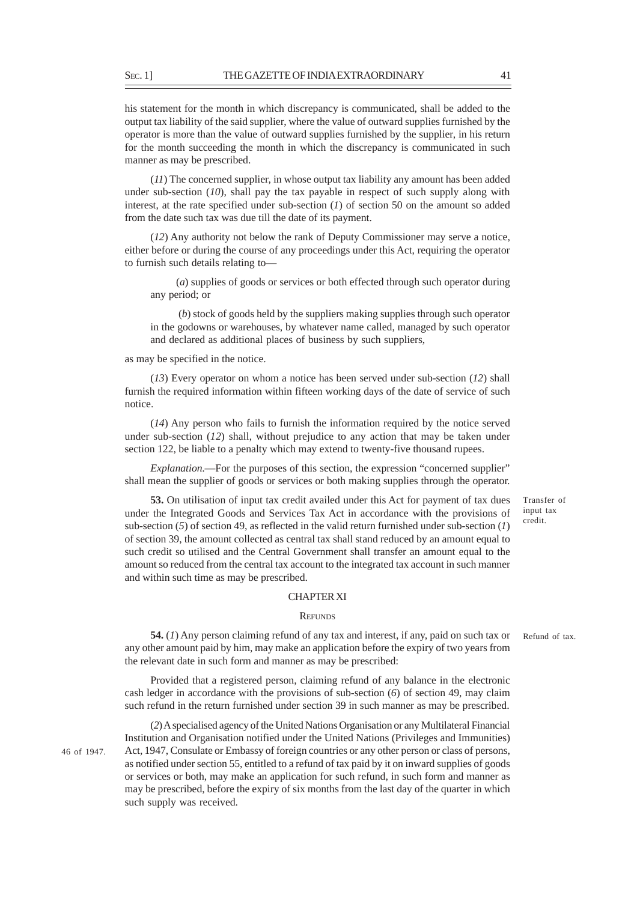his statement for the month in which discrepancy is communicated, shall be added to the output tax liability of the said supplier, where the value of outward supplies furnished by the operator is more than the value of outward supplies furnished by the supplier, in his return for the month succeeding the month in which the discrepancy is communicated in such manner as may be prescribed.

(*11*) The concerned supplier, in whose output tax liability any amount has been added under sub-section (*10*), shall pay the tax payable in respect of such supply along with interest, at the rate specified under sub-section (*1*) of section 50 on the amount so added from the date such tax was due till the date of its payment.

(*12*) Any authority not below the rank of Deputy Commissioner may serve a notice, either before or during the course of any proceedings under this Act, requiring the operator to furnish such details relating to—

(*a*) supplies of goods or services or both effected through such operator during any period; or

(*b*) stock of goods held by the suppliers making supplies through such operator in the godowns or warehouses, by whatever name called, managed by such operator and declared as additional places of business by such suppliers,

as may be specified in the notice.

(*13*) Every operator on whom a notice has been served under sub-section (*12*) shall furnish the required information within fifteen working days of the date of service of such notice.

(*14*) Any person who fails to furnish the information required by the notice served under sub-section (*12*) shall, without prejudice to any action that may be taken under section 122, be liable to a penalty which may extend to twenty-five thousand rupees.

*Explanation.*—For the purposes of this section, the expression "concerned supplier" shall mean the supplier of goods or services or both making supplies through the operator.

Transfer of input tax credit.

**53.** On utilisation of input tax credit availed under this Act for payment of tax dues under the Integrated Goods and Services Tax Act in accordance with the provisions of sub-section (*5*) of section 49, as reflected in the valid return furnished under sub-section (*1*) of section 39, the amount collected as central tax shall stand reduced by an amount equal to such credit so utilised and the Central Government shall transfer an amount equal to the amount so reduced from the central tax account to the integrated tax account in such manner and within such time as may be prescribed.

## CHAPTER XI

### REFUNDS

Refund of tax.

**54.** (*1*) Any person claiming refund of any tax and interest, if any, paid on such tax or any other amount paid by him, may make an application before the expiry of two years from the relevant date in such form and manner as may be prescribed:

Provided that a registered person, claiming refund of any balance in the electronic cash ledger in accordance with the provisions of sub-section (*6*) of section 49, may claim such refund in the return furnished under section 39 in such manner as may be prescribed.

46 of 1947.

(*2*) A specialised agency of the United Nations Organisation or any Multilateral Financial Institution and Organisation notified under the United Nations (Privileges and Immunities) Act, 1947, Consulate or Embassy of foreign countries or any other person or class of persons, as notified under section 55, entitled to a refund of tax paid by it on inward supplies of goods or services or both, may make an application for such refund, in such form and manner as may be prescribed, before the expiry of six months from the last day of the quarter in which such supply was received.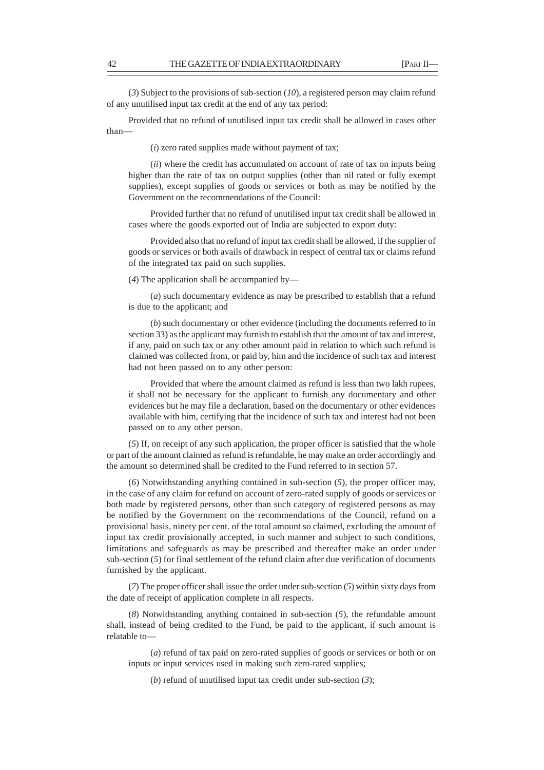(*3*) Subject to the provisions of sub-section (*10*), a registered person may claim refund of any unutilised input tax credit at the end of any tax period:

Provided that no refund of unutilised input tax credit shall be allowed in cases other than––

(*i*) zero rated supplies made without payment of tax;

(*ii*) where the credit has accumulated on account of rate of tax on inputs being higher than the rate of tax on output supplies (other than nil rated or fully exempt supplies), except supplies of goods or services or both as may be notified by the Government on the recommendations of the Council:

Provided further that no refund of unutilised input tax credit shall be allowed in cases where the goods exported out of India are subjected to export duty:

Provided also that no refund of input tax credit shall be allowed, if the supplier of goods or services or both avails of drawback in respect of central tax or claims refund of the integrated tax paid on such supplies.

(*4*) The application shall be accompanied by—

(*a*) such documentary evidence as may be prescribed to establish that a refund is due to the applicant; and

(*b*) such documentary or other evidence (including the documents referred to in section 33) as the applicant may furnish to establish that the amount of tax and interest, if any, paid on such tax or any other amount paid in relation to which such refund is claimed was collected from, or paid by, him and the incidence of such tax and interest had not been passed on to any other person:

Provided that where the amount claimed as refund is less than two lakh rupees, it shall not be necessary for the applicant to furnish any documentary and other evidences but he may file a declaration, based on the documentary or other evidences available with him, certifying that the incidence of such tax and interest had not been passed on to any other person.

(*5*) If, on receipt of any such application, the proper officer is satisfied that the whole or part of the amount claimed as refund is refundable, he may make an order accordingly and the amount so determined shall be credited to the Fund referred to in section 57.

(*6*) Notwithstanding anything contained in sub-section (*5*), the proper officer may, in the case of any claim for refund on account of zero-rated supply of goods or services or both made by registered persons, other than such category of registered persons as may be notified by the Government on the recommendations of the Council, refund on a provisional basis, ninety per cent. of the total amount so claimed, excluding the amount of input tax credit provisionally accepted, in such manner and subject to such conditions, limitations and safeguards as may be prescribed and thereafter make an order under sub-section (*5*) for final settlement of the refund claim after due verification of documents furnished by the applicant.

(*7*) The proper officer shall issue the order under sub-section (*5*) within sixty days from the date of receipt of application complete in all respects.

(*8*) Notwithstanding anything contained in sub-section (*5*), the refundable amount shall, instead of being credited to the Fund, be paid to the applicant, if such amount is relatable to—

(*a*) refund of tax paid on zero-rated supplies of goods or services or both or on inputs or input services used in making such zero-rated supplies;

(*b*) refund of unutilised input tax credit under sub-section (*3*);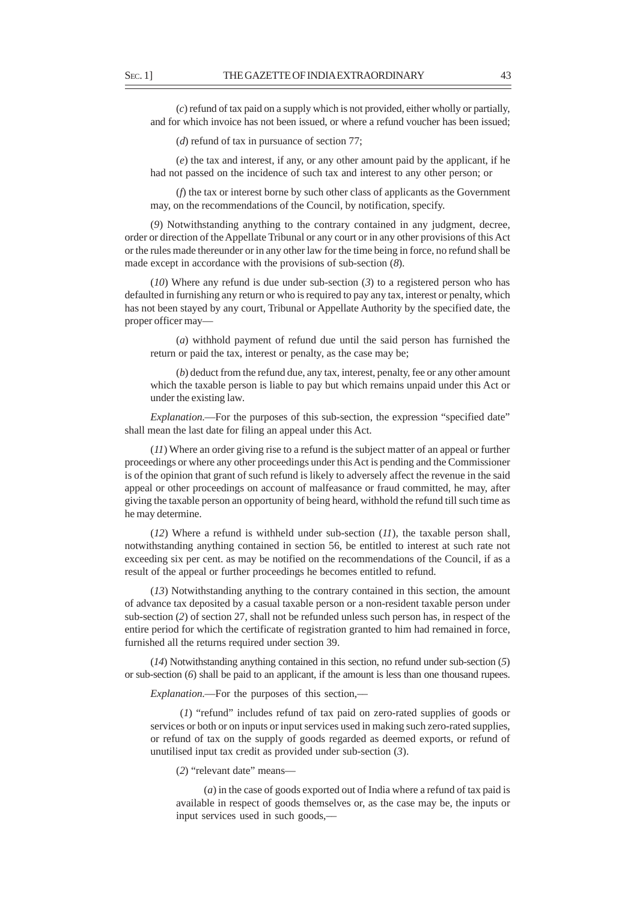(*c*) refund of tax paid on a supply which is not provided, either wholly or partially, and for which invoice has not been issued, or where a refund voucher has been issued;

(*d*) refund of tax in pursuance of section 77;

(*e*) the tax and interest, if any, or any other amount paid by the applicant, if he had not passed on the incidence of such tax and interest to any other person; or

(*f*) the tax or interest borne by such other class of applicants as the Government may, on the recommendations of the Council, by notification, specify.

(*9*) Notwithstanding anything to the contrary contained in any judgment, decree, order or direction of the Appellate Tribunal or any court or in any other provisions of this Act or the rules made thereunder or in any other law for the time being in force, no refund shall be made except in accordance with the provisions of sub-section (*8*).

(*10*) Where any refund is due under sub-section (*3*) to a registered person who has defaulted in furnishing any return or who is required to pay any tax, interest or penalty, which has not been stayed by any court, Tribunal or Appellate Authority by the specified date, the proper officer may—

(*a*) withhold payment of refund due until the said person has furnished the return or paid the tax, interest or penalty, as the case may be;

(*b*) deduct from the refund due, any tax, interest, penalty, fee or any other amount which the taxable person is liable to pay but which remains unpaid under this Act or under the existing law.

*Explanation*.—For the purposes of this sub-section, the expression "specified date" shall mean the last date for filing an appeal under this Act.

(*11*) Where an order giving rise to a refund is the subject matter of an appeal or further proceedings or where any other proceedings under this Act is pending and the Commissioner is of the opinion that grant of such refund is likely to adversely affect the revenue in the said appeal or other proceedings on account of malfeasance or fraud committed, he may, after giving the taxable person an opportunity of being heard, withhold the refund till such time as he may determine.

(*12*) Where a refund is withheld under sub-section (*11*), the taxable person shall, notwithstanding anything contained in section 56, be entitled to interest at such rate not exceeding six per cent. as may be notified on the recommendations of the Council, if as a result of the appeal or further proceedings he becomes entitled to refund.

(*13*) Notwithstanding anything to the contrary contained in this section, the amount of advance tax deposited by a casual taxable person or a non-resident taxable person under sub-section (*2*) of section 27, shall not be refunded unless such person has, in respect of the entire period for which the certificate of registration granted to him had remained in force, furnished all the returns required under section 39.

(*14*) Notwithstanding anything contained in this section, no refund under sub-section (*5*) or sub-section (*6*) shall be paid to an applicant, if the amount is less than one thousand rupees.

*Explanation*.—For the purposes of this section,—

(*1*) "refund" includes refund of tax paid on zero-rated supplies of goods or services or both or on inputs or input services used in making such zero-rated supplies, or refund of tax on the supply of goods regarded as deemed exports, or refund of unutilised input tax credit as provided under sub-section (*3*).

(*2*) "relevant date" means—

(*a*) in the case of goods exported out of India where a refund of tax paid is available in respect of goods themselves or, as the case may be, the inputs or input services used in such goods,—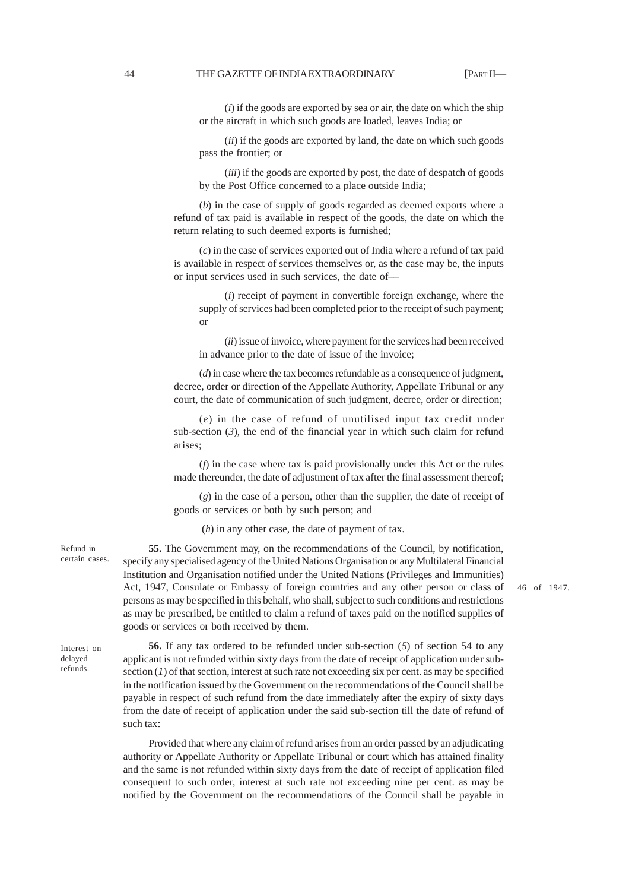(*i*) if the goods are exported by sea or air, the date on which the ship or the aircraft in which such goods are loaded, leaves India; or

(*ii*) if the goods are exported by land, the date on which such goods pass the frontier; or

(*iii*) if the goods are exported by post, the date of despatch of goods by the Post Office concerned to a place outside India;

(*b*) in the case of supply of goods regarded as deemed exports where a refund of tax paid is available in respect of the goods, the date on which the return relating to such deemed exports is furnished;

(*c*) in the case of services exported out of India where a refund of tax paid is available in respect of services themselves or, as the case may be, the inputs or input services used in such services, the date of—

(*i*) receipt of payment in convertible foreign exchange, where the supply of services had been completed prior to the receipt of such payment; or

(*ii*) issue of invoice, where payment for the services had been received in advance prior to the date of issue of the invoice;

(*d*) in case where the tax becomes refundable as a consequence of judgment, decree, order or direction of the Appellate Authority, Appellate Tribunal or any court, the date of communication of such judgment, decree, order or direction;

(*e*) in the case of refund of unutilised input tax credit under sub-section (*3*), the end of the financial year in which such claim for refund arises;

(*f*) in the case where tax is paid provisionally under this Act or the rules made thereunder, the date of adjustment of tax after the final assessment thereof;

(*g*) in the case of a person, other than the supplier, the date of receipt of goods or services or both by such person; and

(*h*) in any other case, the date of payment of tax.

Refund in certain cases.

**55.** The Government may, on the recommendations of the Council, by notification, specify any specialised agency of the United Nations Organisation or any Multilateral Financial Institution and Organisation notified under the United Nations (Privileges and Immunities) Act, 1947, Consulate or Embassy of foreign countries and any other person or class of persons as may be specified in this behalf, who shall, subject to such conditions and restrictions as may be prescribed, be entitled to claim a refund of taxes paid on the notified supplies of goods or services or both received by them.

46 of 1947.

Interest on delayed refunds.

**56.** If any tax ordered to be refunded under sub-section (*5*) of section 54 to any applicant is not refunded within sixty days from the date of receipt of application under sub-section (*1*) of that section, interest at such rate not exceeding six per cent. as may be specified in the notification issued by the Government on the recommendations of the Council shall be payable in respect of such refund from the date immediately after the expiry of sixty days from the date of receipt of application under the said sub-section till the date of refund of such tax:

Provided that where any claim of refund arises from an order passed by an adjudicating authority or Appellate Authority or Appellate Tribunal or court which has attained finality and the same is not refunded within sixty days from the date of receipt of application filed consequent to such order, interest at such rate not exceeding nine per cent. as may be notified by the Government on the recommendations of the Council shall be payable in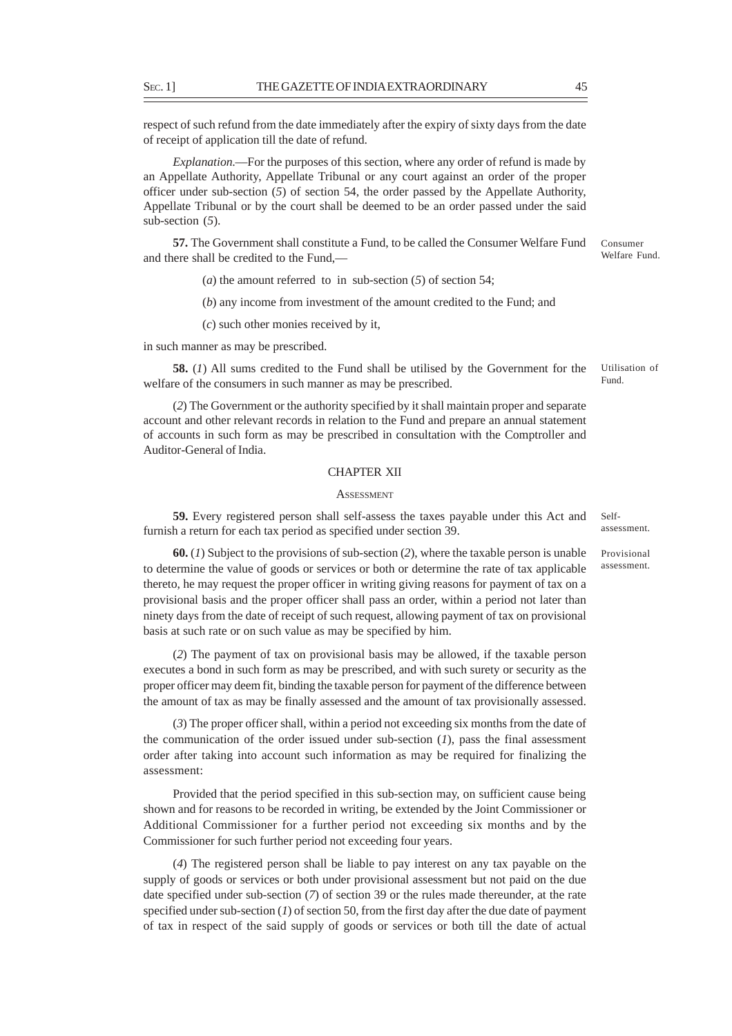respect of such refund from the date immediately after the expiry of sixty days from the date of receipt of application till the date of refund.

*Explanation*.—For the purposes of this section, where any order of refund is made by an Appellate Authority, Appellate Tribunal or any court against an order of the proper officer under sub-section (*5*) of section 54, the order passed by the Appellate Authority, Appellate Tribunal or by the court shall be deemed to be an order passed under the said sub-section (*5*).

Consumer Welfare Fund.

**57.** The Government shall constitute a Fund, to be called the Consumer Welfare Fund and there shall be credited to the Fund,—

(*a*) the amount referred to in sub-section (*5*) of section 54;

(*b*) any income from investment of the amount credited to the Fund; and

(*c*) such other monies received by it,

in such manner as may be prescribed.

Utilisation of Fund.

**58.** (*1*) All sums credited to the Fund shall be utilised by the Government for the welfare of the consumers in such manner as may be prescribed.

(*2*) The Government or the authority specified by it shall maintain proper and separate account and other relevant records in relation to the Fund and prepare an annual statement of accounts in such form as may be prescribed in consultation with the Comptroller and Auditor-General of India.

## CHAPTER XII

### ASSESSMENT

Self-assessment.

**59.** Every registered person shall self-assess the taxes payable under this Act and furnish a return for each tax period as specified under section 39.

Provisional assessment.

**60.** (*1*) Subject to the provisions of sub-section (*2*), where the taxable person is unable to determine the value of goods or services or both or determine the rate of tax applicable thereto, he may request the proper officer in writing giving reasons for payment of tax on a provisional basis and the proper officer shall pass an order, within a period not later than ninety days from the date of receipt of such request, allowing payment of tax on provisional basis at such rate or on such value as may be specified by him.

(*2*) The payment of tax on provisional basis may be allowed, if the taxable person executes a bond in such form as may be prescribed, and with such surety or security as the proper officer may deem fit, binding the taxable person for payment of the difference between the amount of tax as may be finally assessed and the amount of tax provisionally assessed.

(*3*) The proper officer shall, within a period not exceeding six months from the date of the communication of the order issued under sub-section (*1*), pass the final assessment order after taking into account such information as may be required for finalizing the assessment:

Provided that the period specified in this sub-section may, on sufficient cause being shown and for reasons to be recorded in writing, be extended by the Joint Commissioner or Additional Commissioner for a further period not exceeding six months and by the Commissioner for such further period not exceeding four years.

(*4*) The registered person shall be liable to pay interest on any tax payable on the supply of goods or services or both under provisional assessment but not paid on the due date specified under sub-section (*7*) of section 39 or the rules made thereunder, at the rate specified under sub-section (*1*) of section 50, from the first day after the due date of payment of tax in respect of the said supply of goods or services or both till the date of actual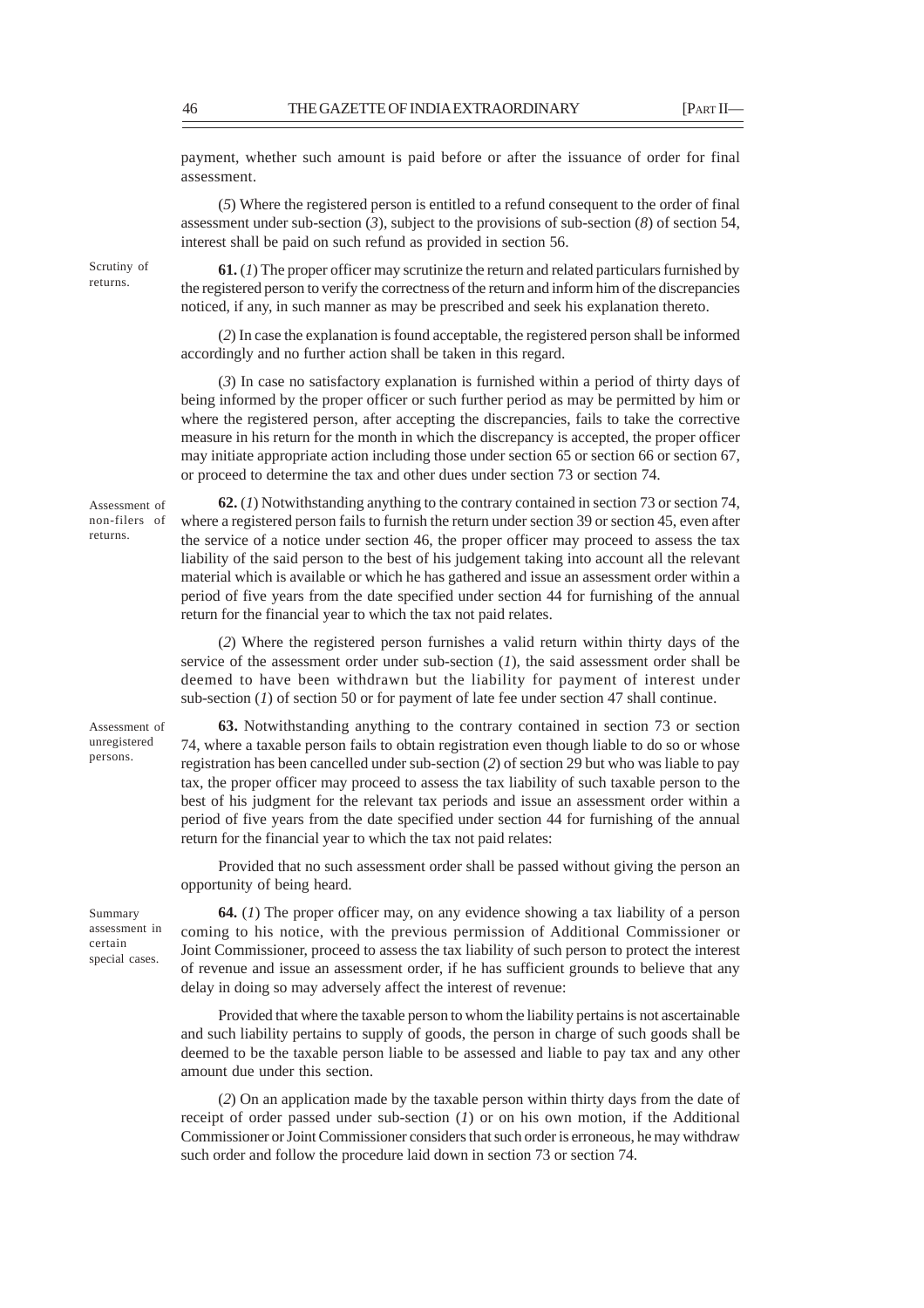payment, whether such amount is paid before or after the issuance of order for final assessment.

(*5*) Where the registered person is entitled to a refund consequent to the order of final assessment under sub-section (*3*), subject to the provisions of sub-section (*8*) of section 54, interest shall be paid on such refund as provided in section 56.

Scrutiny of returns.

**61.** (*1*) The proper officer may scrutinize the return and related particulars furnished by the registered person to verify the correctness of the return and inform him of the discrepancies noticed, if any, in such manner as may be prescribed and seek his explanation thereto.

(*2*) In case the explanation is found acceptable, the registered person shall be informed accordingly and no further action shall be taken in this regard.

(*3*) In case no satisfactory explanation is furnished within a period of thirty days of being informed by the proper officer or such further period as may be permitted by him or where the registered person, after accepting the discrepancies, fails to take the corrective measure in his return for the month in which the discrepancy is accepted, the proper officer may initiate appropriate action including those under section 65 or section 66 or section 67, or proceed to determine the tax and other dues under section 73 or section 74.

Assessment of non-filers of returns.

**62.** (*1*) Notwithstanding anything to the contrary contained in section 73 or section 74, where a registered person fails to furnish the return under section 39 or section 45, even after the service of a notice under section 46, the proper officer may proceed to assess the tax liability of the said person to the best of his judgement taking into account all the relevant material which is available or which he has gathered and issue an assessment order within a period of five years from the date specified under section 44 for furnishing of the annual return for the financial year to which the tax not paid relates.

(*2*) Where the registered person furnishes a valid return within thirty days of the service of the assessment order under sub-section (*1*), the said assessment order shall be deemed to have been withdrawn but the liability for payment of interest under sub-section (*1*) of section 50 or for payment of late fee under section 47 shall continue.

Assessment of unregistered persons.

**63.** Notwithstanding anything to the contrary contained in section 73 or section 74, where a taxable person fails to obtain registration even though liable to do so or whose registration has been cancelled under sub-section (*2*) of section 29 but who was liable to pay tax, the proper officer may proceed to assess the tax liability of such taxable person to the best of his judgment for the relevant tax periods and issue an assessment order within a period of five years from the date specified under section 44 for furnishing of the annual return for the financial year to which the tax not paid relates:

Provided that no such assessment order shall be passed without giving the person an opportunity of being heard.

Summary assessment in certain special cases.

**64.** (*1*) The proper officer may, on any evidence showing a tax liability of a person coming to his notice, with the previous permission of Additional Commissioner or Joint Commissioner, proceed to assess the tax liability of such person to protect the interest of revenue and issue an assessment order, if he has sufficient grounds to believe that any delay in doing so may adversely affect the interest of revenue:

Provided that where the taxable person to whom the liability pertains is not ascertainable and such liability pertains to supply of goods, the person in charge of such goods shall be deemed to be the taxable person liable to be assessed and liable to pay tax and any other amount due under this section.

(*2*) On an application made by the taxable person within thirty days from the date of receipt of order passed under sub-section (*1*) or on his own motion, if the Additional Commissioner or Joint Commissioner considers that such order is erroneous, he may withdraw such order and follow the procedure laid down in section 73 or section 74.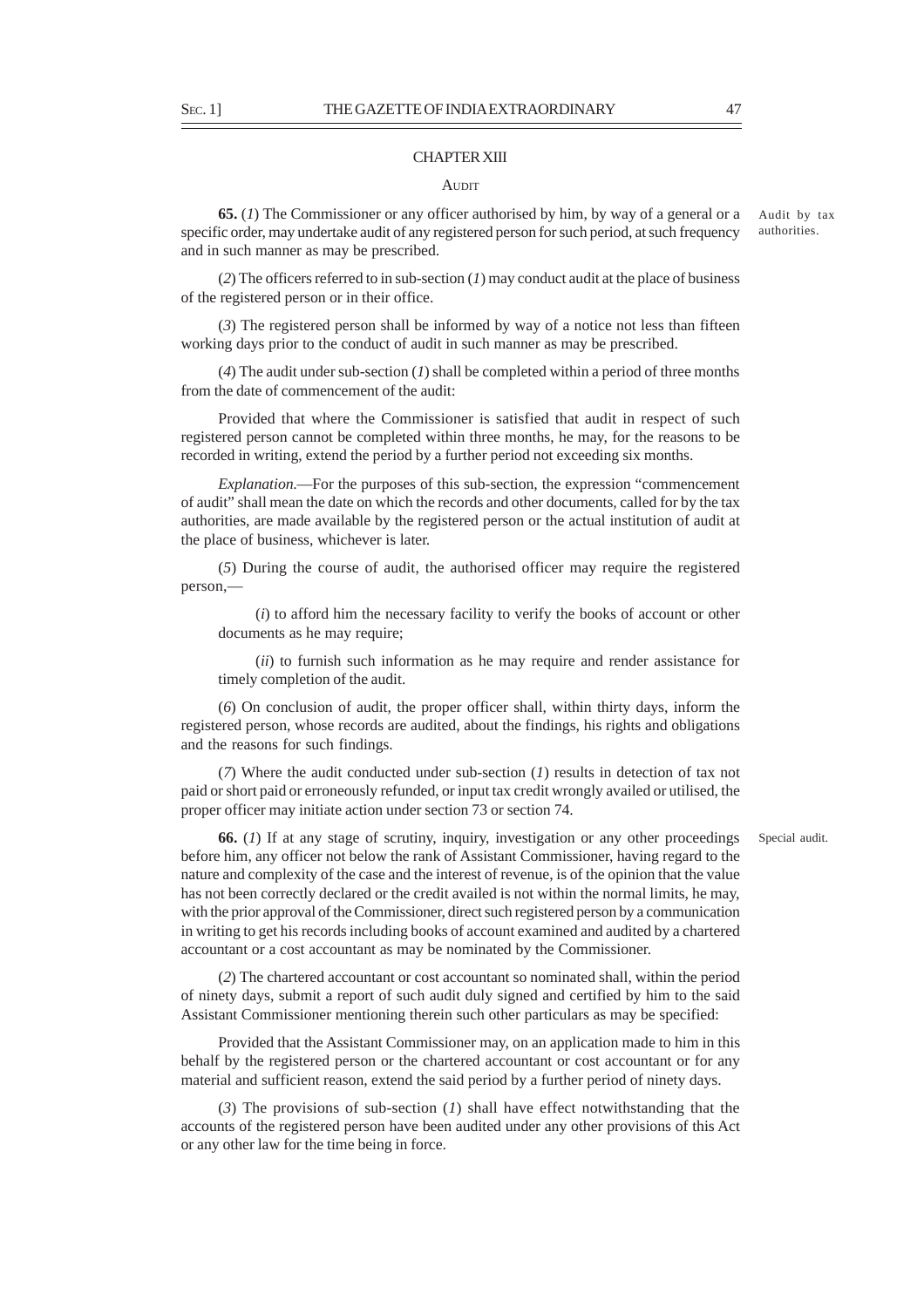## CHAPTER XIII

### AUDIT

**65.** (*1*) The Commissioner or any officer authorised by him, by way of a general or a specific order, may undertake audit of any registered person for such period, at such frequency and in such manner as may be prescribed.

Audit by tax authorities.

(*2*) The officers referred to in sub-section (*1*) may conduct audit at the place of business of the registered person or in their office.

(*3*) The registered person shall be informed by way of a notice not less than fifteen working days prior to the conduct of audit in such manner as may be prescribed.

(*4*) The audit under sub-section (*1*) shall be completed within a period of three months from the date of commencement of the audit:

Provided that where the Commissioner is satisfied that audit in respect of such registered person cannot be completed within three months, he may, for the reasons to be recorded in writing, extend the period by a further period not exceeding six months.

*Explanation.*—For the purposes of this sub-section, the expression "commencement of audit" shall mean the date on which the records and other documents, called for by the tax authorities, are made available by the registered person or the actual institution of audit at the place of business, whichever is later.

(*5*) During the course of audit, the authorised officer may require the registered person,—

(*i*) to afford him the necessary facility to verify the books of account or other documents as he may require;

(*ii*) to furnish such information as he may require and render assistance for timely completion of the audit.

(*6*) On conclusion of audit, the proper officer shall, within thirty days, inform the registered person, whose records are audited, about the findings, his rights and obligations and the reasons for such findings.

(*7*) Where the audit conducted under sub-section (*1*) results in detection of tax not paid or short paid or erroneously refunded, or input tax credit wrongly availed or utilised, the proper officer may initiate action under section 73 or section 74.

**66.** (*1*) If at any stage of scrutiny, inquiry, investigation or any other proceedings before him, any officer not below the rank of Assistant Commissioner, having regard to the nature and complexity of the case and the interest of revenue, is of the opinion that the value has not been correctly declared or the credit availed is not within the normal limits, he may, with the prior approval of the Commissioner, direct such registered person by a communication in writing to get his records including books of account examined and audited by a chartered accountant or a cost accountant as may be nominated by the Commissioner.

Special audit.

(*2*) The chartered accountant or cost accountant so nominated shall, within the period of ninety days, submit a report of such audit duly signed and certified by him to the said Assistant Commissioner mentioning therein such other particulars as may be specified:

Provided that the Assistant Commissioner may, on an application made to him in this behalf by the registered person or the chartered accountant or cost accountant or for any material and sufficient reason, extend the said period by a further period of ninety days.

(*3*) The provisions of sub-section (*1*) shall have effect notwithstanding that the accounts of the registered person have been audited under any other provisions of this Act or any other law for the time being in force.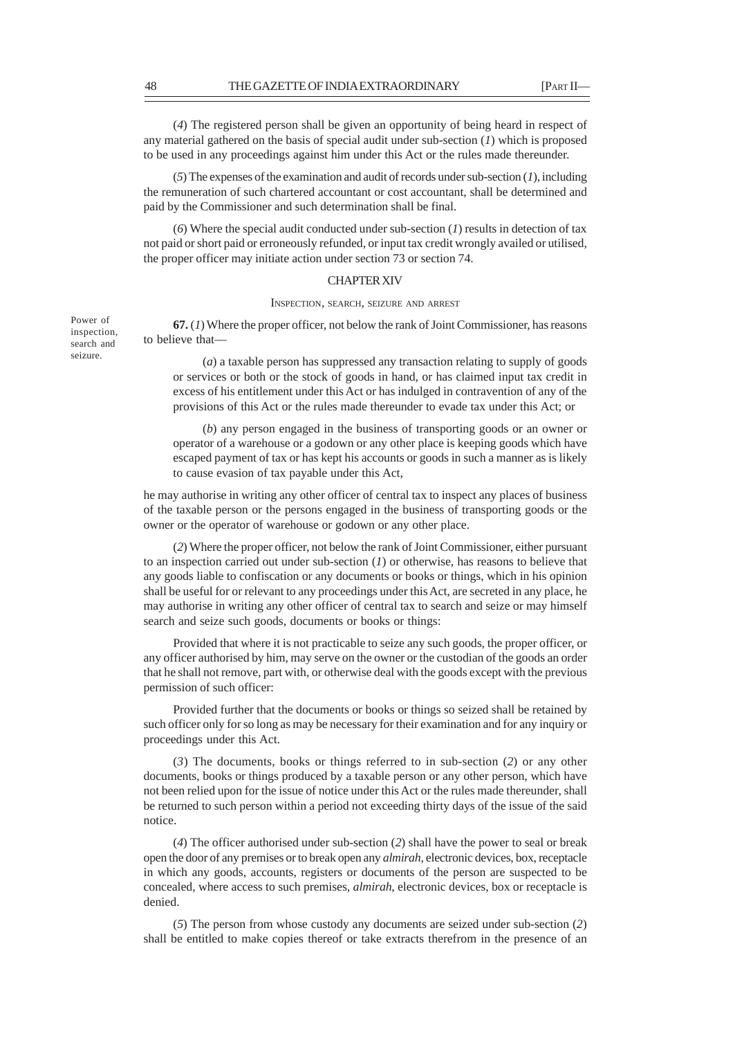(*4*) The registered person shall be given an opportunity of being heard in respect of any material gathered on the basis of special audit under sub-section (*1*) which is proposed to be used in any proceedings against him under this Act or the rules made thereunder.

(*5*) The expenses of the examination and audit of records under sub-section (*1*), including the remuneration of such chartered accountant or cost accountant, shall be determined and paid by the Commissioner and such determination shall be final.

(*6*) Where the special audit conducted under sub-section (*1*) results in detection of tax not paid or short paid or erroneously refunded, or input tax credit wrongly availed or utilised, the proper officer may initiate action under section 73 or section 74.

## CHAPTER XIV

### INSPECTION, SEARCH, SEIZURE AND ARREST

Power of inspection, search and seizure.

**67.** (*1*) Where the proper officer, not below the rank of Joint Commissioner, has reasons to believe that—

(*a*) a taxable person has suppressed any transaction relating to supply of goods or services or both or the stock of goods in hand, or has claimed input tax credit in excess of his entitlement under this Act or has indulged in contravention of any of the provisions of this Act or the rules made thereunder to evade tax under this Act; or

(*b*) any person engaged in the business of transporting goods or an owner or operator of a warehouse or a godown or any other place is keeping goods which have escaped payment of tax or has kept his accounts or goods in such a manner as is likely to cause evasion of tax payable under this Act,

he may authorise in writing any other officer of central tax to inspect any places of business of the taxable person or the persons engaged in the business of transporting goods or the owner or the operator of warehouse or godown or any other place.

(*2*) Where the proper officer, not below the rank of Joint Commissioner, either pursuant to an inspection carried out under sub-section (*1*) or otherwise, has reasons to believe that any goods liable to confiscation or any documents or books or things, which in his opinion shall be useful for or relevant to any proceedings under this Act, are secreted in any place, he may authorise in writing any other officer of central tax to search and seize or may himself search and seize such goods, documents or books or things:

Provided that where it is not practicable to seize any such goods, the proper officer, or any officer authorised by him, may serve on the owner or the custodian of the goods an order that he shall not remove, part with, or otherwise deal with the goods except with the previous permission of such officer:

Provided further that the documents or books or things so seized shall be retained by such officer only for so long as may be necessary for their examination and for any inquiry or proceedings under this Act.

(*3*) The documents, books or things referred to in sub-section (*2*) or any other documents, books or things produced by a taxable person or any other person, which have not been relied upon for the issue of notice under this Act or the rules made thereunder, shall be returned to such person within a period not exceeding thirty days of the issue of the said notice.

(*4*) The officer authorised under sub-section (*2*) shall have the power to seal or break open the door of any premises or to break open any *almirah*, electronic devices, box, receptacle in which any goods, accounts, registers or documents of the person are suspected to be concealed, where access to such premises, *almirah*, electronic devices, box or receptacle is denied.

(*5*) The person from whose custody any documents are seized under sub-section (*2*) shall be entitled to make copies thereof or take extracts therefrom in the presence of an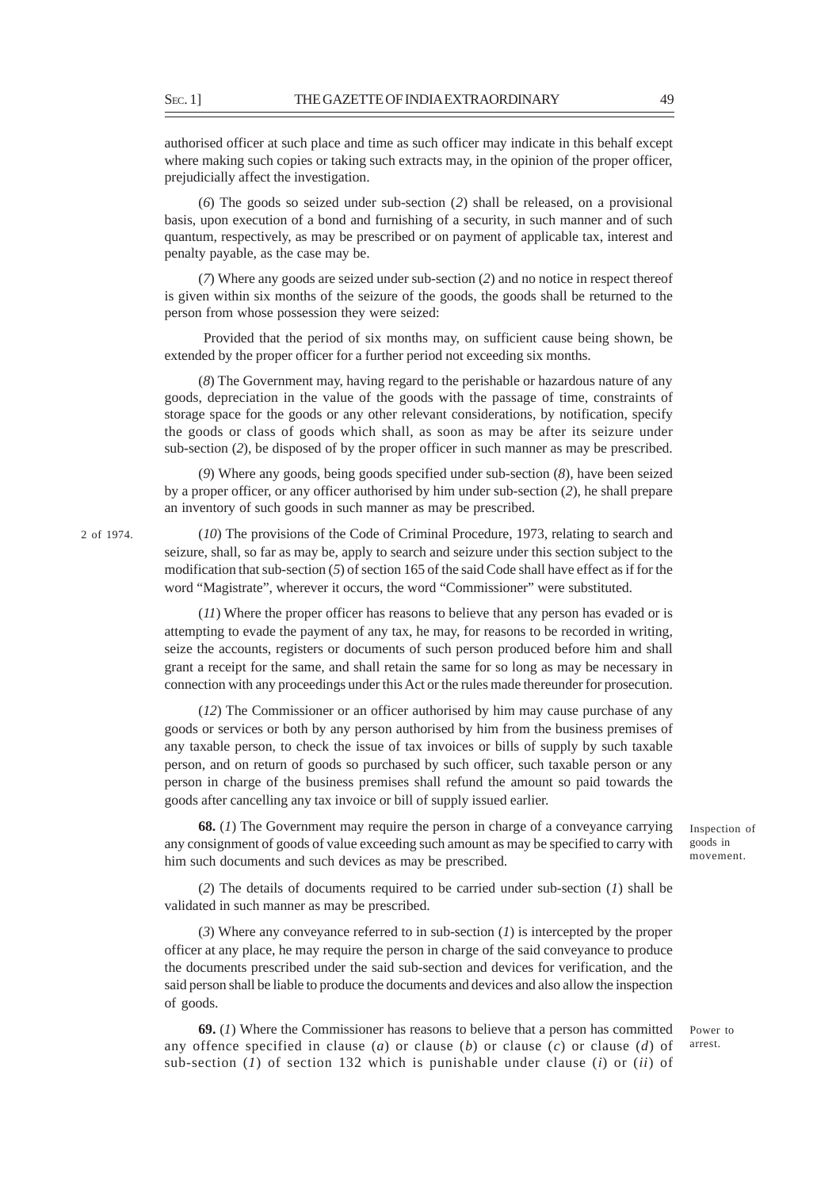authorised officer at such place and time as such officer may indicate in this behalf except where making such copies or taking such extracts may, in the opinion of the proper officer, prejudicially affect the investigation.

(*6*) The goods so seized under sub-section (*2*) shall be released, on a provisional basis, upon execution of a bond and furnishing of a security, in such manner and of such quantum, respectively, as may be prescribed or on payment of applicable tax, interest and penalty payable, as the case may be.

(*7*) Where any goods are seized under sub-section (*2*) and no notice in respect thereof is given within six months of the seizure of the goods, the goods shall be returned to the person from whose possession they were seized:

Provided that the period of six months may, on sufficient cause being shown, be extended by the proper officer for a further period not exceeding six months.

(*8*) The Government may, having regard to the perishable or hazardous nature of any goods, depreciation in the value of the goods with the passage of time, constraints of storage space for the goods or any other relevant considerations, by notification, specify the goods or class of goods which shall, as soon as may be after its seizure under sub-section (*2*), be disposed of by the proper officer in such manner as may be prescribed.

(*9*) Where any goods, being goods specified under sub-section (*8*), have been seized by a proper officer, or any officer authorised by him under sub-section (*2*), he shall prepare an inventory of such goods in such manner as may be prescribed.

2 of 1974.

(*10*) The provisions of the Code of Criminal Procedure, 1973, relating to search and seizure, shall, so far as may be, apply to search and seizure under this section subject to the modification that sub-section (*5*) of section 165 of the said Code shall have effect as if for the word "Magistrate", wherever it occurs, the word "Commissioner" were substituted.

(*11*) Where the proper officer has reasons to believe that any person has evaded or is attempting to evade the payment of any tax, he may, for reasons to be recorded in writing, seize the accounts, registers or documents of such person produced before him and shall grant a receipt for the same, and shall retain the same for so long as may be necessary in connection with any proceedings under this Act or the rules made thereunder for prosecution.

(*12*) The Commissioner or an officer authorised by him may cause purchase of any goods or services or both by any person authorised by him from the business premises of any taxable person, to check the issue of tax invoices or bills of supply by such taxable person, and on return of goods so purchased by such officer, such taxable person or any person in charge of the business premises shall refund the amount so paid towards the goods after cancelling any tax invoice or bill of supply issued earlier.

Inspection of goods in movement.

**68.** (*1*) The Government may require the person in charge of a conveyance carrying any consignment of goods of value exceeding such amount as may be specified to carry with him such documents and such devices as may be prescribed.

(*2*) The details of documents required to be carried under sub-section (*1*) shall be validated in such manner as may be prescribed.

(*3*) Where any conveyance referred to in sub-section (*1*) is intercepted by the proper officer at any place, he may require the person in charge of the said conveyance to produce the documents prescribed under the said sub-section and devices for verification, and the said person shall be liable to produce the documents and devices and also allow the inspection of goods.

Power to arrest.

**69.** (*1*) Where the Commissioner has reasons to believe that a person has committed any offence specified in clause (*a*) or clause (*b*) or clause (*c*) or clause (*d*) of sub-section (*1*) of section 132 which is punishable under clause (*i*) or (*ii*) of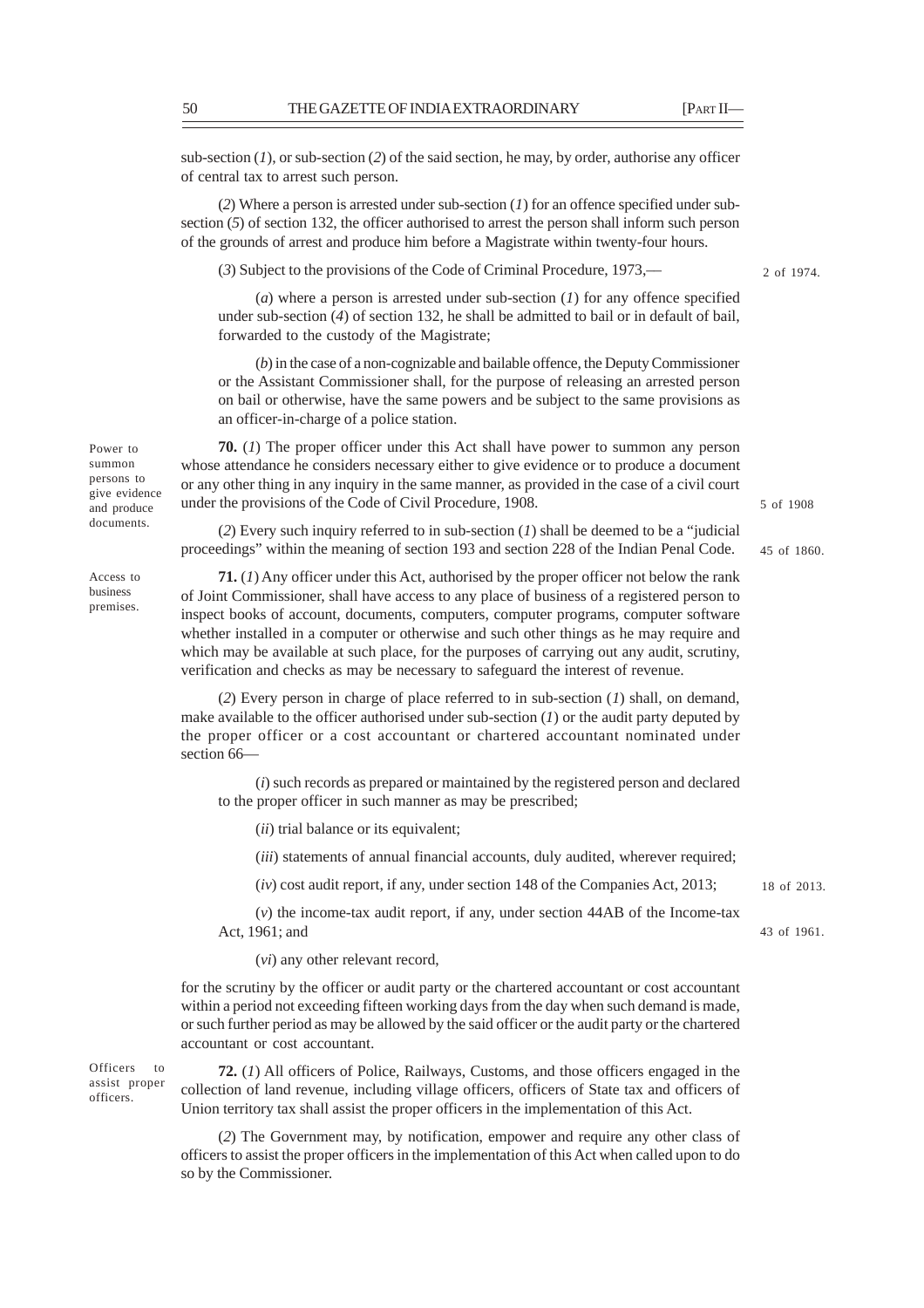sub-section (*1*), or sub-section (*2*) of the said section, he may, by order, authorise any officer of central tax to arrest such person.

(*2*) Where a person is arrested under sub-section (*1*) for an offence specified under sub-section (*5*) of section 132, the officer authorised to arrest the person shall inform such person of the grounds of arrest and produce him before a Magistrate within twenty-four hours.

(*3*) Subject to the provisions of the Code of Criminal Procedure, 1973,— 2 of 1974.

(*a*) where a person is arrested under sub-section (*1*) for any offence specified under sub-section (*4*) of section 132, he shall be admitted to bail or in default of bail, forwarded to the custody of the Magistrate;

(*b*) in the case of a non-cognizable and bailable offence, the Deputy Commissioner or the Assistant Commissioner shall, for the purpose of releasing an arrested person on bail or otherwise, have the same powers and be subject to the same provisions as an officer-in-charge of a police station.

Power to summon persons to give evidence and produce documents.

**70.** (*1*) The proper officer under this Act shall have power to summon any person whose attendance he considers necessary either to give evidence or to produce a document or any other thing in any inquiry in the same manner, as provided in the case of a civil court under the provisions of the Code of Civil Procedure, 1908. 5 of 1908

(*2*) Every such inquiry referred to in sub-section (*1*) shall be deemed to be a "judicial proceedings" within the meaning of section 193 and section 228 of the Indian Penal Code. 45 of 1860.

Access to business premises.

**71.** (*1*) Any officer under this Act, authorised by the proper officer not below the rank of Joint Commissioner, shall have access to any place of business of a registered person to inspect books of account, documents, computers, computer programs, computer software whether installed in a computer or otherwise and such other things as he may require and which may be available at such place, for the purposes of carrying out any audit, scrutiny, verification and checks as may be necessary to safeguard the interest of revenue.

(*2*) Every person in charge of place referred to in sub-section (*1*) shall, on demand, make available to the officer authorised under sub-section (*1*) or the audit party deputed by the proper officer or a cost accountant or chartered accountant nominated under section 66—

(*i*) such records as prepared or maintained by the registered person and declared to the proper officer in such manner as may be prescribed;

(*ii*) trial balance or its equivalent;

(*iii*) statements of annual financial accounts, duly audited, wherever required;

(*iv*) cost audit report, if any, under section 148 of the Companies Act, 2013; 18 of 2013.

(*v*) the income-tax audit report, if any, under section 44AB of the Income-tax Act, 1961; and 43 of 1961.

(*vi*) any other relevant record,

for the scrutiny by the officer or audit party or the chartered accountant or cost accountant within a period not exceeding fifteen working days from the day when such demand is made, or such further period as may be allowed by the said officer or the audit party or the chartered accountant or cost accountant.

Officers to assist proper officers.

**72.** (*1*) All officers of Police, Railways, Customs, and those officers engaged in the collection of land revenue, including village officers, officers of State tax and officers of Union territory tax shall assist the proper officers in the implementation of this Act.

(*2*) The Government may, by notification, empower and require any other class of officers to assist the proper officers in the implementation of this Act when called upon to do so by the Commissioner.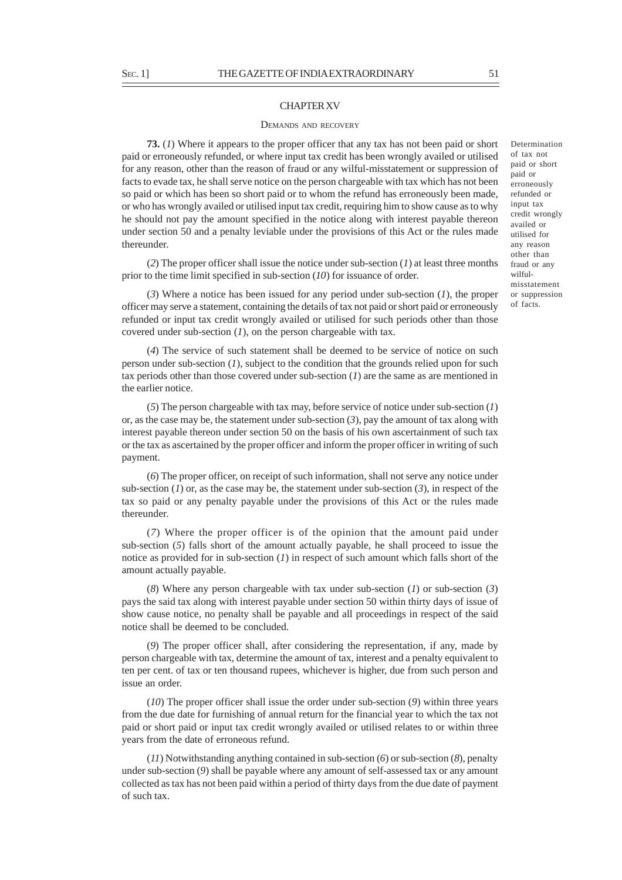## CHAPTER XV

### DEMANDS AND RECOVERY

Determination of tax not paid or short paid or erroneously refunded or input tax credit wrongly availed or utilised for any reason other than fraud or any wilful-misstatement or suppression of facts.

**73.** (*1*) Where it appears to the proper officer that any tax has not been paid or short paid or erroneously refunded, or where input tax credit has been wrongly availed or utilised for any reason, other than the reason of fraud or any wilful-misstatement or suppression of facts to evade tax, he shall serve notice on the person chargeable with tax which has not been so paid or which has been so short paid or to whom the refund has erroneously been made, or who has wrongly availed or utilised input tax credit, requiring him to show cause as to why he should not pay the amount specified in the notice along with interest payable thereon under section 50 and a penalty leviable under the provisions of this Act or the rules made thereunder.

(*2*) The proper officer shall issue the notice under sub-section (*1*) at least three months prior to the time limit specified in sub-section (*10*) for issuance of order.

(*3*) Where a notice has been issued for any period under sub-section (*1*), the proper officer may serve a statement, containing the details of tax not paid or short paid or erroneously refunded or input tax credit wrongly availed or utilised for such periods other than those covered under sub-section (*1*), on the person chargeable with tax.

(*4*) The service of such statement shall be deemed to be service of notice on such person under sub-section (*1*), subject to the condition that the grounds relied upon for such tax periods other than those covered under sub-section (*1*) are the same as are mentioned in the earlier notice.

(*5*) The person chargeable with tax may, before service of notice under sub-section (*1*) or, as the case may be, the statement under sub-section (*3*), pay the amount of tax along with interest payable thereon under section 50 on the basis of his own ascertainment of such tax or the tax as ascertained by the proper officer and inform the proper officer in writing of such payment.

(*6*) The proper officer, on receipt of such information, shall not serve any notice under sub-section (*1*) or, as the case may be, the statement under sub-section (*3*), in respect of the tax so paid or any penalty payable under the provisions of this Act or the rules made thereunder.

(*7*) Where the proper officer is of the opinion that the amount paid under sub-section (*5*) falls short of the amount actually payable, he shall proceed to issue the notice as provided for in sub-section (*1*) in respect of such amount which falls short of the amount actually payable.

(*8*) Where any person chargeable with tax under sub-section (*1*) or sub-section (*3*) pays the said tax along with interest payable under section 50 within thirty days of issue of show cause notice, no penalty shall be payable and all proceedings in respect of the said notice shall be deemed to be concluded.

(*9*) The proper officer shall, after considering the representation, if any, made by person chargeable with tax, determine the amount of tax, interest and a penalty equivalent to ten per cent. of tax or ten thousand rupees, whichever is higher, due from such person and issue an order.

(*10*) The proper officer shall issue the order under sub-section (*9*) within three years from the due date for furnishing of annual return for the financial year to which the tax not paid or short paid or input tax credit wrongly availed or utilised relates to or within three years from the date of erroneous refund.

(*11*) Notwithstanding anything contained in sub-section (*6*) or sub-section (*8*), penalty under sub-section (*9*) shall be payable where any amount of self-assessed tax or any amount collected as tax has not been paid within a period of thirty days from the due date of payment of such tax.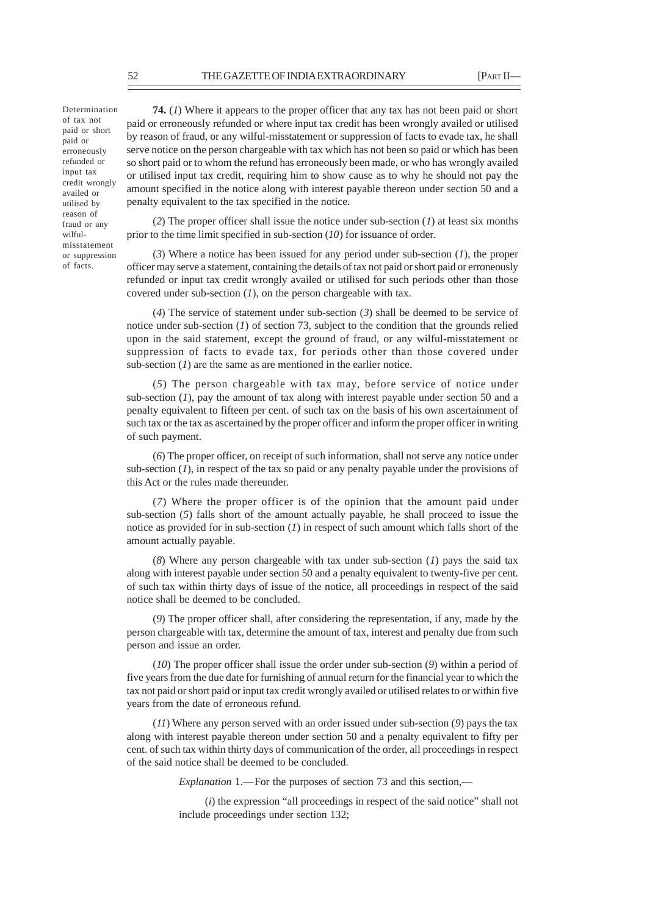Determination of tax not paid or short paid or erroneously refunded or input tax credit wrongly availed or utilised by reason of fraud or any wilful-misstatement or suppression of facts.

**74.** (*1*) Where it appears to the proper officer that any tax has not been paid or short paid or erroneously refunded or where input tax credit has been wrongly availed or utilised by reason of fraud, or any wilful-misstatement or suppression of facts to evade tax, he shall serve notice on the person chargeable with tax which has not been so paid or which has been so short paid or to whom the refund has erroneously been made, or who has wrongly availed or utilised input tax credit, requiring him to show cause as to why he should not pay the amount specified in the notice along with interest payable thereon under section 50 and a penalty equivalent to the tax specified in the notice.

(*2*) The proper officer shall issue the notice under sub-section (*1*) at least six months prior to the time limit specified in sub-section (*10*) for issuance of order.

(*3*) Where a notice has been issued for any period under sub-section (*1*), the proper officer may serve a statement, containing the details of tax not paid or short paid or erroneously refunded or input tax credit wrongly availed or utilised for such periods other than those covered under sub-section (*1*), on the person chargeable with tax.

(*4*) The service of statement under sub-section (*3*) shall be deemed to be service of notice under sub-section (*1*) of section 73, subject to the condition that the grounds relied upon in the said statement, except the ground of fraud, or any wilful-misstatement or suppression of facts to evade tax, for periods other than those covered under sub-section (*1*) are the same as are mentioned in the earlier notice.

(*5*) The person chargeable with tax may, before service of notice under sub-section (*1*), pay the amount of tax along with interest payable under section 50 and a penalty equivalent to fifteen per cent. of such tax on the basis of his own ascertainment of such tax or the tax as ascertained by the proper officer and inform the proper officer in writing of such payment.

(*6*) The proper officer, on receipt of such information, shall not serve any notice under sub-section (*1*), in respect of the tax so paid or any penalty payable under the provisions of this Act or the rules made thereunder.

(*7*) Where the proper officer is of the opinion that the amount paid under sub-section (*5*) falls short of the amount actually payable, he shall proceed to issue the notice as provided for in sub-section (*1*) in respect of such amount which falls short of the amount actually payable.

(*8*) Where any person chargeable with tax under sub-section (*1*) pays the said tax along with interest payable under section 50 and a penalty equivalent to twenty-five per cent. of such tax within thirty days of issue of the notice, all proceedings in respect of the said notice shall be deemed to be concluded.

(*9*) The proper officer shall, after considering the representation, if any, made by the person chargeable with tax, determine the amount of tax, interest and penalty due from such person and issue an order.

(*10*) The proper officer shall issue the order under sub-section (*9*) within a period of five years from the due date for furnishing of annual return for the financial year to which the tax not paid or short paid or input tax credit wrongly availed or utilised relates to or within five years from the date of erroneous refund.

(*11*) Where any person served with an order issued under sub-section (*9*) pays the tax along with interest payable thereon under section 50 and a penalty equivalent to fifty per cent. of such tax within thirty days of communication of the order, all proceedings in respect of the said notice shall be deemed to be concluded.

*Explanation* 1.—For the purposes of section 73 and this section,—

(*i*) the expression "all proceedings in respect of the said notice" shall not include proceedings under section 132;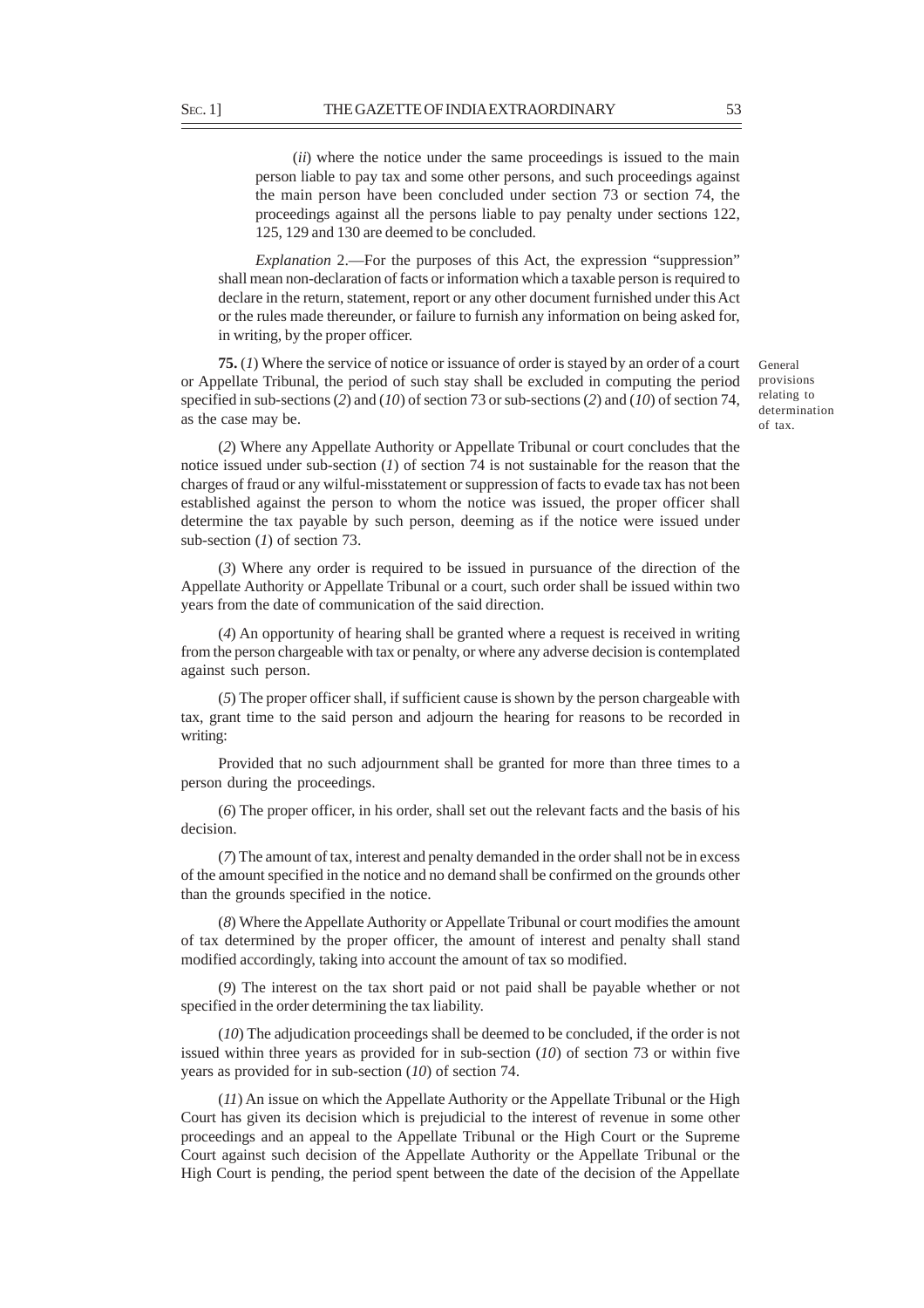(*ii*) where the notice under the same proceedings is issued to the main person liable to pay tax and some other persons, and such proceedings against the main person have been concluded under section 73 or section 74, the proceedings against all the persons liable to pay penalty under sections 122, 125, 129 and 130 are deemed to be concluded.

*Explanation* 2.—For the purposes of this Act, the expression "suppression" shall mean non-declaration of facts or information which a taxable person is required to declare in the return, statement, report or any other document furnished under this Act or the rules made thereunder, or failure to furnish any information on being asked for, in writing, by the proper officer.

General provisions relating to determination of tax.

**75.** (*1*) Where the service of notice or issuance of order is stayed by an order of a court or Appellate Tribunal, the period of such stay shall be excluded in computing the period specified in sub-sections (*2*) and (*10*) of section 73 or sub-sections (*2*) and (*10*) of section 74, as the case may be.

(*2*) Where any Appellate Authority or Appellate Tribunal or court concludes that the notice issued under sub-section (*1*) of section 74 is not sustainable for the reason that the charges of fraud or any wilful-misstatement or suppression of facts to evade tax has not been established against the person to whom the notice was issued, the proper officer shall determine the tax payable by such person, deeming as if the notice were issued under sub-section (*1*) of section 73.

(*3*) Where any order is required to be issued in pursuance of the direction of the Appellate Authority or Appellate Tribunal or a court, such order shall be issued within two years from the date of communication of the said direction.

(*4*) An opportunity of hearing shall be granted where a request is received in writing from the person chargeable with tax or penalty, or where any adverse decision is contemplated against such person.

(*5*) The proper officer shall, if sufficient cause is shown by the person chargeable with tax, grant time to the said person and adjourn the hearing for reasons to be recorded in writing:

Provided that no such adjournment shall be granted for more than three times to a person during the proceedings.

(*6*) The proper officer, in his order, shall set out the relevant facts and the basis of his decision.

(*7*) The amount of tax, interest and penalty demanded in the order shall not be in excess of the amount specified in the notice and no demand shall be confirmed on the grounds other than the grounds specified in the notice.

(*8*) Where the Appellate Authority or Appellate Tribunal or court modifies the amount of tax determined by the proper officer, the amount of interest and penalty shall stand modified accordingly, taking into account the amount of tax so modified.

(*9*) The interest on the tax short paid or not paid shall be payable whether or not specified in the order determining the tax liability.

(*10*) The adjudication proceedings shall be deemed to be concluded, if the order is not issued within three years as provided for in sub-section (*10*) of section 73 or within five years as provided for in sub-section (*10*) of section 74.

(*11*) An issue on which the Appellate Authority or the Appellate Tribunal or the High Court has given its decision which is prejudicial to the interest of revenue in some other proceedings and an appeal to the Appellate Tribunal or the High Court or the Supreme Court against such decision of the Appellate Authority or the Appellate Tribunal or the High Court is pending, the period spent between the date of the decision of the Appellate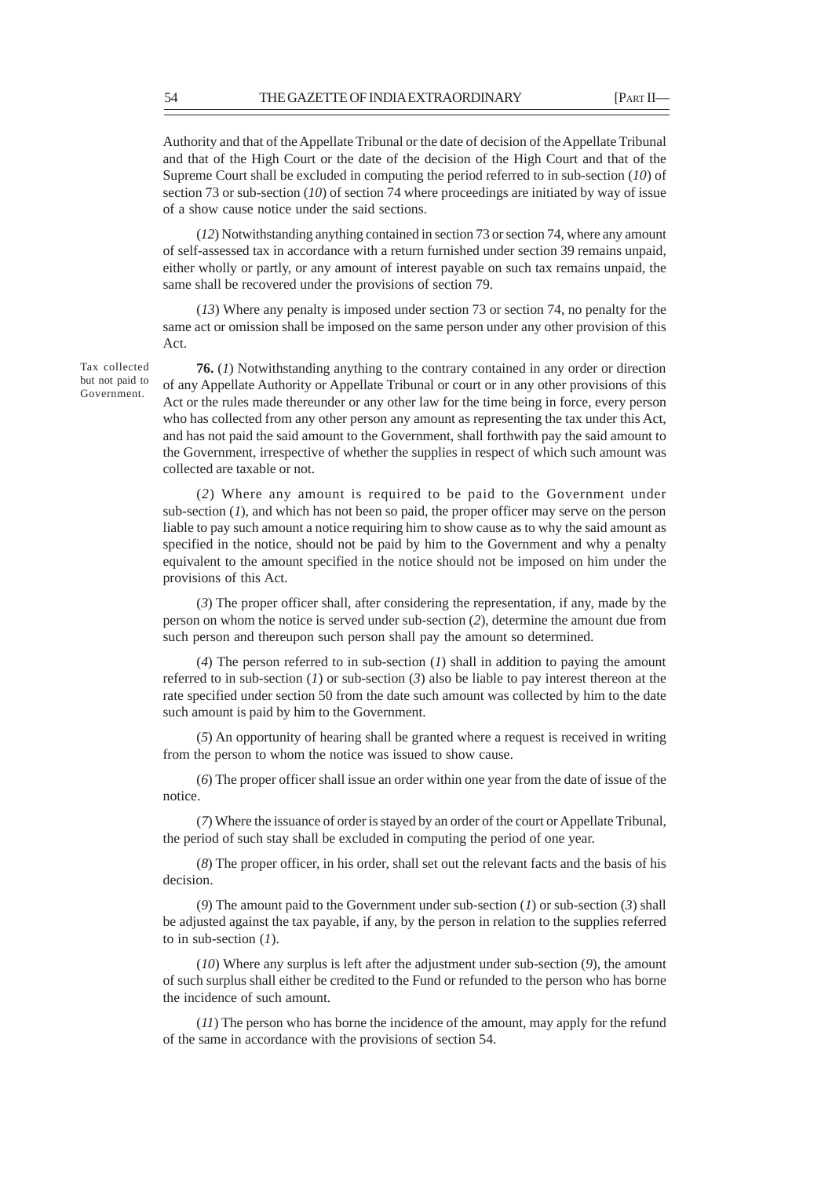Authority and that of the Appellate Tribunal or the date of decision of the Appellate Tribunal and that of the High Court or the date of the decision of the High Court and that of the Supreme Court shall be excluded in computing the period referred to in sub-section (*10*) of section 73 or sub-section (*10*) of section 74 where proceedings are initiated by way of issue of a show cause notice under the said sections.

(*12*) Notwithstanding anything contained in section 73 or section 74, where any amount of self-assessed tax in accordance with a return furnished under section 39 remains unpaid, either wholly or partly, or any amount of interest payable on such tax remains unpaid, the same shall be recovered under the provisions of section 79.

(*13*) Where any penalty is imposed under section 73 or section 74, no penalty for the same act or omission shall be imposed on the same person under any other provision of this Act.

Tax collected but not paid to Government.

**76.** (*1*) Notwithstanding anything to the contrary contained in any order or direction of any Appellate Authority or Appellate Tribunal or court or in any other provisions of this Act or the rules made thereunder or any other law for the time being in force, every person who has collected from any other person any amount as representing the tax under this Act, and has not paid the said amount to the Government, shall forthwith pay the said amount to the Government, irrespective of whether the supplies in respect of which such amount was collected are taxable or not.

(*2*) Where any amount is required to be paid to the Government under sub-section (*1*), and which has not been so paid, the proper officer may serve on the person liable to pay such amount a notice requiring him to show cause as to why the said amount as specified in the notice, should not be paid by him to the Government and why a penalty equivalent to the amount specified in the notice should not be imposed on him under the provisions of this Act.

(*3*) The proper officer shall, after considering the representation, if any, made by the person on whom the notice is served under sub-section (*2*), determine the amount due from such person and thereupon such person shall pay the amount so determined.

(*4*) The person referred to in sub-section (*1*) shall in addition to paying the amount referred to in sub-section (*1*) or sub-section (*3*) also be liable to pay interest thereon at the rate specified under section 50 from the date such amount was collected by him to the date such amount is paid by him to the Government.

(*5*) An opportunity of hearing shall be granted where a request is received in writing from the person to whom the notice was issued to show cause.

(*6*) The proper officer shall issue an order within one year from the date of issue of the notice.

(*7*) Where the issuance of order is stayed by an order of the court or Appellate Tribunal, the period of such stay shall be excluded in computing the period of one year.

(*8*) The proper officer, in his order, shall set out the relevant facts and the basis of his decision.

(*9*) The amount paid to the Government under sub-section (*1*) or sub-section (*3*) shall be adjusted against the tax payable, if any, by the person in relation to the supplies referred to in sub-section (*1*).

(*10*) Where any surplus is left after the adjustment under sub-section (*9*), the amount of such surplus shall either be credited to the Fund or refunded to the person who has borne the incidence of such amount.

(*11*) The person who has borne the incidence of the amount, may apply for the refund of the same in accordance with the provisions of section 54.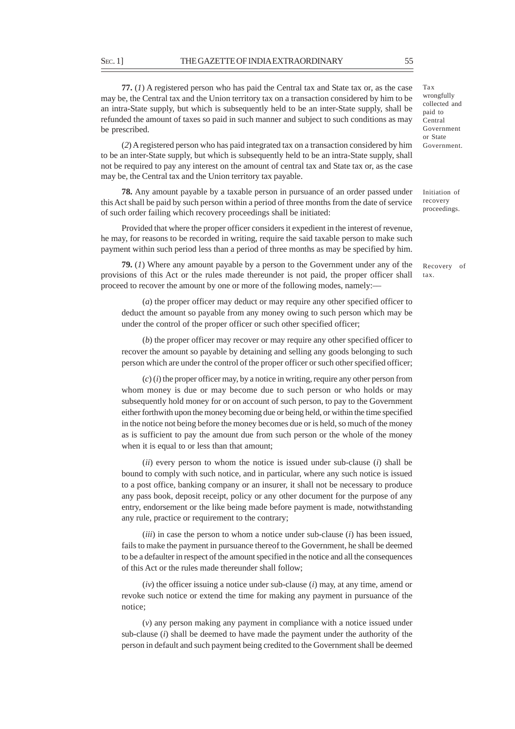**77.** (*1*) A registered person who has paid the Central tax and State tax or, as the case may be, the Central tax and the Union territory tax on a transaction considered by him to be an intra-State supply, but which is subsequently held to be an inter-State supply, shall be refunded the amount of taxes so paid in such manner and subject to such conditions as may be prescribed.

*Tax wrongfully collected and paid to Central Government or State Government.*

(*2*) A registered person who has paid integrated tax on a transaction considered by him to be an inter-State supply, but which is subsequently held to be an intra-State supply, shall not be required to pay any interest on the amount of central tax and State tax or, as the case may be, the Central tax and the Union territory tax payable.

**78.** Any amount payable by a taxable person in pursuance of an order passed under this Act shall be paid by such person within a period of three months from the date of service of such order failing which recovery proceedings shall be initiated:

*Initiation of recovery proceedings.*

Provided that where the proper officer considers it expedient in the interest of revenue, he may, for reasons to be recorded in writing, require the said taxable person to make such payment within such period less than a period of three months as may be specified by him.

**79.** (*1*) Where any amount payable by a person to the Government under any of the provisions of this Act or the rules made thereunder is not paid, the proper officer shall proceed to recover the amount by one or more of the following modes, namely:—

*Recovery of tax.*

(*a*) the proper officer may deduct or may require any other specified officer to deduct the amount so payable from any money owing to such person which may be under the control of the proper officer or such other specified officer;

(*b*) the proper officer may recover or may require any other specified officer to recover the amount so payable by detaining and selling any goods belonging to such person which are under the control of the proper officer or such other specified officer;

(*c*) (*i*) the proper officer may, by a notice in writing, require any other person from whom money is due or may become due to such person or who holds or may subsequently hold money for or on account of such person, to pay to the Government either forthwith upon the money becoming due or being held, or within the time specified in the notice not being before the money becomes due or is held, so much of the money as is sufficient to pay the amount due from such person or the whole of the money when it is equal to or less than that amount;

(*ii*) every person to whom the notice is issued under sub-clause (*i*) shall be bound to comply with such notice, and in particular, where any such notice is issued to a post office, banking company or an insurer, it shall not be necessary to produce any pass book, deposit receipt, policy or any other document for the purpose of any entry, endorsement or the like being made before payment is made, notwithstanding any rule, practice or requirement to the contrary;

(*iii*) in case the person to whom a notice under sub-clause (*i*) has been issued, fails to make the payment in pursuance thereof to the Government, he shall be deemed to be a defaulter in respect of the amount specified in the notice and all the consequences of this Act or the rules made thereunder shall follow;

(*iv*) the officer issuing a notice under sub-clause (*i*) may, at any time, amend or revoke such notice or extend the time for making any payment in pursuance of the notice;

(*v*) any person making any payment in compliance with a notice issued under sub-clause (*i*) shall be deemed to have made the payment under the authority of the person in default and such payment being credited to the Government shall be deemed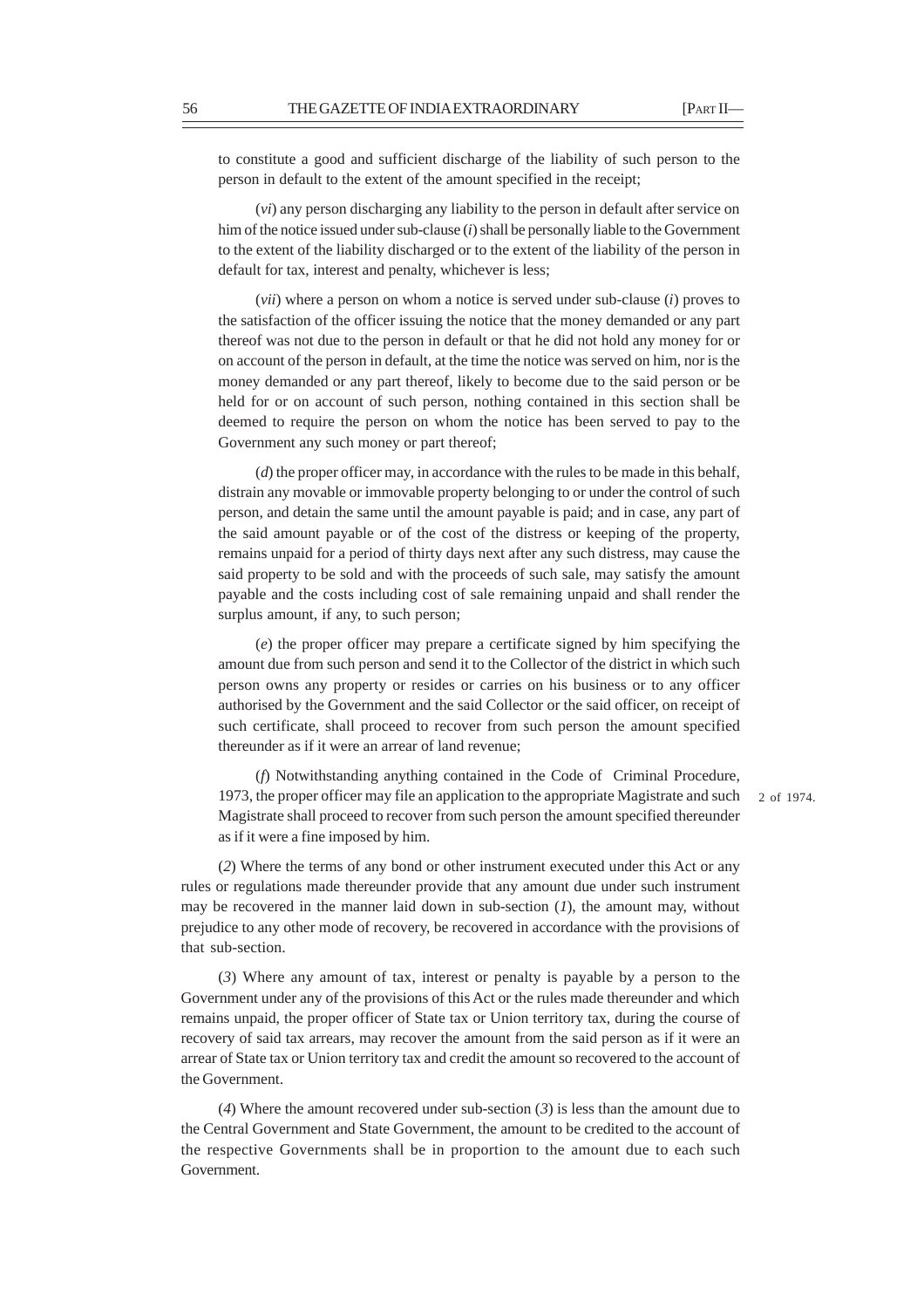to constitute a good and sufficient discharge of the liability of such person to the person in default to the extent of the amount specified in the receipt;

(*vi*) any person discharging any liability to the person in default after service on him of the notice issued under sub-clause (*i*) shall be personally liable to the Government to the extent of the liability discharged or to the extent of the liability of the person in default for tax, interest and penalty, whichever is less;

(*vii*) where a person on whom a notice is served under sub-clause (*i*) proves to the satisfaction of the officer issuing the notice that the money demanded or any part thereof was not due to the person in default or that he did not hold any money for or on account of the person in default, at the time the notice was served on him, nor is the money demanded or any part thereof, likely to become due to the said person or be held for or on account of such person, nothing contained in this section shall be deemed to require the person on whom the notice has been served to pay to the Government any such money or part thereof;

(*d*) the proper officer may, in accordance with the rules to be made in this behalf, distrain any movable or immovable property belonging to or under the control of such person, and detain the same until the amount payable is paid; and in case, any part of the said amount payable or of the cost of the distress or keeping of the property, remains unpaid for a period of thirty days next after any such distress, may cause the said property to be sold and with the proceeds of such sale, may satisfy the amount payable and the costs including cost of sale remaining unpaid and shall render the surplus amount, if any, to such person;

(*e*) the proper officer may prepare a certificate signed by him specifying the amount due from such person and send it to the Collector of the district in which such person owns any property or resides or carries on his business or to any officer authorised by the Government and the said Collector or the said officer, on receipt of such certificate, shall proceed to recover from such person the amount specified thereunder as if it were an arrear of land revenue;

(*f*) Notwithstanding anything contained in the Code of Criminal Procedure, 1973, the proper officer may file an application to the appropriate Magistrate and such Magistrate shall proceed to recover from such person the amount specified thereunder as if it were a fine imposed by him.

2 of 1974.

(*2*) Where the terms of any bond or other instrument executed under this Act or any rules or regulations made thereunder provide that any amount due under such instrument may be recovered in the manner laid down in sub-section (*1*), the amount may, without prejudice to any other mode of recovery, be recovered in accordance with the provisions of that sub-section.

(*3*) Where any amount of tax, interest or penalty is payable by a person to the Government under any of the provisions of this Act or the rules made thereunder and which remains unpaid, the proper officer of State tax or Union territory tax, during the course of recovery of said tax arrears, may recover the amount from the said person as if it were an arrear of State tax or Union territory tax and credit the amount so recovered to the account of the Government.

(*4*) Where the amount recovered under sub-section (*3*) is less than the amount due to the Central Government and State Government, the amount to be credited to the account of the respective Governments shall be in proportion to the amount due to each such Government.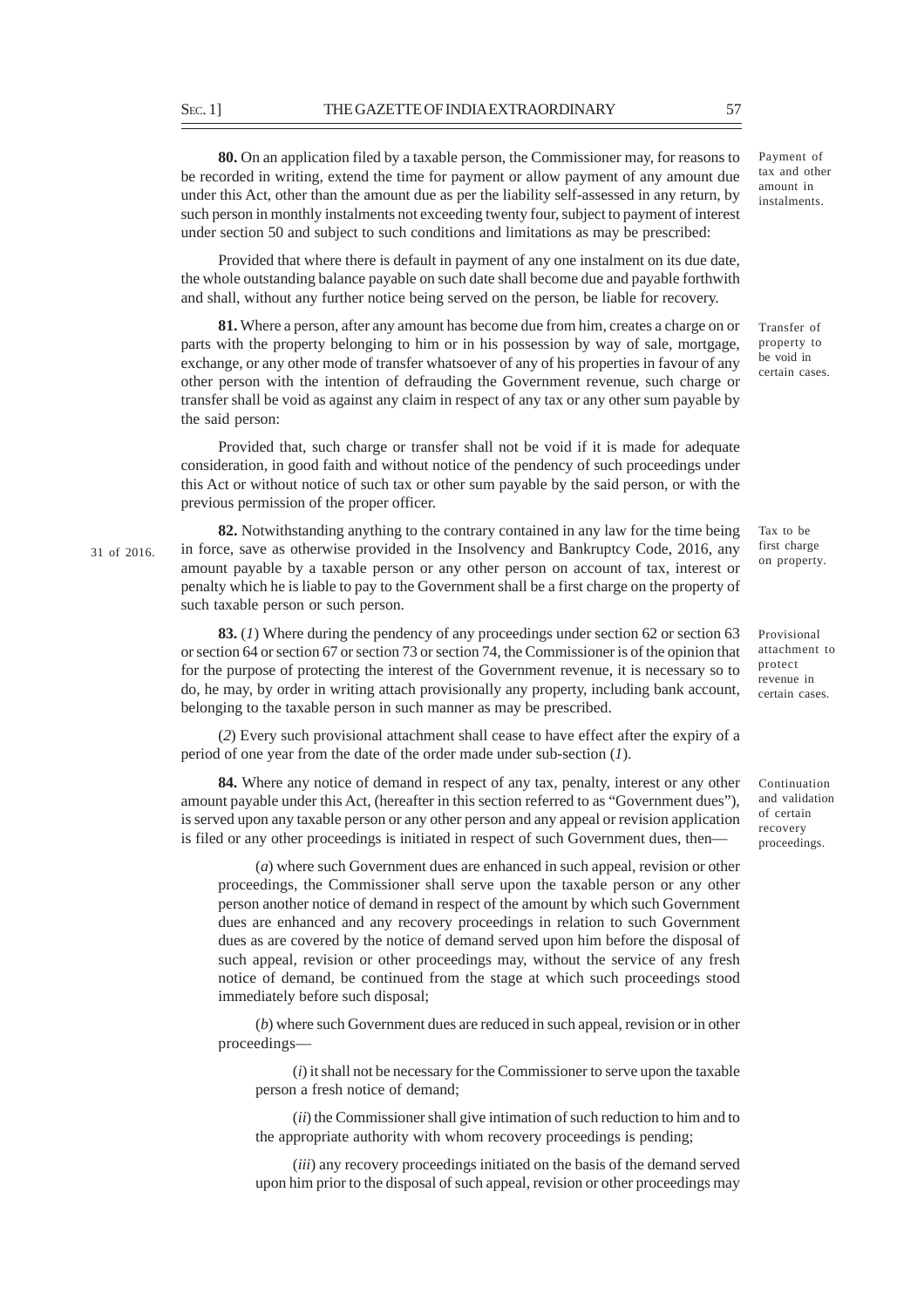**80.** On an application filed by a taxable person, the Commissioner may, for reasons to be recorded in writing, extend the time for payment or allow payment of any amount due under this Act, other than the amount due as per the liability self-assessed in any return, by such person in monthly instalments not exceeding twenty four, subject to payment of interest under section 50 and subject to such conditions and limitations as may be prescribed:

Payment of tax and other amount in instalments.

Provided that where there is default in payment of any one instalment on its due date, the whole outstanding balance payable on such date shall become due and payable forthwith and shall, without any further notice being served on the person, be liable for recovery.

**81.** Where a person, after any amount has become due from him, creates a charge on or parts with the property belonging to him or in his possession by way of sale, mortgage, exchange, or any other mode of transfer whatsoever of any of his properties in favour of any other person with the intention of defrauding the Government revenue, such charge or transfer shall be void as against any claim in respect of any tax or any other sum payable by the said person:

Transfer of property to be void in certain cases.

Provided that, such charge or transfer shall not be void if it is made for adequate consideration, in good faith and without notice of the pendency of such proceedings under this Act or without notice of such tax or other sum payable by the said person, or with the previous permission of the proper officer.

**82.** Notwithstanding anything to the contrary contained in any law for the time being in force, save as otherwise provided in the Insolvency and Bankruptcy Code, 2016, any amount payable by a taxable person or any other person on account of tax, interest or penalty which he is liable to pay to the Government shall be a first charge on the property of such taxable person or such person.

31 of 2016.

Tax to be first charge on property.

**83.** (*1*) Where during the pendency of any proceedings under section 62 or section 63 or section 64 or section 67 or section 73 or section 74, the Commissioner is of the opinion that for the purpose of protecting the interest of the Government revenue, it is necessary so to do, he may, by order in writing attach provisionally any property, including bank account, belonging to the taxable person in such manner as may be prescribed.

Provisional attachment to protect revenue in certain cases.

(*2*) Every such provisional attachment shall cease to have effect after the expiry of a period of one year from the date of the order made under sub-section (*1*).

**84.** Where any notice of demand in respect of any tax, penalty, interest or any other amount payable under this Act, (hereafter in this section referred to as "Government dues"), is served upon any taxable person or any other person and any appeal or revision application is filed or any other proceedings is initiated in respect of such Government dues, then—

Continuation and validation of certain recovery proceedings.

(*a*) where such Government dues are enhanced in such appeal, revision or other proceedings, the Commissioner shall serve upon the taxable person or any other person another notice of demand in respect of the amount by which such Government dues are enhanced and any recovery proceedings in relation to such Government dues as are covered by the notice of demand served upon him before the disposal of such appeal, revision or other proceedings may, without the service of any fresh notice of demand, be continued from the stage at which such proceedings stood immediately before such disposal;

(*b*) where such Government dues are reduced in such appeal, revision or in other proceedings—

(*i*) it shall not be necessary for the Commissioner to serve upon the taxable person a fresh notice of demand;

(*ii*) the Commissioner shall give intimation of such reduction to him and to the appropriate authority with whom recovery proceedings is pending;

(*iii*) any recovery proceedings initiated on the basis of the demand served upon him prior to the disposal of such appeal, revision or other proceedings may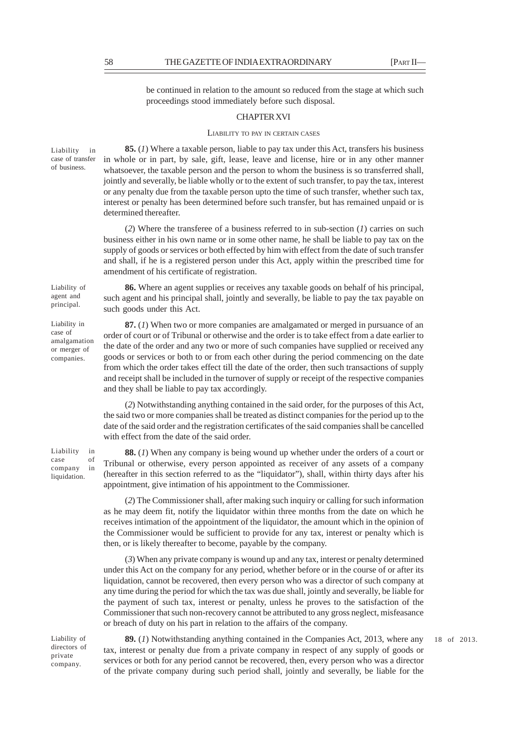be continued in relation to the amount so reduced from the stage at which such proceedings stood immediately before such disposal.

## CHAPTER XVI

### LIABILITY TO PAY IN CERTAIN CASES

Liability in case of transfer of business.

**85.** (*1*) Where a taxable person, liable to pay tax under this Act, transfers his business in whole or in part, by sale, gift, lease, leave and license, hire or in any other manner whatsoever, the taxable person and the person to whom the business is so transferred shall, jointly and severally, be liable wholly or to the extent of such transfer, to pay the tax, interest or any penalty due from the taxable person upto the time of such transfer, whether such tax, interest or penalty has been determined before such transfer, but has remained unpaid or is determined thereafter.

(*2*) Where the transferee of a business referred to in sub-section (*1*) carries on such business either in his own name or in some other name, he shall be liable to pay tax on the supply of goods or services or both effected by him with effect from the date of such transfer and shall, if he is a registered person under this Act, apply within the prescribed time for amendment of his certificate of registration.

Liability of agent and principal.

**86.** Where an agent supplies or receives any taxable goods on behalf of his principal, such agent and his principal shall, jointly and severally, be liable to pay the tax payable on such goods under this Act.

Liability in case of amalgamation or merger of companies.

**87.** (*1*) When two or more companies are amalgamated or merged in pursuance of an order of court or of Tribunal or otherwise and the order is to take effect from a date earlier to the date of the order and any two or more of such companies have supplied or received any goods or services or both to or from each other during the period commencing on the date from which the order takes effect till the date of the order, then such transactions of supply and receipt shall be included in the turnover of supply or receipt of the respective companies and they shall be liable to pay tax accordingly.

(*2*) Notwithstanding anything contained in the said order, for the purposes of this Act, the said two or more companies shall be treated as distinct companies for the period up to the date of the said order and the registration certificates of the said companies shall be cancelled with effect from the date of the said order.

Liability in case of company in liquidation.

**88.** (*1*) When any company is being wound up whether under the orders of a court or Tribunal or otherwise, every person appointed as receiver of any assets of a company (hereafter in this section referred to as the "liquidator"), shall, within thirty days after his appointment, give intimation of his appointment to the Commissioner.

(*2*) The Commissioner shall, after making such inquiry or calling for such information as he may deem fit, notify the liquidator within three months from the date on which he receives intimation of the appointment of the liquidator, the amount which in the opinion of the Commissioner would be sufficient to provide for any tax, interest or penalty which is then, or is likely thereafter to become, payable by the company.

(*3*) When any private company is wound up and any tax, interest or penalty determined under this Act on the company for any period, whether before or in the course of or after its liquidation, cannot be recovered, then every person who was a director of such company at any time during the period for which the tax was due shall, jointly and severally, be liable for the payment of such tax, interest or penalty, unless he proves to the satisfaction of the Commissioner that such non-recovery cannot be attributed to any gross neglect, misfeasance or breach of duty on his part in relation to the affairs of the company.

Liability of directors of private company.

**89.** (*1*) Notwithstanding anything contained in the Companies Act, 2013, where any tax, interest or penalty due from a private company in respect of any supply of goods or services or both for any period cannot be recovered, then, every person who was a director of the private company during such period shall, jointly and severally, be liable for the

18 of 2013.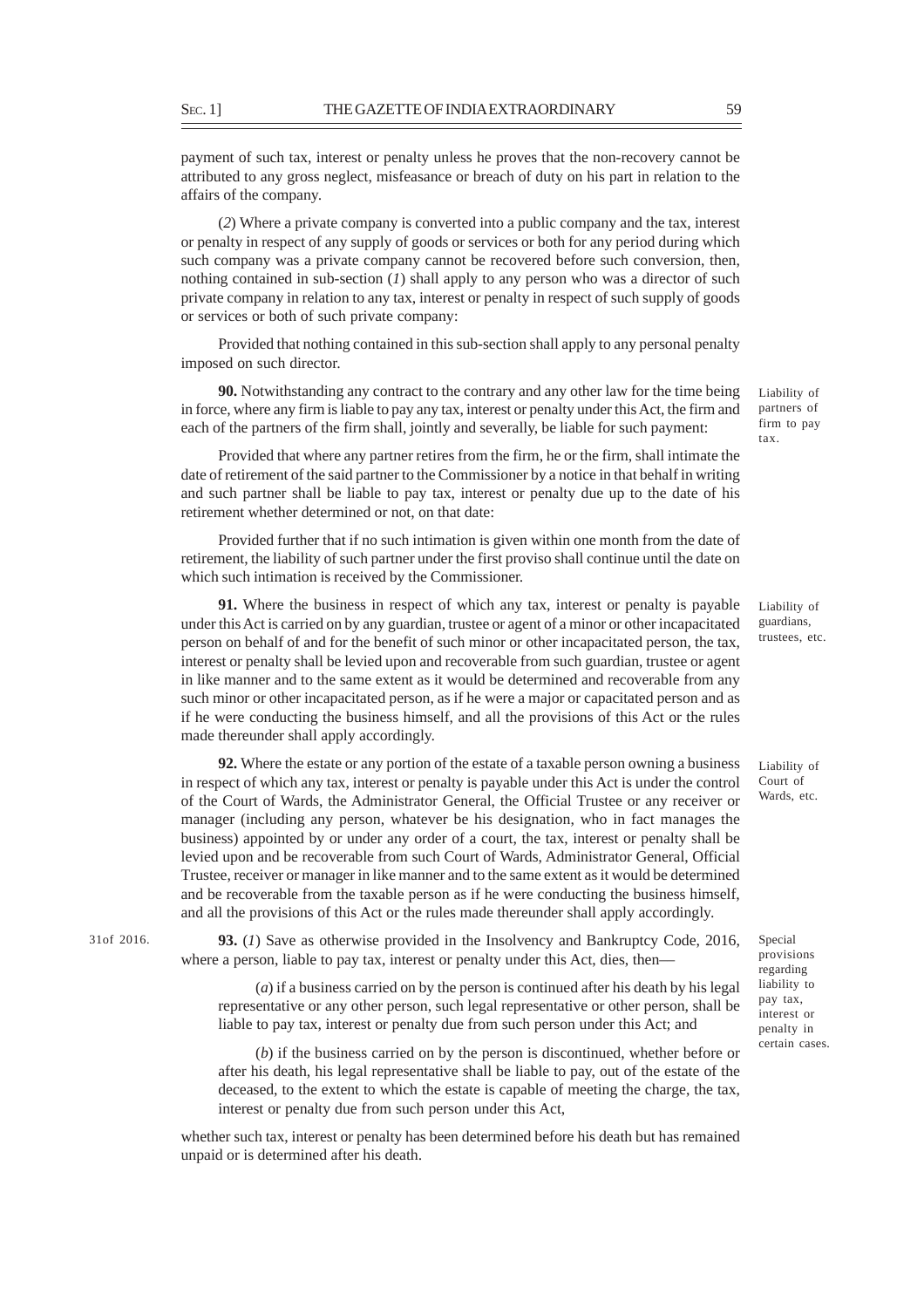payment of such tax, interest or penalty unless he proves that the non-recovery cannot be attributed to any gross neglect, misfeasance or breach of duty on his part in relation to the affairs of the company.

(*2*) Where a private company is converted into a public company and the tax, interest or penalty in respect of any supply of goods or services or both for any period during which such company was a private company cannot be recovered before such conversion, then, nothing contained in sub-section (*1*) shall apply to any person who was a director of such private company in relation to any tax, interest or penalty in respect of such supply of goods or services or both of such private company:

Provided that nothing contained in this sub-section shall apply to any personal penalty imposed on such director.

Liability of partners of firm to pay tax.

**90.** Notwithstanding any contract to the contrary and any other law for the time being in force, where any firm is liable to pay any tax, interest or penalty under this Act, the firm and each of the partners of the firm shall, jointly and severally, be liable for such payment:

Provided that where any partner retires from the firm, he or the firm, shall intimate the date of retirement of the said partner to the Commissioner by a notice in that behalf in writing and such partner shall be liable to pay tax, interest or penalty due up to the date of his retirement whether determined or not, on that date:

Provided further that if no such intimation is given within one month from the date of retirement, the liability of such partner under the first proviso shall continue until the date on which such intimation is received by the Commissioner.

Liability of guardians, trustees, etc.

**91.** Where the business in respect of which any tax, interest or penalty is payable under this Act is carried on by any guardian, trustee or agent of a minor or other incapacitated person on behalf of and for the benefit of such minor or other incapacitated person, the tax, interest or penalty shall be levied upon and recoverable from such guardian, trustee or agent in like manner and to the same extent as it would be determined and recoverable from any such minor or other incapacitated person, as if he were a major or capacitated person and as if he were conducting the business himself, and all the provisions of this Act or the rules made thereunder shall apply accordingly.

Liability of Court of Wards, etc.

**92.** Where the estate or any portion of the estate of a taxable person owning a business in respect of which any tax, interest or penalty is payable under this Act is under the control of the Court of Wards, the Administrator General, the Official Trustee or any receiver or manager (including any person, whatever be his designation, who in fact manages the business) appointed by or under any order of a court, the tax, interest or penalty shall be levied upon and be recoverable from such Court of Wards, Administrator General, Official Trustee, receiver or manager in like manner and to the same extent as it would be determined and be recoverable from the taxable person as if he were conducting the business himself, and all the provisions of this Act or the rules made thereunder shall apply accordingly.

Special provisions regarding liability to pay tax, interest or penalty in certain cases.

31of 2016.

**93.** (*1*) Save as otherwise provided in the Insolvency and Bankruptcy Code, 2016, where a person, liable to pay tax, interest or penalty under this Act, dies, then—

(*a*) if a business carried on by the person is continued after his death by his legal representative or any other person, such legal representative or other person, shall be liable to pay tax, interest or penalty due from such person under this Act; and

(*b*) if the business carried on by the person is discontinued, whether before or after his death, his legal representative shall be liable to pay, out of the estate of the deceased, to the extent to which the estate is capable of meeting the charge, the tax, interest or penalty due from such person under this Act,

whether such tax, interest or penalty has been determined before his death but has remained unpaid or is determined after his death.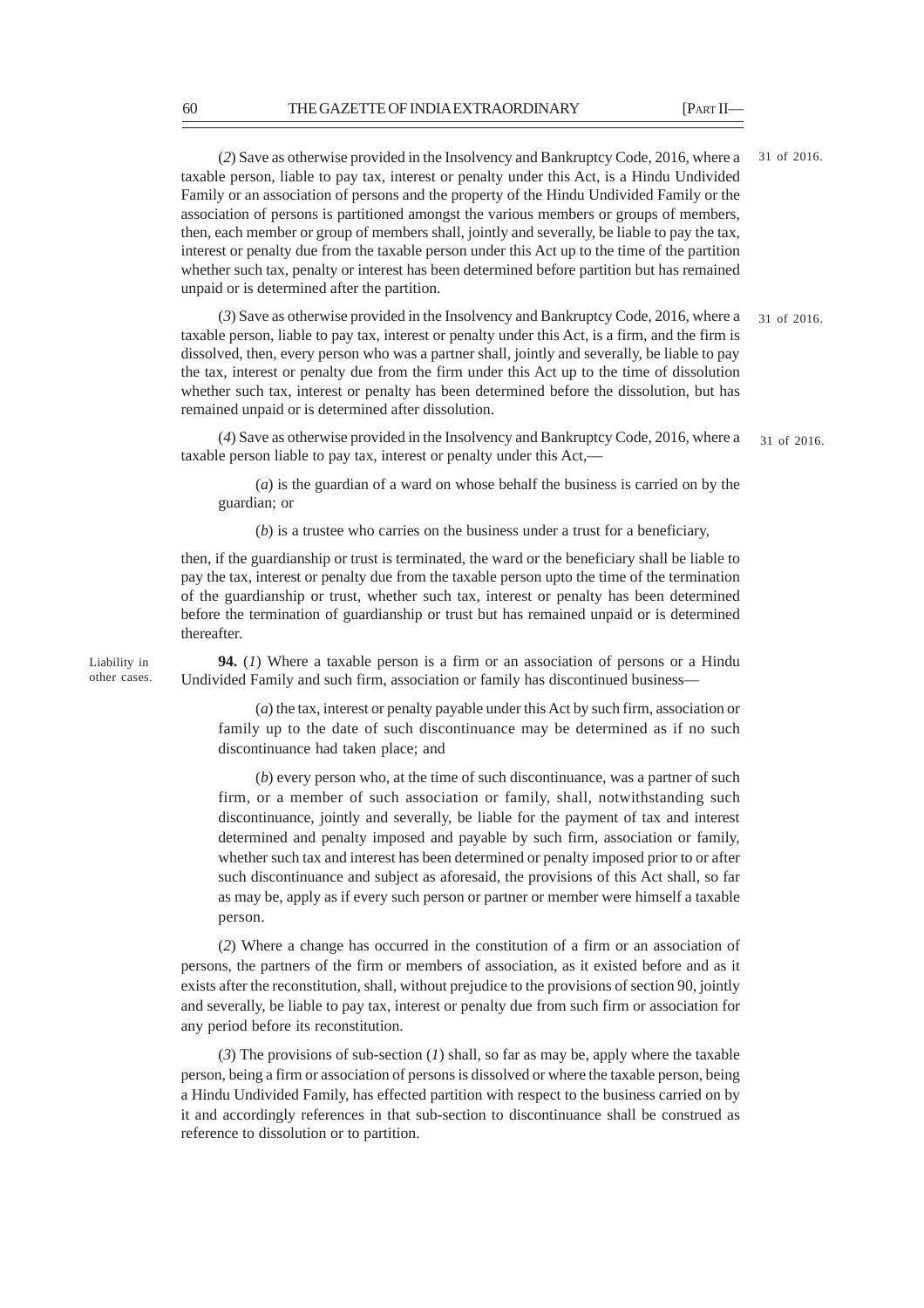(*2*) Save as otherwise provided in the Insolvency and Bankruptcy Code, 2016, where a taxable person, liable to pay tax, interest or penalty under this Act, is a Hindu Undivided Family or an association of persons and the property of the Hindu Undivided Family or the association of persons is partitioned amongst the various members or groups of members, then, each member or group of members shall, jointly and severally, be liable to pay the tax, interest or penalty due from the taxable person under this Act up to the time of the partition whether such tax, penalty or interest has been determined before partition but has remained unpaid or is determined after the partition.

31 of 2016.

(*3*) Save as otherwise provided in the Insolvency and Bankruptcy Code, 2016, where a taxable person, liable to pay tax, interest or penalty under this Act, is a firm, and the firm is dissolved, then, every person who was a partner shall, jointly and severally, be liable to pay the tax, interest or penalty due from the firm under this Act up to the time of dissolution whether such tax, interest or penalty has been determined before the dissolution, but has remained unpaid or is determined after dissolution.

31 of 2016.

(*4*) Save as otherwise provided in the Insolvency and Bankruptcy Code, 2016, where a taxable person liable to pay tax, interest or penalty under this Act,—

31 of 2016.

(*a*) is the guardian of a ward on whose behalf the business is carried on by the guardian; or

(*b*) is a trustee who carries on the business under a trust for a beneficiary,

then, if the guardianship or trust is terminated, the ward or the beneficiary shall be liable to pay the tax, interest or penalty due from the taxable person upto the time of the termination of the guardianship or trust, whether such tax, interest or penalty has been determined before the termination of guardianship or trust but has remained unpaid or is determined thereafter.

Liability in other cases.

**94.** (*1*) Where a taxable person is a firm or an association of persons or a Hindu Undivided Family and such firm, association or family has discontinued business—

(*a*) the tax, interest or penalty payable under this Act by such firm, association or family up to the date of such discontinuance may be determined as if no such discontinuance had taken place; and

(*b*) every person who, at the time of such discontinuance, was a partner of such firm, or a member of such association or family, shall, notwithstanding such discontinuance, jointly and severally, be liable for the payment of tax and interest determined and penalty imposed and payable by such firm, association or family, whether such tax and interest has been determined or penalty imposed prior to or after such discontinuance and subject as aforesaid, the provisions of this Act shall, so far as may be, apply as if every such person or partner or member were himself a taxable person.

(*2*) Where a change has occurred in the constitution of a firm or an association of persons, the partners of the firm or members of association, as it existed before and as it exists after the reconstitution, shall, without prejudice to the provisions of section 90, jointly and severally, be liable to pay tax, interest or penalty due from such firm or association for any period before its reconstitution.

(*3*) The provisions of sub-section (*1*) shall, so far as may be, apply where the taxable person, being a firm or association of persons is dissolved or where the taxable person, being a Hindu Undivided Family, has effected partition with respect to the business carried on by it and accordingly references in that sub-section to discontinuance shall be construed as reference to dissolution or to partition.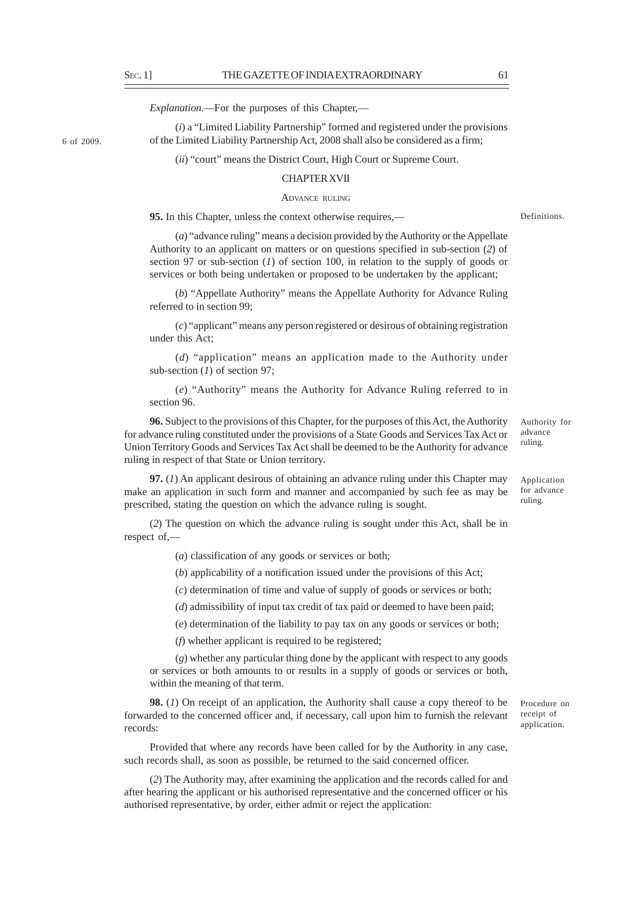*Explanation*.—For the purposes of this Chapter,—

(*i*) a "Limited Liability Partnership" formed and registered under the provisions of the Limited Liability Partnership Act, 2008 shall also be considered as a firm;

6 of 2009.

(*ii*) "court" means the District Court, High Court or Supreme Court.

## CHAPTER XVII

### ADVANCE RULING

Definitions.

**95.** In this Chapter, unless the context otherwise requires,—

(*a*) "advance ruling" means a decision provided by the Authority or the Appellate Authority to an applicant on matters or on questions specified in sub-section (*2*) of section 97 or sub-section (*1*) of section 100, in relation to the supply of goods or services or both being undertaken or proposed to be undertaken by the applicant;

(*b*) "Appellate Authority" means the Appellate Authority for Advance Ruling referred to in section 99;

(*c*) "applicant" means any person registered or desirous of obtaining registration under this Act;

(*d*) "application" means an application made to the Authority under sub-section (*1*) of section 97;

(*e*) "Authority" means the Authority for Advance Ruling referred to in section 96.

Authority for advance ruling.

**96.** Subject to the provisions of this Chapter, for the purposes of this Act, the Authority for advance ruling constituted under the provisions of a State Goods and Services Tax Act or Union Territory Goods and Services Tax Act shall be deemed to be the Authority for advance ruling in respect of that State or Union territory.

Application for advance ruling.

**97.** (*1*) An applicant desirous of obtaining an advance ruling under this Chapter may make an application in such form and manner and accompanied by such fee as may be prescribed, stating the question on which the advance ruling is sought.

(*2*) The question on which the advance ruling is sought under this Act, shall be in respect of,—

(*a*) classification of any goods or services or both;

(*b*) applicability of a notification issued under the provisions of this Act;

(*c*) determination of time and value of supply of goods or services or both;

(*d*) admissibility of input tax credit of tax paid or deemed to have been paid;

(*e*) determination of the liability to pay tax on any goods or services or both;

(*f*) whether applicant is required to be registered;

(*g*) whether any particular thing done by the applicant with respect to any goods or services or both amounts to or results in a supply of goods or services or both, within the meaning of that term.

Procedure on receipt of application.

**98.** (*1*) On receipt of an application, the Authority shall cause a copy thereof to be forwarded to the concerned officer and, if necessary, call upon him to furnish the relevant records:

Provided that where any records have been called for by the Authority in any case, such records shall, as soon as possible, be returned to the said concerned officer.

(*2*) The Authority may, after examining the application and the records called for and after hearing the applicant or his authorised representative and the concerned officer or his authorised representative, by order, either admit or reject the application: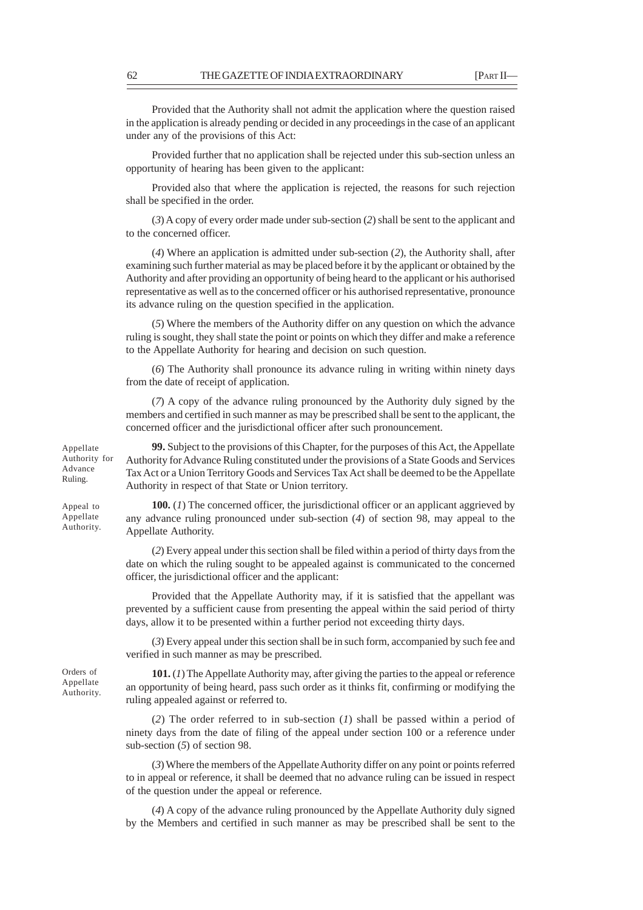Provided that the Authority shall not admit the application where the question raised in the application is already pending or decided in any proceedings in the case of an applicant under any of the provisions of this Act:

Provided further that no application shall be rejected under this sub-section unless an opportunity of hearing has been given to the applicant:

Provided also that where the application is rejected, the reasons for such rejection shall be specified in the order.

(*3*) A copy of every order made under sub-section (*2*) shall be sent to the applicant and to the concerned officer.

(*4*) Where an application is admitted under sub-section (*2*), the Authority shall, after examining such further material as may be placed before it by the applicant or obtained by the Authority and after providing an opportunity of being heard to the applicant or his authorised representative as well as to the concerned officer or his authorised representative, pronounce its advance ruling on the question specified in the application.

(*5*) Where the members of the Authority differ on any question on which the advance ruling is sought, they shall state the point or points on which they differ and make a reference to the Appellate Authority for hearing and decision on such question.

(*6*) The Authority shall pronounce its advance ruling in writing within ninety days from the date of receipt of application.

(*7*) A copy of the advance ruling pronounced by the Authority duly signed by the members and certified in such manner as may be prescribed shall be sent to the applicant, the concerned officer and the jurisdictional officer after such pronouncement.

Appellate Authority for Advance Ruling.

**99.** Subject to the provisions of this Chapter, for the purposes of this Act, the Appellate Authority for Advance Ruling constituted under the provisions of a State Goods and Services Tax Act or a Union Territory Goods and Services Tax Act shall be deemed to be the Appellate Authority in respect of that State or Union territory.

Appeal to Appellate Authority.

**100.** (*1*) The concerned officer, the jurisdictional officer or an applicant aggrieved by any advance ruling pronounced under sub-section (*4*) of section 98, may appeal to the Appellate Authority.

(*2*) Every appeal under this section shall be filed within a period of thirty days from the date on which the ruling sought to be appealed against is communicated to the concerned officer, the jurisdictional officer and the applicant:

Provided that the Appellate Authority may, if it is satisfied that the appellant was prevented by a sufficient cause from presenting the appeal within the said period of thirty days, allow it to be presented within a further period not exceeding thirty days.

(*3*) Every appeal under this section shall be in such form, accompanied by such fee and verified in such manner as may be prescribed.

Orders of Appellate Authority.

**101.** (*1*) The Appellate Authority may, after giving the parties to the appeal or reference an opportunity of being heard, pass such order as it thinks fit, confirming or modifying the ruling appealed against or referred to.

(*2*) The order referred to in sub-section (*1*) shall be passed within a period of ninety days from the date of filing of the appeal under section 100 or a reference under sub-section (*5*) of section 98.

(*3*) Where the members of the Appellate Authority differ on any point or points referred to in appeal or reference, it shall be deemed that no advance ruling can be issued in respect of the question under the appeal or reference.

(*4*) A copy of the advance ruling pronounced by the Appellate Authority duly signed by the Members and certified in such manner as may be prescribed shall be sent to the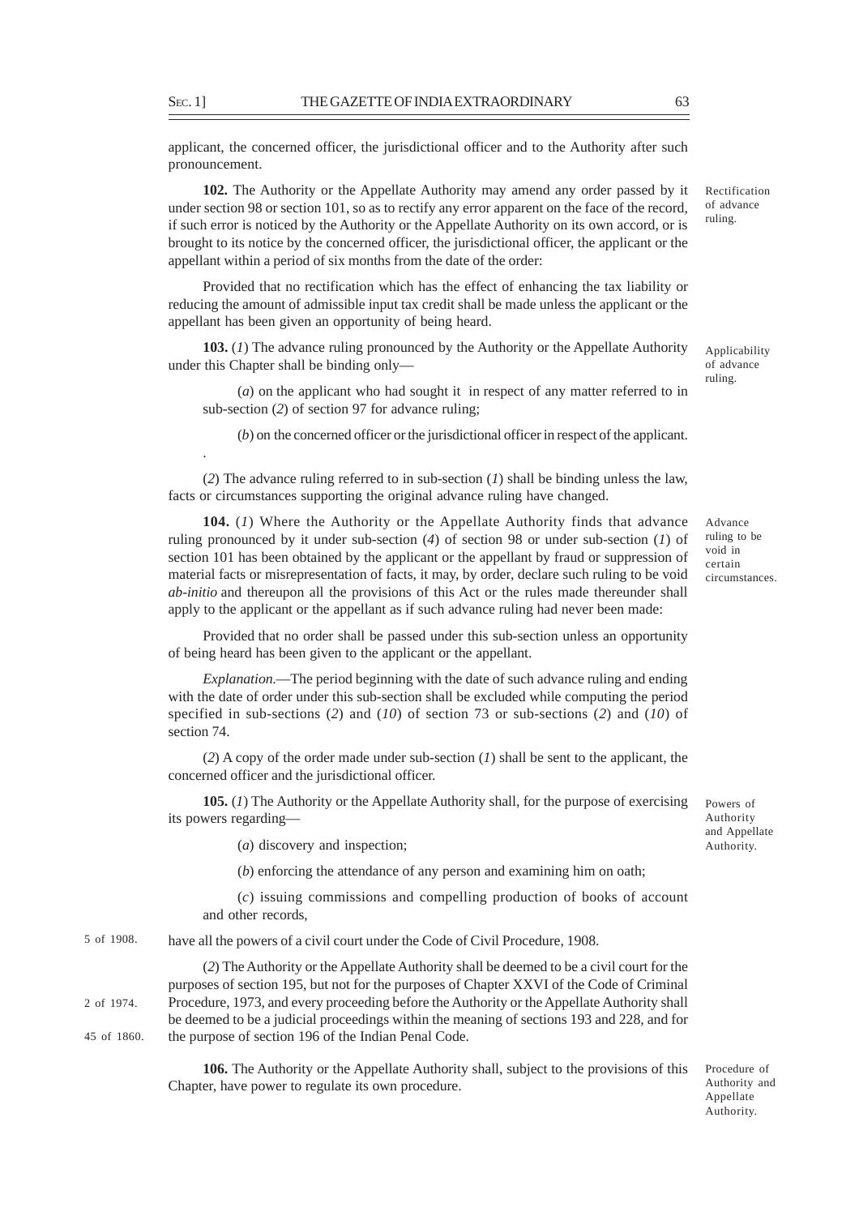applicant, the concerned officer, the jurisdictional officer and to the Authority after such pronouncement.

Rectification of advance ruling.

**102.** The Authority or the Appellate Authority may amend any order passed by it under section 98 or section 101, so as to rectify any error apparent on the face of the record, if such error is noticed by the Authority or the Appellate Authority on its own accord, or is brought to its notice by the concerned officer, the jurisdictional officer, the applicant or the appellant within a period of six months from the date of the order:

Provided that no rectification which has the effect of enhancing the tax liability or reducing the amount of admissible input tax credit shall be made unless the applicant or the appellant has been given an opportunity of being heard.

Applicability of advance ruling.

**103.** (*1*) The advance ruling pronounced by the Authority or the Appellate Authority under this Chapter shall be binding only—

(*a*) on the applicant who had sought it in respect of any matter referred to in sub-section (*2*) of section 97 for advance ruling;

(*b*) on the concerned officer or the jurisdictional officer in respect of the applicant.

.

(*2*) The advance ruling referred to in sub-section (*1*) shall be binding unless the law, facts or circumstances supporting the original advance ruling have changed.

Advance ruling to be void in certain circumstances.

**104.** (*1*) Where the Authority or the Appellate Authority finds that advance ruling pronounced by it under sub-section (*4*) of section 98 or under sub-section (*1*) of section 101 has been obtained by the applicant or the appellant by fraud or suppression of material facts or misrepresentation of facts, it may, by order, declare such ruling to be void *ab-initio* and thereupon all the provisions of this Act or the rules made thereunder shall apply to the applicant or the appellant as if such advance ruling had never been made:

Provided that no order shall be passed under this sub-section unless an opportunity of being heard has been given to the applicant or the appellant.

*Explanation*.—The period beginning with the date of such advance ruling and ending with the date of order under this sub-section shall be excluded while computing the period specified in sub-sections (*2*) and (*10*) of section 73 or sub-sections (*2*) and (*10*) of section 74.

(*2*) A copy of the order made under sub-section (*1*) shall be sent to the applicant, the concerned officer and the jurisdictional officer.

Powers of Authority and Appellate Authority.

**105.** (*1*) The Authority or the Appellate Authority shall, for the purpose of exercising its powers regarding—

(*a*) discovery and inspection;

(*b*) enforcing the attendance of any person and examining him on oath;

(*c*) issuing commissions and compelling production of books of account and other records,

have all the powers of a civil court under the Code of Civil Procedure, 1908. (5 of 1908.)

(*2*) The Authority or the Appellate Authority shall be deemed to be a civil court for the purposes of section 195, but not for the purposes of Chapter XXVI of the Code of Criminal Procedure, 1973, and every proceeding before the Authority or the Appellate Authority shall be deemed to be a judicial proceedings within the meaning of sections 193 and 228, and for the purpose of section 196 of the Indian Penal Code. (2 of 1974.) (45 of 1860.)

Procedure of Authority and Appellate Authority.

**106.** The Authority or the Appellate Authority shall, subject to the provisions of this Chapter, have power to regulate its own procedure.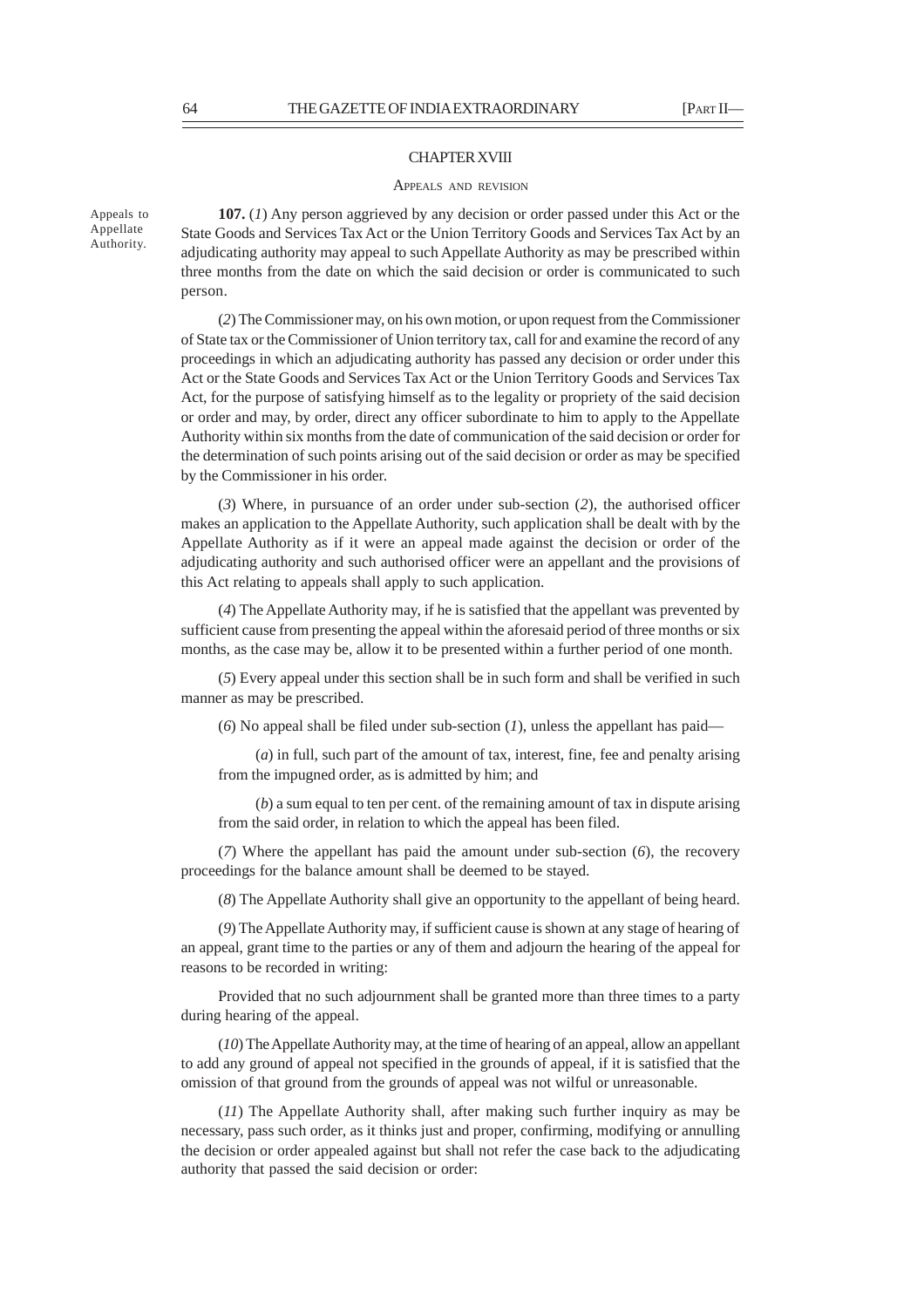## CHAPTER XVIII

### APPEALS AND REVISION

Appeals to Appellate Authority.

**107.** (*1*) Any person aggrieved by any decision or order passed under this Act or the State Goods and Services Tax Act or the Union Territory Goods and Services Tax Act by an adjudicating authority may appeal to such Appellate Authority as may be prescribed within three months from the date on which the said decision or order is communicated to such person.

(*2*) The Commissioner may, on his own motion, or upon request from the Commissioner of State tax or the Commissioner of Union territory tax, call for and examine the record of any proceedings in which an adjudicating authority has passed any decision or order under this Act or the State Goods and Services Tax Act or the Union Territory Goods and Services Tax Act, for the purpose of satisfying himself as to the legality or propriety of the said decision or order and may, by order, direct any officer subordinate to him to apply to the Appellate Authority within six months from the date of communication of the said decision or order for the determination of such points arising out of the said decision or order as may be specified by the Commissioner in his order.

(*3*) Where, in pursuance of an order under sub-section (*2*), the authorised officer makes an application to the Appellate Authority, such application shall be dealt with by the Appellate Authority as if it were an appeal made against the decision or order of the adjudicating authority and such authorised officer were an appellant and the provisions of this Act relating to appeals shall apply to such application.

(*4*) The Appellate Authority may, if he is satisfied that the appellant was prevented by sufficient cause from presenting the appeal within the aforesaid period of three months or six months, as the case may be, allow it to be presented within a further period of one month.

(*5*) Every appeal under this section shall be in such form and shall be verified in such manner as may be prescribed.

(*6*) No appeal shall be filed under sub-section (*1*), unless the appellant has paid—

(*a*) in full, such part of the amount of tax, interest, fine, fee and penalty arising from the impugned order, as is admitted by him; and

(*b*) a sum equal to ten per cent. of the remaining amount of tax in dispute arising from the said order, in relation to which the appeal has been filed.

(*7*) Where the appellant has paid the amount under sub-section (*6*), the recovery proceedings for the balance amount shall be deemed to be stayed.

(*8*) The Appellate Authority shall give an opportunity to the appellant of being heard.

(*9*) The Appellate Authority may, if sufficient cause is shown at any stage of hearing of an appeal, grant time to the parties or any of them and adjourn the hearing of the appeal for reasons to be recorded in writing:

Provided that no such adjournment shall be granted more than three times to a party during hearing of the appeal.

(*10*) The Appellate Authority may, at the time of hearing of an appeal, allow an appellant to add any ground of appeal not specified in the grounds of appeal, if it is satisfied that the omission of that ground from the grounds of appeal was not wilful or unreasonable.

(*11*) The Appellate Authority shall, after making such further inquiry as may be necessary, pass such order, as it thinks just and proper, confirming, modifying or annulling the decision or order appealed against but shall not refer the case back to the adjudicating authority that passed the said decision or order: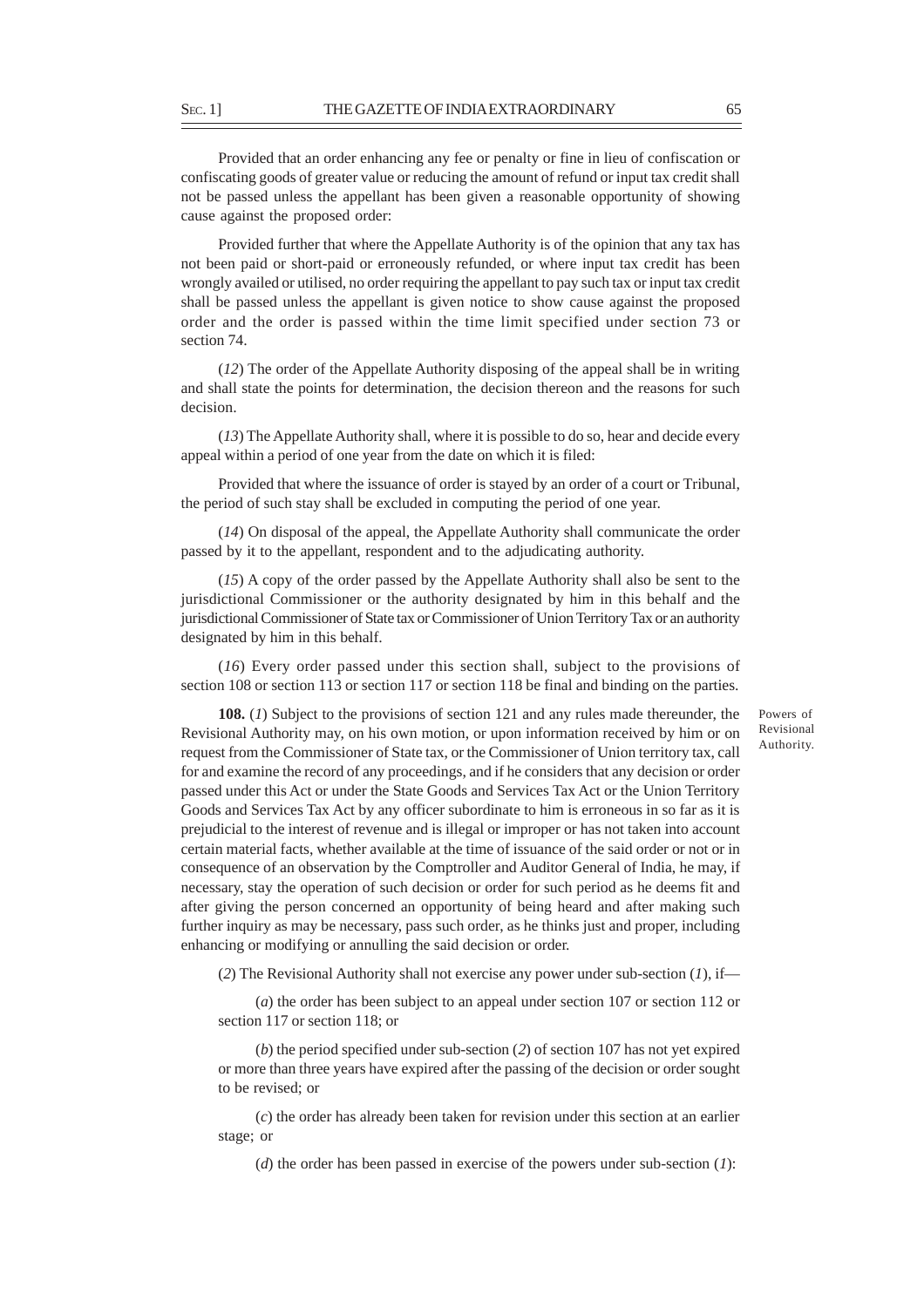Provided that an order enhancing any fee or penalty or fine in lieu of confiscation or confiscating goods of greater value or reducing the amount of refund or input tax credit shall not be passed unless the appellant has been given a reasonable opportunity of showing cause against the proposed order:

Provided further that where the Appellate Authority is of the opinion that any tax has not been paid or short-paid or erroneously refunded, or where input tax credit has been wrongly availed or utilised, no order requiring the appellant to pay such tax or input tax credit shall be passed unless the appellant is given notice to show cause against the proposed order and the order is passed within the time limit specified under section 73 or section 74.

(*12*) The order of the Appellate Authority disposing of the appeal shall be in writing and shall state the points for determination, the decision thereon and the reasons for such decision.

(*13*) The Appellate Authority shall, where it is possible to do so, hear and decide every appeal within a period of one year from the date on which it is filed:

Provided that where the issuance of order is stayed by an order of a court or Tribunal, the period of such stay shall be excluded in computing the period of one year.

(*14*) On disposal of the appeal, the Appellate Authority shall communicate the order passed by it to the appellant, respondent and to the adjudicating authority.

(*15*) A copy of the order passed by the Appellate Authority shall also be sent to the jurisdictional Commissioner or the authority designated by him in this behalf and the jurisdictional Commissioner of State tax or Commissioner of Union Territory Tax or an authority designated by him in this behalf.

(*16*) Every order passed under this section shall, subject to the provisions of section 108 or section 113 or section 117 or section 118 be final and binding on the parties.

Powers of Revisional Authority.

**108.** (*1*) Subject to the provisions of section 121 and any rules made thereunder, the Revisional Authority may, on his own motion, or upon information received by him or on request from the Commissioner of State tax, or the Commissioner of Union territory tax, call for and examine the record of any proceedings, and if he considers that any decision or order passed under this Act or under the State Goods and Services Tax Act or the Union Territory Goods and Services Tax Act by any officer subordinate to him is erroneous in so far as it is prejudicial to the interest of revenue and is illegal or improper or has not taken into account certain material facts, whether available at the time of issuance of the said order or not or in consequence of an observation by the Comptroller and Auditor General of India, he may, if necessary, stay the operation of such decision or order for such period as he deems fit and after giving the person concerned an opportunity of being heard and after making such further inquiry as may be necessary, pass such order, as he thinks just and proper, including enhancing or modifying or annulling the said decision or order.

(*2*) The Revisional Authority shall not exercise any power under sub-section (*1*), if—

(*a*) the order has been subject to an appeal under section 107 or section 112 or section 117 or section 118; or

(*b*) the period specified under sub-section (*2*) of section 107 has not yet expired or more than three years have expired after the passing of the decision or order sought to be revised; or

(*c*) the order has already been taken for revision under this section at an earlier stage; or

(*d*) the order has been passed in exercise of the powers under sub-section (*1*):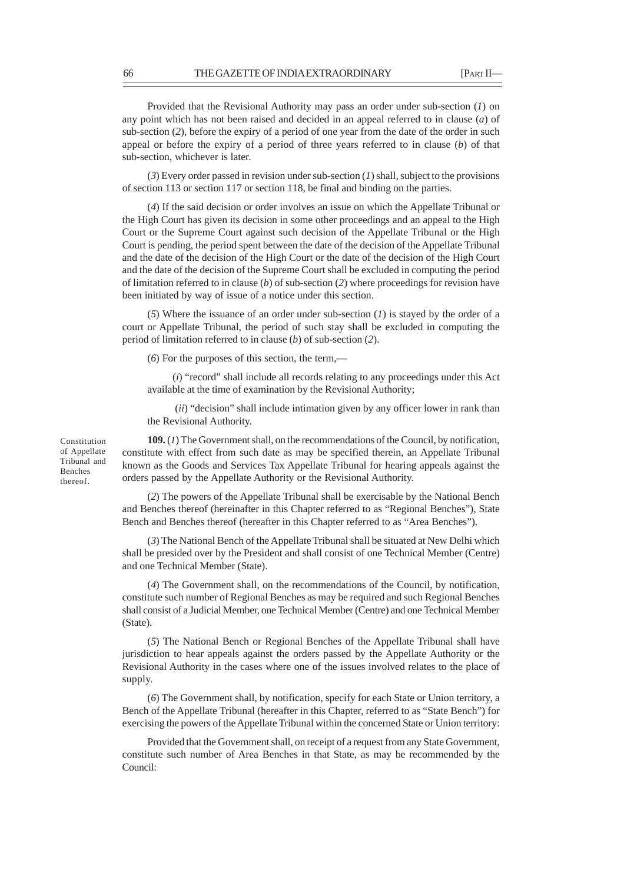Provided that the Revisional Authority may pass an order under sub-section (*1*) on any point which has not been raised and decided in an appeal referred to in clause (*a*) of sub-section (*2*), before the expiry of a period of one year from the date of the order in such appeal or before the expiry of a period of three years referred to in clause (*b*) of that sub-section, whichever is later.

(*3*) Every order passed in revision under sub-section (*1*) shall, subject to the provisions of section 113 or section 117 or section 118, be final and binding on the parties.

(*4*) If the said decision or order involves an issue on which the Appellate Tribunal or the High Court has given its decision in some other proceedings and an appeal to the High Court or the Supreme Court against such decision of the Appellate Tribunal or the High Court is pending, the period spent between the date of the decision of the Appellate Tribunal and the date of the decision of the High Court or the date of the decision of the High Court and the date of the decision of the Supreme Court shall be excluded in computing the period of limitation referred to in clause (*b*) of sub-section (*2*) where proceedings for revision have been initiated by way of issue of a notice under this section.

(*5*) Where the issuance of an order under sub-section (*1*) is stayed by the order of a court or Appellate Tribunal, the period of such stay shall be excluded in computing the period of limitation referred to in clause (*b*) of sub-section (*2*).

(*6*) For the purposes of this section, the term,—

(*i*) "record" shall include all records relating to any proceedings under this Act available at the time of examination by the Revisional Authority;

(*ii*) "decision" shall include intimation given by any officer lower in rank than the Revisional Authority.

Constitution of Appellate Tribunal and Benches thereof.

**109.** (*1*) The Government shall, on the recommendations of the Council, by notification, constitute with effect from such date as may be specified therein, an Appellate Tribunal known as the Goods and Services Tax Appellate Tribunal for hearing appeals against the orders passed by the Appellate Authority or the Revisional Authority.

(*2*) The powers of the Appellate Tribunal shall be exercisable by the National Bench and Benches thereof (hereinafter in this Chapter referred to as "Regional Benches"), State Bench and Benches thereof (hereafter in this Chapter referred to as "Area Benches").

(*3*) The National Bench of the Appellate Tribunal shall be situated at New Delhi which shall be presided over by the President and shall consist of one Technical Member (Centre) and one Technical Member (State).

(*4*) The Government shall, on the recommendations of the Council, by notification, constitute such number of Regional Benches as may be required and such Regional Benches shall consist of a Judicial Member, one Technical Member (Centre) and one Technical Member (State).

(*5*) The National Bench or Regional Benches of the Appellate Tribunal shall have jurisdiction to hear appeals against the orders passed by the Appellate Authority or the Revisional Authority in the cases where one of the issues involved relates to the place of supply.

(*6*) The Government shall, by notification, specify for each State or Union territory, a Bench of the Appellate Tribunal (hereafter in this Chapter, referred to as "State Bench") for exercising the powers of the Appellate Tribunal within the concerned State or Union territory:

Provided that the Government shall, on receipt of a request from any State Government, constitute such number of Area Benches in that State, as may be recommended by the Council: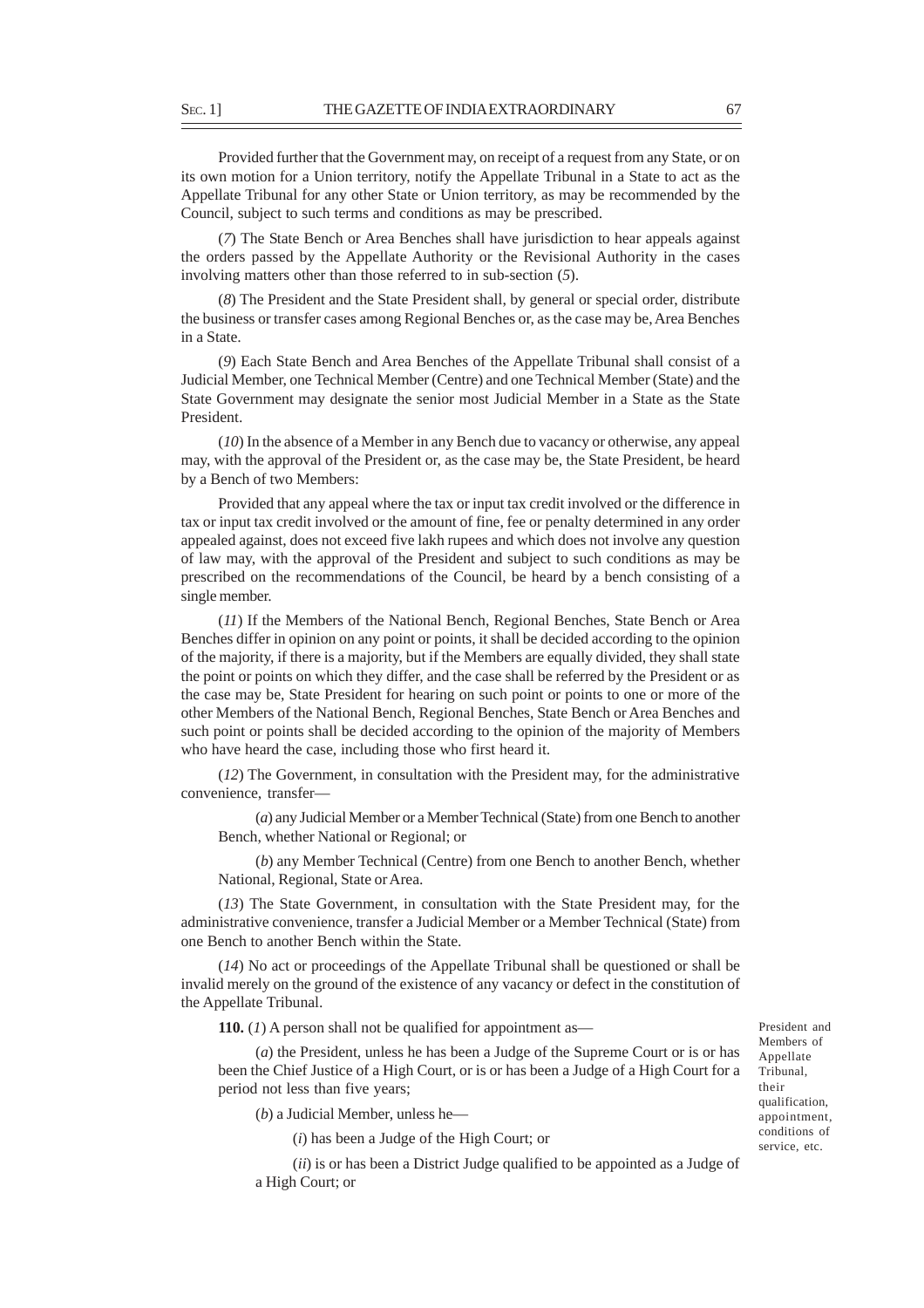Provided further that the Government may, on receipt of a request from any State, or on its own motion for a Union territory, notify the Appellate Tribunal in a State to act as the Appellate Tribunal for any other State or Union territory, as may be recommended by the Council, subject to such terms and conditions as may be prescribed.

(*7*) The State Bench or Area Benches shall have jurisdiction to hear appeals against the orders passed by the Appellate Authority or the Revisional Authority in the cases involving matters other than those referred to in sub-section (*5*).

(*8*) The President and the State President shall, by general or special order, distribute the business or transfer cases among Regional Benches or, as the case may be, Area Benches in a State.

(*9*) Each State Bench and Area Benches of the Appellate Tribunal shall consist of a Judicial Member, one Technical Member (Centre) and one Technical Member (State) and the State Government may designate the senior most Judicial Member in a State as the State President.

(*10*) In the absence of a Member in any Bench due to vacancy or otherwise, any appeal may, with the approval of the President or, as the case may be, the State President, be heard by a Bench of two Members:

Provided that any appeal where the tax or input tax credit involved or the difference in tax or input tax credit involved or the amount of fine, fee or penalty determined in any order appealed against, does not exceed five lakh rupees and which does not involve any question of law may, with the approval of the President and subject to such conditions as may be prescribed on the recommendations of the Council, be heard by a bench consisting of a single member.

(*11*) If the Members of the National Bench, Regional Benches, State Bench or Area Benches differ in opinion on any point or points, it shall be decided according to the opinion of the majority, if there is a majority, but if the Members are equally divided, they shall state the point or points on which they differ, and the case shall be referred by the President or as the case may be, State President for hearing on such point or points to one or more of the other Members of the National Bench, Regional Benches, State Bench or Area Benches and such point or points shall be decided according to the opinion of the majority of Members who have heard the case, including those who first heard it.

(*12*) The Government, in consultation with the President may, for the administrative convenience, transfer—

(*a*) any Judicial Member or a Member Technical (State) from one Bench to another Bench, whether National or Regional; or

(*b*) any Member Technical (Centre) from one Bench to another Bench, whether National, Regional, State or Area.

(*13*) The State Government, in consultation with the State President may, for the administrative convenience, transfer a Judicial Member or a Member Technical (State) from one Bench to another Bench within the State.

(*14*) No act or proceedings of the Appellate Tribunal shall be questioned or shall be invalid merely on the ground of the existence of any vacancy or defect in the constitution of the Appellate Tribunal.

President and Members of Appellate Tribunal, their qualification, appointment, conditions of service, etc.

**110.** (*1*) A person shall not be qualified for appointment as—

(*a*) the President, unless he has been a Judge of the Supreme Court or is or has been the Chief Justice of a High Court, or is or has been a Judge of a High Court for a period not less than five years;

(*b*) a Judicial Member, unless he—

(*i*) has been a Judge of the High Court; or

(*ii*) is or has been a District Judge qualified to be appointed as a Judge of a High Court; or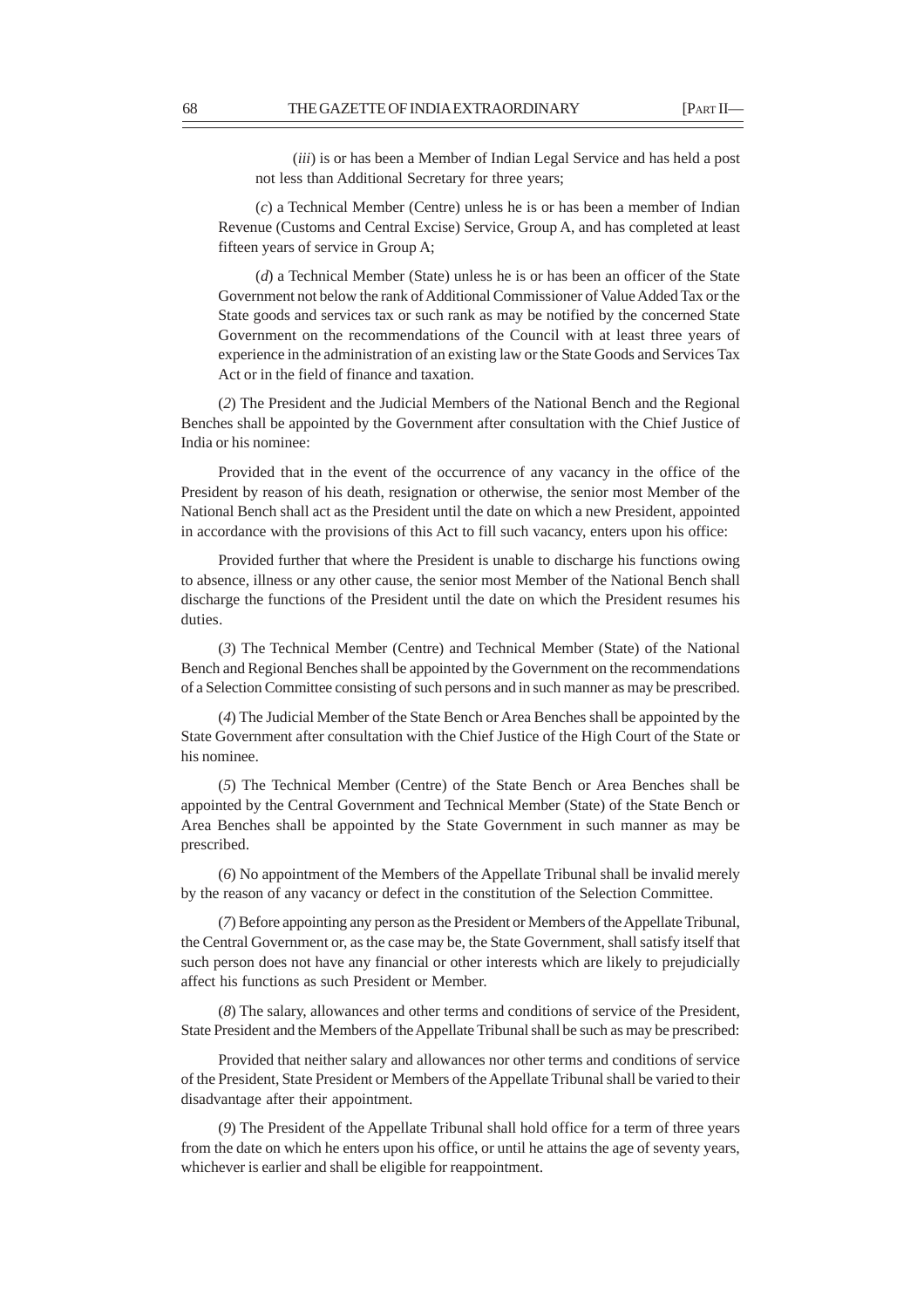(*iii*) is or has been a Member of Indian Legal Service and has held a post not less than Additional Secretary for three years;

(*c*) a Technical Member (Centre) unless he is or has been a member of Indian Revenue (Customs and Central Excise) Service, Group A, and has completed at least fifteen years of service in Group A;

(*d*) a Technical Member (State) unless he is or has been an officer of the State Government not below the rank of Additional Commissioner of Value Added Tax or the State goods and services tax or such rank as may be notified by the concerned State Government on the recommendations of the Council with at least three years of experience in the administration of an existing law or the State Goods and Services Tax Act or in the field of finance and taxation.

(*2*) The President and the Judicial Members of the National Bench and the Regional Benches shall be appointed by the Government after consultation with the Chief Justice of India or his nominee:

Provided that in the event of the occurrence of any vacancy in the office of the President by reason of his death, resignation or otherwise, the senior most Member of the National Bench shall act as the President until the date on which a new President, appointed in accordance with the provisions of this Act to fill such vacancy, enters upon his office:

Provided further that where the President is unable to discharge his functions owing to absence, illness or any other cause, the senior most Member of the National Bench shall discharge the functions of the President until the date on which the President resumes his duties.

(*3*) The Technical Member (Centre) and Technical Member (State) of the National Bench and Regional Benches shall be appointed by the Government on the recommendations of a Selection Committee consisting of such persons and in such manner as may be prescribed.

(*4*) The Judicial Member of the State Bench or Area Benches shall be appointed by the State Government after consultation with the Chief Justice of the High Court of the State or his nominee.

(*5*) The Technical Member (Centre) of the State Bench or Area Benches shall be appointed by the Central Government and Technical Member (State) of the State Bench or Area Benches shall be appointed by the State Government in such manner as may be prescribed.

(*6*) No appointment of the Members of the Appellate Tribunal shall be invalid merely by the reason of any vacancy or defect in the constitution of the Selection Committee.

(*7*) Before appointing any person as the President or Members of the Appellate Tribunal, the Central Government or, as the case may be, the State Government, shall satisfy itself that such person does not have any financial or other interests which are likely to prejudicially affect his functions as such President or Member.

(*8*) The salary, allowances and other terms and conditions of service of the President, State President and the Members of the Appellate Tribunal shall be such as may be prescribed:

Provided that neither salary and allowances nor other terms and conditions of service of the President, State President or Members of the Appellate Tribunal shall be varied to their disadvantage after their appointment.

(*9*) The President of the Appellate Tribunal shall hold office for a term of three years from the date on which he enters upon his office, or until he attains the age of seventy years, whichever is earlier and shall be eligible for reappointment.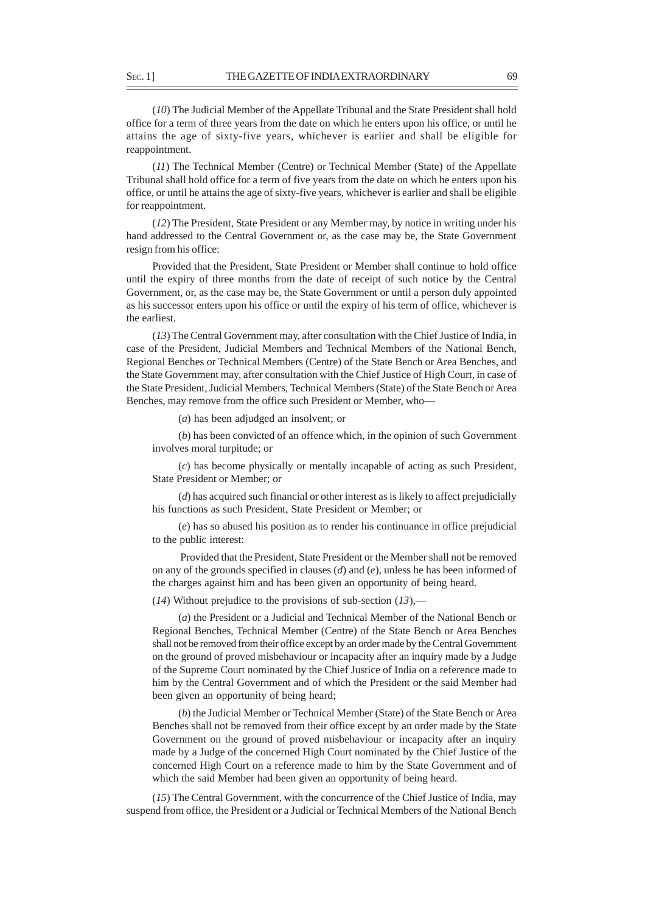(*10*) The Judicial Member of the Appellate Tribunal and the State President shall hold office for a term of three years from the date on which he enters upon his office, or until he attains the age of sixty-five years, whichever is earlier and shall be eligible for reappointment.

(*11*) The Technical Member (Centre) or Technical Member (State) of the Appellate Tribunal shall hold office for a term of five years from the date on which he enters upon his office, or until he attains the age of sixty-five years, whichever is earlier and shall be eligible for reappointment.

(*12*) The President, State President or any Member may, by notice in writing under his hand addressed to the Central Government or, as the case may be, the State Government resign from his office:

Provided that the President, State President or Member shall continue to hold office until the expiry of three months from the date of receipt of such notice by the Central Government, or, as the case may be, the State Government or until a person duly appointed as his successor enters upon his office or until the expiry of his term of office, whichever is the earliest.

(*13*) The Central Government may, after consultation with the Chief Justice of India, in case of the President, Judicial Members and Technical Members of the National Bench, Regional Benches or Technical Members (Centre) of the State Bench or Area Benches, and the State Government may, after consultation with the Chief Justice of High Court, in case of the State President, Judicial Members, Technical Members (State) of the State Bench or Area Benches, may remove from the office such President or Member, who—

(*a*) has been adjudged an insolvent; or

(*b*) has been convicted of an offence which, in the opinion of such Government involves moral turpitude; or

(*c*) has become physically or mentally incapable of acting as such President, State President or Member; or

(*d*) has acquired such financial or other interest as is likely to affect prejudicially his functions as such President, State President or Member; or

(*e*) has so abused his position as to render his continuance in office prejudicial to the public interest:

Provided that the President, State President or the Member shall not be removed on any of the grounds specified in clauses (*d*) and (*e*), unless he has been informed of the charges against him and has been given an opportunity of being heard.

(*14*) Without prejudice to the provisions of sub-section (*13*),—

(*a*) the President or a Judicial and Technical Member of the National Bench or Regional Benches, Technical Member (Centre) of the State Bench or Area Benches shall not be removed from their office except by an order made by the Central Government on the ground of proved misbehaviour or incapacity after an inquiry made by a Judge of the Supreme Court nominated by the Chief Justice of India on a reference made to him by the Central Government and of which the President or the said Member had been given an opportunity of being heard;

(*b*) the Judicial Member or Technical Member (State) of the State Bench or Area Benches shall not be removed from their office except by an order made by the State Government on the ground of proved misbehaviour or incapacity after an inquiry made by a Judge of the concerned High Court nominated by the Chief Justice of the concerned High Court on a reference made to him by the State Government and of which the said Member had been given an opportunity of being heard.

(*15*) The Central Government, with the concurrence of the Chief Justice of India, may suspend from office, the President or a Judicial or Technical Members of the National Bench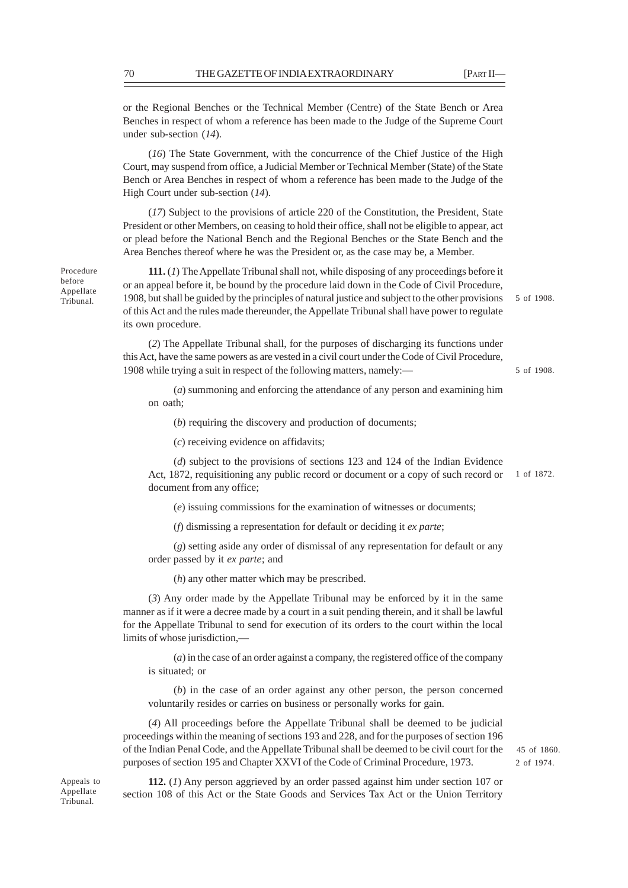or the Regional Benches or the Technical Member (Centre) of the State Bench or Area Benches in respect of whom a reference has been made to the Judge of the Supreme Court under sub-section (*14*).

(*16*) The State Government, with the concurrence of the Chief Justice of the High Court, may suspend from office, a Judicial Member or Technical Member (State) of the State Bench or Area Benches in respect of whom a reference has been made to the Judge of the High Court under sub-section (*14*).

(*17*) Subject to the provisions of article 220 of the Constitution, the President, State President or other Members, on ceasing to hold their office, shall not be eligible to appear, act or plead before the National Bench and the Regional Benches or the State Bench and the Area Benches thereof where he was the President or, as the case may be, a Member.

Procedure before Appellate Tribunal.

**111.** (*1*) The Appellate Tribunal shall not, while disposing of any proceedings before it or an appeal before it, be bound by the procedure laid down in the Code of Civil Procedure, 1908, but shall be guided by the principles of natural justice and subject to the other provisions of this Act and the rules made thereunder, the Appellate Tribunal shall have power to regulate its own procedure.

5 of 1908.

(*2*) The Appellate Tribunal shall, for the purposes of discharging its functions under this Act, have the same powers as are vested in a civil court under the Code of Civil Procedure, 1908 while trying a suit in respect of the following matters, namely:—

5 of 1908.

(*a*) summoning and enforcing the attendance of any person and examining him on oath;

(*b*) requiring the discovery and production of documents;

(*c*) receiving evidence on affidavits;

(*d*) subject to the provisions of sections 123 and 124 of the Indian Evidence Act, 1872, requisitioning any public record or document or a copy of such record or document from any office;

1 of 1872.

(*e*) issuing commissions for the examination of witnesses or documents;

(*f*) dismissing a representation for default or deciding it *ex parte*;

(*g*) setting aside any order of dismissal of any representation for default or any order passed by it *ex parte*; and

(*h*) any other matter which may be prescribed.

(*3*) Any order made by the Appellate Tribunal may be enforced by it in the same manner as if it were a decree made by a court in a suit pending therein, and it shall be lawful for the Appellate Tribunal to send for execution of its orders to the court within the local limits of whose jurisdiction,—

(*a*) in the case of an order against a company, the registered office of the company is situated; or

(*b*) in the case of an order against any other person, the person concerned voluntarily resides or carries on business or personally works for gain.

(*4*) All proceedings before the Appellate Tribunal shall be deemed to be judicial proceedings within the meaning of sections 193 and 228, and for the purposes of section 196 of the Indian Penal Code, and the Appellate Tribunal shall be deemed to be civil court for the purposes of section 195 and Chapter XXVI of the Code of Criminal Procedure, 1973.

45 of 1860.
2 of 1974.

Appeals to Appellate Tribunal.

**112.** (*1*) Any person aggrieved by an order passed against him under section 107 or section 108 of this Act or the State Goods and Services Tax Act or the Union Territory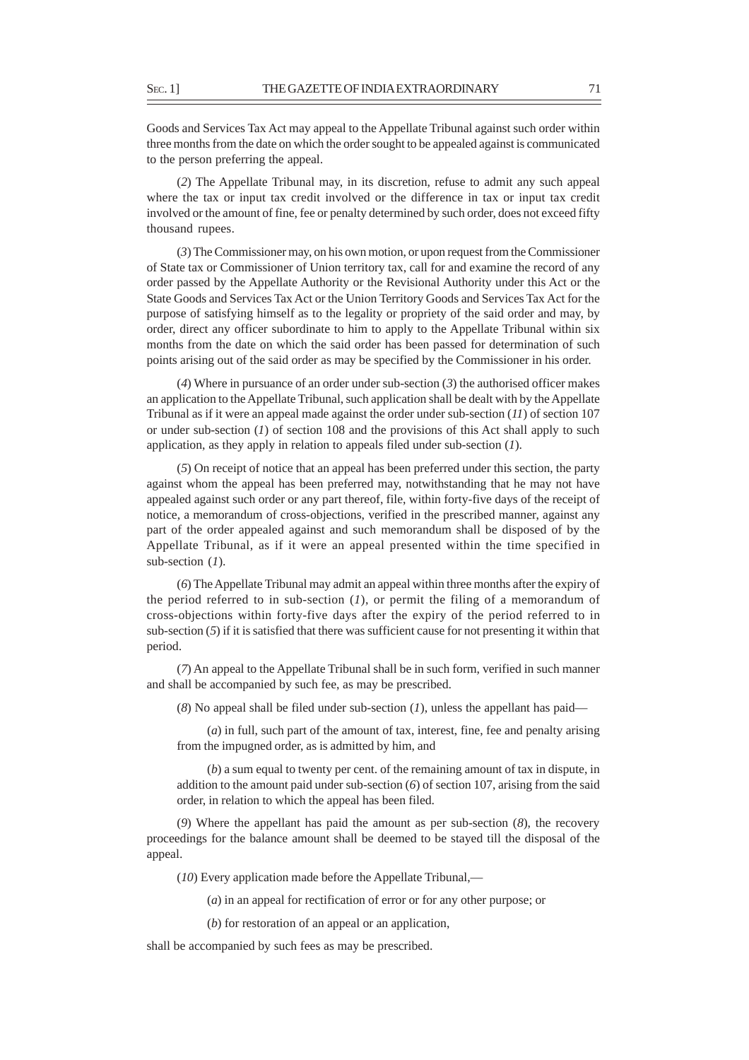Goods and Services Tax Act may appeal to the Appellate Tribunal against such order within three months from the date on which the order sought to be appealed against is communicated to the person preferring the appeal.

(*2*) The Appellate Tribunal may, in its discretion, refuse to admit any such appeal where the tax or input tax credit involved or the difference in tax or input tax credit involved or the amount of fine, fee or penalty determined by such order, does not exceed fifty thousand rupees.

(*3*) The Commissioner may, on his own motion, or upon request from the Commissioner of State tax or Commissioner of Union territory tax, call for and examine the record of any order passed by the Appellate Authority or the Revisional Authority under this Act or the State Goods and Services Tax Act or the Union Territory Goods and Services Tax Act for the purpose of satisfying himself as to the legality or propriety of the said order and may, by order, direct any officer subordinate to him to apply to the Appellate Tribunal within six months from the date on which the said order has been passed for determination of such points arising out of the said order as may be specified by the Commissioner in his order.

(*4*) Where in pursuance of an order under sub-section (*3*) the authorised officer makes an application to the Appellate Tribunal, such application shall be dealt with by the Appellate Tribunal as if it were an appeal made against the order under sub-section (*11*) of section 107 or under sub-section (*1*) of section 108 and the provisions of this Act shall apply to such application, as they apply in relation to appeals filed under sub-section (*1*).

(*5*) On receipt of notice that an appeal has been preferred under this section, the party against whom the appeal has been preferred may, notwithstanding that he may not have appealed against such order or any part thereof, file, within forty-five days of the receipt of notice, a memorandum of cross-objections, verified in the prescribed manner, against any part of the order appealed against and such memorandum shall be disposed of by the Appellate Tribunal, as if it were an appeal presented within the time specified in sub-section (*1*).

(*6*) The Appellate Tribunal may admit an appeal within three months after the expiry of the period referred to in sub-section (*1*), or permit the filing of a memorandum of cross-objections within forty-five days after the expiry of the period referred to in sub-section (*5*) if it is satisfied that there was sufficient cause for not presenting it within that period.

(*7*) An appeal to the Appellate Tribunal shall be in such form, verified in such manner and shall be accompanied by such fee, as may be prescribed.

(*8*) No appeal shall be filed under sub-section (*1*), unless the appellant has paid—

(*a*) in full, such part of the amount of tax, interest, fine, fee and penalty arising from the impugned order, as is admitted by him, and

(*b*) a sum equal to twenty per cent. of the remaining amount of tax in dispute, in addition to the amount paid under sub-section (*6*) of section 107, arising from the said order, in relation to which the appeal has been filed.

(*9*) Where the appellant has paid the amount as per sub-section (*8*), the recovery proceedings for the balance amount shall be deemed to be stayed till the disposal of the appeal.

(*10*) Every application made before the Appellate Tribunal,—

(*a*) in an appeal for rectification of error or for any other purpose; or

(*b*) for restoration of an appeal or an application,

shall be accompanied by such fees as may be prescribed.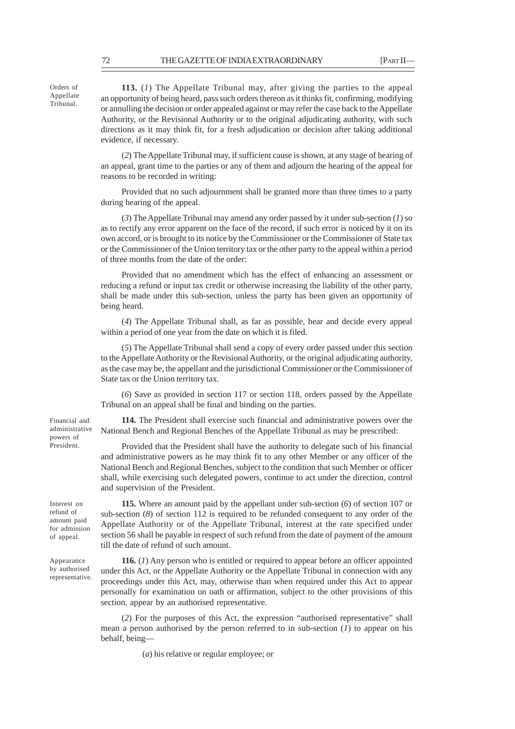Orders of Appellate Tribunal.

**113.** (*1*) The Appellate Tribunal may, after giving the parties to the appeal an opportunity of being heard, pass such orders thereon as it thinks fit, confirming, modifying or annulling the decision or order appealed against or may refer the case back to the Appellate Authority, or the Revisional Authority or to the original adjudicating authority, with such directions as it may think fit, for a fresh adjudication or decision after taking additional evidence, if necessary.

(*2*) The Appellate Tribunal may, if sufficient cause is shown, at any stage of hearing of an appeal, grant time to the parties or any of them and adjourn the hearing of the appeal for reasons to be recorded in writing:

Provided that no such adjournment shall be granted more than three times to a party during hearing of the appeal.

(*3*) The Appellate Tribunal may amend any order passed by it under sub-section (*1*) so as to rectify any error apparent on the face of the record, if such error is noticed by it on its own accord, or is brought to its notice by the Commissioner or the Commissioner of State tax or the Commissioner of the Union territory tax or the other party to the appeal within a period of three months from the date of the order:

Provided that no amendment which has the effect of enhancing an assessment or reducing a refund or input tax credit or otherwise increasing the liability of the other party, shall be made under this sub-section, unless the party has been given an opportunity of being heard.

(*4*) The Appellate Tribunal shall, as far as possible, hear and decide every appeal within a period of one year from the date on which it is filed.

(*5*) The Appellate Tribunal shall send a copy of every order passed under this section to the Appellate Authority or the Revisional Authority, or the original adjudicating authority, as the case may be, the appellant and the jurisdictional Commissioner or the Commissioner of State tax or the Union territory tax.

(*6*) Save as provided in section 117 or section 118, orders passed by the Appellate Tribunal on an appeal shall be final and binding on the parties.

Financial and administrative powers of President.

**114.** The President shall exercise such financial and administrative powers over the National Bench and Regional Benches of the Appellate Tribunal as may be prescribed:

Provided that the President shall have the authority to delegate such of his financial and administrative powers as he may think fit to any other Member or any officer of the National Bench and Regional Benches, subject to the condition that such Member or officer shall, while exercising such delegated powers, continue to act under the direction, control and supervision of the President.

Interest on refund of amount paid for admission of appeal.

**115.** Where an amount paid by the appellant under sub-section (*6*) of section 107 or sub-section (*8*) of section 112 is required to be refunded consequent to any order of the Appellate Authority or of the Appellate Tribunal, interest at the rate specified under section 56 shall be payable in respect of such refund from the date of payment of the amount till the date of refund of such amount.

Appearance by authorised representative.

**116.** (*1*) Any person who is entitled or required to appear before an officer appointed under this Act, or the Appellate Authority or the Appellate Tribunal in connection with any proceedings under this Act, may, otherwise than when required under this Act to appear personally for examination on oath or affirmation, subject to the other provisions of this section, appear by an authorised representative.

(*2*) For the purposes of this Act, the expression "authorised representative" shall mean a person authorised by the person referred to in sub-section (*1*) to appear on his behalf, being—

(*a*) his relative or regular employee; or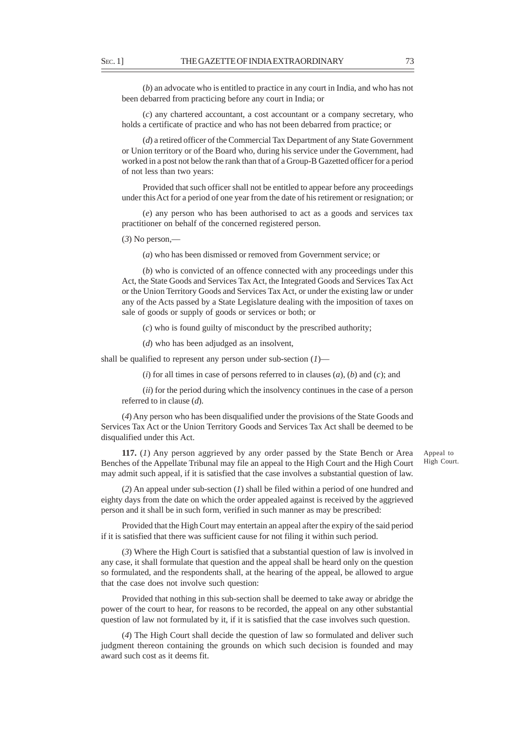(*b*) an advocate who is entitled to practice in any court in India, and who has not been debarred from practicing before any court in India; or

(*c*) any chartered accountant, a cost accountant or a company secretary, who holds a certificate of practice and who has not been debarred from practice; or

(*d*) a retired officer of the Commercial Tax Department of any State Government or Union territory or of the Board who, during his service under the Government, had worked in a post not below the rank than that of a Group-B Gazetted officer for a period of not less than two years:

Provided that such officer shall not be entitled to appear before any proceedings under this Act for a period of one year from the date of his retirement or resignation; or

(*e*) any person who has been authorised to act as a goods and services tax practitioner on behalf of the concerned registered person.

(*3*) No person,—

(*a*) who has been dismissed or removed from Government service; or

(*b*) who is convicted of an offence connected with any proceedings under this Act, the State Goods and Services Tax Act, the Integrated Goods and Services Tax Act or the Union Territory Goods and Services Tax Act, or under the existing law or under any of the Acts passed by a State Legislature dealing with the imposition of taxes on sale of goods or supply of goods or services or both; or

(*c*) who is found guilty of misconduct by the prescribed authority;

(*d*) who has been adjudged as an insolvent,

shall be qualified to represent any person under sub-section (*1*)—

(*i*) for all times in case of persons referred to in clauses (*a*), (*b*) and (*c*); and

(*ii*) for the period during which the insolvency continues in the case of a person referred to in clause (*d*).

(*4*) Any person who has been disqualified under the provisions of the State Goods and Services Tax Act or the Union Territory Goods and Services Tax Act shall be deemed to be disqualified under this Act.

Appeal to High Court.

**117.** (*1*) Any person aggrieved by any order passed by the State Bench or Area Benches of the Appellate Tribunal may file an appeal to the High Court and the High Court may admit such appeal, if it is satisfied that the case involves a substantial question of law.

(*2*) An appeal under sub-section (*1*) shall be filed within a period of one hundred and eighty days from the date on which the order appealed against is received by the aggrieved person and it shall be in such form, verified in such manner as may be prescribed:

Provided that the High Court may entertain an appeal after the expiry of the said period if it is satisfied that there was sufficient cause for not filing it within such period.

(*3*) Where the High Court is satisfied that a substantial question of law is involved in any case, it shall formulate that question and the appeal shall be heard only on the question so formulated, and the respondents shall, at the hearing of the appeal, be allowed to argue that the case does not involve such question:

Provided that nothing in this sub-section shall be deemed to take away or abridge the power of the court to hear, for reasons to be recorded, the appeal on any other substantial question of law not formulated by it, if it is satisfied that the case involves such question.

(*4*) The High Court shall decide the question of law so formulated and deliver such judgment thereon containing the grounds on which such decision is founded and may award such cost as it deems fit.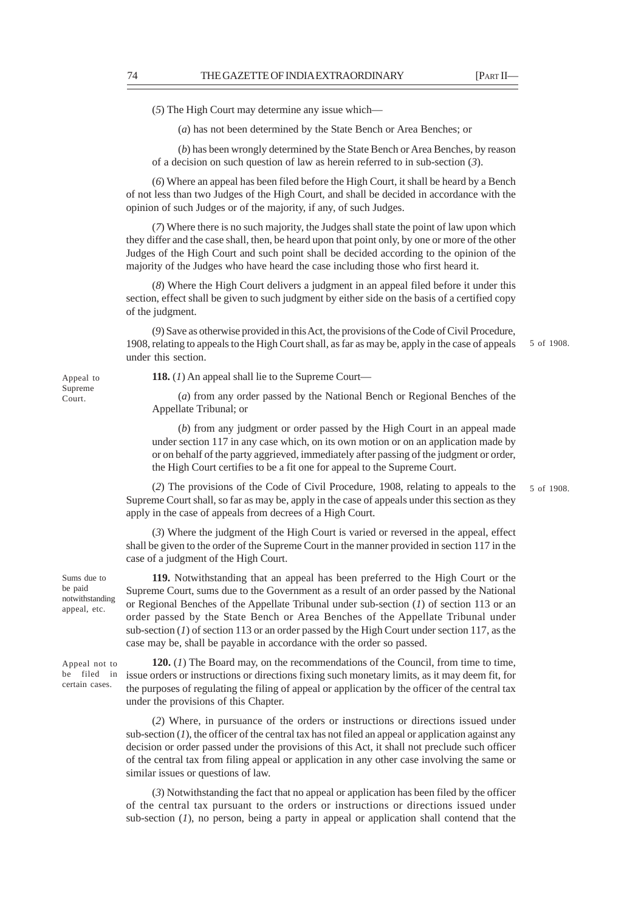(*5*) The High Court may determine any issue which—

(*a*) has not been determined by the State Bench or Area Benches; or

(*b*) has been wrongly determined by the State Bench or Area Benches, by reason of a decision on such question of law as herein referred to in sub-section (*3*).

(*6*) Where an appeal has been filed before the High Court, it shall be heard by a Bench of not less than two Judges of the High Court, and shall be decided in accordance with the opinion of such Judges or of the majority, if any, of such Judges.

(*7*) Where there is no such majority, the Judges shall state the point of law upon which they differ and the case shall, then, be heard upon that point only, by one or more of the other Judges of the High Court and such point shall be decided according to the opinion of the majority of the Judges who have heard the case including those who first heard it.

(*8*) Where the High Court delivers a judgment in an appeal filed before it under this section, effect shall be given to such judgment by either side on the basis of a certified copy of the judgment.

(*9*) Save as otherwise provided in this Act, the provisions of the Code of Civil Procedure, 1908, relating to appeals to the High Court shall, as far as may be, apply in the case of appeals under this section. *5 of 1908.*

*Appeal to Supreme Court.*

**118.** (*1*) An appeal shall lie to the Supreme Court—

(*a*) from any order passed by the National Bench or Regional Benches of the Appellate Tribunal; or

(*b*) from any judgment or order passed by the High Court in an appeal made under section 117 in any case which, on its own motion or on an application made by or on behalf of the party aggrieved, immediately after passing of the judgment or order, the High Court certifies to be a fit one for appeal to the Supreme Court.

(*2*) The provisions of the Code of Civil Procedure, 1908, relating to appeals to the Supreme Court shall, so far as may be, apply in the case of appeals under this section as they apply in the case of appeals from decrees of a High Court. *5 of 1908.*

(*3*) Where the judgment of the High Court is varied or reversed in the appeal, effect shall be given to the order of the Supreme Court in the manner provided in section 117 in the case of a judgment of the High Court.

*Sums due to be paid notwithstanding appeal, etc.*

**119.** Notwithstanding that an appeal has been preferred to the High Court or the Supreme Court, sums due to the Government as a result of an order passed by the National or Regional Benches of the Appellate Tribunal under sub-section (*1*) of section 113 or an order passed by the State Bench or Area Benches of the Appellate Tribunal under sub-section (*1*) of section 113 or an order passed by the High Court under section 117, as the case may be, shall be payable in accordance with the order so passed.

*Appeal not to be filed in certain cases.*

**120.** (*1*) The Board may, on the recommendations of the Council, from time to time, issue orders or instructions or directions fixing such monetary limits, as it may deem fit, for the purposes of regulating the filing of appeal or application by the officer of the central tax under the provisions of this Chapter.

(*2*) Where, in pursuance of the orders or instructions or directions issued under sub-section (*1*), the officer of the central tax has not filed an appeal or application against any decision or order passed under the provisions of this Act, it shall not preclude such officer of the central tax from filing appeal or application in any other case involving the same or similar issues or questions of law.

(*3*) Notwithstanding the fact that no appeal or application has been filed by the officer of the central tax pursuant to the orders or instructions or directions issued under sub-section (*1*), no person, being a party in appeal or application shall contend that the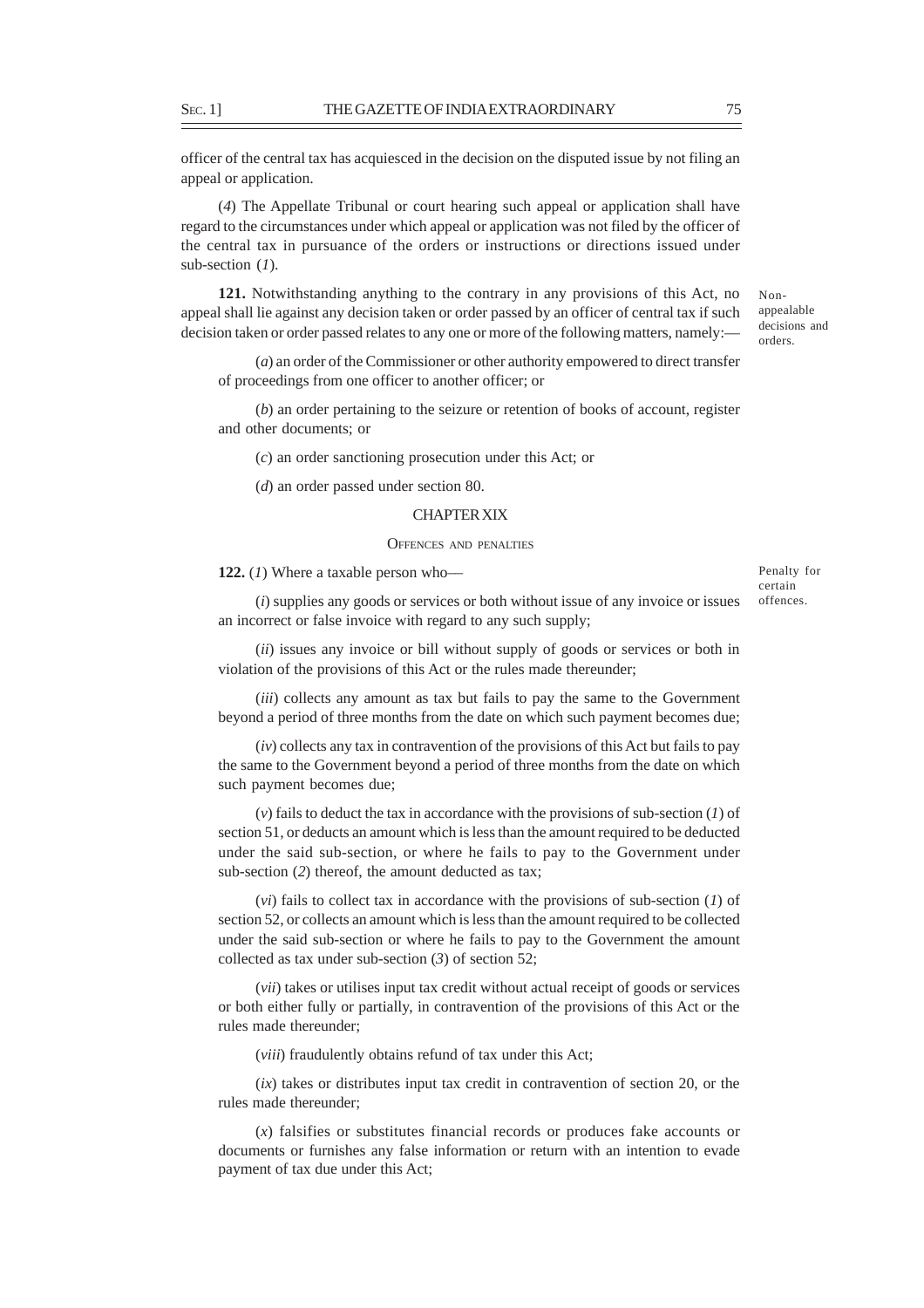officer of the central tax has acquiesced in the decision on the disputed issue by not filing an appeal or application.

(*4*) The Appellate Tribunal or court hearing such appeal or application shall have regard to the circumstances under which appeal or application was not filed by the officer of the central tax in pursuance of the orders or instructions or directions issued under sub-section (*1*).

Non-appealable decisions and orders.

**121.** Notwithstanding anything to the contrary in any provisions of this Act, no appeal shall lie against any decision taken or order passed by an officer of central tax if such decision taken or order passed relates to any one or more of the following matters, namely:—

(*a*) an order of the Commissioner or other authority empowered to direct transfer of proceedings from one officer to another officer; or

(*b*) an order pertaining to the seizure or retention of books of account, register and other documents; or

(*c*) an order sanctioning prosecution under this Act; or

(*d*) an order passed under section 80.

## CHAPTER XIX

### OFFENCES AND PENALTIES

Penalty for certain offences.

**122.** (*1*) Where a taxable person who—

(*i*) supplies any goods or services or both without issue of any invoice or issues an incorrect or false invoice with regard to any such supply;

(*ii*) issues any invoice or bill without supply of goods or services or both in violation of the provisions of this Act or the rules made thereunder;

(*iii*) collects any amount as tax but fails to pay the same to the Government beyond a period of three months from the date on which such payment becomes due;

(*iv*) collects any tax in contravention of the provisions of this Act but fails to pay the same to the Government beyond a period of three months from the date on which such payment becomes due;

(*v*) fails to deduct the tax in accordance with the provisions of sub-section (*1*) of section 51, or deducts an amount which is less than the amount required to be deducted under the said sub-section, or where he fails to pay to the Government under sub-section (*2*) thereof, the amount deducted as tax;

(*vi*) fails to collect tax in accordance with the provisions of sub-section (*1*) of section 52, or collects an amount which is less than the amount required to be collected under the said sub-section or where he fails to pay to the Government the amount collected as tax under sub-section (*3*) of section 52;

(*vii*) takes or utilises input tax credit without actual receipt of goods or services or both either fully or partially, in contravention of the provisions of this Act or the rules made thereunder;

(*viii*) fraudulently obtains refund of tax under this Act;

(*ix*) takes or distributes input tax credit in contravention of section 20, or the rules made thereunder;

(*x*) falsifies or substitutes financial records or produces fake accounts or documents or furnishes any false information or return with an intention to evade payment of tax due under this Act;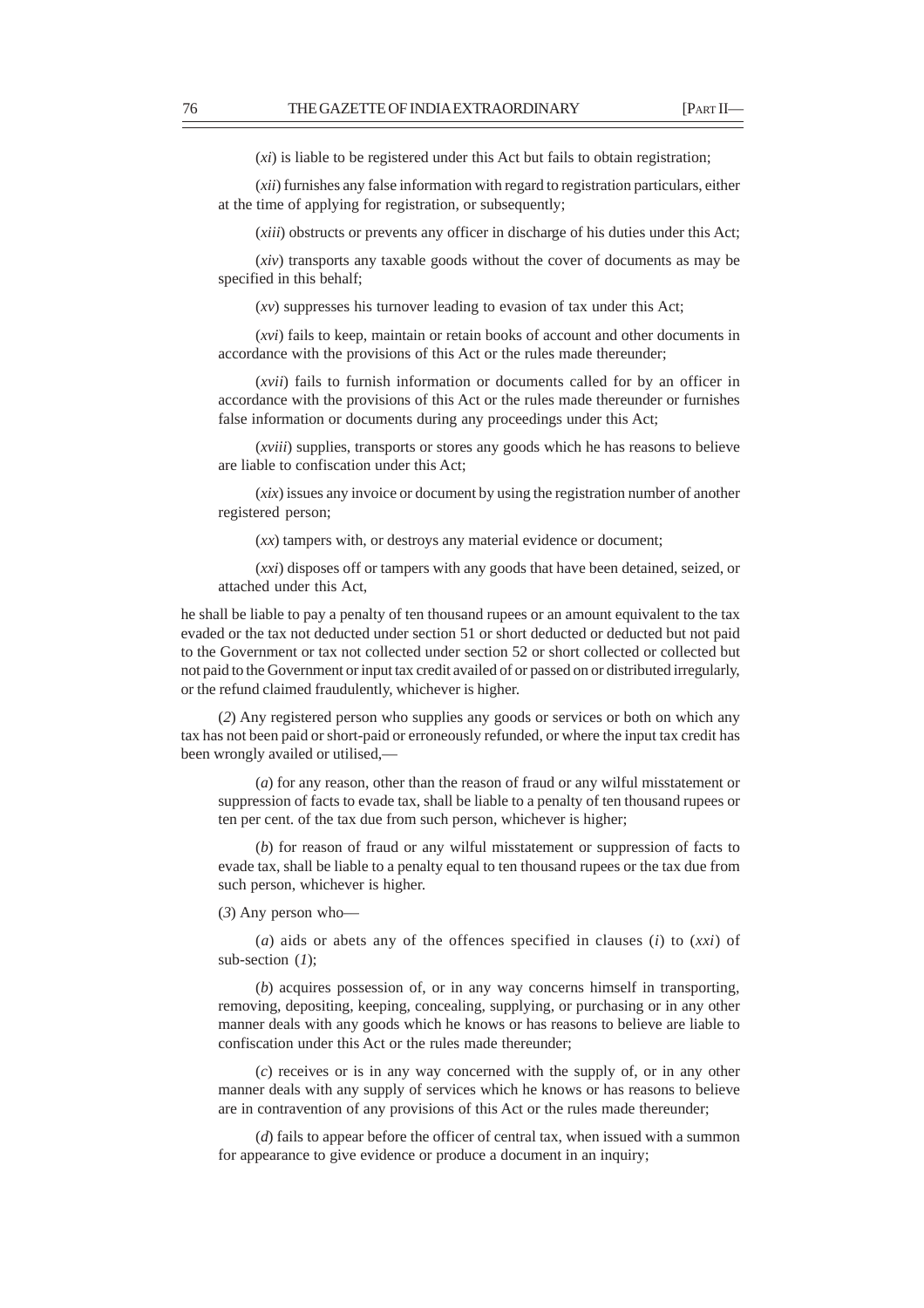(*xi*) is liable to be registered under this Act but fails to obtain registration;

(*xii*) furnishes any false information with regard to registration particulars, either at the time of applying for registration, or subsequently;

(*xiii*) obstructs or prevents any officer in discharge of his duties under this Act;

(*xiv*) transports any taxable goods without the cover of documents as may be specified in this behalf;

(*xv*) suppresses his turnover leading to evasion of tax under this Act;

(*xvi*) fails to keep, maintain or retain books of account and other documents in accordance with the provisions of this Act or the rules made thereunder;

(*xvii*) fails to furnish information or documents called for by an officer in accordance with the provisions of this Act or the rules made thereunder or furnishes false information or documents during any proceedings under this Act;

(*xviii*) supplies, transports or stores any goods which he has reasons to believe are liable to confiscation under this Act;

(*xix*) issues any invoice or document by using the registration number of another registered person;

(*xx*) tampers with, or destroys any material evidence or document;

(*xxi*) disposes off or tampers with any goods that have been detained, seized, or attached under this Act,

he shall be liable to pay a penalty of ten thousand rupees or an amount equivalent to the tax evaded or the tax not deducted under section 51 or short deducted or deducted but not paid to the Government or tax not collected under section 52 or short collected or collected but not paid to the Government or input tax credit availed of or passed on or distributed irregularly, or the refund claimed fraudulently, whichever is higher.

(*2*) Any registered person who supplies any goods or services or both on which any tax has not been paid or short-paid or erroneously refunded, or where the input tax credit has been wrongly availed or utilised,—

(*a*) for any reason, other than the reason of fraud or any wilful misstatement or suppression of facts to evade tax, shall be liable to a penalty of ten thousand rupees or ten per cent. of the tax due from such person, whichever is higher;

(*b*) for reason of fraud or any wilful misstatement or suppression of facts to evade tax, shall be liable to a penalty equal to ten thousand rupees or the tax due from such person, whichever is higher.

(*3*) Any person who—

(*a*) aids or abets any of the offences specified in clauses (*i*) to (*xxi*) of sub-section (*1*);

(*b*) acquires possession of, or in any way concerns himself in transporting, removing, depositing, keeping, concealing, supplying, or purchasing or in any other manner deals with any goods which he knows or has reasons to believe are liable to confiscation under this Act or the rules made thereunder;

(*c*) receives or is in any way concerned with the supply of, or in any other manner deals with any supply of services which he knows or has reasons to believe are in contravention of any provisions of this Act or the rules made thereunder;

(*d*) fails to appear before the officer of central tax, when issued with a summon for appearance to give evidence or produce a document in an inquiry;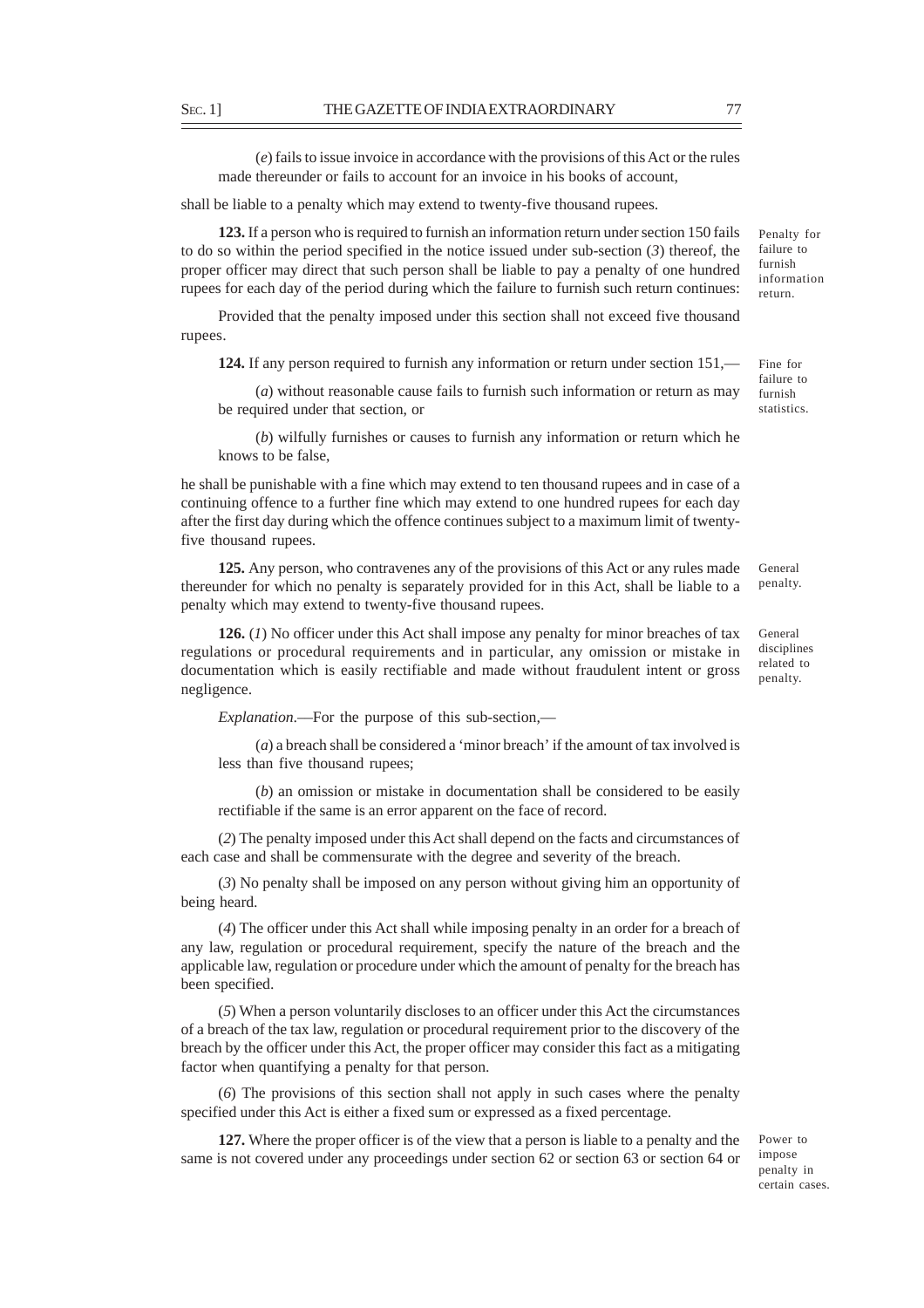(*e*) fails to issue invoice in accordance with the provisions of this Act or the rules made thereunder or fails to account for an invoice in his books of account,

shall be liable to a penalty which may extend to twenty-five thousand rupees.

Penalty for failure to furnish information return.

**123.** If a person who is required to furnish an information return under section 150 fails to do so within the period specified in the notice issued under sub-section (*3*) thereof, the proper officer may direct that such person shall be liable to pay a penalty of one hundred rupees for each day of the period during which the failure to furnish such return continues:

Provided that the penalty imposed under this section shall not exceed five thousand rupees.

Fine for failure to furnish statistics.

**124.** If any person required to furnish any information or return under section 151,—

(*a*) without reasonable cause fails to furnish such information or return as may be required under that section, or

(*b*) wilfully furnishes or causes to furnish any information or return which he knows to be false,

he shall be punishable with a fine which may extend to ten thousand rupees and in case of a continuing offence to a further fine which may extend to one hundred rupees for each day after the first day during which the offence continues subject to a maximum limit of twenty-five thousand rupees.

General penalty.

**125.** Any person, who contravenes any of the provisions of this Act or any rules made thereunder for which no penalty is separately provided for in this Act, shall be liable to a penalty which may extend to twenty-five thousand rupees.

General disciplines related to penalty.

**126.** (*1*) No officer under this Act shall impose any penalty for minor breaches of tax regulations or procedural requirements and in particular, any omission or mistake in documentation which is easily rectifiable and made without fraudulent intent or gross negligence.

*Explanation*.—For the purpose of this sub-section,—

(*a*) a breach shall be considered a 'minor breach' if the amount of tax involved is less than five thousand rupees;

(*b*) an omission or mistake in documentation shall be considered to be easily rectifiable if the same is an error apparent on the face of record.

(*2*) The penalty imposed under this Act shall depend on the facts and circumstances of each case and shall be commensurate with the degree and severity of the breach.

(*3*) No penalty shall be imposed on any person without giving him an opportunity of being heard.

(*4*) The officer under this Act shall while imposing penalty in an order for a breach of any law, regulation or procedural requirement, specify the nature of the breach and the applicable law, regulation or procedure under which the amount of penalty for the breach has been specified.

(*5*) When a person voluntarily discloses to an officer under this Act the circumstances of a breach of the tax law, regulation or procedural requirement prior to the discovery of the breach by the officer under this Act, the proper officer may consider this fact as a mitigating factor when quantifying a penalty for that person.

(*6*) The provisions of this section shall not apply in such cases where the penalty specified under this Act is either a fixed sum or expressed as a fixed percentage.

Power to impose penalty in certain cases.

**127.** Where the proper officer is of the view that a person is liable to a penalty and the same is not covered under any proceedings under section 62 or section 63 or section 64 or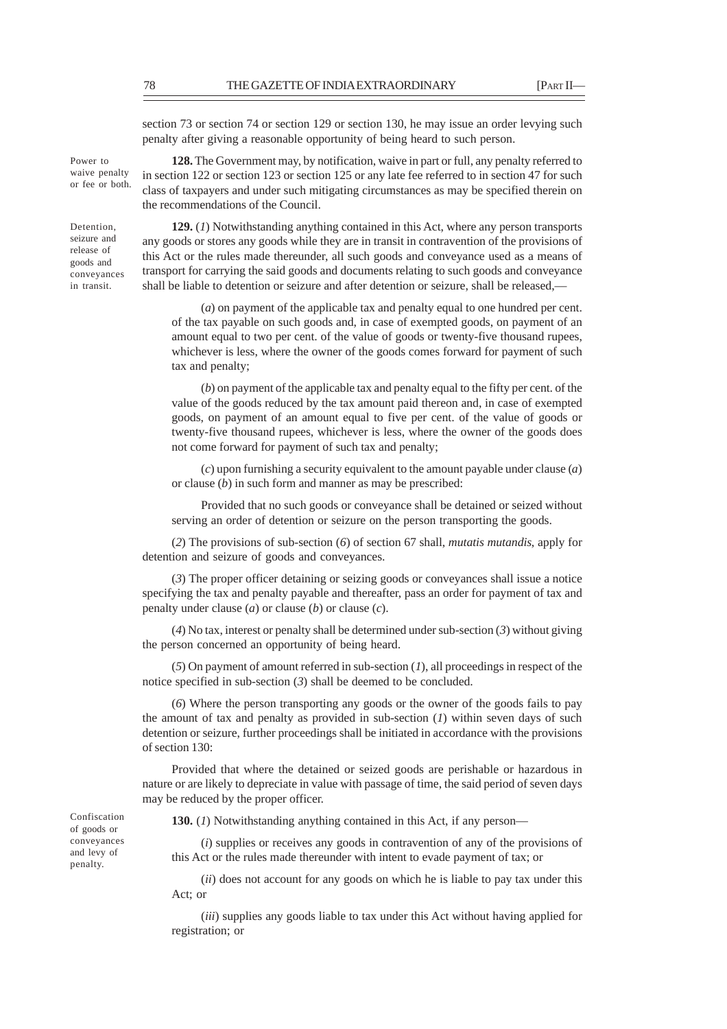section 73 or section 74 or section 129 or section 130, he may issue an order levying such penalty after giving a reasonable opportunity of being heard to such person.

Power to waive penalty or fee or both.

**128.** The Government may, by notification, waive in part or full, any penalty referred to in section 122 or section 123 or section 125 or any late fee referred to in section 47 for such class of taxpayers and under such mitigating circumstances as may be specified therein on the recommendations of the Council.

Detention, seizure and release of goods and conveyances in transit.

**129.** (*1*) Notwithstanding anything contained in this Act, where any person transports any goods or stores any goods while they are in transit in contravention of the provisions of this Act or the rules made thereunder, all such goods and conveyance used as a means of transport for carrying the said goods and documents relating to such goods and conveyance shall be liable to detention or seizure and after detention or seizure, shall be released,—

(*a*) on payment of the applicable tax and penalty equal to one hundred per cent. of the tax payable on such goods and, in case of exempted goods, on payment of an amount equal to two per cent. of the value of goods or twenty-five thousand rupees, whichever is less, where the owner of the goods comes forward for payment of such tax and penalty;

(*b*) on payment of the applicable tax and penalty equal to the fifty per cent. of the value of the goods reduced by the tax amount paid thereon and, in case of exempted goods, on payment of an amount equal to five per cent. of the value of goods or twenty-five thousand rupees, whichever is less, where the owner of the goods does not come forward for payment of such tax and penalty;

(*c*) upon furnishing a security equivalent to the amount payable under clause (*a*) or clause (*b*) in such form and manner as may be prescribed:

Provided that no such goods or conveyance shall be detained or seized without serving an order of detention or seizure on the person transporting the goods.

(*2*) The provisions of sub-section (*6*) of section 67 shall, *mutatis mutandis*, apply for detention and seizure of goods and conveyances.

(*3*) The proper officer detaining or seizing goods or conveyances shall issue a notice specifying the tax and penalty payable and thereafter, pass an order for payment of tax and penalty under clause (*a*) or clause (*b*) or clause (*c*).

(*4*) No tax, interest or penalty shall be determined under sub-section (*3*) without giving the person concerned an opportunity of being heard.

(*5*) On payment of amount referred in sub-section (*1*), all proceedings in respect of the notice specified in sub-section (*3*) shall be deemed to be concluded.

(*6*) Where the person transporting any goods or the owner of the goods fails to pay the amount of tax and penalty as provided in sub-section (*1*) within seven days of such detention or seizure, further proceedings shall be initiated in accordance with the provisions of section 130:

Provided that where the detained or seized goods are perishable or hazardous in nature or are likely to depreciate in value with passage of time, the said period of seven days may be reduced by the proper officer.

Confiscation of goods or conveyances and levy of penalty.

**130.** (*1*) Notwithstanding anything contained in this Act, if any person—

(*i*) supplies or receives any goods in contravention of any of the provisions of this Act or the rules made thereunder with intent to evade payment of tax; or

(*ii*) does not account for any goods on which he is liable to pay tax under this Act; or

(*iii*) supplies any goods liable to tax under this Act without having applied for registration; or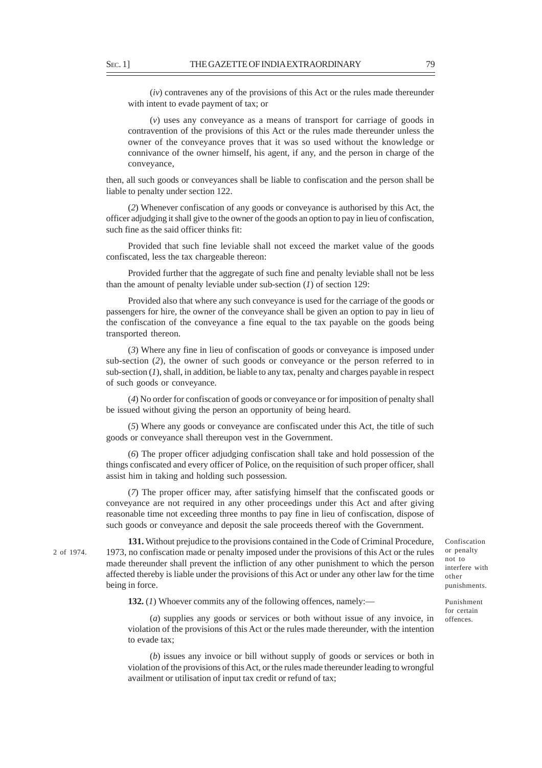(*iv*) contravenes any of the provisions of this Act or the rules made thereunder with intent to evade payment of tax; or

(*v*) uses any conveyance as a means of transport for carriage of goods in contravention of the provisions of this Act or the rules made thereunder unless the owner of the conveyance proves that it was so used without the knowledge or connivance of the owner himself, his agent, if any, and the person in charge of the conveyance,

then, all such goods or conveyances shall be liable to confiscation and the person shall be liable to penalty under section 122.

(*2*) Whenever confiscation of any goods or conveyance is authorised by this Act, the officer adjudging it shall give to the owner of the goods an option to pay in lieu of confiscation, such fine as the said officer thinks fit:

Provided that such fine leviable shall not exceed the market value of the goods confiscated, less the tax chargeable thereon:

Provided further that the aggregate of such fine and penalty leviable shall not be less than the amount of penalty leviable under sub-section (*1*) of section 129:

Provided also that where any such conveyance is used for the carriage of the goods or passengers for hire, the owner of the conveyance shall be given an option to pay in lieu of the confiscation of the conveyance a fine equal to the tax payable on the goods being transported thereon.

(*3*) Where any fine in lieu of confiscation of goods or conveyance is imposed under sub-section (*2*), the owner of such goods or conveyance or the person referred to in sub-section (*1*), shall, in addition, be liable to any tax, penalty and charges payable in respect of such goods or conveyance.

(*4*) No order for confiscation of goods or conveyance or for imposition of penalty shall be issued without giving the person an opportunity of being heard.

(*5*) Where any goods or conveyance are confiscated under this Act, the title of such goods or conveyance shall thereupon vest in the Government.

(*6*) The proper officer adjudging confiscation shall take and hold possession of the things confiscated and every officer of Police, on the requisition of such proper officer, shall assist him in taking and holding such possession.

(*7*) The proper officer may, after satisfying himself that the confiscated goods or conveyance are not required in any other proceedings under this Act and after giving reasonable time not exceeding three months to pay fine in lieu of confiscation, dispose of such goods or conveyance and deposit the sale proceeds thereof with the Government.

Confiscation or penalty not to interfere with other punishments.

**131.** Without prejudice to the provisions contained in the Code of Criminal Procedure, 1973, no confiscation made or penalty imposed under the provisions of this Act or the rules made thereunder shall prevent the infliction of any other punishment to which the person affected thereby is liable under the provisions of this Act or under any other law for the time being in force.

2 of 1974.

Punishment for certain offences.

**132.** (*1*) Whoever commits any of the following offences, namely:—

(*a*) supplies any goods or services or both without issue of any invoice, in violation of the provisions of this Act or the rules made thereunder, with the intention to evade tax;

(*b*) issues any invoice or bill without supply of goods or services or both in violation of the provisions of this Act, or the rules made thereunder leading to wrongful availment or utilisation of input tax credit or refund of tax;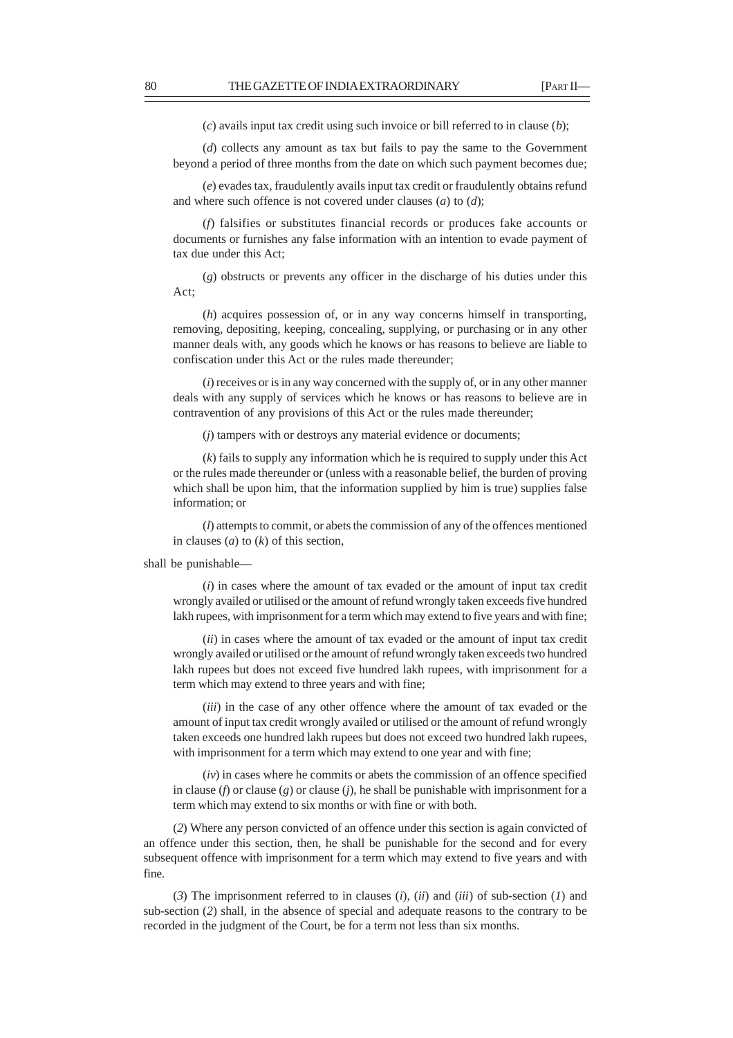(*c*) avails input tax credit using such invoice or bill referred to in clause (*b*);

(*d*) collects any amount as tax but fails to pay the same to the Government beyond a period of three months from the date on which such payment becomes due;

(*e*) evades tax, fraudulently avails input tax credit or fraudulently obtains refund and where such offence is not covered under clauses (*a*) to (*d*);

(*f*) falsifies or substitutes financial records or produces fake accounts or documents or furnishes any false information with an intention to evade payment of tax due under this Act;

(*g*) obstructs or prevents any officer in the discharge of his duties under this Act;

(*h*) acquires possession of, or in any way concerns himself in transporting, removing, depositing, keeping, concealing, supplying, or purchasing or in any other manner deals with, any goods which he knows or has reasons to believe are liable to confiscation under this Act or the rules made thereunder;

(*i*) receives or is in any way concerned with the supply of, or in any other manner deals with any supply of services which he knows or has reasons to believe are in contravention of any provisions of this Act or the rules made thereunder;

(*j*) tampers with or destroys any material evidence or documents;

(*k*) fails to supply any information which he is required to supply under this Act or the rules made thereunder or (unless with a reasonable belief, the burden of proving which shall be upon him, that the information supplied by him is true) supplies false information; or

(*l*) attempts to commit, or abets the commission of any of the offences mentioned in clauses (*a*) to (*k*) of this section,

shall be punishable—

(*i*) in cases where the amount of tax evaded or the amount of input tax credit wrongly availed or utilised or the amount of refund wrongly taken exceeds five hundred lakh rupees, with imprisonment for a term which may extend to five years and with fine;

(*ii*) in cases where the amount of tax evaded or the amount of input tax credit wrongly availed or utilised or the amount of refund wrongly taken exceeds two hundred lakh rupees but does not exceed five hundred lakh rupees, with imprisonment for a term which may extend to three years and with fine;

(*iii*) in the case of any other offence where the amount of tax evaded or the amount of input tax credit wrongly availed or utilised or the amount of refund wrongly taken exceeds one hundred lakh rupees but does not exceed two hundred lakh rupees, with imprisonment for a term which may extend to one year and with fine;

(*iv*) in cases where he commits or abets the commission of an offence specified in clause (*f*) or clause (*g*) or clause (*j*), he shall be punishable with imprisonment for a term which may extend to six months or with fine or with both.

(*2*) Where any person convicted of an offence under this section is again convicted of an offence under this section, then, he shall be punishable for the second and for every subsequent offence with imprisonment for a term which may extend to five years and with fine.

(*3*) The imprisonment referred to in clauses (*i*), (*ii*) and (*iii*) of sub-section (*1*) and sub-section (*2*) shall, in the absence of special and adequate reasons to the contrary to be recorded in the judgment of the Court, be for a term not less than six months.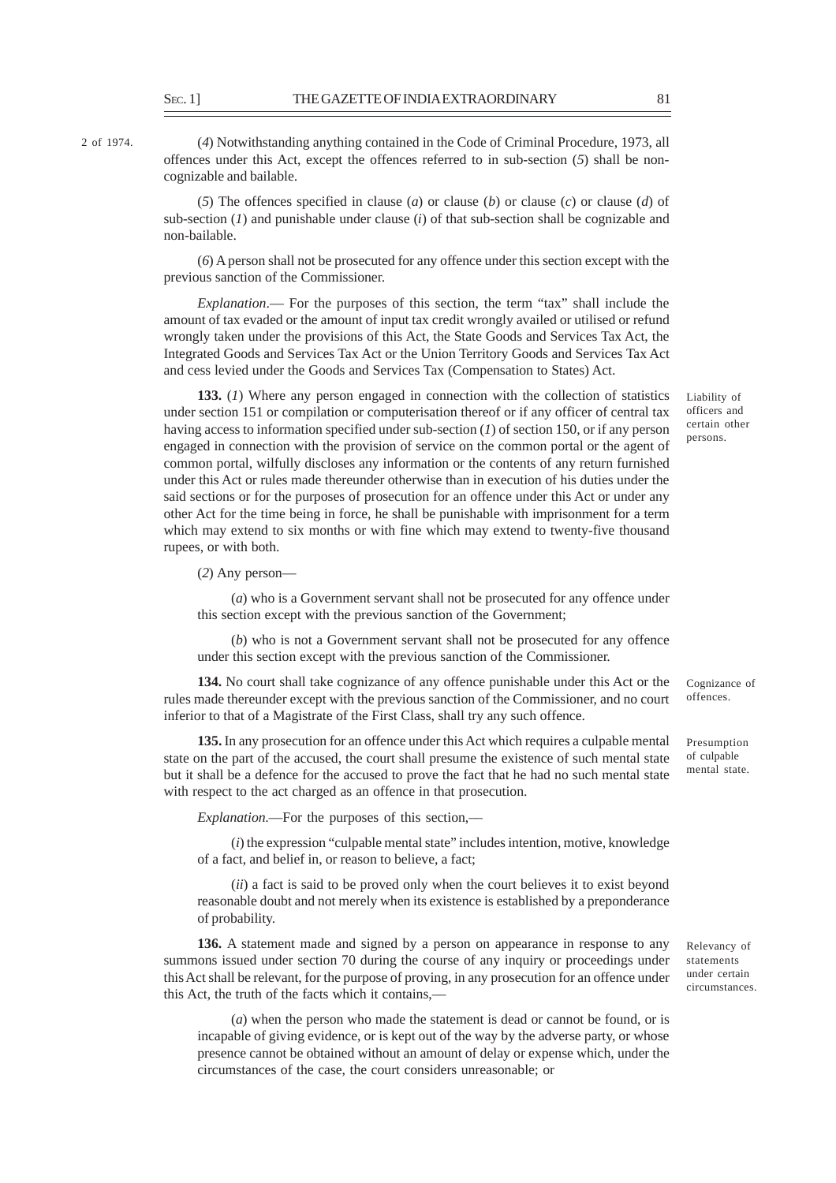(*4*) Notwithstanding anything contained in the Code of Criminal Procedure, 1973, all offences under this Act, except the offences referred to in sub-section (*5*) shall be non-cognizable and bailable.

2 of 1974.

(*5*) The offences specified in clause (*a*) or clause (*b*) or clause (*c*) or clause (*d*) of sub-section (*1*) and punishable under clause (*i*) of that sub-section shall be cognizable and non-bailable.

(*6*) A person shall not be prosecuted for any offence under this section except with the previous sanction of the Commissioner.

*Explanation*.— For the purposes of this section, the term "tax" shall include the amount of tax evaded or the amount of input tax credit wrongly availed or utilised or refund wrongly taken under the provisions of this Act, the State Goods and Services Tax Act, the Integrated Goods and Services Tax Act or the Union Territory Goods and Services Tax Act and cess levied under the Goods and Services Tax (Compensation to States) Act.

Liability of officers and certain other persons.

**133.** (*1*) Where any person engaged in connection with the collection of statistics under section 151 or compilation or computerisation thereof or if any officer of central tax having access to information specified under sub-section (*1*) of section 150, or if any person engaged in connection with the provision of service on the common portal or the agent of common portal, wilfully discloses any information or the contents of any return furnished under this Act or rules made thereunder otherwise than in execution of his duties under the said sections or for the purposes of prosecution for an offence under this Act or under any other Act for the time being in force, he shall be punishable with imprisonment for a term which may extend to six months or with fine which may extend to twenty-five thousand rupees, or with both.

(*2*) Any person—

(*a*) who is a Government servant shall not be prosecuted for any offence under this section except with the previous sanction of the Government;

(*b*) who is not a Government servant shall not be prosecuted for any offence under this section except with the previous sanction of the Commissioner.

Cognizance of offences.

**134.** No court shall take cognizance of any offence punishable under this Act or the rules made thereunder except with the previous sanction of the Commissioner, and no court inferior to that of a Magistrate of the First Class, shall try any such offence.

Presumption of culpable mental state.

**135.** In any prosecution for an offence under this Act which requires a culpable mental state on the part of the accused, the court shall presume the existence of such mental state but it shall be a defence for the accused to prove the fact that he had no such mental state with respect to the act charged as an offence in that prosecution.

*Explanation.*—For the purposes of this section,—

(*i*) the expression "culpable mental state" includes intention, motive, knowledge of a fact, and belief in, or reason to believe, a fact;

(*ii*) a fact is said to be proved only when the court believes it to exist beyond reasonable doubt and not merely when its existence is established by a preponderance of probability.

Relevancy of statements under certain circumstances.

**136.** A statement made and signed by a person on appearance in response to any summons issued under section 70 during the course of any inquiry or proceedings under this Act shall be relevant, for the purpose of proving, in any prosecution for an offence under this Act, the truth of the facts which it contains,—

(*a*) when the person who made the statement is dead or cannot be found, or is incapable of giving evidence, or is kept out of the way by the adverse party, or whose presence cannot be obtained without an amount of delay or expense which, under the circumstances of the case, the court considers unreasonable; or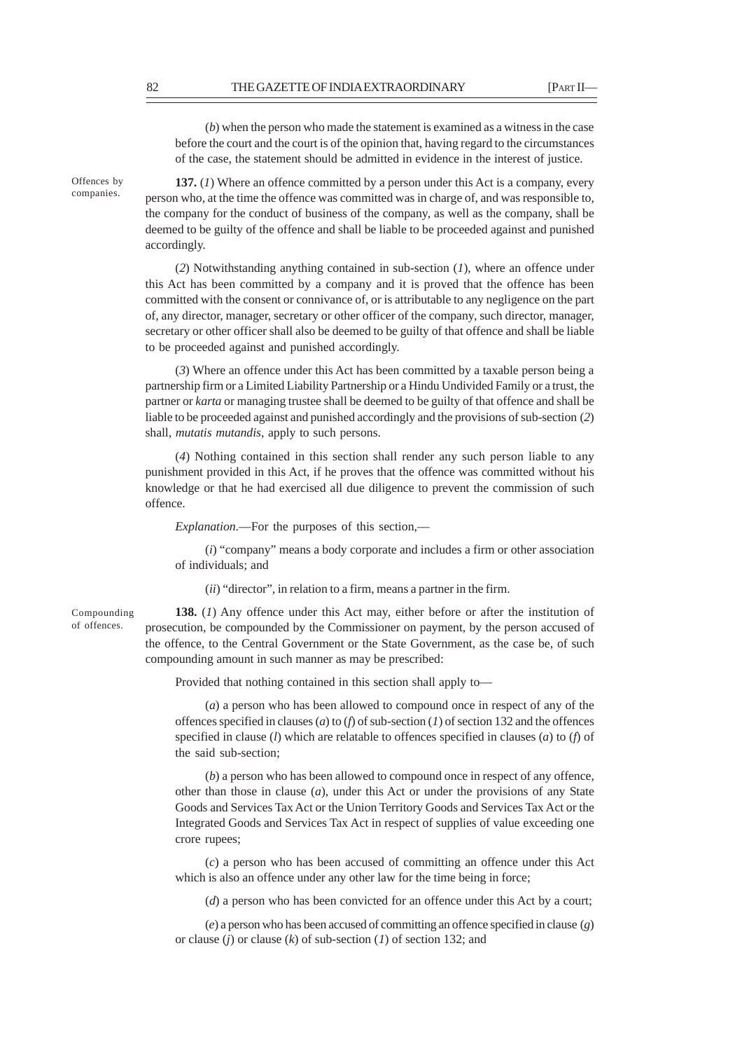(*b*) when the person who made the statement is examined as a witness in the case before the court and the court is of the opinion that, having regard to the circumstances of the case, the statement should be admitted in evidence in the interest of justice.

Offences by companies.

**137.** (*1*) Where an offence committed by a person under this Act is a company, every person who, at the time the offence was committed was in charge of, and was responsible to, the company for the conduct of business of the company, as well as the company, shall be deemed to be guilty of the offence and shall be liable to be proceeded against and punished accordingly.

(*2*) Notwithstanding anything contained in sub-section (*1*), where an offence under this Act has been committed by a company and it is proved that the offence has been committed with the consent or connivance of, or is attributable to any negligence on the part of, any director, manager, secretary or other officer of the company, such director, manager, secretary or other officer shall also be deemed to be guilty of that offence and shall be liable to be proceeded against and punished accordingly.

(*3*) Where an offence under this Act has been committed by a taxable person being a partnership firm or a Limited Liability Partnership or a Hindu Undivided Family or a trust, the partner or *karta* or managing trustee shall be deemed to be guilty of that offence and shall be liable to be proceeded against and punished accordingly and the provisions of sub-section (*2*) shall, *mutatis mutandis*, apply to such persons.

(*4*) Nothing contained in this section shall render any such person liable to any punishment provided in this Act, if he proves that the offence was committed without his knowledge or that he had exercised all due diligence to prevent the commission of such offence.

*Explanation*.—For the purposes of this section,—

(*i*) "company" means a body corporate and includes a firm or other association of individuals; and

(*ii*) "director", in relation to a firm, means a partner in the firm.

Compounding of offences.

**138.** (*1*) Any offence under this Act may, either before or after the institution of prosecution, be compounded by the Commissioner on payment, by the person accused of the offence, to the Central Government or the State Government, as the case be, of such compounding amount in such manner as may be prescribed:

Provided that nothing contained in this section shall apply to—

(*a*) a person who has been allowed to compound once in respect of any of the offences specified in clauses (*a*) to (*f*) of sub-section (*1*) of section 132 and the offences specified in clause (*l*) which are relatable to offences specified in clauses (*a*) to (*f*) of the said sub-section;

(*b*) a person who has been allowed to compound once in respect of any offence, other than those in clause (*a*), under this Act or under the provisions of any State Goods and Services Tax Act or the Union Territory Goods and Services Tax Act or the Integrated Goods and Services Tax Act in respect of supplies of value exceeding one crore rupees;

(*c*) a person who has been accused of committing an offence under this Act which is also an offence under any other law for the time being in force;

(*d*) a person who has been convicted for an offence under this Act by a court;

(*e*) a person who has been accused of committing an offence specified in clause (*g*) or clause (*j*) or clause (*k*) of sub-section (*1*) of section 132; and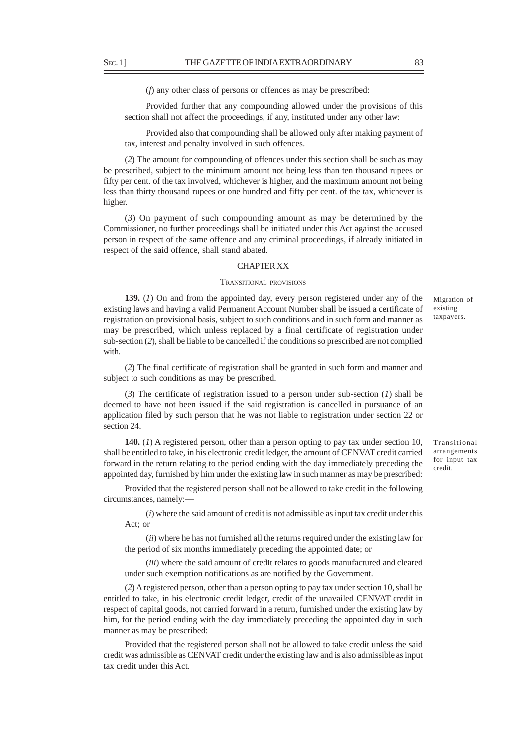(*f*) any other class of persons or offences as may be prescribed:

Provided further that any compounding allowed under the provisions of this section shall not affect the proceedings, if any, instituted under any other law:

Provided also that compounding shall be allowed only after making payment of tax, interest and penalty involved in such offences.

(*2*) The amount for compounding of offences under this section shall be such as may be prescribed, subject to the minimum amount not being less than ten thousand rupees or fifty per cent. of the tax involved, whichever is higher, and the maximum amount not being less than thirty thousand rupees or one hundred and fifty per cent. of the tax, whichever is higher.

(*3*) On payment of such compounding amount as may be determined by the Commissioner, no further proceedings shall be initiated under this Act against the accused person in respect of the same offence and any criminal proceedings, if already initiated in respect of the said offence, shall stand abated.

## CHAPTER XX

### TRANSITIONAL PROVISIONS

*Migration of existing taxpayers.*

**139.** (*1*) On and from the appointed day, every person registered under any of the existing laws and having a valid Permanent Account Number shall be issued a certificate of registration on provisional basis, subject to such conditions and in such form and manner as may be prescribed, which unless replaced by a final certificate of registration under sub-section (*2*), shall be liable to be cancelled if the conditions so prescribed are not complied with.

(*2*) The final certificate of registration shall be granted in such form and manner and subject to such conditions as may be prescribed.

(*3*) The certificate of registration issued to a person under sub-section (*1*) shall be deemed to have not been issued if the said registration is cancelled in pursuance of an application filed by such person that he was not liable to registration under section 22 or section 24.

*Transitional arrangements for input tax credit.*

**140.** (*1*) A registered person, other than a person opting to pay tax under section 10, shall be entitled to take, in his electronic credit ledger, the amount of CENVAT credit carried forward in the return relating to the period ending with the day immediately preceding the appointed day, furnished by him under the existing law in such manner as may be prescribed:

Provided that the registered person shall not be allowed to take credit in the following circumstances, namely:—

(*i*) where the said amount of credit is not admissible as input tax credit under this Act; or

(*ii*) where he has not furnished all the returns required under the existing law for the period of six months immediately preceding the appointed date; or

(*iii*) where the said amount of credit relates to goods manufactured and cleared under such exemption notifications as are notified by the Government.

(*2*) A registered person, other than a person opting to pay tax under section 10, shall be entitled to take, in his electronic credit ledger, credit of the unavailed CENVAT credit in respect of capital goods, not carried forward in a return, furnished under the existing law by him, for the period ending with the day immediately preceding the appointed day in such manner as may be prescribed:

Provided that the registered person shall not be allowed to take credit unless the said credit was admissible as CENVAT credit under the existing law and is also admissible as input tax credit under this Act.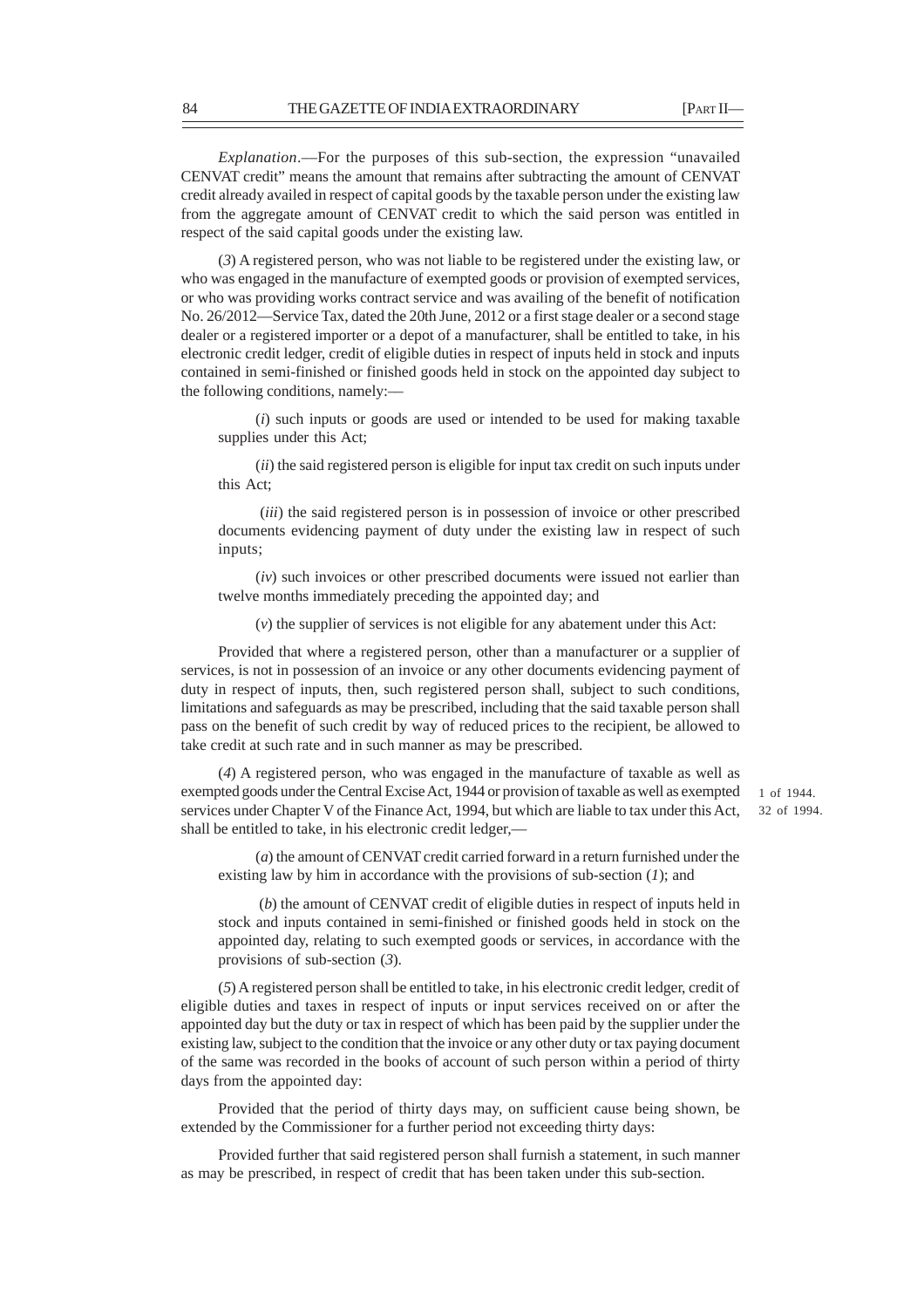*Explanation*.—For the purposes of this sub-section, the expression "unavailed CENVAT credit" means the amount that remains after subtracting the amount of CENVAT credit already availed in respect of capital goods by the taxable person under the existing law from the aggregate amount of CENVAT credit to which the said person was entitled in respect of the said capital goods under the existing law.

(*3*) A registered person, who was not liable to be registered under the existing law, or who was engaged in the manufacture of exempted goods or provision of exempted services, or who was providing works contract service and was availing of the benefit of notification No. 26/2012—Service Tax, dated the 20th June, 2012 or a first stage dealer or a second stage dealer or a registered importer or a depot of a manufacturer, shall be entitled to take, in his electronic credit ledger, credit of eligible duties in respect of inputs held in stock and inputs contained in semi-finished or finished goods held in stock on the appointed day subject to the following conditions, namely:—

(*i*) such inputs or goods are used or intended to be used for making taxable supplies under this Act;

(*ii*) the said registered person is eligible for input tax credit on such inputs under this Act;

(*iii*) the said registered person is in possession of invoice or other prescribed documents evidencing payment of duty under the existing law in respect of such inputs;

(*iv*) such invoices or other prescribed documents were issued not earlier than twelve months immediately preceding the appointed day; and

(*v*) the supplier of services is not eligible for any abatement under this Act:

Provided that where a registered person, other than a manufacturer or a supplier of services, is not in possession of an invoice or any other documents evidencing payment of duty in respect of inputs, then, such registered person shall, subject to such conditions, limitations and safeguards as may be prescribed, including that the said taxable person shall pass on the benefit of such credit by way of reduced prices to the recipient, be allowed to take credit at such rate and in such manner as may be prescribed.

(*4*) A registered person, who was engaged in the manufacture of taxable as well as exempted goods under the Central Excise Act, 1944 or provision of taxable as well as exempted services under Chapter V of the Finance Act, 1994, but which are liable to tax under this Act, shall be entitled to take, in his electronic credit ledger,—

1 of 1944.
32 of 1994.

(*a*) the amount of CENVAT credit carried forward in a return furnished under the existing law by him in accordance with the provisions of sub-section (*1*); and

(*b*) the amount of CENVAT credit of eligible duties in respect of inputs held in stock and inputs contained in semi-finished or finished goods held in stock on the appointed day, relating to such exempted goods or services, in accordance with the provisions of sub-section (*3*).

(*5*) A registered person shall be entitled to take, in his electronic credit ledger, credit of eligible duties and taxes in respect of inputs or input services received on or after the appointed day but the duty or tax in respect of which has been paid by the supplier under the existing law, subject to the condition that the invoice or any other duty or tax paying document of the same was recorded in the books of account of such person within a period of thirty days from the appointed day:

Provided that the period of thirty days may, on sufficient cause being shown, be extended by the Commissioner for a further period not exceeding thirty days:

Provided further that said registered person shall furnish a statement, in such manner as may be prescribed, in respect of credit that has been taken under this sub-section.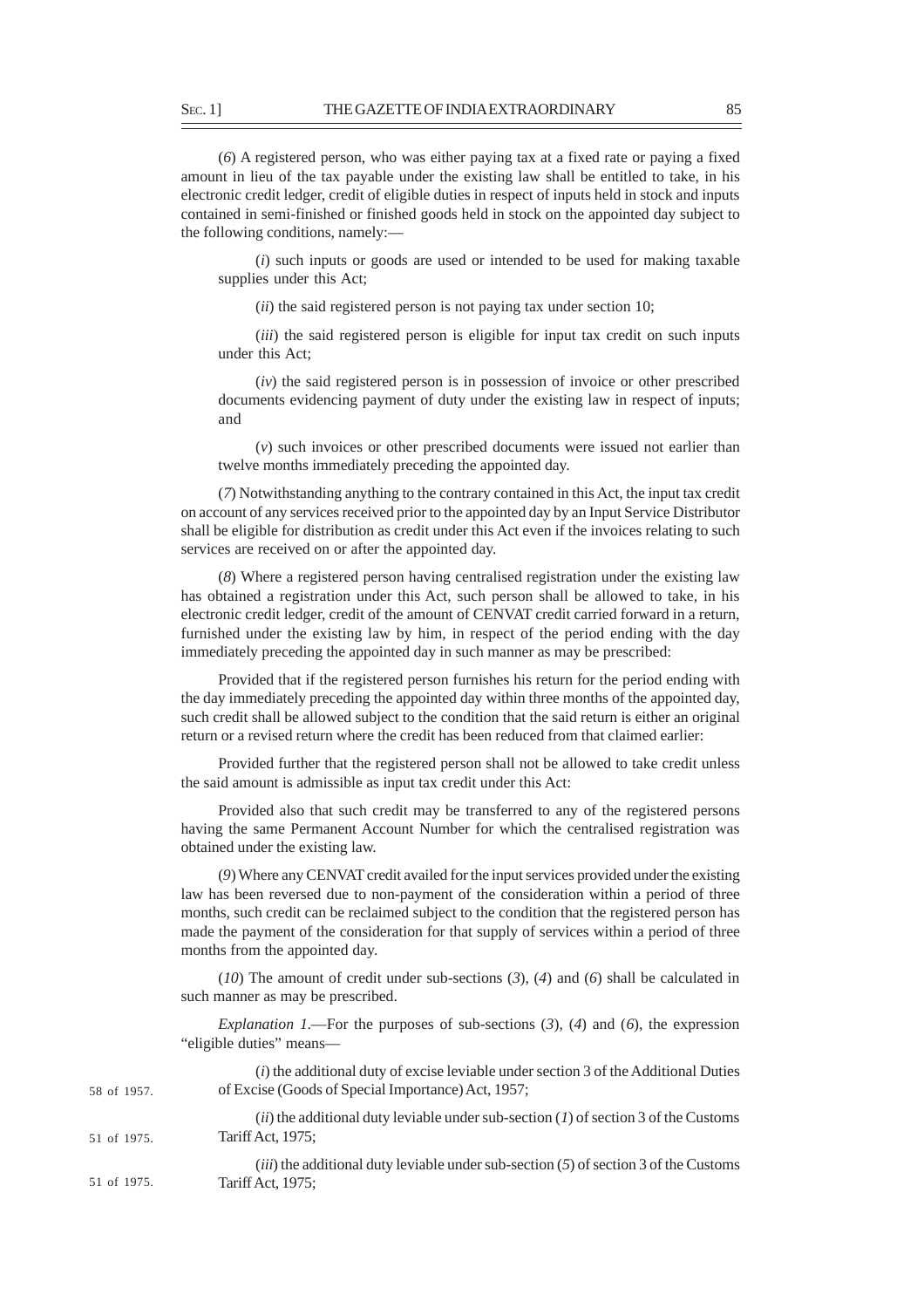(*6*) A registered person, who was either paying tax at a fixed rate or paying a fixed amount in lieu of the tax payable under the existing law shall be entitled to take, in his electronic credit ledger, credit of eligible duties in respect of inputs held in stock and inputs contained in semi-finished or finished goods held in stock on the appointed day subject to the following conditions, namely:—

(*i*) such inputs or goods are used or intended to be used for making taxable supplies under this Act;

(*ii*) the said registered person is not paying tax under section 10;

(*iii*) the said registered person is eligible for input tax credit on such inputs under this Act;

(*iv*) the said registered person is in possession of invoice or other prescribed documents evidencing payment of duty under the existing law in respect of inputs; and

(*v*) such invoices or other prescribed documents were issued not earlier than twelve months immediately preceding the appointed day.

(*7*) Notwithstanding anything to the contrary contained in this Act, the input tax credit on account of any services received prior to the appointed day by an Input Service Distributor shall be eligible for distribution as credit under this Act even if the invoices relating to such services are received on or after the appointed day.

(*8*) Where a registered person having centralised registration under the existing law has obtained a registration under this Act, such person shall be allowed to take, in his electronic credit ledger, credit of the amount of CENVAT credit carried forward in a return, furnished under the existing law by him, in respect of the period ending with the day immediately preceding the appointed day in such manner as may be prescribed:

Provided that if the registered person furnishes his return for the period ending with the day immediately preceding the appointed day within three months of the appointed day, such credit shall be allowed subject to the condition that the said return is either an original return or a revised return where the credit has been reduced from that claimed earlier:

Provided further that the registered person shall not be allowed to take credit unless the said amount is admissible as input tax credit under this Act:

Provided also that such credit may be transferred to any of the registered persons having the same Permanent Account Number for which the centralised registration was obtained under the existing law.

(*9*) Where any CENVAT credit availed for the input services provided under the existing law has been reversed due to non-payment of the consideration within a period of three months, such credit can be reclaimed subject to the condition that the registered person has made the payment of the consideration for that supply of services within a period of three months from the appointed day.

(*10*) The amount of credit under sub-sections (*3*), (*4*) and (*6*) shall be calculated in such manner as may be prescribed.

*Explanation 1*.—For the purposes of sub-sections (*3*), (*4*) and (*6*), the expression "eligible duties" means—

(*i*) the additional duty of excise leviable under section 3 of the Additional Duties of Excise (Goods of Special Importance) Act, 1957; 58 of 1957.

(*ii*) the additional duty leviable under sub-section (*1*) of section 3 of the Customs Tariff Act, 1975; 51 of 1975.

(*iii*) the additional duty leviable under sub-section (*5*) of section 3 of the Customs Tariff Act, 1975; 51 of 1975.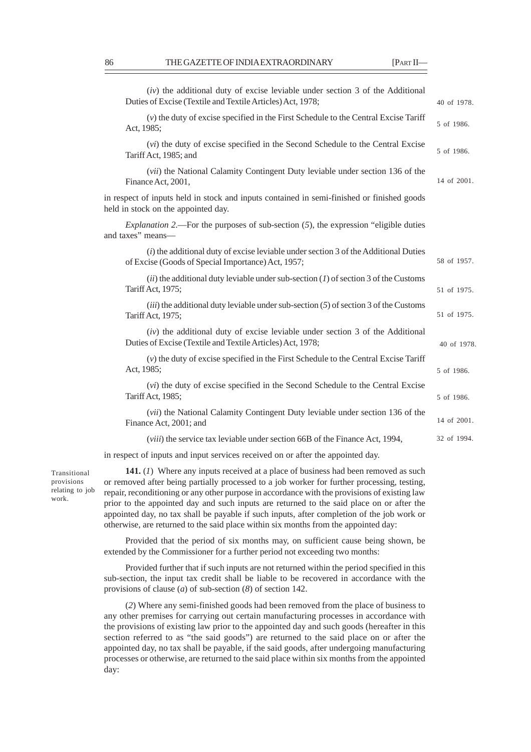(*iv*) the additional duty of excise leviable under section 3 of the Additional Duties of Excise (Textile and Textile Articles) Act, 1978; 40 of 1978.

(*v*) the duty of excise specified in the First Schedule to the Central Excise Tariff Act, 1985; 5 of 1986.

(*vi*) the duty of excise specified in the Second Schedule to the Central Excise Tariff Act, 1985; and 5 of 1986.

(*vii*) the National Calamity Contingent Duty leviable under section 136 of the Finance Act, 2001, 14 of 2001.

in respect of inputs held in stock and inputs contained in semi-finished or finished goods held in stock on the appointed day.

*Explanation 2*.—For the purposes of sub-section (*5*), the expression "eligible duties and taxes" means—

(*i*) the additional duty of excise leviable under section 3 of the Additional Duties of Excise (Goods of Special Importance) Act, 1957; 58 of 1957.

(*ii*) the additional duty leviable under sub-section (*1*) of section 3 of the Customs Tariff Act, 1975; 51 of 1975.

(*iii*) the additional duty leviable under sub-section (*5*) of section 3 of the Customs Tariff Act, 1975; 51 of 1975.

(*iv*) the additional duty of excise leviable under section 3 of the Additional Duties of Excise (Textile and Textile Articles) Act, 1978; 40 of 1978.

(*v*) the duty of excise specified in the First Schedule to the Central Excise Tariff Act, 1985; 5 of 1986.

(*vi*) the duty of excise specified in the Second Schedule to the Central Excise Tariff Act, 1985; 5 of 1986.

(*vii*) the National Calamity Contingent Duty leviable under section 136 of the Finance Act, 2001; and 14 of 2001.

(*viii*) the service tax leviable under section 66B of the Finance Act, 1994, 32 of 1994.

in respect of inputs and input services received on or after the appointed day.

Transitional provisions relating to job work.

**141.** (*1*) Where any inputs received at a place of business had been removed as such or removed after being partially processed to a job worker for further processing, testing, repair, reconditioning or any other purpose in accordance with the provisions of existing law prior to the appointed day and such inputs are returned to the said place on or after the appointed day, no tax shall be payable if such inputs, after completion of the job work or otherwise, are returned to the said place within six months from the appointed day:

Provided that the period of six months may, on sufficient cause being shown, be extended by the Commissioner for a further period not exceeding two months:

Provided further that if such inputs are not returned within the period specified in this sub-section, the input tax credit shall be liable to be recovered in accordance with the provisions of clause (*a*) of sub-section (*8*) of section 142.

(*2*) Where any semi-finished goods had been removed from the place of business to any other premises for carrying out certain manufacturing processes in accordance with the provisions of existing law prior to the appointed day and such goods (hereafter in this section referred to as "the said goods") are returned to the said place on or after the appointed day, no tax shall be payable, if the said goods, after undergoing manufacturing processes or otherwise, are returned to the said place within six months from the appointed day: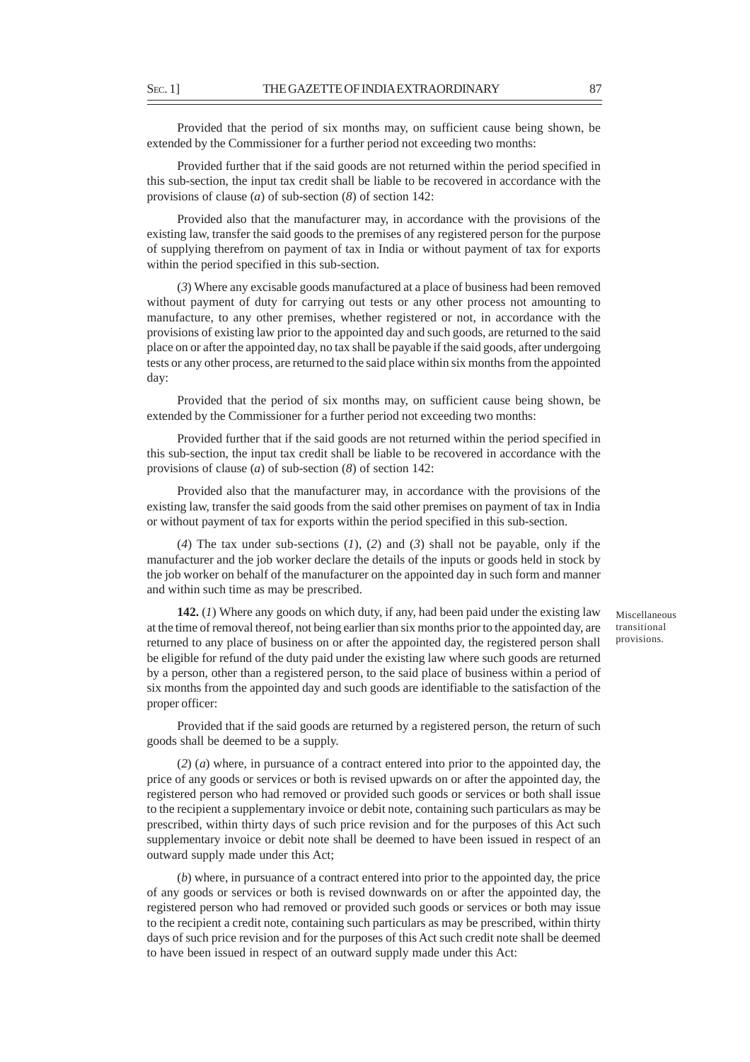Provided that the period of six months may, on sufficient cause being shown, be extended by the Commissioner for a further period not exceeding two months:

Provided further that if the said goods are not returned within the period specified in this sub-section, the input tax credit shall be liable to be recovered in accordance with the provisions of clause (*a*) of sub-section (*8*) of section 142:

Provided also that the manufacturer may, in accordance with the provisions of the existing law, transfer the said goods to the premises of any registered person for the purpose of supplying therefrom on payment of tax in India or without payment of tax for exports within the period specified in this sub-section.

(*3*) Where any excisable goods manufactured at a place of business had been removed without payment of duty for carrying out tests or any other process not amounting to manufacture, to any other premises, whether registered or not, in accordance with the provisions of existing law prior to the appointed day and such goods, are returned to the said place on or after the appointed day, no tax shall be payable if the said goods, after undergoing tests or any other process, are returned to the said place within six months from the appointed day:

Provided that the period of six months may, on sufficient cause being shown, be extended by the Commissioner for a further period not exceeding two months:

Provided further that if the said goods are not returned within the period specified in this sub-section, the input tax credit shall be liable to be recovered in accordance with the provisions of clause (*a*) of sub-section (*8*) of section 142:

Provided also that the manufacturer may, in accordance with the provisions of the existing law, transfer the said goods from the said other premises on payment of tax in India or without payment of tax for exports within the period specified in this sub-section.

(*4*) The tax under sub-sections (*1*), (*2*) and (*3*) shall not be payable, only if the manufacturer and the job worker declare the details of the inputs or goods held in stock by the job worker on behalf of the manufacturer on the appointed day in such form and manner and within such time as may be prescribed.

Miscellaneous transitional provisions.

**142.** (*1*) Where any goods on which duty, if any, had been paid under the existing law at the time of removal thereof, not being earlier than six months prior to the appointed day, are returned to any place of business on or after the appointed day, the registered person shall be eligible for refund of the duty paid under the existing law where such goods are returned by a person, other than a registered person, to the said place of business within a period of six months from the appointed day and such goods are identifiable to the satisfaction of the proper officer:

Provided that if the said goods are returned by a registered person, the return of such goods shall be deemed to be a supply.

(*2*) (*a*) where, in pursuance of a contract entered into prior to the appointed day, the price of any goods or services or both is revised upwards on or after the appointed day, the registered person who had removed or provided such goods or services or both shall issue to the recipient a supplementary invoice or debit note, containing such particulars as may be prescribed, within thirty days of such price revision and for the purposes of this Act such supplementary invoice or debit note shall be deemed to have been issued in respect of an outward supply made under this Act;

(*b*) where, in pursuance of a contract entered into prior to the appointed day, the price of any goods or services or both is revised downwards on or after the appointed day, the registered person who had removed or provided such goods or services or both may issue to the recipient a credit note, containing such particulars as may be prescribed, within thirty days of such price revision and for the purposes of this Act such credit note shall be deemed to have been issued in respect of an outward supply made under this Act: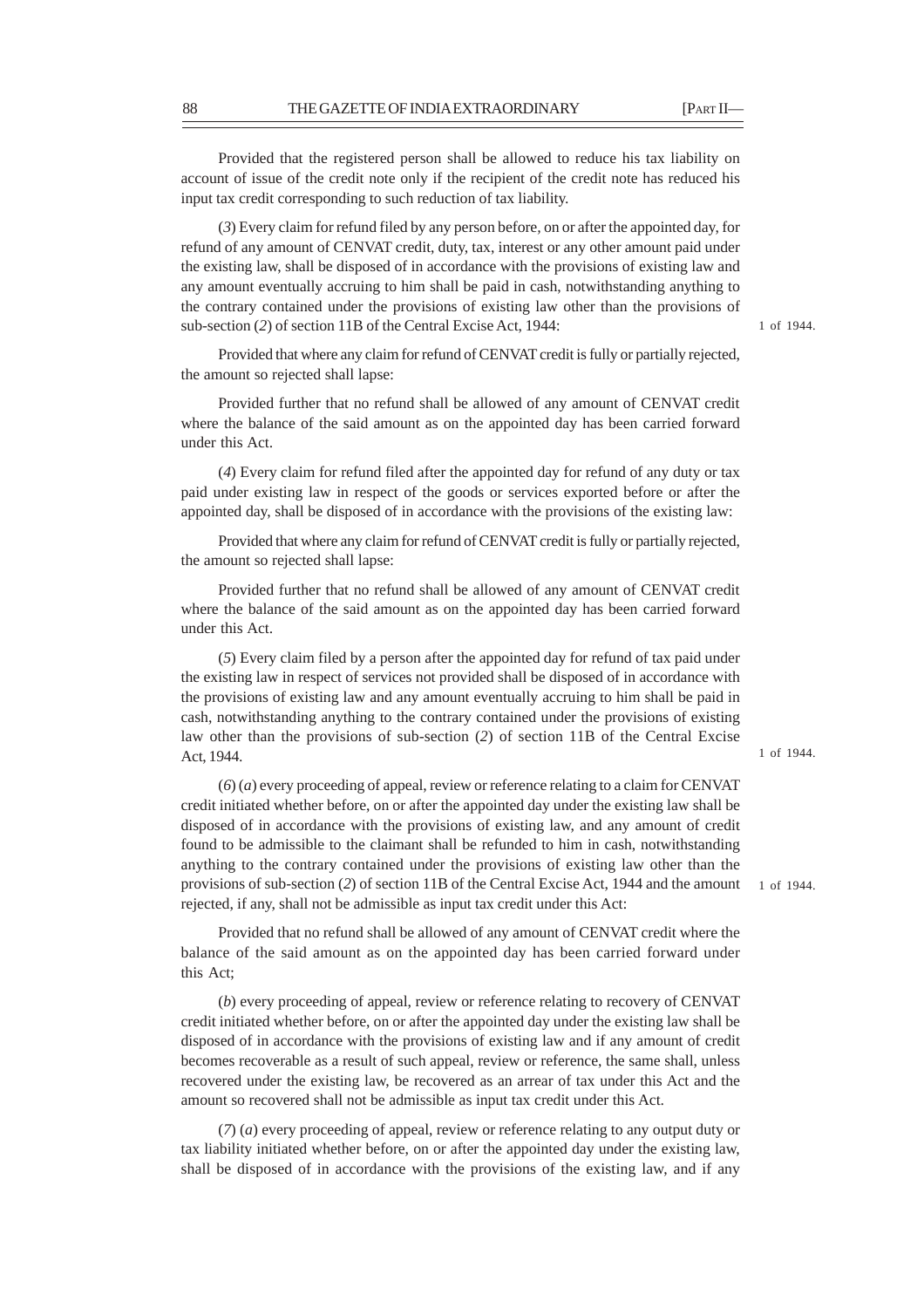Provided that the registered person shall be allowed to reduce his tax liability on account of issue of the credit note only if the recipient of the credit note has reduced his input tax credit corresponding to such reduction of tax liability.

(*3*) Every claim for refund filed by any person before, on or after the appointed day, for refund of any amount of CENVAT credit, duty, tax, interest or any other amount paid under the existing law, shall be disposed of in accordance with the provisions of existing law and any amount eventually accruing to him shall be paid in cash, notwithstanding anything to the contrary contained under the provisions of existing law other than the provisions of sub-section (*2*) of section 11B of the Central Excise Act, 1944: 1 of 1944.

Provided that where any claim for refund of CENVAT credit is fully or partially rejected, the amount so rejected shall lapse:

Provided further that no refund shall be allowed of any amount of CENVAT credit where the balance of the said amount as on the appointed day has been carried forward under this Act.

(*4*) Every claim for refund filed after the appointed day for refund of any duty or tax paid under existing law in respect of the goods or services exported before or after the appointed day, shall be disposed of in accordance with the provisions of the existing law:

Provided that where any claim for refund of CENVAT credit is fully or partially rejected, the amount so rejected shall lapse:

Provided further that no refund shall be allowed of any amount of CENVAT credit where the balance of the said amount as on the appointed day has been carried forward under this Act.

(*5*) Every claim filed by a person after the appointed day for refund of tax paid under the existing law in respect of services not provided shall be disposed of in accordance with the provisions of existing law and any amount eventually accruing to him shall be paid in cash, notwithstanding anything to the contrary contained under the provisions of existing law other than the provisions of sub-section (*2*) of section 11B of the Central Excise Act, 1944. 1 of 1944.

(*6*) (*a*) every proceeding of appeal, review or reference relating to a claim for CENVAT credit initiated whether before, on or after the appointed day under the existing law shall be disposed of in accordance with the provisions of existing law, and any amount of credit found to be admissible to the claimant shall be refunded to him in cash, notwithstanding anything to the contrary contained under the provisions of existing law other than the provisions of sub-section (*2*) of section 11B of the Central Excise Act, 1944 and the amount rejected, if any, shall not be admissible as input tax credit under this Act: 1 of 1944.

Provided that no refund shall be allowed of any amount of CENVAT credit where the balance of the said amount as on the appointed day has been carried forward under this Act;

(*b*) every proceeding of appeal, review or reference relating to recovery of CENVAT credit initiated whether before, on or after the appointed day under the existing law shall be disposed of in accordance with the provisions of existing law and if any amount of credit becomes recoverable as a result of such appeal, review or reference, the same shall, unless recovered under the existing law, be recovered as an arrear of tax under this Act and the amount so recovered shall not be admissible as input tax credit under this Act.

(*7*) (*a*) every proceeding of appeal, review or reference relating to any output duty or tax liability initiated whether before, on or after the appointed day under the existing law, shall be disposed of in accordance with the provisions of the existing law, and if any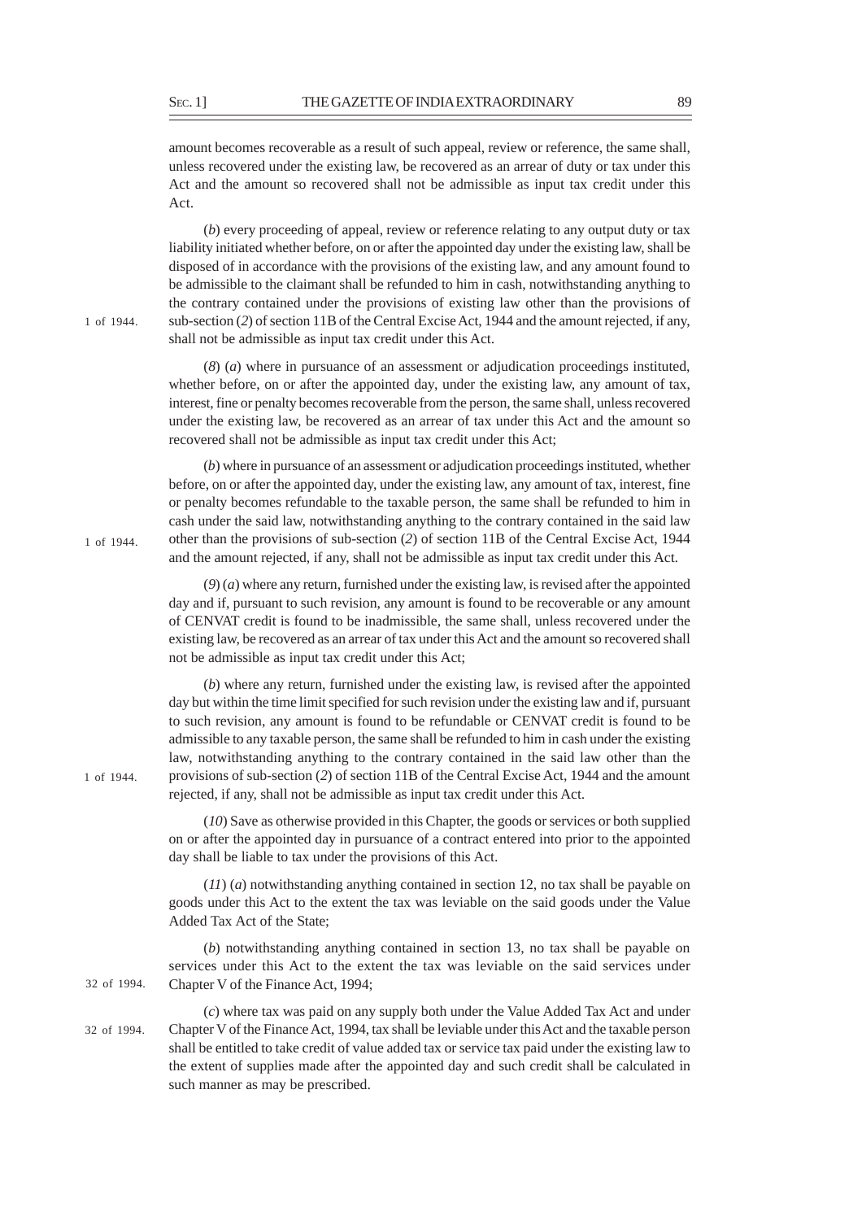amount becomes recoverable as a result of such appeal, review or reference, the same shall, unless recovered under the existing law, be recovered as an arrear of duty or tax under this Act and the amount so recovered shall not be admissible as input tax credit under this Act.

(*b*) every proceeding of appeal, review or reference relating to any output duty or tax liability initiated whether before, on or after the appointed day under the existing law, shall be disposed of in accordance with the provisions of the existing law, and any amount found to be admissible to the claimant shall be refunded to him in cash, notwithstanding anything to the contrary contained under the provisions of existing law other than the provisions of sub-section (*2*) of section 11B of the Central Excise Act, 1944 and the amount rejected, if any, shall not be admissible as input tax credit under this Act.

1 of 1944.

(*8*) (*a*) where in pursuance of an assessment or adjudication proceedings instituted, whether before, on or after the appointed day, under the existing law, any amount of tax, interest, fine or penalty becomes recoverable from the person, the same shall, unless recovered under the existing law, be recovered as an arrear of tax under this Act and the amount so recovered shall not be admissible as input tax credit under this Act;

(*b*) where in pursuance of an assessment or adjudication proceedings instituted, whether before, on or after the appointed day, under the existing law, any amount of tax, interest, fine or penalty becomes refundable to the taxable person, the same shall be refunded to him in cash under the said law, notwithstanding anything to the contrary contained in the said law other than the provisions of sub-section (*2*) of section 11B of the Central Excise Act, 1944 and the amount rejected, if any, shall not be admissible as input tax credit under this Act.

1 of 1944.

(*9*) (*a*) where any return, furnished under the existing law, is revised after the appointed day and if, pursuant to such revision, any amount is found to be recoverable or any amount of CENVAT credit is found to be inadmissible, the same shall, unless recovered under the existing law, be recovered as an arrear of tax under this Act and the amount so recovered shall not be admissible as input tax credit under this Act;

(*b*) where any return, furnished under the existing law, is revised after the appointed day but within the time limit specified for such revision under the existing law and if, pursuant to such revision, any amount is found to be refundable or CENVAT credit is found to be admissible to any taxable person, the same shall be refunded to him in cash under the existing law, notwithstanding anything to the contrary contained in the said law other than the provisions of sub-section (*2*) of section 11B of the Central Excise Act, 1944 and the amount rejected, if any, shall not be admissible as input tax credit under this Act.

1 of 1944.

(*10*) Save as otherwise provided in this Chapter, the goods or services or both supplied on or after the appointed day in pursuance of a contract entered into prior to the appointed day shall be liable to tax under the provisions of this Act.

(*11*) (*a*) notwithstanding anything contained in section 12, no tax shall be payable on goods under this Act to the extent the tax was leviable on the said goods under the Value Added Tax Act of the State;

(*b*) notwithstanding anything contained in section 13, no tax shall be payable on services under this Act to the extent the tax was leviable on the said services under Chapter V of the Finance Act, 1994;

32 of 1994.

(*c*) where tax was paid on any supply both under the Value Added Tax Act and under Chapter V of the Finance Act, 1994, tax shall be leviable under this Act and the taxable person shall be entitled to take credit of value added tax or service tax paid under the existing law to the extent of supplies made after the appointed day and such credit shall be calculated in such manner as may be prescribed.

32 of 1994.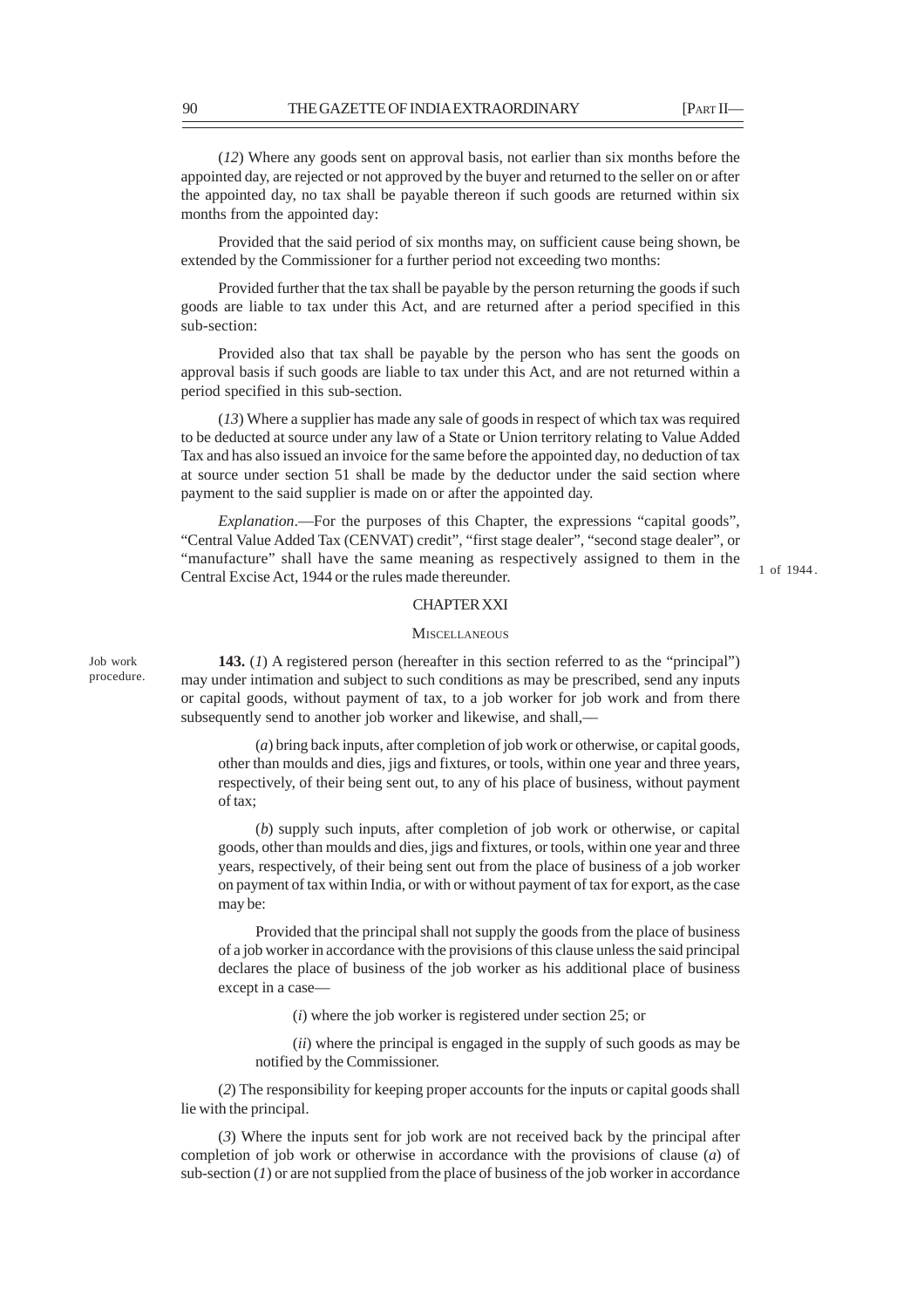(*12*) Where any goods sent on approval basis, not earlier than six months before the appointed day, are rejected or not approved by the buyer and returned to the seller on or after the appointed day, no tax shall be payable thereon if such goods are returned within six months from the appointed day:

Provided that the said period of six months may, on sufficient cause being shown, be extended by the Commissioner for a further period not exceeding two months:

Provided further that the tax shall be payable by the person returning the goods if such goods are liable to tax under this Act, and are returned after a period specified in this sub-section:

Provided also that tax shall be payable by the person who has sent the goods on approval basis if such goods are liable to tax under this Act, and are not returned within a period specified in this sub-section.

(*13*) Where a supplier has made any sale of goods in respect of which tax was required to be deducted at source under any law of a State or Union territory relating to Value Added Tax and has also issued an invoice for the same before the appointed day, no deduction of tax at source under section 51 shall be made by the deductor under the said section where payment to the said supplier is made on or after the appointed day.

*Explanation*.—For the purposes of this Chapter, the expressions "capital goods", "Central Value Added Tax (CENVAT) credit", "first stage dealer", "second stage dealer", or "manufacture" shall have the same meaning as respectively assigned to them in the Central Excise Act, 1944 or the rules made thereunder.

1 of 1944.

## CHAPTER XXI

### MISCELLANEOUS

Job work procedure.

**143.** (*1*) A registered person (hereafter in this section referred to as the "principal") may under intimation and subject to such conditions as may be prescribed, send any inputs or capital goods, without payment of tax, to a job worker for job work and from there subsequently send to another job worker and likewise, and shall,—

(*a*) bring back inputs, after completion of job work or otherwise, or capital goods, other than moulds and dies, jigs and fixtures, or tools, within one year and three years, respectively, of their being sent out, to any of his place of business, without payment of tax;

(*b*) supply such inputs, after completion of job work or otherwise, or capital goods, other than moulds and dies, jigs and fixtures, or tools, within one year and three years, respectively, of their being sent out from the place of business of a job worker on payment of tax within India, or with or without payment of tax for export, as the case may be:

Provided that the principal shall not supply the goods from the place of business of a job worker in accordance with the provisions of this clause unless the said principal declares the place of business of the job worker as his additional place of business except in a case—

(*i*) where the job worker is registered under section 25; or

(*ii*) where the principal is engaged in the supply of such goods as may be notified by the Commissioner.

(*2*) The responsibility for keeping proper accounts for the inputs or capital goods shall lie with the principal.

(*3*) Where the inputs sent for job work are not received back by the principal after completion of job work or otherwise in accordance with the provisions of clause (*a*) of sub-section (*1*) or are not supplied from the place of business of the job worker in accordance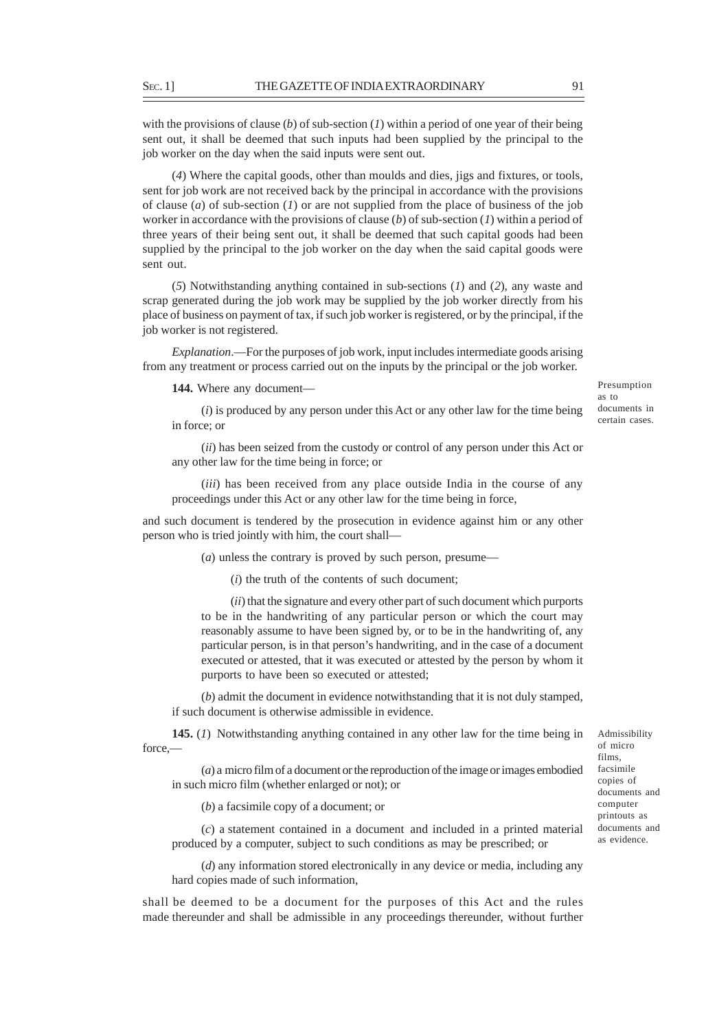with the provisions of clause (*b*) of sub-section (*1*) within a period of one year of their being sent out, it shall be deemed that such inputs had been supplied by the principal to the job worker on the day when the said inputs were sent out.

(*4*) Where the capital goods, other than moulds and dies, jigs and fixtures, or tools, sent for job work are not received back by the principal in accordance with the provisions of clause (*a*) of sub-section (*1*) or are not supplied from the place of business of the job worker in accordance with the provisions of clause (*b*) of sub-section (*1*) within a period of three years of their being sent out, it shall be deemed that such capital goods had been supplied by the principal to the job worker on the day when the said capital goods were sent out.

(*5*) Notwithstanding anything contained in sub-sections (*1*) and (*2*), any waste and scrap generated during the job work may be supplied by the job worker directly from his place of business on payment of tax, if such job worker is registered, or by the principal, if the job worker is not registered.

*Explanation*.—For the purposes of job work, input includes intermediate goods arising from any treatment or process carried out on the inputs by the principal or the job worker.

Presumption as to documents in certain cases.

**144.** Where any document—

(*i*) is produced by any person under this Act or any other law for the time being in force; or

(*ii*) has been seized from the custody or control of any person under this Act or any other law for the time being in force; or

(*iii*) has been received from any place outside India in the course of any proceedings under this Act or any other law for the time being in force,

and such document is tendered by the prosecution in evidence against him or any other person who is tried jointly with him, the court shall—

(*a*) unless the contrary is proved by such person, presume—

(*i*) the truth of the contents of such document;

(*ii*) that the signature and every other part of such document which purports to be in the handwriting of any particular person or which the court may reasonably assume to have been signed by, or to be in the handwriting of, any particular person, is in that person's handwriting, and in the case of a document executed or attested, that it was executed or attested by the person by whom it purports to have been so executed or attested;

(*b*) admit the document in evidence notwithstanding that it is not duly stamped, if such document is otherwise admissible in evidence.

Admissibility of micro films, facsimile copies of documents and computer printouts as documents and as evidence.

**145.** (*1*) Notwithstanding anything contained in any other law for the time being in force,—

(*a*) a micro film of a document or the reproduction of the image or images embodied in such micro film (whether enlarged or not); or

(*b*) a facsimile copy of a document; or

(*c*) a statement contained in a document and included in a printed material produced by a computer, subject to such conditions as may be prescribed; or

(*d*) any information stored electronically in any device or media, including any hard copies made of such information,

shall be deemed to be a document for the purposes of this Act and the rules made thereunder and shall be admissible in any proceedings thereunder, without further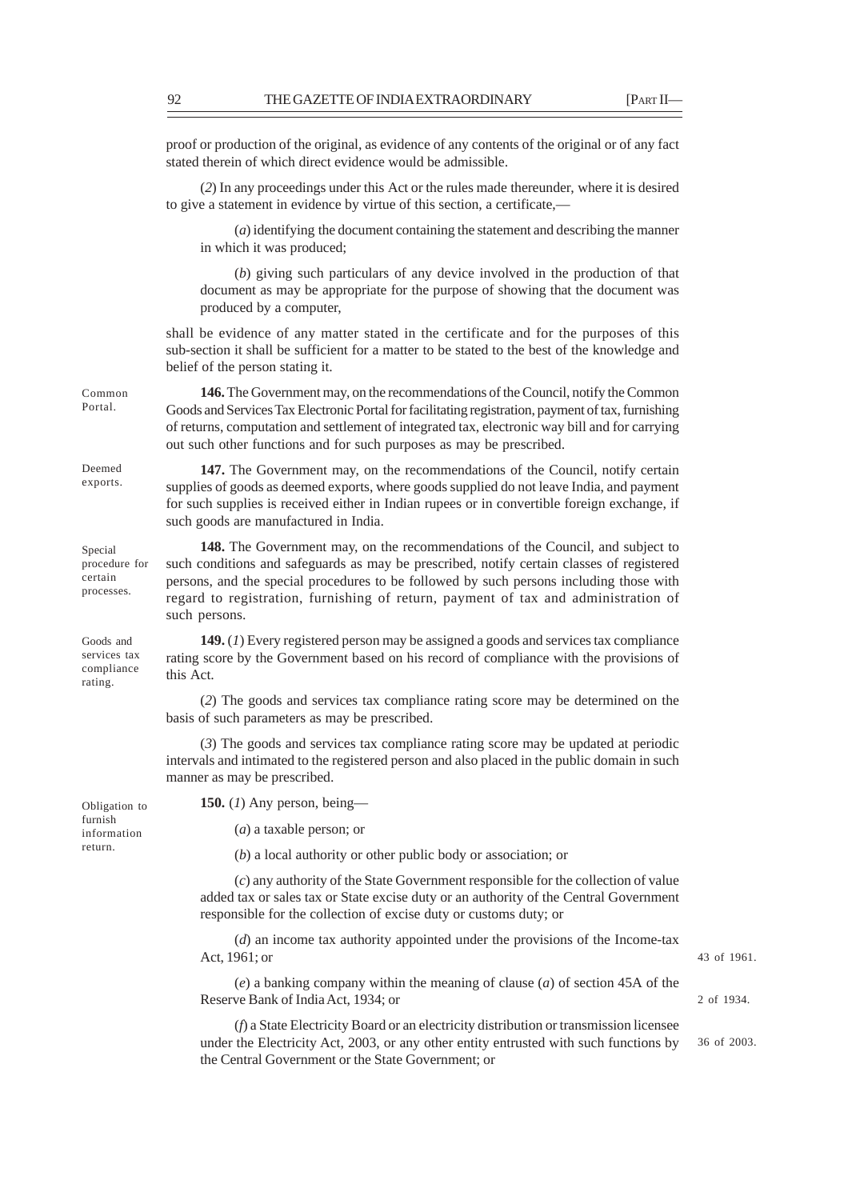proof or production of the original, as evidence of any contents of the original or of any fact stated therein of which direct evidence would be admissible.

(*2*) In any proceedings under this Act or the rules made thereunder, where it is desired to give a statement in evidence by virtue of this section, a certificate,—

(*a*) identifying the document containing the statement and describing the manner in which it was produced;

(*b*) giving such particulars of any device involved in the production of that document as may be appropriate for the purpose of showing that the document was produced by a computer,

shall be evidence of any matter stated in the certificate and for the purposes of this sub-section it shall be sufficient for a matter to be stated to the best of the knowledge and belief of the person stating it.

Common Portal.

**146.** The Government may, on the recommendations of the Council, notify the Common Goods and Services Tax Electronic Portal for facilitating registration, payment of tax, furnishing of returns, computation and settlement of integrated tax, electronic way bill and for carrying out such other functions and for such purposes as may be prescribed.

Deemed exports.

**147.** The Government may, on the recommendations of the Council, notify certain supplies of goods as deemed exports, where goods supplied do not leave India, and payment for such supplies is received either in Indian rupees or in convertible foreign exchange, if such goods are manufactured in India.

Special procedure for certain processes.

**148.** The Government may, on the recommendations of the Council, and subject to such conditions and safeguards as may be prescribed, notify certain classes of registered persons, and the special procedures to be followed by such persons including those with regard to registration, furnishing of return, payment of tax and administration of such persons.

Goods and services tax compliance rating.

**149.** (*1*) Every registered person may be assigned a goods and services tax compliance rating score by the Government based on his record of compliance with the provisions of this Act.

(*2*) The goods and services tax compliance rating score may be determined on the basis of such parameters as may be prescribed.

(*3*) The goods and services tax compliance rating score may be updated at periodic intervals and intimated to the registered person and also placed in the public domain in such manner as may be prescribed.

Obligation to furnish information return.

**150.** (*1*) Any person, being—

(*a*) a taxable person; or

(*b*) a local authority or other public body or association; or

(*c*) any authority of the State Government responsible for the collection of value added tax or sales tax or State excise duty or an authority of the Central Government responsible for the collection of excise duty or customs duty; or

(*d*) an income tax authority appointed under the provisions of the Income-tax Act, 1961; or

43 of 1961.

(*e*) a banking company within the meaning of clause (*a*) of section 45A of the Reserve Bank of India Act, 1934; or

2 of 1934.

(*f*) a State Electricity Board or an electricity distribution or transmission licensee under the Electricity Act, 2003, or any other entity entrusted with such functions by the Central Government or the State Government; or

36 of 2003.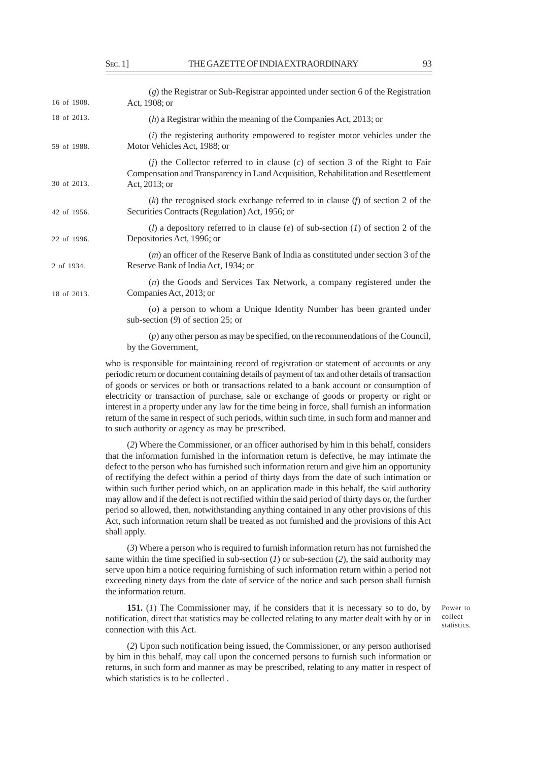(*g*) the Registrar or Sub-Registrar appointed under section 6 of the Registration Act, 1908; or

16 of 1908.

(*h*) a Registrar within the meaning of the Companies Act, 2013; or

18 of 2013.

(*i*) the registering authority empowered to register motor vehicles under the Motor Vehicles Act, 1988; or

59 of 1988.

(*j*) the Collector referred to in clause (*c*) of section 3 of the Right to Fair Compensation and Transparency in Land Acquisition, Rehabilitation and Resettlement Act, 2013; or

30 of 2013.

(*k*) the recognised stock exchange referred to in clause (*f*) of section 2 of the Securities Contracts (Regulation) Act, 1956; or

42 of 1956.

(*l*) a depository referred to in clause (*e*) of sub-section (*1*) of section 2 of the Depositories Act, 1996; or

22 of 1996.

(*m*) an officer of the Reserve Bank of India as constituted under section 3 of the Reserve Bank of India Act, 1934; or

2 of 1934.

(*n*) the Goods and Services Tax Network, a company registered under the Companies Act, 2013; or

18 of 2013.

(*o*) a person to whom a Unique Identity Number has been granted under sub-section (*9*) of section 25; or

(*p*) any other person as may be specified, on the recommendations of the Council, by the Government,

who is responsible for maintaining record of registration or statement of accounts or any periodic return or document containing details of payment of tax and other details of transaction of goods or services or both or transactions related to a bank account or consumption of electricity or transaction of purchase, sale or exchange of goods or property or right or interest in a property under any law for the time being in force, shall furnish an information return of the same in respect of such periods, within such time, in such form and manner and to such authority or agency as may be prescribed.

(*2*) Where the Commissioner, or an officer authorised by him in this behalf, considers that the information furnished in the information return is defective, he may intimate the defect to the person who has furnished such information return and give him an opportunity of rectifying the defect within a period of thirty days from the date of such intimation or within such further period which, on an application made in this behalf, the said authority may allow and if the defect is not rectified within the said period of thirty days or, the further period so allowed, then, notwithstanding anything contained in any other provisions of this Act, such information return shall be treated as not furnished and the provisions of this Act shall apply.

(*3*) Where a person who is required to furnish information return has not furnished the same within the time specified in sub-section (*1*) or sub-section (*2*), the said authority may serve upon him a notice requiring furnishing of such information return within a period not exceeding ninety days from the date of service of the notice and such person shall furnish the information return.

Power to collect statistics.

**151.** (*1*) The Commissioner may, if he considers that it is necessary so to do, by notification, direct that statistics may be collected relating to any matter dealt with by or in connection with this Act.

(*2*) Upon such notification being issued, the Commissioner, or any person authorised by him in this behalf, may call upon the concerned persons to furnish such information or returns, in such form and manner as may be prescribed, relating to any matter in respect of which statistics is to be collected .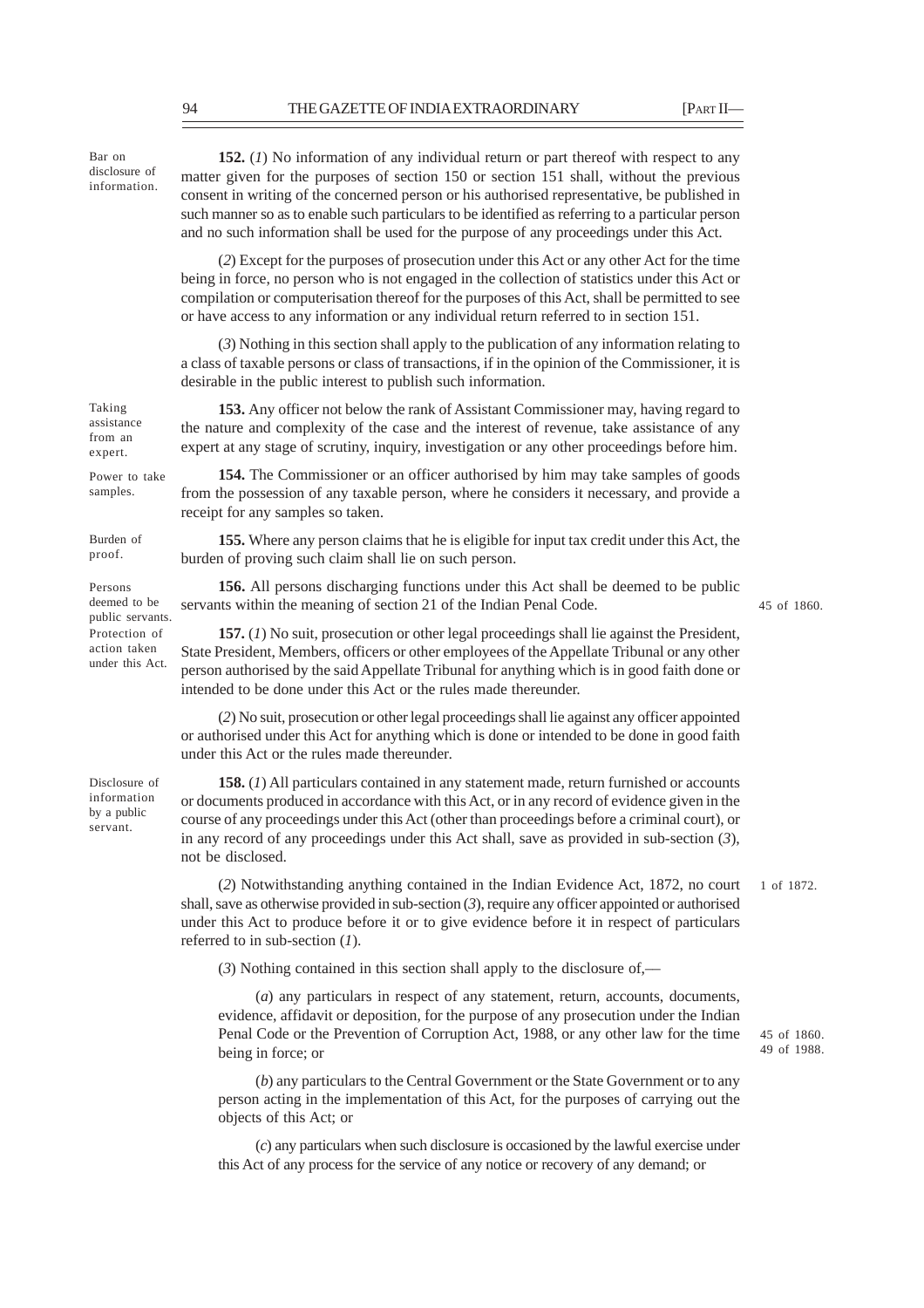**Bar on disclosure of information.**

**152.** (*1*) No information of any individual return or part thereof with respect to any matter given for the purposes of section 150 or section 151 shall, without the previous consent in writing of the concerned person or his authorised representative, be published in such manner so as to enable such particulars to be identified as referring to a particular person and no such information shall be used for the purpose of any proceedings under this Act.

(*2*) Except for the purposes of prosecution under this Act or any other Act for the time being in force, no person who is not engaged in the collection of statistics under this Act or compilation or computerisation thereof for the purposes of this Act, shall be permitted to see or have access to any information or any individual return referred to in section 151.

(*3*) Nothing in this section shall apply to the publication of any information relating to a class of taxable persons or class of transactions, if in the opinion of the Commissioner, it is desirable in the public interest to publish such information.

**Taking assistance from an expert.**

**153.** Any officer not below the rank of Assistant Commissioner may, having regard to the nature and complexity of the case and the interest of revenue, take assistance of any expert at any stage of scrutiny, inquiry, investigation or any other proceedings before him.

**Power to take samples.**

**154.** The Commissioner or an officer authorised by him may take samples of goods from the possession of any taxable person, where he considers it necessary, and provide a receipt for any samples so taken.

**Burden of proof.**

**155.** Where any person claims that he is eligible for input tax credit under this Act, the burden of proving such claim shall lie on such person.

**Persons deemed to be public servants.**

**156.** All persons discharging functions under this Act shall be deemed to be public servants within the meaning of section 21 of the Indian Penal Code. (45 of 1860.)

**Protection of action taken under this Act.**

**157.** (*1*) No suit, prosecution or other legal proceedings shall lie against the President, State President, Members, officers or other employees of the Appellate Tribunal or any other person authorised by the said Appellate Tribunal for anything which is in good faith done or intended to be done under this Act or the rules made thereunder.

(*2*) No suit, prosecution or other legal proceedings shall lie against any officer appointed or authorised under this Act for anything which is done or intended to be done in good faith under this Act or the rules made thereunder.

**Disclosure of information by a public servant.**

**158.** (*1*) All particulars contained in any statement made, return furnished or accounts or documents produced in accordance with this Act, or in any record of evidence given in the course of any proceedings under this Act (other than proceedings before a criminal court), or in any record of any proceedings under this Act shall, save as provided in sub-section (*3*), not be disclosed.

(*2*) Notwithstanding anything contained in the Indian Evidence Act, 1872, no court shall, save as otherwise provided in sub-section (*3*), require any officer appointed or authorised under this Act to produce before it or to give evidence before it in respect of particulars referred to in sub-section (*1*). (1 of 1872.)

(*3*) Nothing contained in this section shall apply to the disclosure of,—

(*a*) any particulars in respect of any statement, return, accounts, documents, evidence, affidavit or deposition, for the purpose of any prosecution under the Indian Penal Code or the Prevention of Corruption Act, 1988, or any other law for the time being in force; or (45 of 1860. 49 of 1988.)

(*b*) any particulars to the Central Government or the State Government or to any person acting in the implementation of this Act, for the purposes of carrying out the objects of this Act; or

(*c*) any particulars when such disclosure is occasioned by the lawful exercise under this Act of any process for the service of any notice or recovery of any demand; or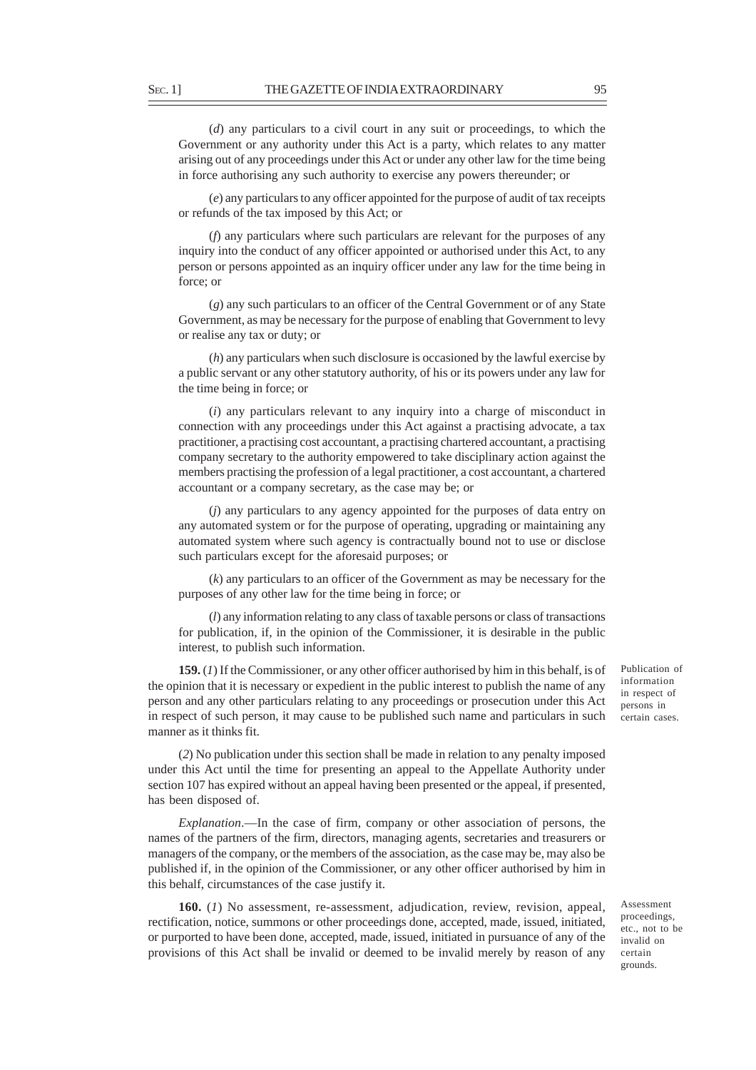(*d*) any particulars to a civil court in any suit or proceedings, to which the Government or any authority under this Act is a party, which relates to any matter arising out of any proceedings under this Act or under any other law for the time being in force authorising any such authority to exercise any powers thereunder; or

(*e*) any particulars to any officer appointed for the purpose of audit of tax receipts or refunds of the tax imposed by this Act; or

(*f*) any particulars where such particulars are relevant for the purposes of any inquiry into the conduct of any officer appointed or authorised under this Act, to any person or persons appointed as an inquiry officer under any law for the time being in force; or

(*g*) any such particulars to an officer of the Central Government or of any State Government, as may be necessary for the purpose of enabling that Government to levy or realise any tax or duty; or

(*h*) any particulars when such disclosure is occasioned by the lawful exercise by a public servant or any other statutory authority, of his or its powers under any law for the time being in force; or

(*i*) any particulars relevant to any inquiry into a charge of misconduct in connection with any proceedings under this Act against a practising advocate, a tax practitioner, a practising cost accountant, a practising chartered accountant, a practising company secretary to the authority empowered to take disciplinary action against the members practising the profession of a legal practitioner, a cost accountant, a chartered accountant or a company secretary, as the case may be; or

(*j*) any particulars to any agency appointed for the purposes of data entry on any automated system or for the purpose of operating, upgrading or maintaining any automated system where such agency is contractually bound not to use or disclose such particulars except for the aforesaid purposes; or

(*k*) any particulars to an officer of the Government as may be necessary for the purposes of any other law for the time being in force; or

(*l*) any information relating to any class of taxable persons or class of transactions for publication, if, in the opinion of the Commissioner, it is desirable in the public interest, to publish such information.

Publication of information in respect of persons in certain cases.

**159.** (*1*) If the Commissioner, or any other officer authorised by him in this behalf, is of the opinion that it is necessary or expedient in the public interest to publish the name of any person and any other particulars relating to any proceedings or prosecution under this Act in respect of such person, it may cause to be published such name and particulars in such manner as it thinks fit.

(*2*) No publication under this section shall be made in relation to any penalty imposed under this Act until the time for presenting an appeal to the Appellate Authority under section 107 has expired without an appeal having been presented or the appeal, if presented, has been disposed of.

*Explanation*.—In the case of firm, company or other association of persons, the names of the partners of the firm, directors, managing agents, secretaries and treasurers or managers of the company, or the members of the association, as the case may be, may also be published if, in the opinion of the Commissioner, or any other officer authorised by him in this behalf, circumstances of the case justify it.

Assessment proceedings, etc., not to be invalid on certain grounds.

**160.** (*1*) No assessment, re-assessment, adjudication, review, revision, appeal, rectification, notice, summons or other proceedings done, accepted, made, issued, initiated, or purported to have been done, accepted, made, issued, initiated in pursuance of any of the provisions of this Act shall be invalid or deemed to be invalid merely by reason of any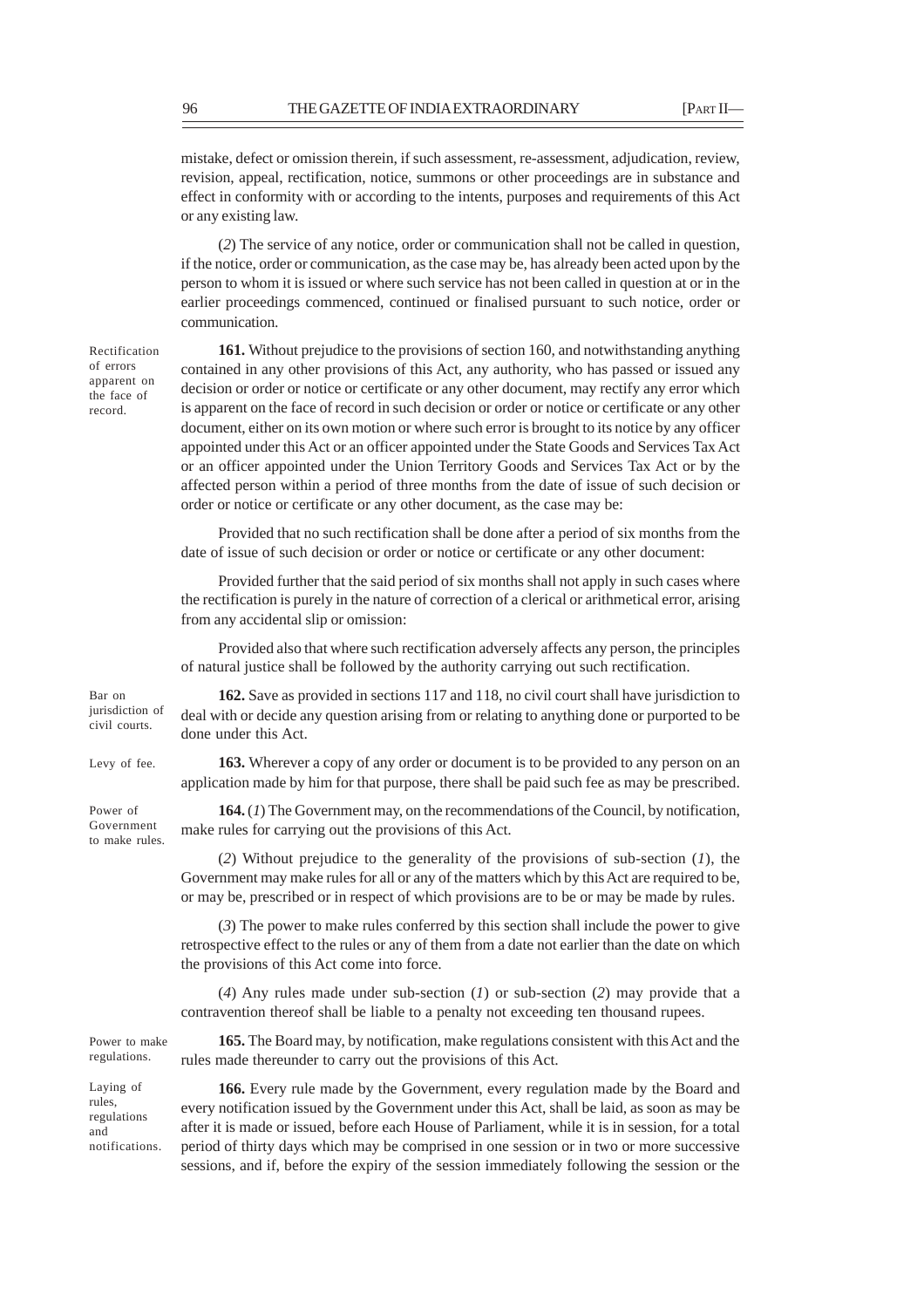mistake, defect or omission therein, if such assessment, re-assessment, adjudication, review, revision, appeal, rectification, notice, summons or other proceedings are in substance and effect in conformity with or according to the intents, purposes and requirements of this Act or any existing law.

(*2*) The service of any notice, order or communication shall not be called in question, if the notice, order or communication, as the case may be, has already been acted upon by the person to whom it is issued or where such service has not been called in question at or in the earlier proceedings commenced, continued or finalised pursuant to such notice, order or communication.

Rectification of errors apparent on the face of record.

**161.** Without prejudice to the provisions of section 160, and notwithstanding anything contained in any other provisions of this Act, any authority, who has passed or issued any decision or order or notice or certificate or any other document, may rectify any error which is apparent on the face of record in such decision or order or notice or certificate or any other document, either on its own motion or where such error is brought to its notice by any officer appointed under this Act or an officer appointed under the State Goods and Services Tax Act or an officer appointed under the Union Territory Goods and Services Tax Act or by the affected person within a period of three months from the date of issue of such decision or order or notice or certificate or any other document, as the case may be:

Provided that no such rectification shall be done after a period of six months from the date of issue of such decision or order or notice or certificate or any other document:

Provided further that the said period of six months shall not apply in such cases where the rectification is purely in the nature of correction of a clerical or arithmetical error, arising from any accidental slip or omission:

Provided also that where such rectification adversely affects any person, the principles of natural justice shall be followed by the authority carrying out such rectification.

Bar on jurisdiction of civil courts.

**162.** Save as provided in sections 117 and 118, no civil court shall have jurisdiction to deal with or decide any question arising from or relating to anything done or purported to be done under this Act.

Levy of fee.

**163.** Wherever a copy of any order or document is to be provided to any person on an application made by him for that purpose, there shall be paid such fee as may be prescribed.

Power of Government to make rules.

**164.** (*1*) The Government may, on the recommendations of the Council, by notification, make rules for carrying out the provisions of this Act.

(*2*) Without prejudice to the generality of the provisions of sub-section (*1*), the Government may make rules for all or any of the matters which by this Act are required to be, or may be, prescribed or in respect of which provisions are to be or may be made by rules.

(*3*) The power to make rules conferred by this section shall include the power to give retrospective effect to the rules or any of them from a date not earlier than the date on which the provisions of this Act come into force.

(*4*) Any rules made under sub-section (*1*) or sub-section (*2*) may provide that a contravention thereof shall be liable to a penalty not exceeding ten thousand rupees.

Power to make regulations.

**165.** The Board may, by notification, make regulations consistent with this Act and the rules made thereunder to carry out the provisions of this Act.

Laying of rules, regulations and notifications.

**166.** Every rule made by the Government, every regulation made by the Board and every notification issued by the Government under this Act, shall be laid, as soon as may be after it is made or issued, before each House of Parliament, while it is in session, for a total period of thirty days which may be comprised in one session or in two or more successive sessions, and if, before the expiry of the session immediately following the session or the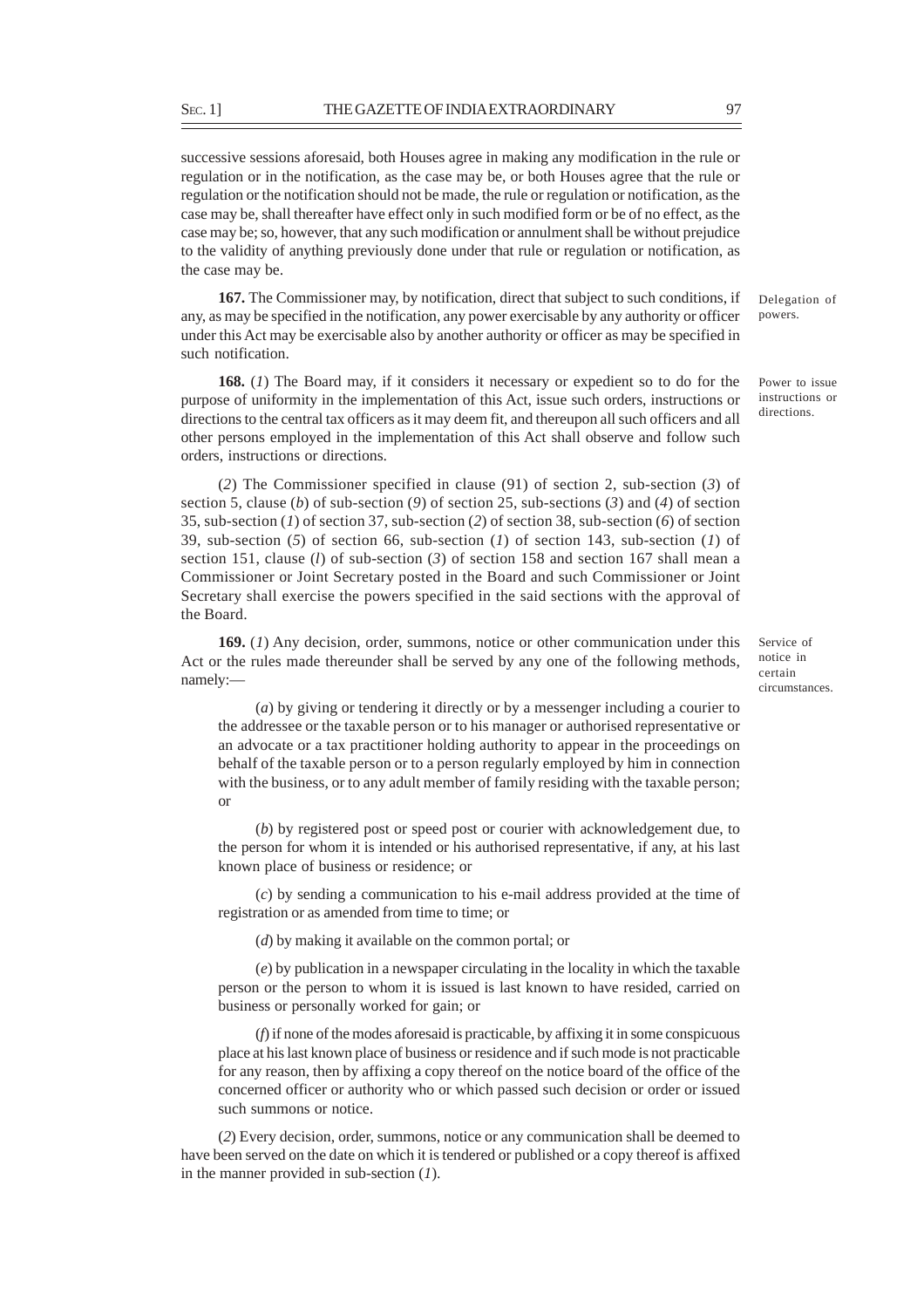successive sessions aforesaid, both Houses agree in making any modification in the rule or regulation or in the notification, as the case may be, or both Houses agree that the rule or regulation or the notification should not be made, the rule or regulation or notification, as the case may be, shall thereafter have effect only in such modified form or be of no effect, as the case may be; so, however, that any such modification or annulment shall be without prejudice to the validity of anything previously done under that rule or regulation or notification, as the case may be.

Delegation of powers.

**167.** The Commissioner may, by notification, direct that subject to such conditions, if any, as may be specified in the notification, any power exercisable by any authority or officer under this Act may be exercisable also by another authority or officer as may be specified in such notification.

Power to issue instructions or directions.

**168.** (*1*) The Board may, if it considers it necessary or expedient so to do for the purpose of uniformity in the implementation of this Act, issue such orders, instructions or directions to the central tax officers as it may deem fit, and thereupon all such officers and all other persons employed in the implementation of this Act shall observe and follow such orders, instructions or directions.

(*2*) The Commissioner specified in clause (91) of section 2, sub-section (*3*) of section 5, clause (*b*) of sub-section (*9*) of section 25, sub-sections (*3*) and (*4*) of section 35, sub-section (*1*) of section 37, sub-section (*2*) of section 38, sub-section (*6*) of section 39, sub-section (*5*) of section 66, sub-section (*1*) of section 143, sub-section (*1*) of section 151, clause (*l*) of sub-section (*3*) of section 158 and section 167 shall mean a Commissioner or Joint Secretary posted in the Board and such Commissioner or Joint Secretary shall exercise the powers specified in the said sections with the approval of the Board.

Service of notice in certain circumstances.

**169.** (*1*) Any decision, order, summons, notice or other communication under this Act or the rules made thereunder shall be served by any one of the following methods, namely:—

(*a*) by giving or tendering it directly or by a messenger including a courier to the addressee or the taxable person or to his manager or authorised representative or an advocate or a tax practitioner holding authority to appear in the proceedings on behalf of the taxable person or to a person regularly employed by him in connection with the business, or to any adult member of family residing with the taxable person; or

(*b*) by registered post or speed post or courier with acknowledgement due, to the person for whom it is intended or his authorised representative, if any, at his last known place of business or residence; or

(*c*) by sending a communication to his e-mail address provided at the time of registration or as amended from time to time; or

(*d*) by making it available on the common portal; or

(*e*) by publication in a newspaper circulating in the locality in which the taxable person or the person to whom it is issued is last known to have resided, carried on business or personally worked for gain; or

(*f*) if none of the modes aforesaid is practicable, by affixing it in some conspicuous place at his last known place of business or residence and if such mode is not practicable for any reason, then by affixing a copy thereof on the notice board of the office of the concerned officer or authority who or which passed such decision or order or issued such summons or notice.

(*2*) Every decision, order, summons, notice or any communication shall be deemed to have been served on the date on which it is tendered or published or a copy thereof is affixed in the manner provided in sub-section (*1*).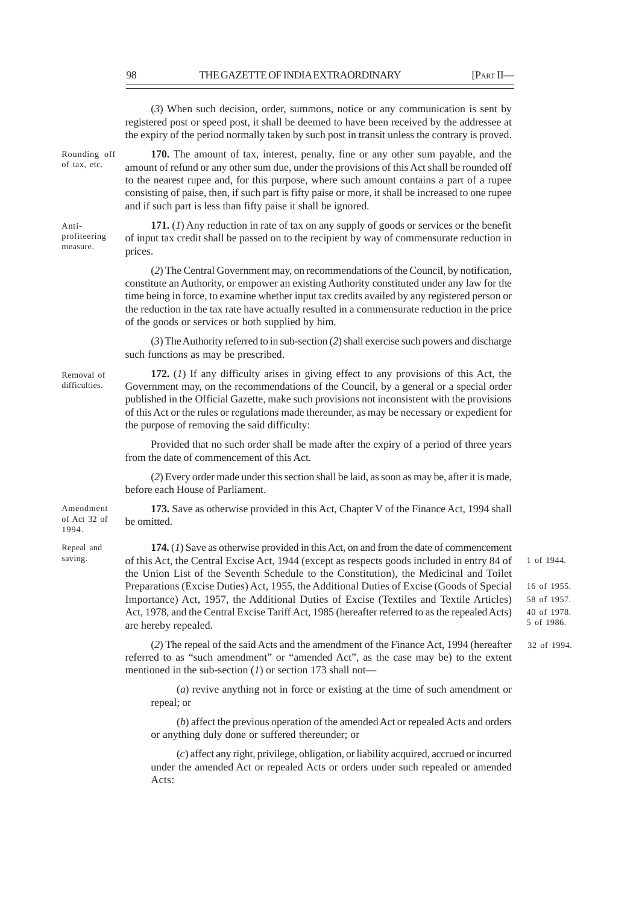(*3*) When such decision, order, summons, notice or any communication is sent by registered post or speed post, it shall be deemed to have been received by the addressee at the expiry of the period normally taken by such post in transit unless the contrary is proved.

Rounding off of tax, etc.

**170.** The amount of tax, interest, penalty, fine or any other sum payable, and the amount of refund or any other sum due, under the provisions of this Act shall be rounded off to the nearest rupee and, for this purpose, where such amount contains a part of a rupee consisting of paise, then, if such part is fifty paise or more, it shall be increased to one rupee and if such part is less than fifty paise it shall be ignored.

Anti-profiteering measure.

**171.** (*1*) Any reduction in rate of tax on any supply of goods or services or the benefit of input tax credit shall be passed on to the recipient by way of commensurate reduction in prices.

(*2*) The Central Government may, on recommendations of the Council, by notification, constitute an Authority, or empower an existing Authority constituted under any law for the time being in force, to examine whether input tax credits availed by any registered person or the reduction in the tax rate have actually resulted in a commensurate reduction in the price of the goods or services or both supplied by him.

(*3*) The Authority referred to in sub-section (*2*) shall exercise such powers and discharge such functions as may be prescribed.

Removal of difficulties.

**172.** (*1*) If any difficulty arises in giving effect to any provisions of this Act, the Government may, on the recommendations of the Council, by a general or a special order published in the Official Gazette, make such provisions not inconsistent with the provisions of this Act or the rules or regulations made thereunder, as may be necessary or expedient for the purpose of removing the said difficulty:

Provided that no such order shall be made after the expiry of a period of three years from the date of commencement of this Act.

(*2*) Every order made under this section shall be laid, as soon as may be, after it is made, before each House of Parliament.

Amendment of Act 32 of 1994.

**173.** Save as otherwise provided in this Act, Chapter V of the Finance Act, 1994 shall be omitted.

Repeal and saving.

**174.** (*1*) Save as otherwise provided in this Act, on and from the date of commencement of this Act, the Central Excise Act, 1944 (except as respects goods included in entry 84 of the Union List of the Seventh Schedule to the Constitution), the Medicinal and Toilet Preparations (Excise Duties) Act, 1955, the Additional Duties of Excise (Goods of Special Importance) Act, 1957, the Additional Duties of Excise (Textiles and Textile Articles) Act, 1978, and the Central Excise Tariff Act, 1985 (hereafter referred to as the repealed Acts) are hereby repealed.

1 of 1944.
16 of 1955.
58 of 1957.
40 of 1978.
5 of 1986.

(*2*) The repeal of the said Acts and the amendment of the Finance Act, 1994 (hereafter referred to as "such amendment" or "amended Act", as the case may be) to the extent mentioned in the sub-section (*1*) or section 173 shall not—

32 of 1994.

(*a*) revive anything not in force or existing at the time of such amendment or repeal; or

(*b*) affect the previous operation of the amended Act or repealed Acts and orders or anything duly done or suffered thereunder; or

(*c*) affect any right, privilege, obligation, or liability acquired, accrued or incurred under the amended Act or repealed Acts or orders under such repealed or amended Acts: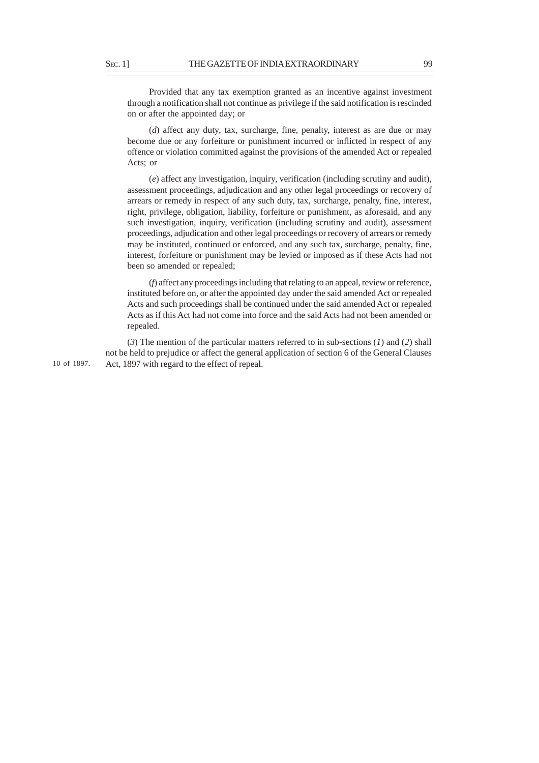Provided that any tax exemption granted as an incentive against investment through a notification shall not continue as privilege if the said notification is rescinded on or after the appointed day; or

(*d*) affect any duty, tax, surcharge, fine, penalty, interest as are due or may become due or any forfeiture or punishment incurred or inflicted in respect of any offence or violation committed against the provisions of the amended Act or repealed Acts; or

(*e*) affect any investigation, inquiry, verification (including scrutiny and audit), assessment proceedings, adjudication and any other legal proceedings or recovery of arrears or remedy in respect of any such duty, tax, surcharge, penalty, fine, interest, right, privilege, obligation, liability, forfeiture or punishment, as aforesaid, and any such investigation, inquiry, verification (including scrutiny and audit), assessment proceedings, adjudication and other legal proceedings or recovery of arrears or remedy may be instituted, continued or enforced, and any such tax, surcharge, penalty, fine, interest, forfeiture or punishment may be levied or imposed as if these Acts had not been so amended or repealed;

(*f*) affect any proceedings including that relating to an appeal, review or reference, instituted before on, or after the appointed day under the said amended Act or repealed Acts and such proceedings shall be continued under the said amended Act or repealed Acts as if this Act had not come into force and the said Acts had not been amended or repealed.

(*3*) The mention of the particular matters referred to in sub-sections (*1*) and (*2*) shall not be held to prejudice or affect the general application of section 6 of the General Clauses Act, 1897 with regard to the effect of repeal.

10 of 1897.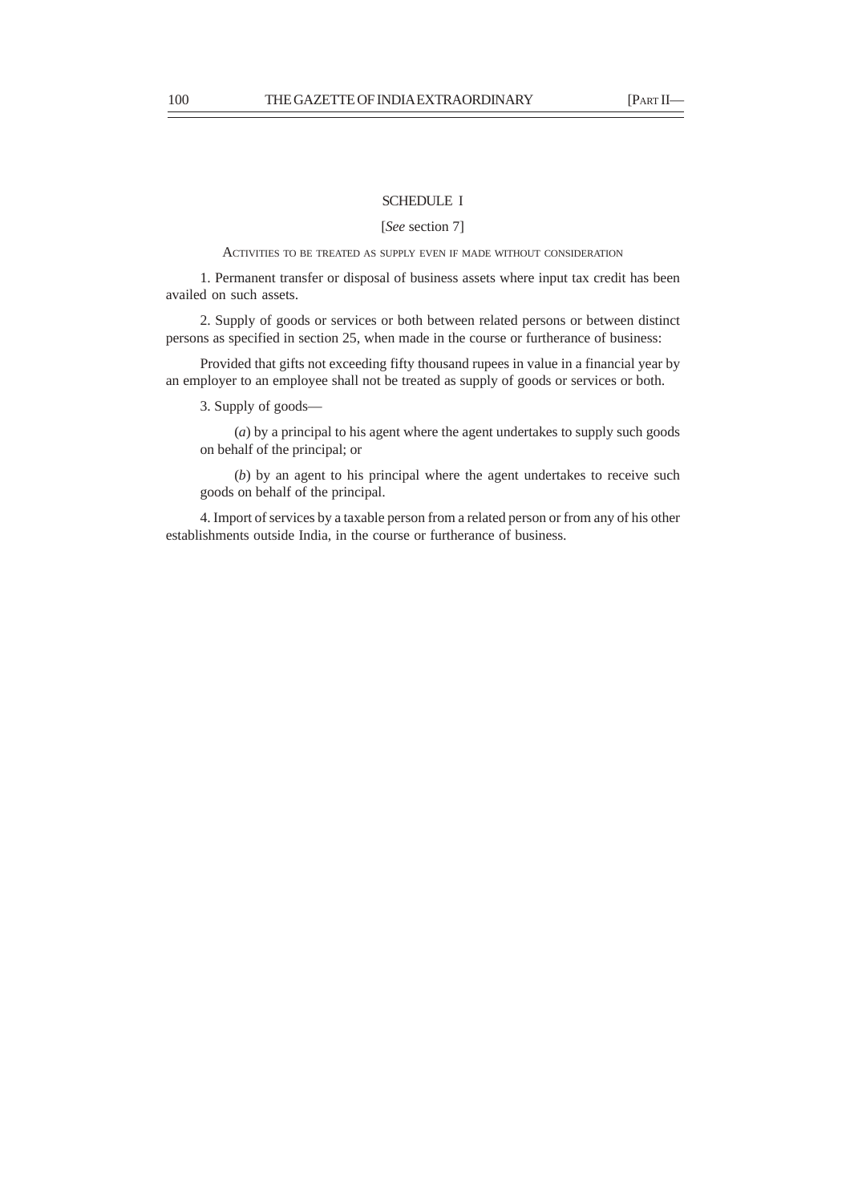## SCHEDULE I

[*See* section 7]

ACTIVITIES TO BE TREATED AS SUPPLY EVEN IF MADE WITHOUT CONSIDERATION

1. Permanent transfer or disposal of business assets where input tax credit has been availed on such assets.

2. Supply of goods or services or both between related persons or between distinct persons as specified in section 25, when made in the course or furtherance of business:

Provided that gifts not exceeding fifty thousand rupees in value in a financial year by an employer to an employee shall not be treated as supply of goods or services or both.

3. Supply of goods—

(*a*) by a principal to his agent where the agent undertakes to supply such goods on behalf of the principal; or

(*b*) by an agent to his principal where the agent undertakes to receive such goods on behalf of the principal.

4. Import of services by a taxable person from a related person or from any of his other establishments outside India, in the course or furtherance of business.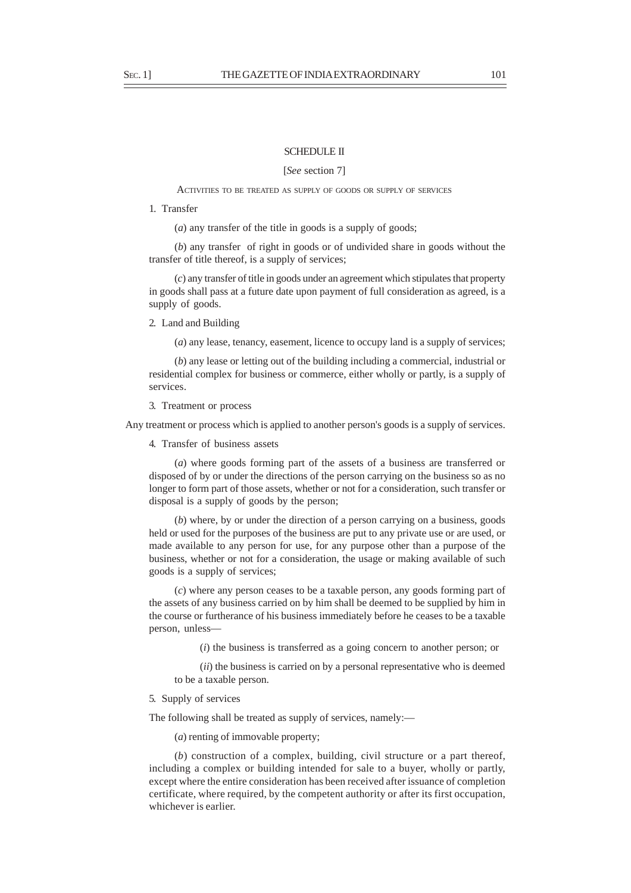## SCHEDULE II

[*See* section 7]

ACTIVITIES TO BE TREATED AS SUPPLY OF GOODS OR SUPPLY OF SERVICES

1. Transfer

(*a*) any transfer of the title in goods is a supply of goods;

(*b*) any transfer of right in goods or of undivided share in goods without the transfer of title thereof, is a supply of services;

(*c*) any transfer of title in goods under an agreement which stipulates that property in goods shall pass at a future date upon payment of full consideration as agreed, is a supply of goods.

2. Land and Building

(*a*) any lease, tenancy, easement, licence to occupy land is a supply of services;

(*b*) any lease or letting out of the building including a commercial, industrial or residential complex for business or commerce, either wholly or partly, is a supply of services.

3. Treatment or process

Any treatment or process which is applied to another person's goods is a supply of services.

4. Transfer of business assets

(*a*) where goods forming part of the assets of a business are transferred or disposed of by or under the directions of the person carrying on the business so as no longer to form part of those assets, whether or not for a consideration, such transfer or disposal is a supply of goods by the person;

(*b*) where, by or under the direction of a person carrying on a business, goods held or used for the purposes of the business are put to any private use or are used, or made available to any person for use, for any purpose other than a purpose of the business, whether or not for a consideration, the usage or making available of such goods is a supply of services;

(*c*) where any person ceases to be a taxable person, any goods forming part of the assets of any business carried on by him shall be deemed to be supplied by him in the course or furtherance of his business immediately before he ceases to be a taxable person, unless—

(*i*) the business is transferred as a going concern to another person; or

(*ii*) the business is carried on by a personal representative who is deemed to be a taxable person.

5. Supply of services

The following shall be treated as supply of services, namely:—

(*a*) renting of immovable property;

(*b*) construction of a complex, building, civil structure or a part thereof, including a complex or building intended for sale to a buyer, wholly or partly, except where the entire consideration has been received after issuance of completion certificate, where required, by the competent authority or after its first occupation, whichever is earlier.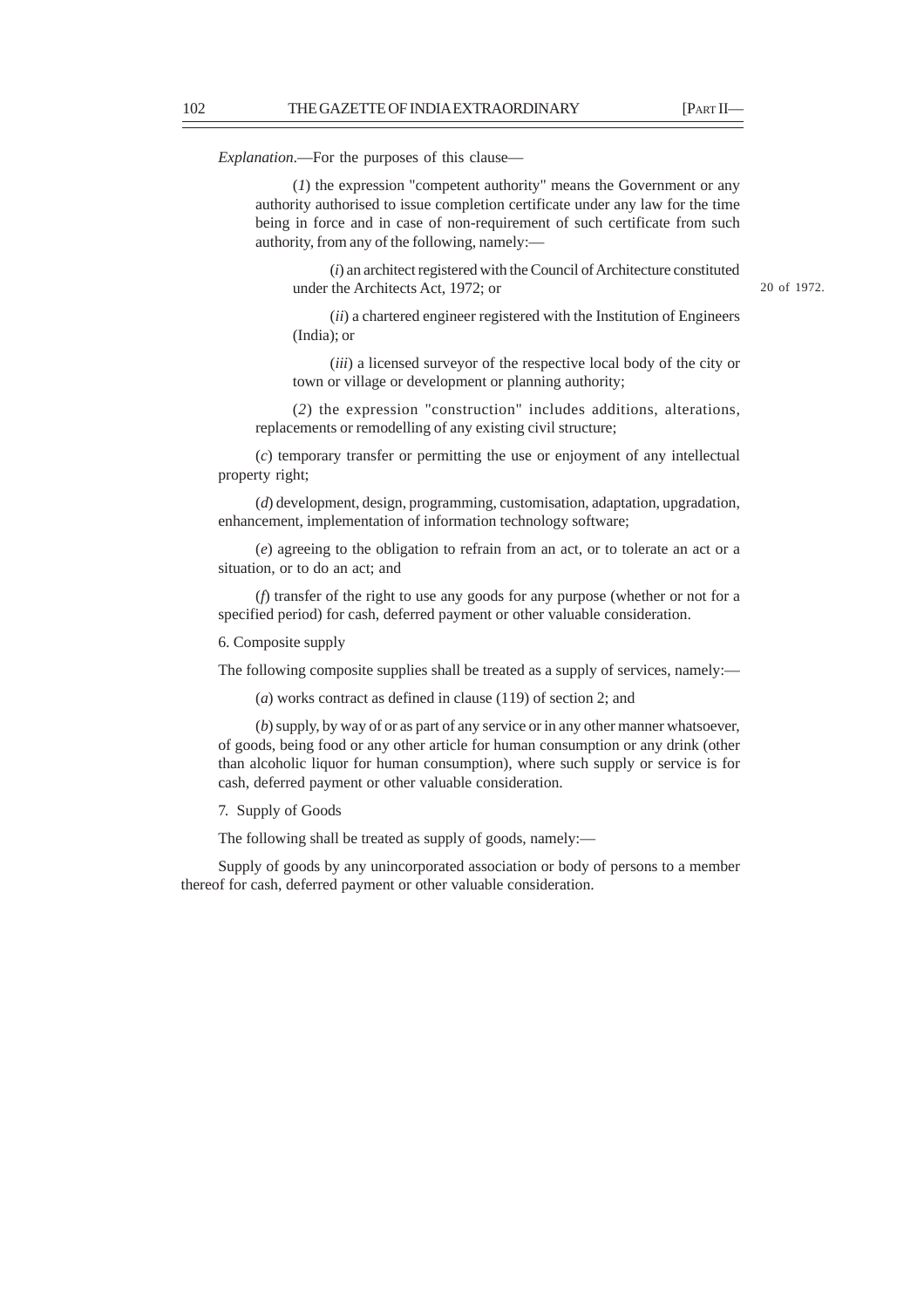*Explanation*.—For the purposes of this clause—

(*1*) the expression "competent authority" means the Government or any authority authorised to issue completion certificate under any law for the time being in force and in case of non-requirement of such certificate from such authority, from any of the following, namely:—

(*i*) an architect registered with the Council of Architecture constituted under the Architects Act, 1972; or

20 of 1972.

(*ii*) a chartered engineer registered with the Institution of Engineers (India); or

(*iii*) a licensed surveyor of the respective local body of the city or town or village or development or planning authority;

(*2*) the expression "construction" includes additions, alterations, replacements or remodelling of any existing civil structure;

(*c*) temporary transfer or permitting the use or enjoyment of any intellectual property right;

(*d*) development, design, programming, customisation, adaptation, upgradation, enhancement, implementation of information technology software;

(*e*) agreeing to the obligation to refrain from an act, or to tolerate an act or a situation, or to do an act; and

(*f*) transfer of the right to use any goods for any purpose (whether or not for a specified period) for cash, deferred payment or other valuable consideration.

6. Composite supply

The following composite supplies shall be treated as a supply of services, namely:—

(*a*) works contract as defined in clause (119) of section 2; and

(*b*) supply, by way of or as part of any service or in any other manner whatsoever, of goods, being food or any other article for human consumption or any drink (other than alcoholic liquor for human consumption), where such supply or service is for cash, deferred payment or other valuable consideration.

7. Supply of Goods

The following shall be treated as supply of goods, namely:—

Supply of goods by any unincorporated association or body of persons to a member thereof for cash, deferred payment or other valuable consideration.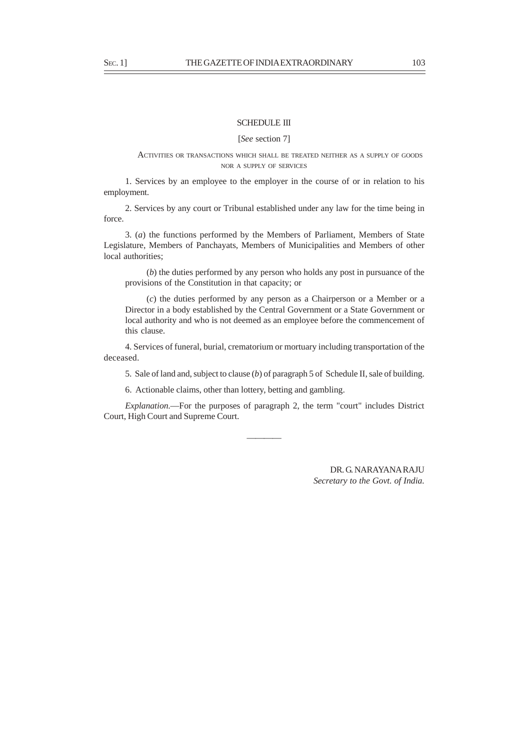## SCHEDULE III

[*See* section 7]

ACTIVITIES OR TRANSACTIONS WHICH SHALL BE TREATED NEITHER AS A SUPPLY OF GOODS NOR A SUPPLY OF SERVICES

1. Services by an employee to the employer in the course of or in relation to his employment.

2. Services by any court or Tribunal established under any law for the time being in force.

3. (*a*) the functions performed by the Members of Parliament, Members of State Legislature, Members of Panchayats, Members of Municipalities and Members of other local authorities;

(*b*) the duties performed by any person who holds any post in pursuance of the provisions of the Constitution in that capacity; or

(*c*) the duties performed by any person as a Chairperson or a Member or a Director in a body established by the Central Government or a State Government or local authority and who is not deemed as an employee before the commencement of this clause.

4. Services of funeral, burial, crematorium or mortuary including transportation of the deceased.

5. Sale of land and, subject to clause (*b*) of paragraph 5 of Schedule II, sale of building.

6. Actionable claims, other than lottery, betting and gambling.

*Explanation*.—For the purposes of paragraph 2, the term "court" includes District Court, High Court and Supreme Court.

———

DR. G. NARAYANA RAJU
*Secretary to the Govt. of India.*